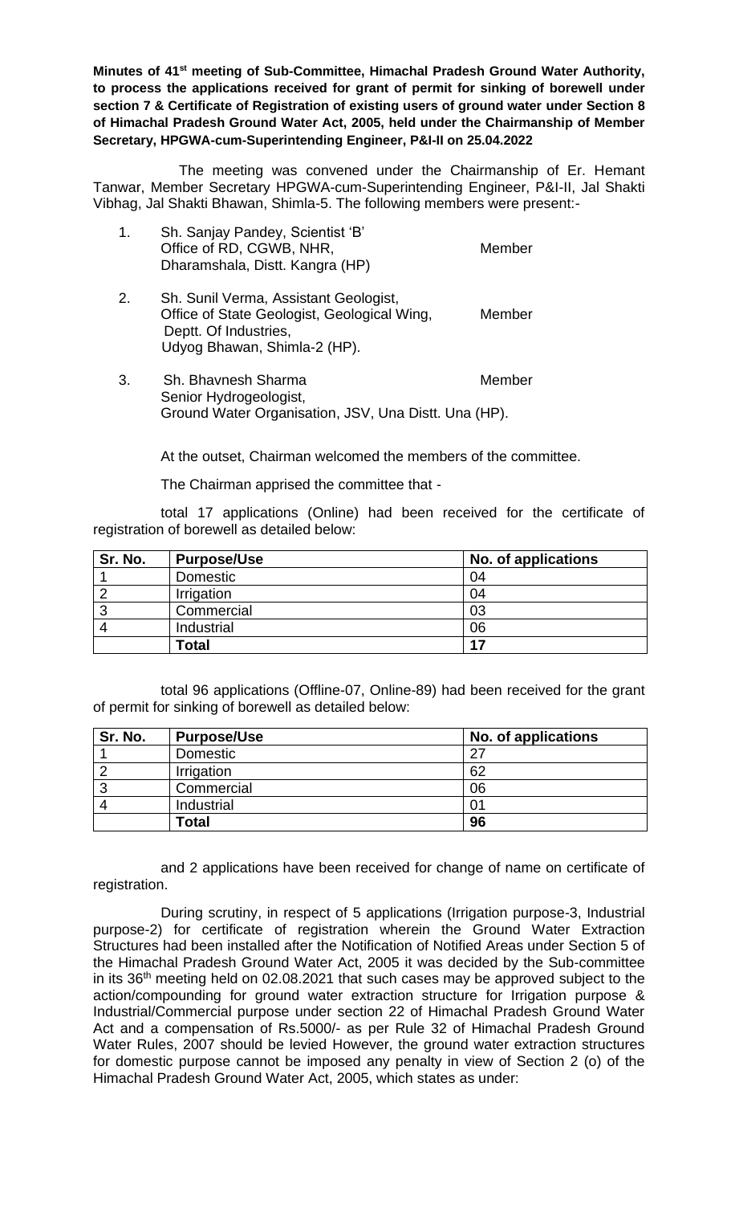**Minutes of 41st meeting of Sub-Committee, Himachal Pradesh Ground Water Authority, to process the applications received for grant of permit for sinking of borewell under section 7 & Certificate of Registration of existing users of ground water under Section 8 of Himachal Pradesh Ground Water Act, 2005, held under the Chairmanship of Member Secretary, HPGWA-cum-Superintending Engineer, P&I-II on 25.04.2022**

The meeting was convened under the Chairmanship of Er. Hemant Tanwar, Member Secretary HPGWA-cum-Superintending Engineer, P&I-II, Jal Shakti Vibhag, Jal Shakti Bhawan, Shimla-5. The following members were present:-

1. Sh. Sanjay Pandey, Scientist 'B'
   Office of RD, CGWB, NHR,
   Dharamshala, Distt. Kangra (HP) — Member

2. Sh. Sunil Verma, Assistant Geologist,
   Office of State Geologist, Geological Wing,
   Deptt. Of Industries,
   Udyog Bhawan, Shimla-2 (HP). — Member

3. Sh. Bhavnesh Sharma
   Senior Hydrogeologist,
   Ground Water Organisation, JSV, Una Distt. Una (HP). — Member

At the outset, Chairman welcomed the members of the committee.

The Chairman apprised the committee that -

total 17 applications (Online) had been received for the certificate of registration of borewell as detailed below:

| Sr. No. | Purpose/Use | No. of applications |
|---|---|---|
| 1 | Domestic | 04 |
| 2 | Irrigation | 04 |
| 3 | Commercial | 03 |
| 4 | Industrial | 06 |
| | **Total** | **17** |

total 96 applications (Offline-07, Online-89) had been received for the grant of permit for sinking of borewell as detailed below:

| Sr. No. | Purpose/Use | No. of applications |
|---|---|---|
| 1 | Domestic | 27 |
| 2 | Irrigation | 62 |
| 3 | Commercial | 06 |
| 4 | Industrial | 01 |
| | **Total** | **96** |

and 2 applications have been received for change of name on certificate of registration.

During scrutiny, in respect of 5 applications (Irrigation purpose-3, Industrial purpose-2) for certificate of registration wherein the Ground Water Extraction Structures had been installed after the Notification of Notified Areas under Section 5 of the Himachal Pradesh Ground Water Act, 2005 it was decided by the Sub-committee in its 36th meeting held on 02.08.2021 that such cases may be approved subject to the action/compounding for ground water extraction structure for Irrigation purpose & Industrial/Commercial purpose under section 22 of Himachal Pradesh Ground Water Act and a compensation of Rs.5000/- as per Rule 32 of Himachal Pradesh Ground Water Rules, 2007 should be levied However, the ground water extraction structures for domestic purpose cannot be imposed any penalty in view of Section 2 (o) of the Himachal Pradesh Ground Water Act, 2005, which states as under: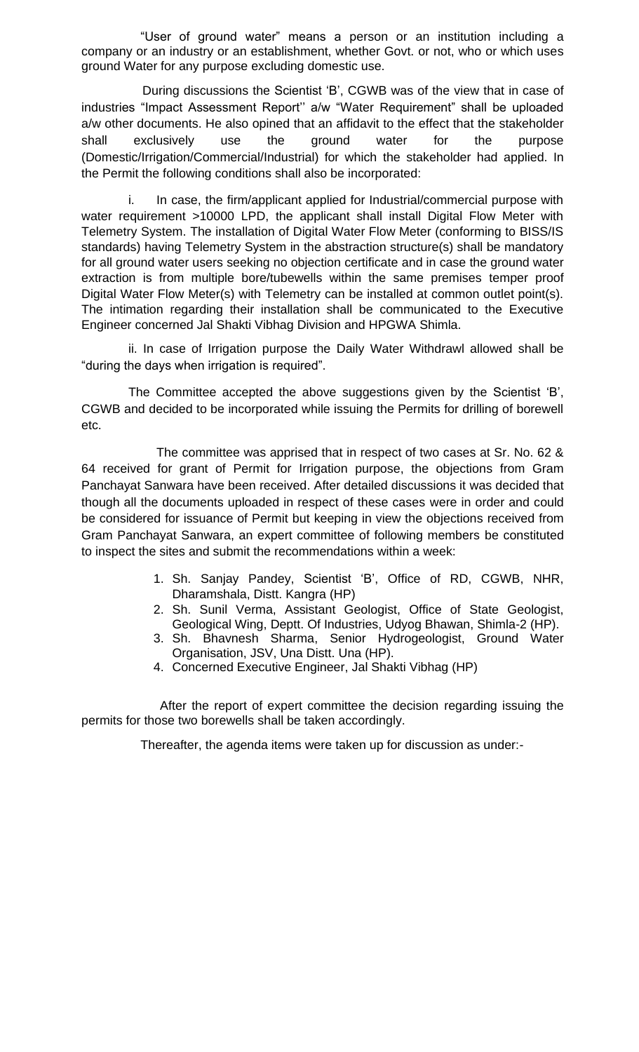"User of ground water" means a person or an institution including a company or an industry or an establishment, whether Govt. or not, who or which uses ground Water for any purpose excluding domestic use.

During discussions the Scientist 'B', CGWB was of the view that in case of industries "Impact Assessment Report'' a/w "Water Requirement" shall be uploaded a/w other documents. He also opined that an affidavit to the effect that the stakeholder shall exclusively use the ground water for the purpose (Domestic/Irrigation/Commercial/Industrial) for which the stakeholder had applied. In the Permit the following conditions shall also be incorporated:

i. In case, the firm/applicant applied for Industrial/commercial purpose with water requirement >10000 LPD, the applicant shall install Digital Flow Meter with Telemetry System. The installation of Digital Water Flow Meter (conforming to BISS/IS standards) having Telemetry System in the abstraction structure(s) shall be mandatory for all ground water users seeking no objection certificate and in case the ground water extraction is from multiple bore/tubewells within the same premises temper proof Digital Water Flow Meter(s) with Telemetry can be installed at common outlet point(s). The intimation regarding their installation shall be communicated to the Executive Engineer concerned Jal Shakti Vibhag Division and HPGWA Shimla.

ii. In case of Irrigation purpose the Daily Water Withdrawl allowed shall be "during the days when irrigation is required".

The Committee accepted the above suggestions given by the Scientist 'B', CGWB and decided to be incorporated while issuing the Permits for drilling of borewell etc.

The committee was apprised that in respect of two cases at Sr. No. 62 & 64 received for grant of Permit for Irrigation purpose, the objections from Gram Panchayat Sanwara have been received. After detailed discussions it was decided that though all the documents uploaded in respect of these cases were in order and could be considered for issuance of Permit but keeping in view the objections received from Gram Panchayat Sanwara, an expert committee of following members be constituted to inspect the sites and submit the recommendations within a week:

1. Sh. Sanjay Pandey, Scientist 'B', Office of RD, CGWB, NHR, Dharamshala, Distt. Kangra (HP)
2. Sh. Sunil Verma, Assistant Geologist, Office of State Geologist, Geological Wing, Deptt. Of Industries, Udyog Bhawan, Shimla-2 (HP).
3. Sh. Bhavnesh Sharma, Senior Hydrogeologist, Ground Water Organisation, JSV, Una Distt. Una (HP).
4. Concerned Executive Engineer, Jal Shakti Vibhag (HP)

After the report of expert committee the decision regarding issuing the permits for those two borewells shall be taken accordingly.

Thereafter, the agenda items were taken up for discussion as under:-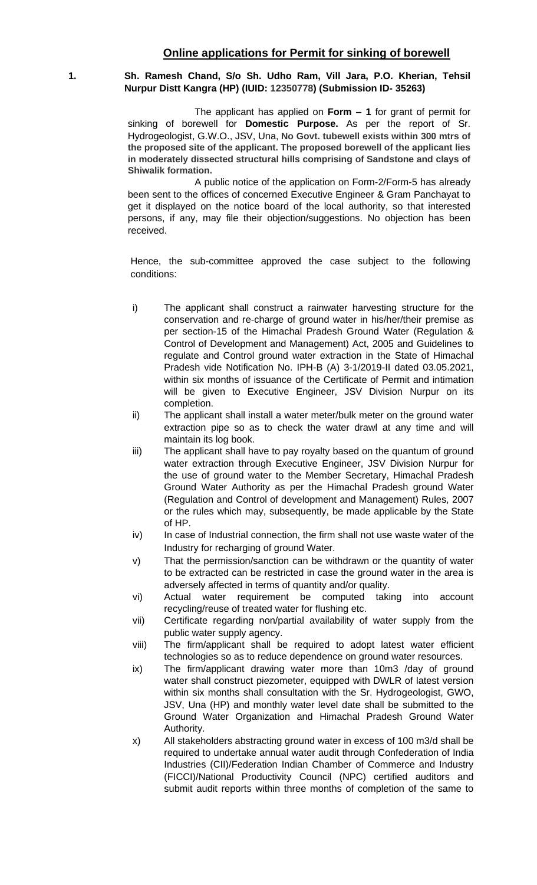## Online applications for Permit for sinking of borewell

**1. Sh. Ramesh Chand, S/o Sh. Udho Ram, Vill Jara, P.O. Kherian, Tehsil Nurpur Distt Kangra (HP) (IUID: 12350778) (Submission ID- 35263)**

The applicant has applied on **Form – 1** for grant of permit for sinking of borewell for **Domestic Purpose.** As per the report of Sr. Hydrogeologist, G.W.O., JSV, Una, **No Govt. tubewell exists within 300 mtrs of the proposed site of the applicant. The proposed borewell of the applicant lies in moderately dissected structural hills comprising of Sandstone and clays of Shiwalik formation.**

A public notice of the application on Form-2/Form-5 has already been sent to the offices of concerned Executive Engineer & Gram Panchayat to get it displayed on the notice board of the local authority, so that interested persons, if any, may file their objection/suggestions. No objection has been received.

Hence, the sub-committee approved the case subject to the following conditions:

i) The applicant shall construct a rainwater harvesting structure for the conservation and re-charge of ground water in his/her/their premise as per section-15 of the Himachal Pradesh Ground Water (Regulation & Control of Development and Management) Act, 2005 and Guidelines to regulate and Control ground water extraction in the State of Himachal Pradesh vide Notification No. IPH-B (A) 3-1/2019-II dated 03.05.2021, within six months of issuance of the Certificate of Permit and intimation will be given to Executive Engineer, JSV Division Nurpur on its completion.

ii) The applicant shall install a water meter/bulk meter on the ground water extraction pipe so as to check the water drawl at any time and will maintain its log book.

iii) The applicant shall have to pay royalty based on the quantum of ground water extraction through Executive Engineer, JSV Division Nurpur for the use of ground water to the Member Secretary, Himachal Pradesh Ground Water Authority as per the Himachal Pradesh ground Water (Regulation and Control of development and Management) Rules, 2007 or the rules which may, subsequently, be made applicable by the State of HP.

iv) In case of Industrial connection, the firm shall not use waste water of the Industry for recharging of ground Water.

v) That the permission/sanction can be withdrawn or the quantity of water to be extracted can be restricted in case the ground water in the area is adversely affected in terms of quantity and/or quality.

vi) Actual water requirement be computed taking into account recycling/reuse of treated water for flushing etc.

vii) Certificate regarding non/partial availability of water supply from the public water supply agency.

viii) The firm/applicant shall be required to adopt latest water efficient technologies so as to reduce dependence on ground water resources.

ix) The firm/applicant drawing water more than 10m3 /day of ground water shall construct piezometer, equipped with DWLR of latest version within six months shall consultation with the Sr. Hydrogeologist, GWO, JSV, Una (HP) and monthly water level date shall be submitted to the Ground Water Organization and Himachal Pradesh Ground Water Authority.

x) All stakeholders abstracting ground water in excess of 100 m3/d shall be required to undertake annual water audit through Confederation of India Industries (CII)/Federation Indian Chamber of Commerce and Industry (FICCI)/National Productivity Council (NPC) certified auditors and submit audit reports within three months of completion of the same to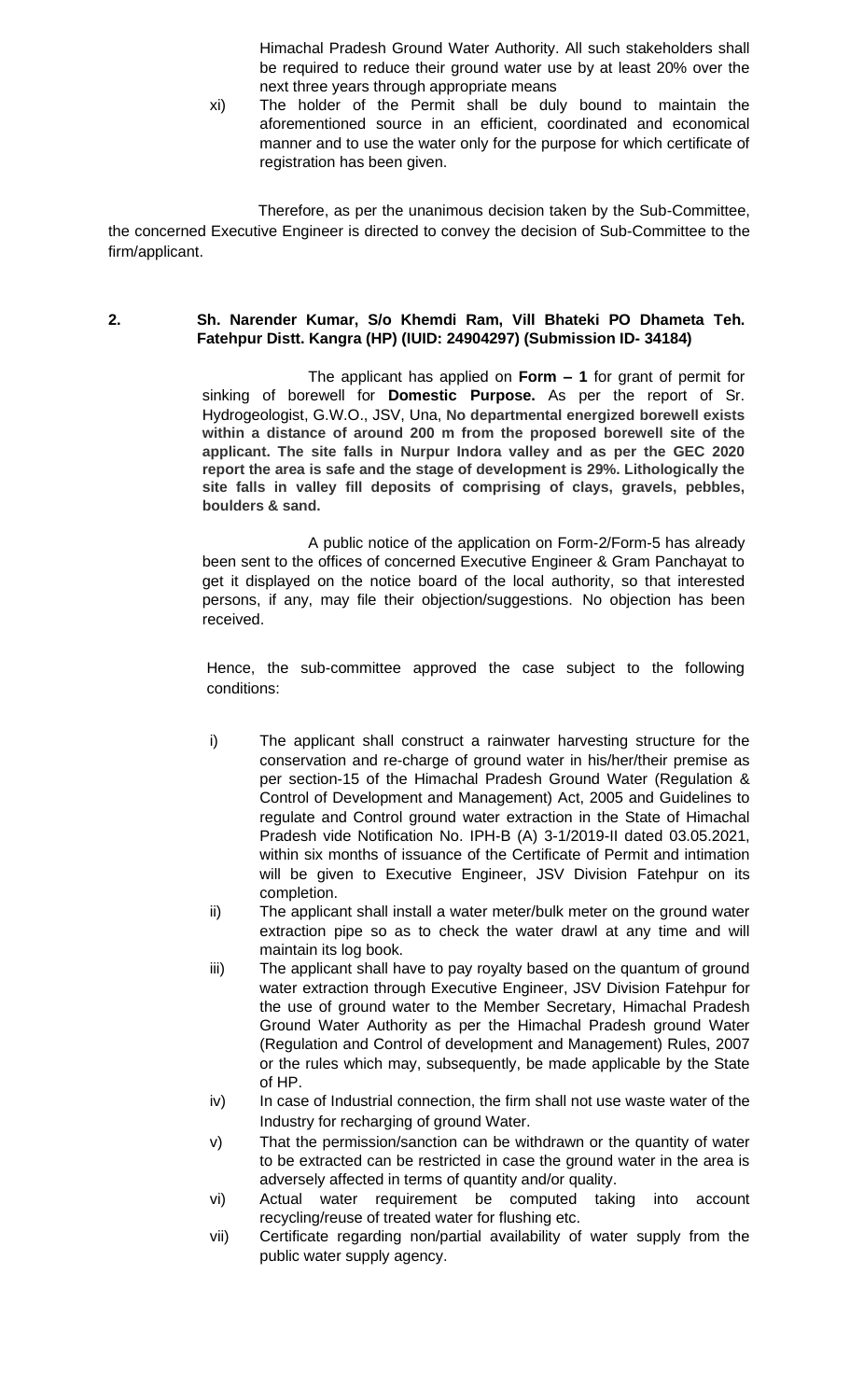Himachal Pradesh Ground Water Authority. All such stakeholders shall be required to reduce their ground water use by at least 20% over the next three years through appropriate means

xi) The holder of the Permit shall be duly bound to maintain the aforementioned source in an efficient, coordinated and economical manner and to use the water only for the purpose for which certificate of registration has been given.

Therefore, as per the unanimous decision taken by the Sub-Committee, the concerned Executive Engineer is directed to convey the decision of Sub-Committee to the firm/applicant.

**2. Sh. Narender Kumar, S/o Khemdi Ram, Vill Bhateki PO Dhameta Teh. Fatehpur Distt. Kangra (HP) (IUID: 24904297) (Submission ID- 34184)**

The applicant has applied on **Form – 1** for grant of permit for sinking of borewell for **Domestic Purpose.** As per the report of Sr. Hydrogeologist, G.W.O., JSV, Una, **No departmental energized borewell exists within a distance of around 200 m from the proposed borewell site of the applicant. The site falls in Nurpur Indora valley and as per the GEC 2020 report the area is safe and the stage of development is 29%. Lithologically the site falls in valley fill deposits of comprising of clays, gravels, pebbles, boulders & sand.**

A public notice of the application on Form-2/Form-5 has already been sent to the offices of concerned Executive Engineer & Gram Panchayat to get it displayed on the notice board of the local authority, so that interested persons, if any, may file their objection/suggestions. No objection has been received.

Hence, the sub-committee approved the case subject to the following conditions:

i) The applicant shall construct a rainwater harvesting structure for the conservation and re-charge of ground water in his/her/their premise as per section-15 of the Himachal Pradesh Ground Water (Regulation & Control of Development and Management) Act, 2005 and Guidelines to regulate and Control ground water extraction in the State of Himachal Pradesh vide Notification No. IPH-B (A) 3-1/2019-II dated 03.05.2021, within six months of issuance of the Certificate of Permit and intimation will be given to Executive Engineer, JSV Division Fatehpur on its completion.

ii) The applicant shall install a water meter/bulk meter on the ground water extraction pipe so as to check the water drawl at any time and will maintain its log book.

iii) The applicant shall have to pay royalty based on the quantum of ground water extraction through Executive Engineer, JSV Division Fatehpur for the use of ground water to the Member Secretary, Himachal Pradesh Ground Water Authority as per the Himachal Pradesh ground Water (Regulation and Control of development and Management) Rules, 2007 or the rules which may, subsequently, be made applicable by the State of HP.

iv) In case of Industrial connection, the firm shall not use waste water of the Industry for recharging of ground Water.

v) That the permission/sanction can be withdrawn or the quantity of water to be extracted can be restricted in case the ground water in the area is adversely affected in terms of quantity and/or quality.

vi) Actual water requirement be computed taking into account recycling/reuse of treated water for flushing etc.

vii) Certificate regarding non/partial availability of water supply from the public water supply agency.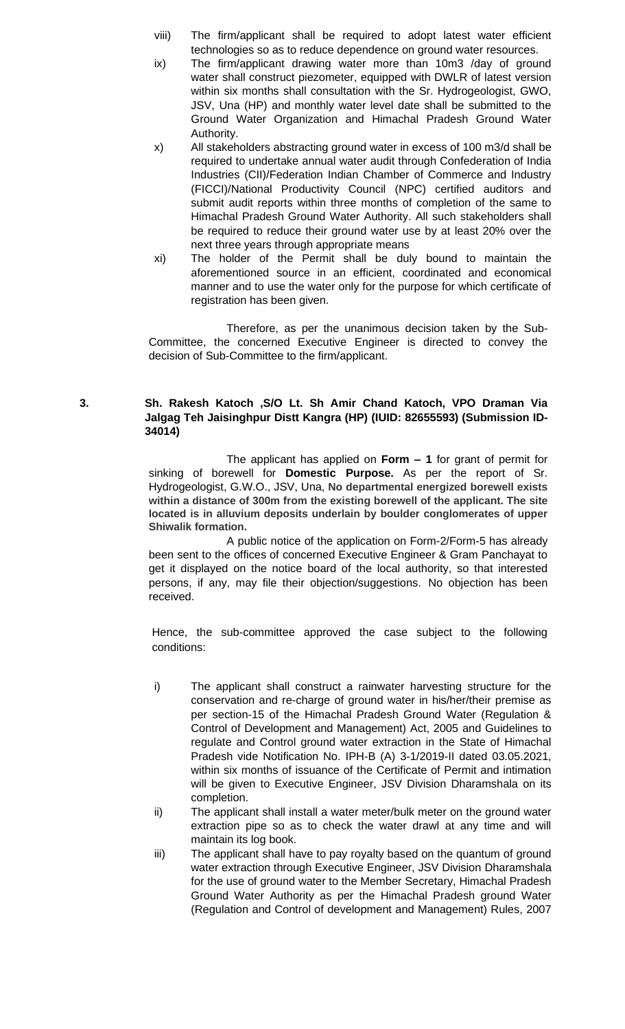viii) The firm/applicant shall be required to adopt latest water efficient technologies so as to reduce dependence on ground water resources.

ix) The firm/applicant drawing water more than 10m3 /day of ground water shall construct piezometer, equipped with DWLR of latest version within six months shall consultation with the Sr. Hydrogeologist, GWO, JSV, Una (HP) and monthly water level date shall be submitted to the Ground Water Organization and Himachal Pradesh Ground Water Authority.

x) All stakeholders abstracting ground water in excess of 100 m3/d shall be required to undertake annual water audit through Confederation of India Industries (CII)/Federation Indian Chamber of Commerce and Industry (FICCI)/National Productivity Council (NPC) certified auditors and submit audit reports within three months of completion of the same to Himachal Pradesh Ground Water Authority. All such stakeholders shall be required to reduce their ground water use by at least 20% over the next three years through appropriate means

xi) The holder of the Permit shall be duly bound to maintain the aforementioned source in an efficient, coordinated and economical manner and to use the water only for the purpose for which certificate of registration has been given.

Therefore, as per the unanimous decision taken by the Sub-Committee, the concerned Executive Engineer is directed to convey the decision of Sub-Committee to the firm/applicant.

**3. Sh. Rakesh Katoch ,S/O Lt. Sh Amir Chand Katoch, VPO Draman Via Jalgag Teh Jaisinghpur Distt Kangra (HP) (IUID: 82655593) (Submission ID-34014)**

The applicant has applied on **Form – 1** for grant of permit for sinking of borewell for **Domestic Purpose.** As per the report of Sr. Hydrogeologist, G.W.O., JSV, Una, **No departmental energized borewell exists within a distance of 300m from the existing borewell of the applicant. The site located is in alluvium deposits underlain by boulder conglomerates of upper Shiwalik formation.**

A public notice of the application on Form-2/Form-5 has already been sent to the offices of concerned Executive Engineer & Gram Panchayat to get it displayed on the notice board of the local authority, so that interested persons, if any, may file their objection/suggestions. No objection has been received.

Hence, the sub-committee approved the case subject to the following conditions:

i) The applicant shall construct a rainwater harvesting structure for the conservation and re-charge of ground water in his/her/their premise as per section-15 of the Himachal Pradesh Ground Water (Regulation & Control of Development and Management) Act, 2005 and Guidelines to regulate and Control ground water extraction in the State of Himachal Pradesh vide Notification No. IPH-B (A) 3-1/2019-II dated 03.05.2021, within six months of issuance of the Certificate of Permit and intimation will be given to Executive Engineer, JSV Division Dharamshala on its completion.

ii) The applicant shall install a water meter/bulk meter on the ground water extraction pipe so as to check the water drawl at any time and will maintain its log book.

iii) The applicant shall have to pay royalty based on the quantum of ground water extraction through Executive Engineer, JSV Division Dharamshala for the use of ground water to the Member Secretary, Himachal Pradesh Ground Water Authority as per the Himachal Pradesh ground Water (Regulation and Control of development and Management) Rules, 2007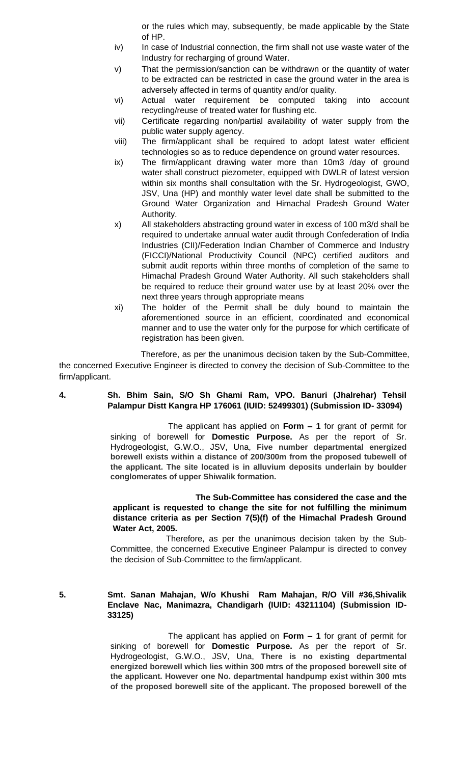or the rules which may, subsequently, be made applicable by the State of HP.

iv) In case of Industrial connection, the firm shall not use waste water of the Industry for recharging of ground Water.

v) That the permission/sanction can be withdrawn or the quantity of water to be extracted can be restricted in case the ground water in the area is adversely affected in terms of quantity and/or quality.

vi) Actual water requirement be computed taking into account recycling/reuse of treated water for flushing etc.

vii) Certificate regarding non/partial availability of water supply from the public water supply agency.

viii) The firm/applicant shall be required to adopt latest water efficient technologies so as to reduce dependence on ground water resources.

ix) The firm/applicant drawing water more than 10m3 /day of ground water shall construct piezometer, equipped with DWLR of latest version within six months shall consultation with the Sr. Hydrogeologist, GWO, JSV, Una (HP) and monthly water level date shall be submitted to the Ground Water Organization and Himachal Pradesh Ground Water Authority.

x) All stakeholders abstracting ground water in excess of 100 m3/d shall be required to undertake annual water audit through Confederation of India Industries (CII)/Federation Indian Chamber of Commerce and Industry (FICCI)/National Productivity Council (NPC) certified auditors and submit audit reports within three months of completion of the same to Himachal Pradesh Ground Water Authority. All such stakeholders shall be required to reduce their ground water use by at least 20% over the next three years through appropriate means

xi) The holder of the Permit shall be duly bound to maintain the aforementioned source in an efficient, coordinated and economical manner and to use the water only for the purpose for which certificate of registration has been given.

Therefore, as per the unanimous decision taken by the Sub-Committee, the concerned Executive Engineer is directed to convey the decision of Sub-Committee to the firm/applicant.

**4. Sh. Bhim Sain, S/O Sh Ghami Ram, VPO. Banuri (Jhalrehar) Tehsil Palampur Distt Kangra HP 176061 (IUID: 52499301) (Submission ID- 33094)**

The applicant has applied on **Form – 1** for grant of permit for sinking of borewell for **Domestic Purpose.** As per the report of Sr. Hydrogeologist, G.W.O., JSV, Una, **Five number departmental energized borewell exists within a distance of 200/300m from the proposed tubewell of the applicant. The site located is in alluvium deposits underlain by boulder conglomerates of upper Shiwalik formation.**

**The Sub-Committee has considered the case and the applicant is requested to change the site for not fulfilling the minimum distance criteria as per Section 7(5)(f) of the Himachal Pradesh Ground Water Act, 2005.**

Therefore, as per the unanimous decision taken by the Sub-Committee, the concerned Executive Engineer Palampur is directed to convey the decision of Sub-Committee to the firm/applicant.

**5. Smt. Sanan Mahajan, W/o Khushi Ram Mahajan, R/O Vill #36,Shivalik Enclave Nac, Manimazra, Chandigarh (IUID: 43211104) (Submission ID- 33125)**

The applicant has applied on **Form – 1** for grant of permit for sinking of borewell for **Domestic Purpose.** As per the report of Sr. Hydrogeologist, G.W.O., JSV, Una, **There is no existing departmental energized borewell which lies within 300 mtrs of the proposed borewell site of the applicant. However one No. departmental handpump exist within 300 mts of the proposed borewell site of the applicant. The proposed borewell of the**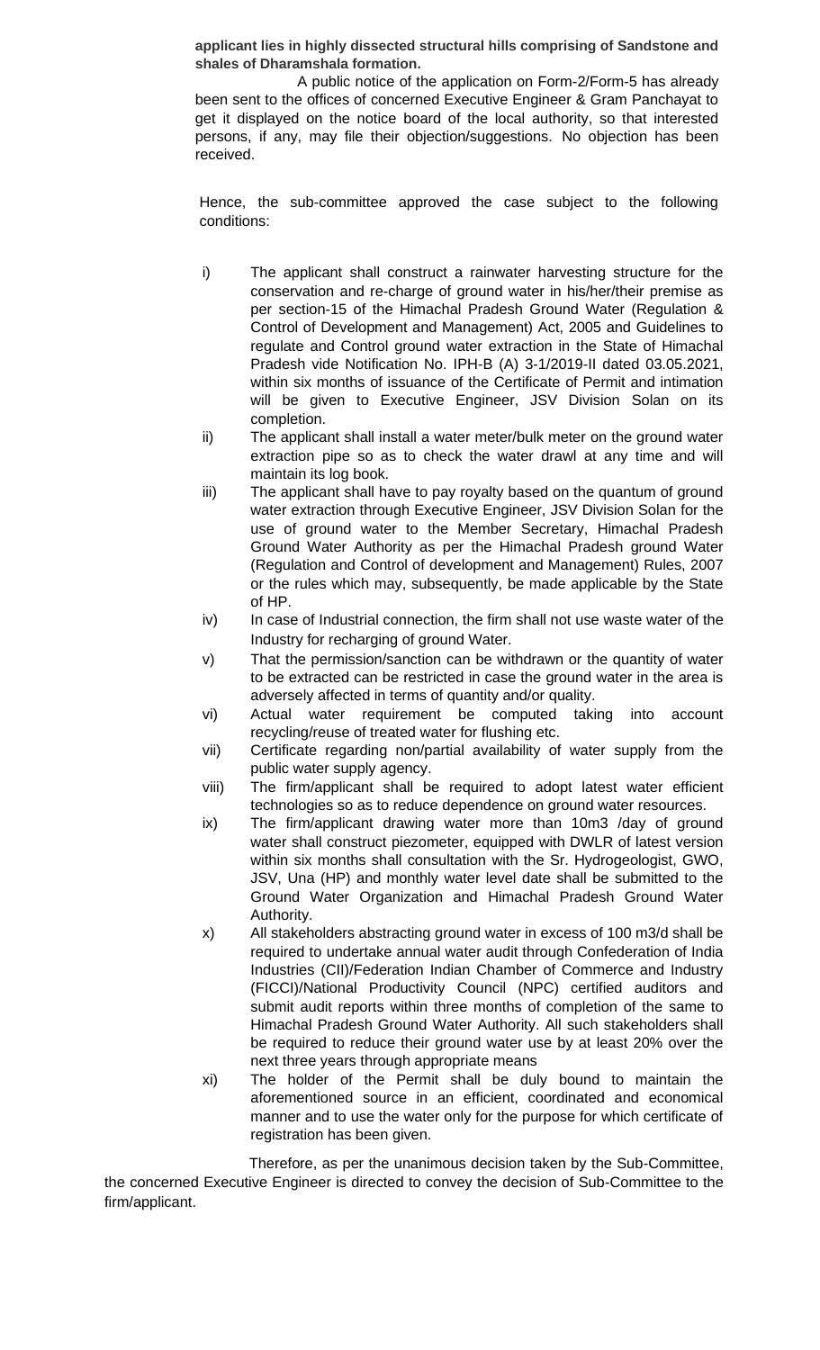**applicant lies in highly dissected structural hills comprising of Sandstone and shales of Dharamshala formation.**

A public notice of the application on Form-2/Form-5 has already been sent to the offices of concerned Executive Engineer & Gram Panchayat to get it displayed on the notice board of the local authority, so that interested persons, if any, may file their objection/suggestions. No objection has been received.

Hence, the sub-committee approved the case subject to the following conditions:

- i) The applicant shall construct a rainwater harvesting structure for the conservation and re-charge of ground water in his/her/their premise as per section-15 of the Himachal Pradesh Ground Water (Regulation & Control of Development and Management) Act, 2005 and Guidelines to regulate and Control ground water extraction in the State of Himachal Pradesh vide Notification No. IPH-B (A) 3-1/2019-II dated 03.05.2021, within six months of issuance of the Certificate of Permit and intimation will be given to Executive Engineer, JSV Division Solan on its completion.
- ii) The applicant shall install a water meter/bulk meter on the ground water extraction pipe so as to check the water drawl at any time and will maintain its log book.
- iii) The applicant shall have to pay royalty based on the quantum of ground water extraction through Executive Engineer, JSV Division Solan for the use of ground water to the Member Secretary, Himachal Pradesh Ground Water Authority as per the Himachal Pradesh ground Water (Regulation and Control of development and Management) Rules, 2007 or the rules which may, subsequently, be made applicable by the State of HP.
- iv) In case of Industrial connection, the firm shall not use waste water of the Industry for recharging of ground Water.
- v) That the permission/sanction can be withdrawn or the quantity of water to be extracted can be restricted in case the ground water in the area is adversely affected in terms of quantity and/or quality.
- vi) Actual water requirement be computed taking into account recycling/reuse of treated water for flushing etc.
- vii) Certificate regarding non/partial availability of water supply from the public water supply agency.
- viii) The firm/applicant shall be required to adopt latest water efficient technologies so as to reduce dependence on ground water resources.
- ix) The firm/applicant drawing water more than 10m3 /day of ground water shall construct piezometer, equipped with DWLR of latest version within six months shall consultation with the Sr. Hydrogeologist, GWO, JSV, Una (HP) and monthly water level date shall be submitted to the Ground Water Organization and Himachal Pradesh Ground Water Authority.
- x) All stakeholders abstracting ground water in excess of 100 m3/d shall be required to undertake annual water audit through Confederation of India Industries (CII)/Federation Indian Chamber of Commerce and Industry (FICCI)/National Productivity Council (NPC) certified auditors and submit audit reports within three months of completion of the same to Himachal Pradesh Ground Water Authority. All such stakeholders shall be required to reduce their ground water use by at least 20% over the next three years through appropriate means
- xi) The holder of the Permit shall be duly bound to maintain the aforementioned source in an efficient, coordinated and economical manner and to use the water only for the purpose for which certificate of registration has been given.

Therefore, as per the unanimous decision taken by the Sub-Committee, the concerned Executive Engineer is directed to convey the decision of Sub-Committee to the firm/applicant.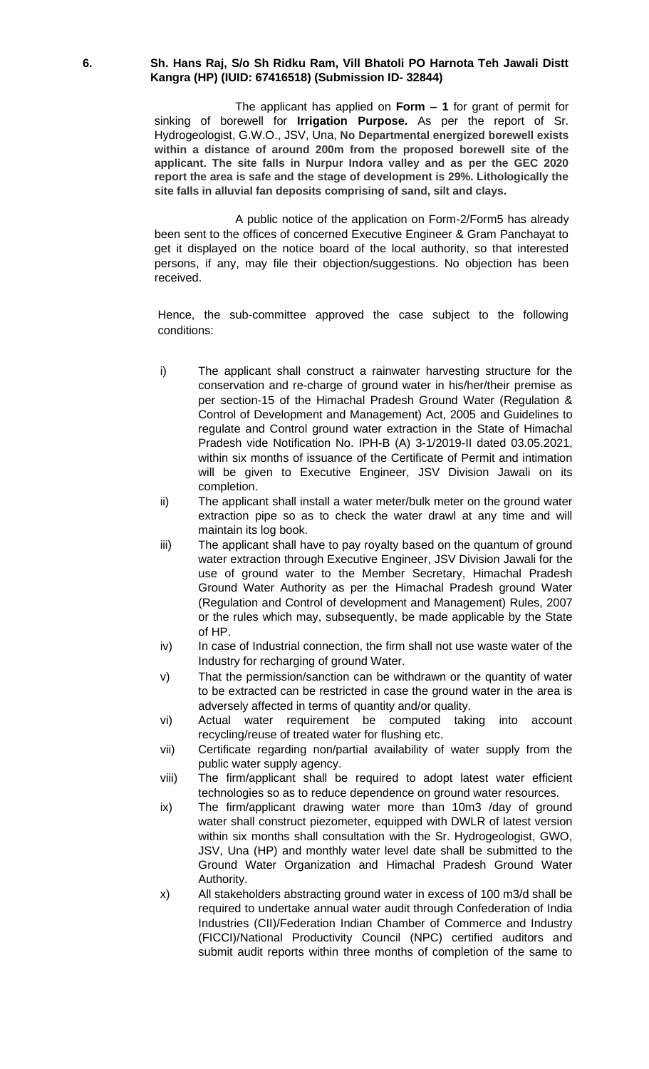**6. Sh. Hans Raj, S/o Sh Ridku Ram, Vill Bhatoli PO Harnota Teh Jawali Distt Kangra (HP) (IUID: 67416518) (Submission ID- 32844)**

The applicant has applied on **Form – 1** for grant of permit for sinking of borewell for **Irrigation Purpose.** As per the report of Sr. Hydrogeologist, G.W.O., JSV, Una, **No Departmental energized borewell exists within a distance of around 200m from the proposed borewell site of the applicant. The site falls in Nurpur Indora valley and as per the GEC 2020 report the area is safe and the stage of development is 29%. Lithologically the site falls in alluvial fan deposits comprising of sand, silt and clays.**

A public notice of the application on Form-2/Form5 has already been sent to the offices of concerned Executive Engineer & Gram Panchayat to get it displayed on the notice board of the local authority, so that interested persons, if any, may file their objection/suggestions. No objection has been received.

Hence, the sub-committee approved the case subject to the following conditions:

i) The applicant shall construct a rainwater harvesting structure for the conservation and re-charge of ground water in his/her/their premise as per section-15 of the Himachal Pradesh Ground Water (Regulation & Control of Development and Management) Act, 2005 and Guidelines to regulate and Control ground water extraction in the State of Himachal Pradesh vide Notification No. IPH-B (A) 3-1/2019-II dated 03.05.2021, within six months of issuance of the Certificate of Permit and intimation will be given to Executive Engineer, JSV Division Jawali on its completion.

ii) The applicant shall install a water meter/bulk meter on the ground water extraction pipe so as to check the water drawl at any time and will maintain its log book.

iii) The applicant shall have to pay royalty based on the quantum of ground water extraction through Executive Engineer, JSV Division Jawali for the use of ground water to the Member Secretary, Himachal Pradesh Ground Water Authority as per the Himachal Pradesh ground Water (Regulation and Control of development and Management) Rules, 2007 or the rules which may, subsequently, be made applicable by the State of HP.

iv) In case of Industrial connection, the firm shall not use waste water of the Industry for recharging of ground Water.

v) That the permission/sanction can be withdrawn or the quantity of water to be extracted can be restricted in case the ground water in the area is adversely affected in terms of quantity and/or quality.

vi) Actual water requirement be computed taking into account recycling/reuse of treated water for flushing etc.

vii) Certificate regarding non/partial availability of water supply from the public water supply agency.

viii) The firm/applicant shall be required to adopt latest water efficient technologies so as to reduce dependence on ground water resources.

ix) The firm/applicant drawing water more than 10m3 /day of ground water shall construct piezometer, equipped with DWLR of latest version within six months shall consultation with the Sr. Hydrogeologist, GWO, JSV, Una (HP) and monthly water level date shall be submitted to the Ground Water Organization and Himachal Pradesh Ground Water Authority.

x) All stakeholders abstracting ground water in excess of 100 m3/d shall be required to undertake annual water audit through Confederation of India Industries (CII)/Federation Indian Chamber of Commerce and Industry (FICCI)/National Productivity Council (NPC) certified auditors and submit audit reports within three months of completion of the same to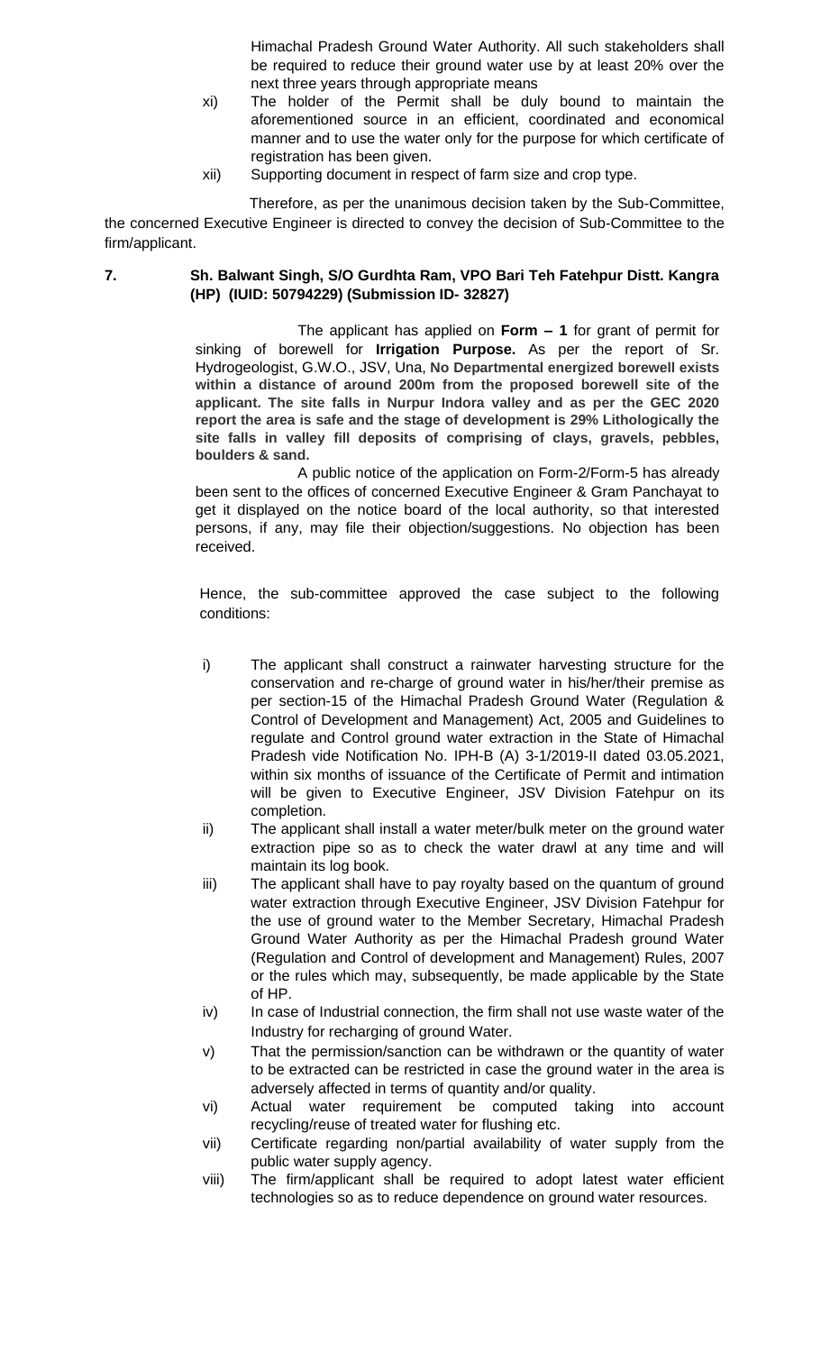Himachal Pradesh Ground Water Authority. All such stakeholders shall be required to reduce their ground water use by at least 20% over the next three years through appropriate means

xi) The holder of the Permit shall be duly bound to maintain the aforementioned source in an efficient, coordinated and economical manner and to use the water only for the purpose for which certificate of registration has been given.

xii) Supporting document in respect of farm size and crop type.

Therefore, as per the unanimous decision taken by the Sub-Committee, the concerned Executive Engineer is directed to convey the decision of Sub-Committee to the firm/applicant.

**7. Sh. Balwant Singh, S/O Gurdhta Ram, VPO Bari Teh Fatehpur Distt. Kangra (HP) (IUID: 50794229) (Submission ID- 32827)**

The applicant has applied on **Form – 1** for grant of permit for sinking of borewell for **Irrigation Purpose.** As per the report of Sr. Hydrogeologist, G.W.O., JSV, Una, **No Departmental energized borewell exists within a distance of around 200m from the proposed borewell site of the applicant. The site falls in Nurpur Indora valley and as per the GEC 2020 report the area is safe and the stage of development is 29% Lithologically the site falls in valley fill deposits of comprising of clays, gravels, pebbles, boulders & sand.**

A public notice of the application on Form-2/Form-5 has already been sent to the offices of concerned Executive Engineer & Gram Panchayat to get it displayed on the notice board of the local authority, so that interested persons, if any, may file their objection/suggestions. No objection has been received.

Hence, the sub-committee approved the case subject to the following conditions:

i) The applicant shall construct a rainwater harvesting structure for the conservation and re-charge of ground water in his/her/their premise as per section-15 of the Himachal Pradesh Ground Water (Regulation & Control of Development and Management) Act, 2005 and Guidelines to regulate and Control ground water extraction in the State of Himachal Pradesh vide Notification No. IPH-B (A) 3-1/2019-II dated 03.05.2021, within six months of issuance of the Certificate of Permit and intimation will be given to Executive Engineer, JSV Division Fatehpur on its completion.

ii) The applicant shall install a water meter/bulk meter on the ground water extraction pipe so as to check the water drawl at any time and will maintain its log book.

iii) The applicant shall have to pay royalty based on the quantum of ground water extraction through Executive Engineer, JSV Division Fatehpur for the use of ground water to the Member Secretary, Himachal Pradesh Ground Water Authority as per the Himachal Pradesh ground Water (Regulation and Control of development and Management) Rules, 2007 or the rules which may, subsequently, be made applicable by the State of HP.

iv) In case of Industrial connection, the firm shall not use waste water of the Industry for recharging of ground Water.

v) That the permission/sanction can be withdrawn or the quantity of water to be extracted can be restricted in case the ground water in the area is adversely affected in terms of quantity and/or quality.

vi) Actual water requirement be computed taking into account recycling/reuse of treated water for flushing etc.

vii) Certificate regarding non/partial availability of water supply from the public water supply agency.

viii) The firm/applicant shall be required to adopt latest water efficient technologies so as to reduce dependence on ground water resources.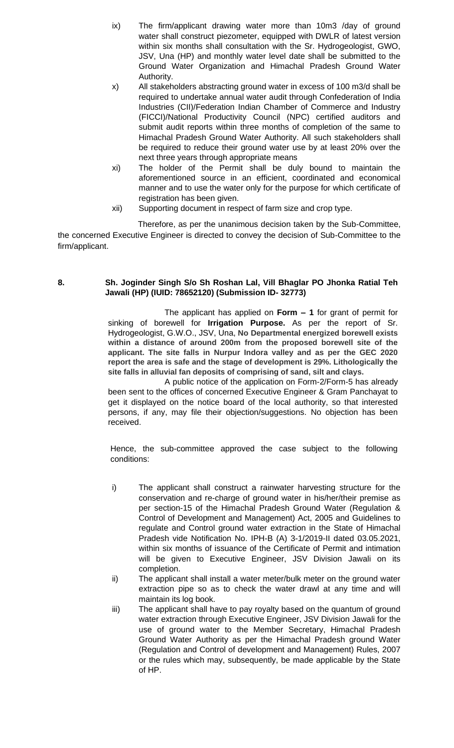ix) The firm/applicant drawing water more than 10m3 /day of ground water shall construct piezometer, equipped with DWLR of latest version within six months shall consultation with the Sr. Hydrogeologist, GWO, JSV, Una (HP) and monthly water level date shall be submitted to the Ground Water Organization and Himachal Pradesh Ground Water Authority.

x) All stakeholders abstracting ground water in excess of 100 m3/d shall be required to undertake annual water audit through Confederation of India Industries (CII)/Federation Indian Chamber of Commerce and Industry (FICCI)/National Productivity Council (NPC) certified auditors and submit audit reports within three months of completion of the same to Himachal Pradesh Ground Water Authority. All such stakeholders shall be required to reduce their ground water use by at least 20% over the next three years through appropriate means

xi) The holder of the Permit shall be duly bound to maintain the aforementioned source in an efficient, coordinated and economical manner and to use the water only for the purpose for which certificate of registration has been given.

xii) Supporting document in respect of farm size and crop type.

Therefore, as per the unanimous decision taken by the Sub-Committee, the concerned Executive Engineer is directed to convey the decision of Sub-Committee to the firm/applicant.

**8. Sh. Joginder Singh S/o Sh Roshan Lal, Vill Bhaglar PO Jhonka Ratial Teh Jawali (HP) (IUID: 78652120) (Submission ID- 32773)**

The applicant has applied on **Form – 1** for grant of permit for sinking of borewell for **Irrigation Purpose.** As per the report of Sr. Hydrogeologist, G.W.O., JSV, Una, **No Departmental energized borewell exists within a distance of around 200m from the proposed borewell site of the applicant. The site falls in Nurpur Indora valley and as per the GEC 2020 report the area is safe and the stage of development is 29%. Lithologically the site falls in alluvial fan deposits of comprising of sand, silt and clays.**

A public notice of the application on Form-2/Form-5 has already been sent to the offices of concerned Executive Engineer & Gram Panchayat to get it displayed on the notice board of the local authority, so that interested persons, if any, may file their objection/suggestions. No objection has been received.

Hence, the sub-committee approved the case subject to the following conditions:

i) The applicant shall construct a rainwater harvesting structure for the conservation and re-charge of ground water in his/her/their premise as per section-15 of the Himachal Pradesh Ground Water (Regulation & Control of Development and Management) Act, 2005 and Guidelines to regulate and Control ground water extraction in the State of Himachal Pradesh vide Notification No. IPH-B (A) 3-1/2019-II dated 03.05.2021, within six months of issuance of the Certificate of Permit and intimation will be given to Executive Engineer, JSV Division Jawali on its completion.

ii) The applicant shall install a water meter/bulk meter on the ground water extraction pipe so as to check the water drawl at any time and will maintain its log book.

iii) The applicant shall have to pay royalty based on the quantum of ground water extraction through Executive Engineer, JSV Division Jawali for the use of ground water to the Member Secretary, Himachal Pradesh Ground Water Authority as per the Himachal Pradesh ground Water (Regulation and Control of development and Management) Rules, 2007 or the rules which may, subsequently, be made applicable by the State of HP.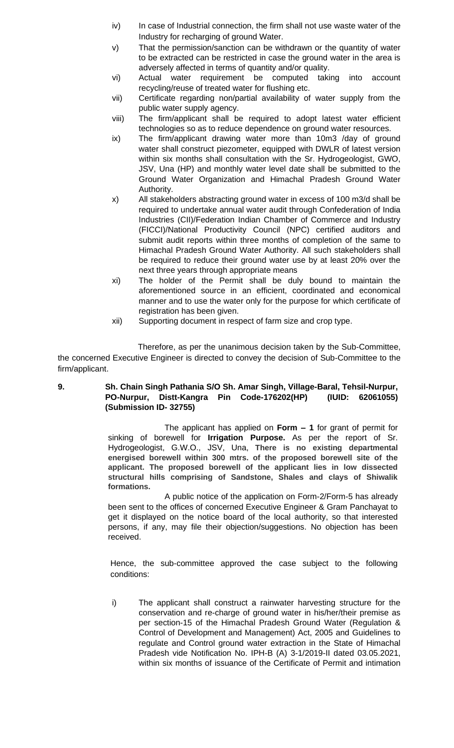iv) In case of Industrial connection, the firm shall not use waste water of the Industry for recharging of ground Water.

v) That the permission/sanction can be withdrawn or the quantity of water to be extracted can be restricted in case the ground water in the area is adversely affected in terms of quantity and/or quality.

vi) Actual water requirement be computed taking into account recycling/reuse of treated water for flushing etc.

vii) Certificate regarding non/partial availability of water supply from the public water supply agency.

viii) The firm/applicant shall be required to adopt latest water efficient technologies so as to reduce dependence on ground water resources.

ix) The firm/applicant drawing water more than 10m3 /day of ground water shall construct piezometer, equipped with DWLR of latest version within six months shall consultation with the Sr. Hydrogeologist, GWO, JSV, Una (HP) and monthly water level date shall be submitted to the Ground Water Organization and Himachal Pradesh Ground Water Authority.

x) All stakeholders abstracting ground water in excess of 100 m3/d shall be required to undertake annual water audit through Confederation of India Industries (CII)/Federation Indian Chamber of Commerce and Industry (FICCI)/National Productivity Council (NPC) certified auditors and submit audit reports within three months of completion of the same to Himachal Pradesh Ground Water Authority. All such stakeholders shall be required to reduce their ground water use by at least 20% over the next three years through appropriate means

xi) The holder of the Permit shall be duly bound to maintain the aforementioned source in an efficient, coordinated and economical manner and to use the water only for the purpose for which certificate of registration has been given.

xii) Supporting document in respect of farm size and crop type.

Therefore, as per the unanimous decision taken by the Sub-Committee, the concerned Executive Engineer is directed to convey the decision of Sub-Committee to the firm/applicant.

**9. Sh. Chain Singh Pathania S/O Sh. Amar Singh, Village-Baral, Tehsil-Nurpur, PO-Nurpur, Distt-Kangra Pin Code-176202(HP) (IUID: 62061055) (Submission ID- 32755)**

The applicant has applied on **Form – 1** for grant of permit for sinking of borewell for **Irrigation Purpose.** As per the report of Sr. Hydrogeologist, G.W.O., JSV, Una, **There is no existing departmental energised borewell within 300 mtrs. of the proposed borewell site of the applicant. The proposed borewell of the applicant lies in low dissected structural hills comprising of Sandstone, Shales and clays of Shiwalik formations.**

A public notice of the application on Form-2/Form-5 has already been sent to the offices of concerned Executive Engineer & Gram Panchayat to get it displayed on the notice board of the local authority, so that interested persons, if any, may file their objection/suggestions. No objection has been received.

Hence, the sub-committee approved the case subject to the following conditions:

i) The applicant shall construct a rainwater harvesting structure for the conservation and re-charge of ground water in his/her/their premise as per section-15 of the Himachal Pradesh Ground Water (Regulation & Control of Development and Management) Act, 2005 and Guidelines to regulate and Control ground water extraction in the State of Himachal Pradesh vide Notification No. IPH-B (A) 3-1/2019-II dated 03.05.2021, within six months of issuance of the Certificate of Permit and intimation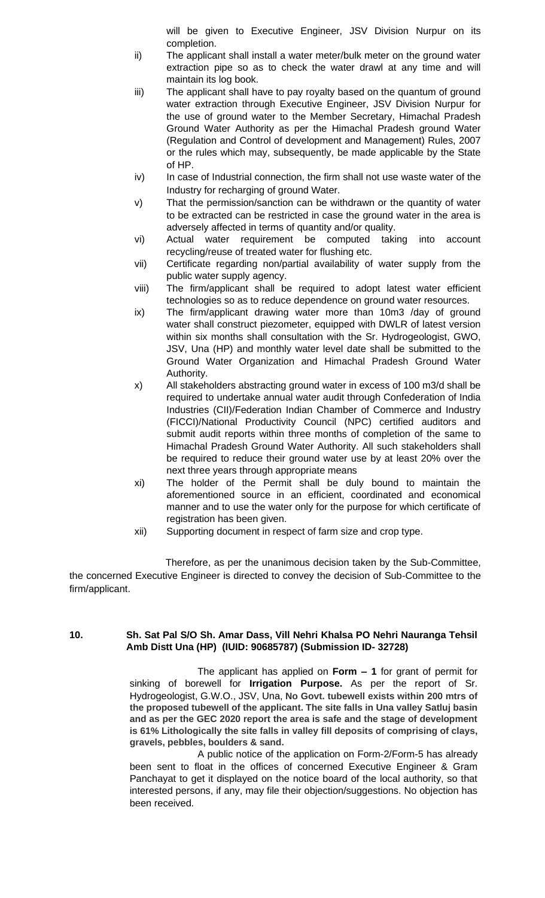will be given to Executive Engineer, JSV Division Nurpur on its completion.

ii) The applicant shall install a water meter/bulk meter on the ground water extraction pipe so as to check the water drawl at any time and will maintain its log book.

iii) The applicant shall have to pay royalty based on the quantum of ground water extraction through Executive Engineer, JSV Division Nurpur for the use of ground water to the Member Secretary, Himachal Pradesh Ground Water Authority as per the Himachal Pradesh ground Water (Regulation and Control of development and Management) Rules, 2007 or the rules which may, subsequently, be made applicable by the State of HP.

iv) In case of Industrial connection, the firm shall not use waste water of the Industry for recharging of ground Water.

v) That the permission/sanction can be withdrawn or the quantity of water to be extracted can be restricted in case the ground water in the area is adversely affected in terms of quantity and/or quality.

vi) Actual water requirement be computed taking into account recycling/reuse of treated water for flushing etc.

vii) Certificate regarding non/partial availability of water supply from the public water supply agency.

viii) The firm/applicant shall be required to adopt latest water efficient technologies so as to reduce dependence on ground water resources.

ix) The firm/applicant drawing water more than 10m3 /day of ground water shall construct piezometer, equipped with DWLR of latest version within six months shall consultation with the Sr. Hydrogeologist, GWO, JSV, Una (HP) and monthly water level date shall be submitted to the Ground Water Organization and Himachal Pradesh Ground Water Authority.

x) All stakeholders abstracting ground water in excess of 100 m3/d shall be required to undertake annual water audit through Confederation of India Industries (CII)/Federation Indian Chamber of Commerce and Industry (FICCI)/National Productivity Council (NPC) certified auditors and submit audit reports within three months of completion of the same to Himachal Pradesh Ground Water Authority. All such stakeholders shall be required to reduce their ground water use by at least 20% over the next three years through appropriate means

xi) The holder of the Permit shall be duly bound to maintain the aforementioned source in an efficient, coordinated and economical manner and to use the water only for the purpose for which certificate of registration has been given.

xii) Supporting document in respect of farm size and crop type.

Therefore, as per the unanimous decision taken by the Sub-Committee, the concerned Executive Engineer is directed to convey the decision of Sub-Committee to the firm/applicant.

**10. Sh. Sat Pal S/O Sh. Amar Dass, Vill Nehri Khalsa PO Nehri Nauranga Tehsil Amb Distt Una (HP) (IUID: 90685787) (Submission ID- 32728)**

The applicant has applied on **Form – 1** for grant of permit for sinking of borewell for **Irrigation Purpose.** As per the report of Sr. Hydrogeologist, G.W.O., JSV, Una, **No Govt. tubewell exists within 200 mtrs of the proposed tubewell of the applicant. The site falls in Una valley Satluj basin and as per the GEC 2020 report the area is safe and the stage of development is 61% Lithologically the site falls in valley fill deposits of comprising of clays, gravels, pebbles, boulders & sand.**

A public notice of the application on Form-2/Form-5 has already been sent to float in the offices of concerned Executive Engineer & Gram Panchayat to get it displayed on the notice board of the local authority, so that interested persons, if any, may file their objection/suggestions. No objection has been received.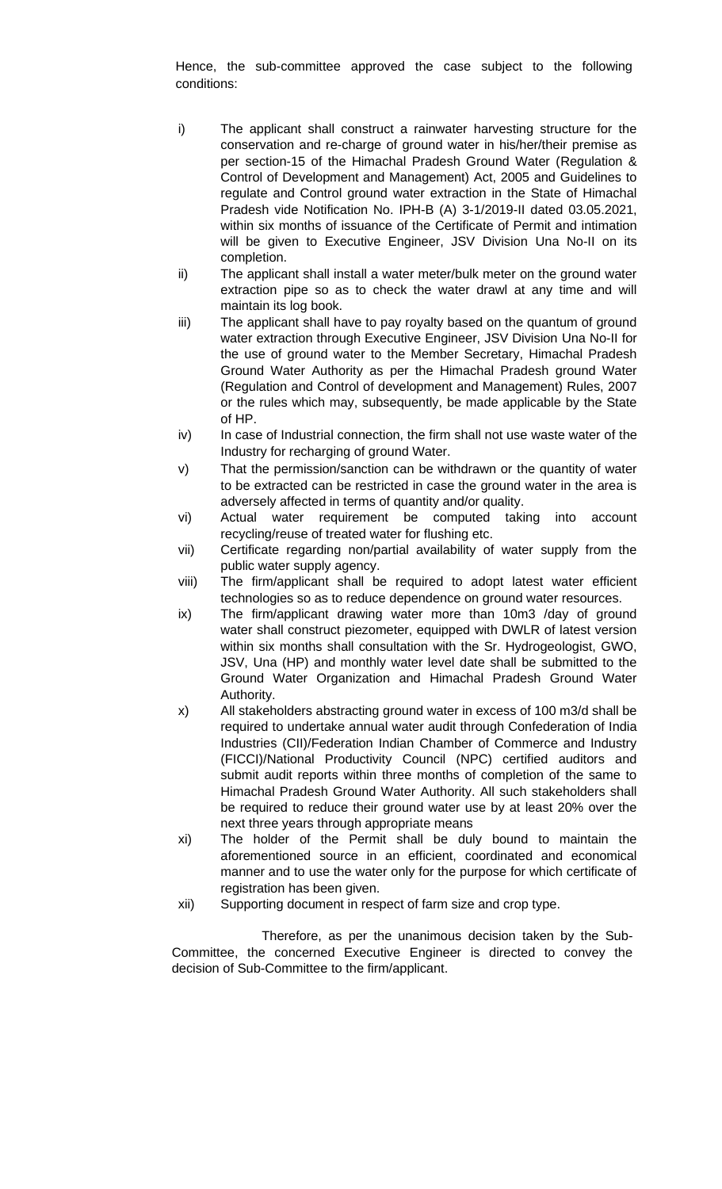Hence, the sub-committee approved the case subject to the following conditions:

i) The applicant shall construct a rainwater harvesting structure for the conservation and re-charge of ground water in his/her/their premise as per section-15 of the Himachal Pradesh Ground Water (Regulation & Control of Development and Management) Act, 2005 and Guidelines to regulate and Control ground water extraction in the State of Himachal Pradesh vide Notification No. IPH-B (A) 3-1/2019-II dated 03.05.2021, within six months of issuance of the Certificate of Permit and intimation will be given to Executive Engineer, JSV Division Una No-II on its completion.

ii) The applicant shall install a water meter/bulk meter on the ground water extraction pipe so as to check the water drawl at any time and will maintain its log book.

iii) The applicant shall have to pay royalty based on the quantum of ground water extraction through Executive Engineer, JSV Division Una No-II for the use of ground water to the Member Secretary, Himachal Pradesh Ground Water Authority as per the Himachal Pradesh ground Water (Regulation and Control of development and Management) Rules, 2007 or the rules which may, subsequently, be made applicable by the State of HP.

iv) In case of Industrial connection, the firm shall not use waste water of the Industry for recharging of ground Water.

v) That the permission/sanction can be withdrawn or the quantity of water to be extracted can be restricted in case the ground water in the area is adversely affected in terms of quantity and/or quality.

vi) Actual water requirement be computed taking into account recycling/reuse of treated water for flushing etc.

vii) Certificate regarding non/partial availability of water supply from the public water supply agency.

viii) The firm/applicant shall be required to adopt latest water efficient technologies so as to reduce dependence on ground water resources.

ix) The firm/applicant drawing water more than 10m3 /day of ground water shall construct piezometer, equipped with DWLR of latest version within six months shall consultation with the Sr. Hydrogeologist, GWO, JSV, Una (HP) and monthly water level date shall be submitted to the Ground Water Organization and Himachal Pradesh Ground Water Authority.

x) All stakeholders abstracting ground water in excess of 100 m3/d shall be required to undertake annual water audit through Confederation of India Industries (CII)/Federation Indian Chamber of Commerce and Industry (FICCI)/National Productivity Council (NPC) certified auditors and submit audit reports within three months of completion of the same to Himachal Pradesh Ground Water Authority. All such stakeholders shall be required to reduce their ground water use by at least 20% over the next three years through appropriate means

xi) The holder of the Permit shall be duly bound to maintain the aforementioned source in an efficient, coordinated and economical manner and to use the water only for the purpose for which certificate of registration has been given.

xii) Supporting document in respect of farm size and crop type.

Therefore, as per the unanimous decision taken by the Sub-Committee, the concerned Executive Engineer is directed to convey the decision of Sub-Committee to the firm/applicant.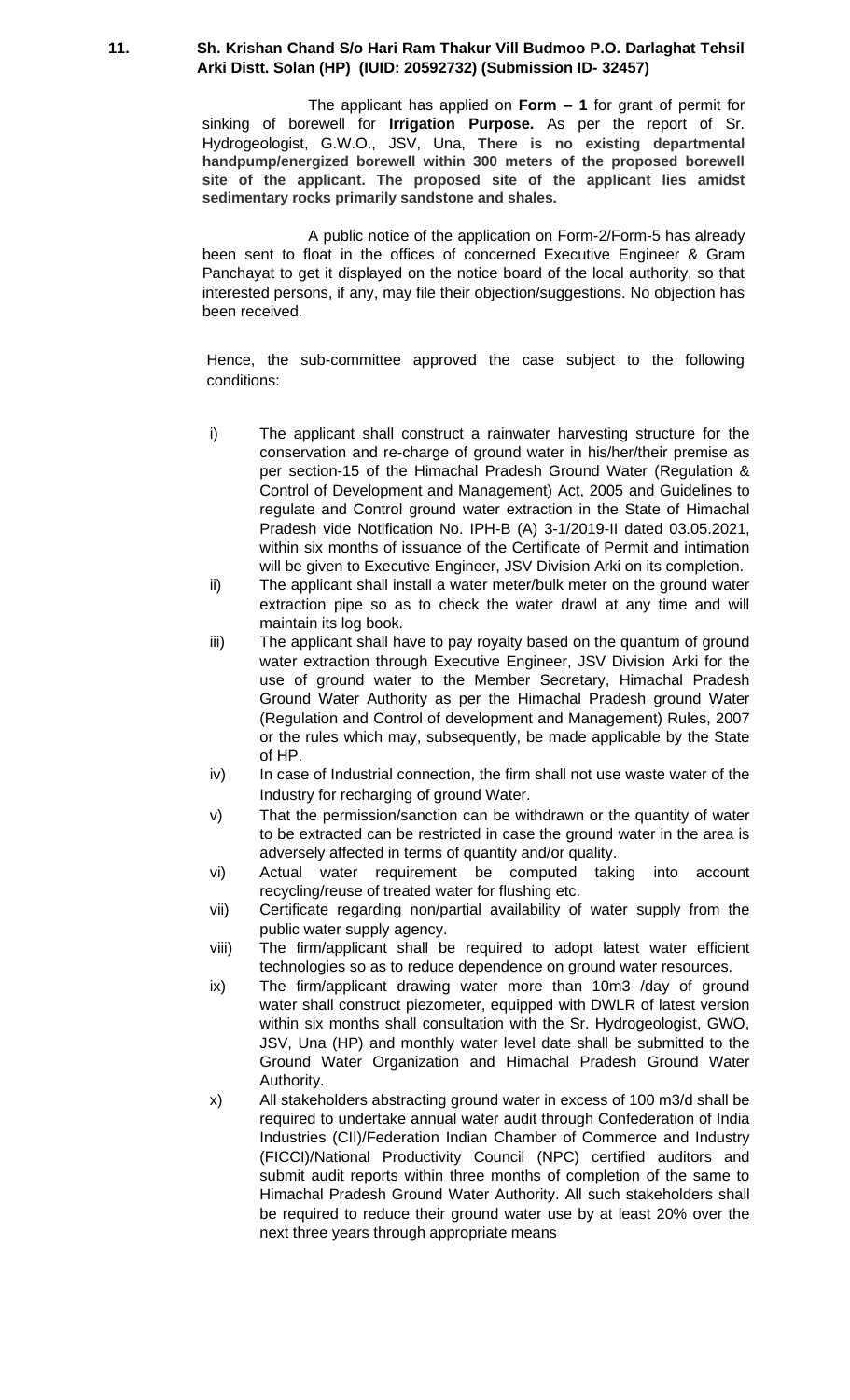**11. Sh. Krishan Chand S/o Hari Ram Thakur Vill Budmoo P.O. Darlaghat Tehsil Arki Distt. Solan (HP) (IUID: 20592732) (Submission ID- 32457)**

The applicant has applied on **Form – 1** for grant of permit for sinking of borewell for **Irrigation Purpose.** As per the report of Sr. Hydrogeologist, G.W.O., JSV, Una, **There is no existing departmental handpump/energized borewell within 300 meters of the proposed borewell site of the applicant. The proposed site of the applicant lies amidst sedimentary rocks primarily sandstone and shales.**

A public notice of the application on Form-2/Form-5 has already been sent to float in the offices of concerned Executive Engineer & Gram Panchayat to get it displayed on the notice board of the local authority, so that interested persons, if any, may file their objection/suggestions. No objection has been received.

Hence, the sub-committee approved the case subject to the following conditions:

- i) The applicant shall construct a rainwater harvesting structure for the conservation and re-charge of ground water in his/her/their premise as per section-15 of the Himachal Pradesh Ground Water (Regulation & Control of Development and Management) Act, 2005 and Guidelines to regulate and Control ground water extraction in the State of Himachal Pradesh vide Notification No. IPH-B (A) 3-1/2019-II dated 03.05.2021, within six months of issuance of the Certificate of Permit and intimation will be given to Executive Engineer, JSV Division Arki on its completion.
- ii) The applicant shall install a water meter/bulk meter on the ground water extraction pipe so as to check the water drawl at any time and will maintain its log book.
- iii) The applicant shall have to pay royalty based on the quantum of ground water extraction through Executive Engineer, JSV Division Arki for the use of ground water to the Member Secretary, Himachal Pradesh Ground Water Authority as per the Himachal Pradesh ground Water (Regulation and Control of development and Management) Rules, 2007 or the rules which may, subsequently, be made applicable by the State of HP.
- iv) In case of Industrial connection, the firm shall not use waste water of the Industry for recharging of ground Water.
- v) That the permission/sanction can be withdrawn or the quantity of water to be extracted can be restricted in case the ground water in the area is adversely affected in terms of quantity and/or quality.
- vi) Actual water requirement be computed taking into account recycling/reuse of treated water for flushing etc.
- vii) Certificate regarding non/partial availability of water supply from the public water supply agency.
- viii) The firm/applicant shall be required to adopt latest water efficient technologies so as to reduce dependence on ground water resources.
- ix) The firm/applicant drawing water more than 10m3 /day of ground water shall construct piezometer, equipped with DWLR of latest version within six months shall consultation with the Sr. Hydrogeologist, GWO, JSV, Una (HP) and monthly water level date shall be submitted to the Ground Water Organization and Himachal Pradesh Ground Water Authority.
- x) All stakeholders abstracting ground water in excess of 100 m3/d shall be required to undertake annual water audit through Confederation of India Industries (CII)/Federation Indian Chamber of Commerce and Industry (FICCI)/National Productivity Council (NPC) certified auditors and submit audit reports within three months of completion of the same to Himachal Pradesh Ground Water Authority. All such stakeholders shall be required to reduce their ground water use by at least 20% over the next three years through appropriate means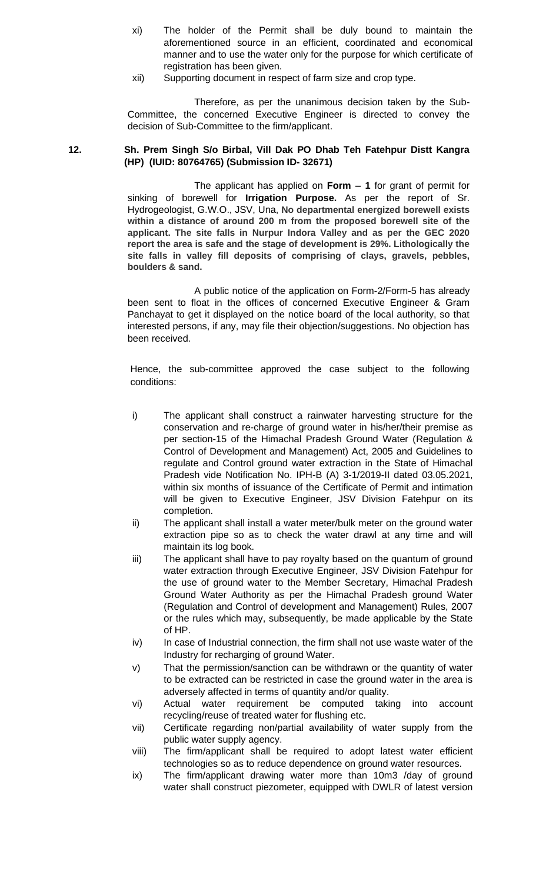xi) The holder of the Permit shall be duly bound to maintain the aforementioned source in an efficient, coordinated and economical manner and to use the water only for the purpose for which certificate of registration has been given.

xii) Supporting document in respect of farm size and crop type.

Therefore, as per the unanimous decision taken by the Sub-Committee, the concerned Executive Engineer is directed to convey the decision of Sub-Committee to the firm/applicant.

**12. Sh. Prem Singh S/o Birbal, Vill Dak PO Dhab Teh Fatehpur Distt Kangra (HP) (IUID: 80764765) (Submission ID- 32671)**

The applicant has applied on **Form – 1** for grant of permit for sinking of borewell for **Irrigation Purpose.** As per the report of Sr. Hydrogeologist, G.W.O., JSV, Una, **No departmental energized borewell exists within a distance of around 200 m from the proposed borewell site of the applicant. The site falls in Nurpur Indora Valley and as per the GEC 2020 report the area is safe and the stage of development is 29%. Lithologically the site falls in valley fill deposits of comprising of clays, gravels, pebbles, boulders & sand.**

A public notice of the application on Form-2/Form-5 has already been sent to float in the offices of concerned Executive Engineer & Gram Panchayat to get it displayed on the notice board of the local authority, so that interested persons, if any, may file their objection/suggestions. No objection has been received.

Hence, the sub-committee approved the case subject to the following conditions:

i) The applicant shall construct a rainwater harvesting structure for the conservation and re-charge of ground water in his/her/their premise as per section-15 of the Himachal Pradesh Ground Water (Regulation & Control of Development and Management) Act, 2005 and Guidelines to regulate and Control ground water extraction in the State of Himachal Pradesh vide Notification No. IPH-B (A) 3-1/2019-II dated 03.05.2021, within six months of issuance of the Certificate of Permit and intimation will be given to Executive Engineer, JSV Division Fatehpur on its completion.

ii) The applicant shall install a water meter/bulk meter on the ground water extraction pipe so as to check the water drawl at any time and will maintain its log book.

iii) The applicant shall have to pay royalty based on the quantum of ground water extraction through Executive Engineer, JSV Division Fatehpur for the use of ground water to the Member Secretary, Himachal Pradesh Ground Water Authority as per the Himachal Pradesh ground Water (Regulation and Control of development and Management) Rules, 2007 or the rules which may, subsequently, be made applicable by the State of HP.

iv) In case of Industrial connection, the firm shall not use waste water of the Industry for recharging of ground Water.

v) That the permission/sanction can be withdrawn or the quantity of water to be extracted can be restricted in case the ground water in the area is adversely affected in terms of quantity and/or quality.

vi) Actual water requirement be computed taking into account recycling/reuse of treated water for flushing etc.

vii) Certificate regarding non/partial availability of water supply from the public water supply agency.

viii) The firm/applicant shall be required to adopt latest water efficient technologies so as to reduce dependence on ground water resources.

ix) The firm/applicant drawing water more than 10m3 /day of ground water shall construct piezometer, equipped with DWLR of latest version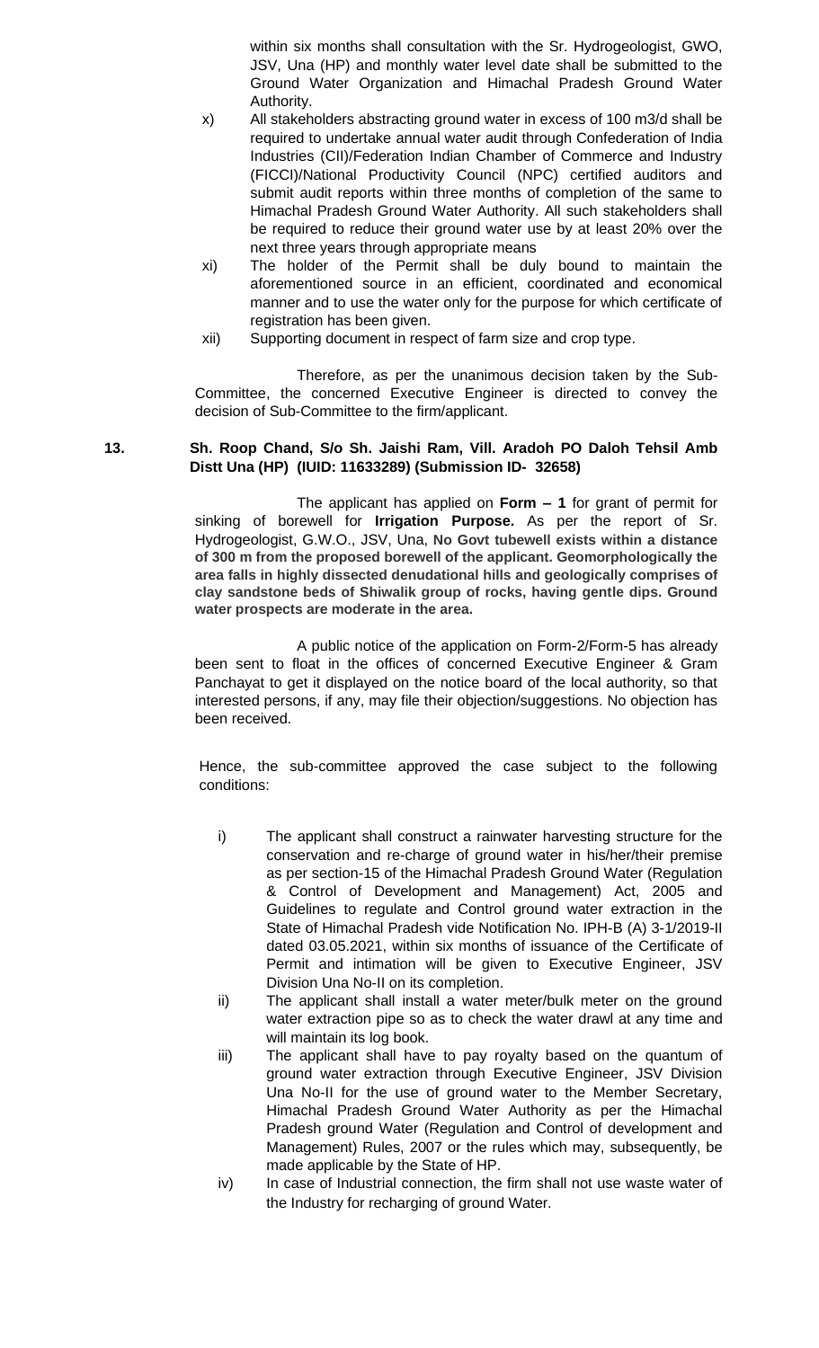within six months shall consultation with the Sr. Hydrogeologist, GWO, JSV, Una (HP) and monthly water level date shall be submitted to the Ground Water Organization and Himachal Pradesh Ground Water Authority.

x) All stakeholders abstracting ground water in excess of 100 m3/d shall be required to undertake annual water audit through Confederation of India Industries (CII)/Federation Indian Chamber of Commerce and Industry (FICCI)/National Productivity Council (NPC) certified auditors and submit audit reports within three months of completion of the same to Himachal Pradesh Ground Water Authority. All such stakeholders shall be required to reduce their ground water use by at least 20% over the next three years through appropriate means

xi) The holder of the Permit shall be duly bound to maintain the aforementioned source in an efficient, coordinated and economical manner and to use the water only for the purpose for which certificate of registration has been given.

xii) Supporting document in respect of farm size and crop type.

Therefore, as per the unanimous decision taken by the Sub-Committee, the concerned Executive Engineer is directed to convey the decision of Sub-Committee to the firm/applicant.

**13. Sh. Roop Chand, S/o Sh. Jaishi Ram, Vill. Aradoh PO Daloh Tehsil Amb Distt Una (HP) (IUID: 11633289) (Submission ID- 32658)**

The applicant has applied on **Form – 1** for grant of permit for sinking of borewell for **Irrigation Purpose.** As per the report of Sr. Hydrogeologist, G.W.O., JSV, Una, **No Govt tubewell exists within a distance of 300 m from the proposed borewell of the applicant. Geomorphologically the area falls in highly dissected denudational hills and geologically comprises of clay sandstone beds of Shiwalik group of rocks, having gentle dips. Ground water prospects are moderate in the area.**

A public notice of the application on Form-2/Form-5 has already been sent to float in the offices of concerned Executive Engineer & Gram Panchayat to get it displayed on the notice board of the local authority, so that interested persons, if any, may file their objection/suggestions. No objection has been received.

Hence, the sub-committee approved the case subject to the following conditions:

i) The applicant shall construct a rainwater harvesting structure for the conservation and re-charge of ground water in his/her/their premise as per section-15 of the Himachal Pradesh Ground Water (Regulation & Control of Development and Management) Act, 2005 and Guidelines to regulate and Control ground water extraction in the State of Himachal Pradesh vide Notification No. IPH-B (A) 3-1/2019-II dated 03.05.2021, within six months of issuance of the Certificate of Permit and intimation will be given to Executive Engineer, JSV Division Una No-II on its completion.

ii) The applicant shall install a water meter/bulk meter on the ground water extraction pipe so as to check the water drawl at any time and will maintain its log book.

iii) The applicant shall have to pay royalty based on the quantum of ground water extraction through Executive Engineer, JSV Division Una No-II for the use of ground water to the Member Secretary, Himachal Pradesh Ground Water Authority as per the Himachal Pradesh ground Water (Regulation and Control of development and Management) Rules, 2007 or the rules which may, subsequently, be made applicable by the State of HP.

iv) In case of Industrial connection, the firm shall not use waste water of the Industry for recharging of ground Water.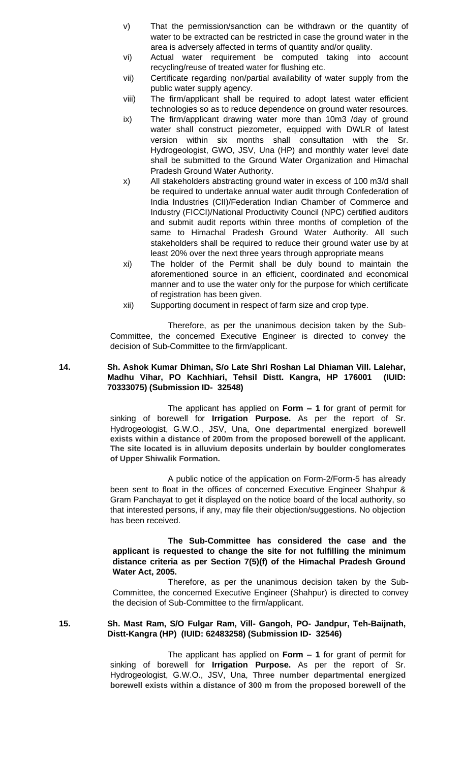v) That the permission/sanction can be withdrawn or the quantity of water to be extracted can be restricted in case the ground water in the area is adversely affected in terms of quantity and/or quality.

vi) Actual water requirement be computed taking into account recycling/reuse of treated water for flushing etc.

vii) Certificate regarding non/partial availability of water supply from the public water supply agency.

viii) The firm/applicant shall be required to adopt latest water efficient technologies so as to reduce dependence on ground water resources.

ix) The firm/applicant drawing water more than 10m3 /day of ground water shall construct piezometer, equipped with DWLR of latest version within six months shall consultation with the Sr. Hydrogeologist, GWO, JSV, Una (HP) and monthly water level date shall be submitted to the Ground Water Organization and Himachal Pradesh Ground Water Authority.

x) All stakeholders abstracting ground water in excess of 100 m3/d shall be required to undertake annual water audit through Confederation of India Industries (CII)/Federation Indian Chamber of Commerce and Industry (FICCI)/National Productivity Council (NPC) certified auditors and submit audit reports within three months of completion of the same to Himachal Pradesh Ground Water Authority. All such stakeholders shall be required to reduce their ground water use by at least 20% over the next three years through appropriate means

xi) The holder of the Permit shall be duly bound to maintain the aforementioned source in an efficient, coordinated and economical manner and to use the water only for the purpose for which certificate of registration has been given.

xii) Supporting document in respect of farm size and crop type.

Therefore, as per the unanimous decision taken by the Sub-Committee, the concerned Executive Engineer is directed to convey the decision of Sub-Committee to the firm/applicant.

**14. Sh. Ashok Kumar Dhiman, S/o Late Shri Roshan Lal Dhiaman Vill. Lalehar, Madhu Vihar, PO Kachhiari, Tehsil Distt. Kangra, HP 176001 (IUID: 70333075) (Submission ID- 32548)**

The applicant has applied on **Form – 1** for grant of permit for sinking of borewell for **Irrigation Purpose.** As per the report of Sr. Hydrogeologist, G.W.O., JSV, Una, **One departmental energized borewell exists within a distance of 200m from the proposed borewell of the applicant. The site located is in alluvium deposits underlain by boulder conglomerates of Upper Shiwalik Formation.**

A public notice of the application on Form-2/Form-5 has already been sent to float in the offices of concerned Executive Engineer Shahpur & Gram Panchayat to get it displayed on the notice board of the local authority, so that interested persons, if any, may file their objection/suggestions. No objection has been received.

**The Sub-Committee has considered the case and the applicant is requested to change the site for not fulfilling the minimum distance criteria as per Section 7(5)(f) of the Himachal Pradesh Ground Water Act, 2005.**

Therefore, as per the unanimous decision taken by the Sub-Committee, the concerned Executive Engineer (Shahpur) is directed to convey the decision of Sub-Committee to the firm/applicant.

**15. Sh. Mast Ram, S/O Fulgar Ram, Vill- Gangoh, PO- Jandpur, Teh-Baijnath, Distt-Kangra (HP) (IUID: 62483258) (Submission ID- 32546)**

The applicant has applied on **Form – 1** for grant of permit for sinking of borewell for **Irrigation Purpose.** As per the report of Sr. Hydrogeologist, G.W.O., JSV, Una, **Three number departmental energized borewell exists within a distance of 300 m from the proposed borewell of the**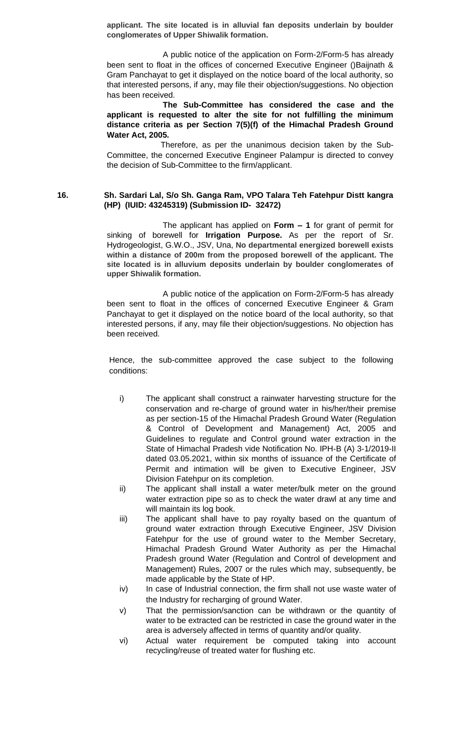**applicant. The site located is in alluvial fan deposits underlain by boulder conglomerates of Upper Shiwalik formation.**

A public notice of the application on Form-2/Form-5 has already been sent to float in the offices of concerned Executive Engineer ()Baijnath & Gram Panchayat to get it displayed on the notice board of the local authority, so that interested persons, if any, may file their objection/suggestions. No objection has been received.

**The Sub-Committee has considered the case and the applicant is requested to alter the site for not fulfilling the minimum distance criteria as per Section 7(5)(f) of the Himachal Pradesh Ground Water Act, 2005.**

Therefore, as per the unanimous decision taken by the Sub-Committee, the concerned Executive Engineer Palampur is directed to convey the decision of Sub-Committee to the firm/applicant.

**16. Sh. Sardari Lal, S/o Sh. Ganga Ram, VPO Talara Teh Fatehpur Distt kangra (HP) (IUID: 43245319) (Submission ID- 32472)**

The applicant has applied on **Form – 1** for grant of permit for sinking of borewell for **Irrigation Purpose.** As per the report of Sr. Hydrogeologist, G.W.O., JSV, Una, **No departmental energized borewell exists within a distance of 200m from the proposed borewell of the applicant. The site located is in alluvium deposits underlain by boulder conglomerates of upper Shiwalik formation.**

A public notice of the application on Form-2/Form-5 has already been sent to float in the offices of concerned Executive Engineer & Gram Panchayat to get it displayed on the notice board of the local authority, so that interested persons, if any, may file their objection/suggestions. No objection has been received.

Hence, the sub-committee approved the case subject to the following conditions:

i) The applicant shall construct a rainwater harvesting structure for the conservation and re-charge of ground water in his/her/their premise as per section-15 of the Himachal Pradesh Ground Water (Regulation & Control of Development and Management) Act, 2005 and Guidelines to regulate and Control ground water extraction in the State of Himachal Pradesh vide Notification No. IPH-B (A) 3-1/2019-II dated 03.05.2021, within six months of issuance of the Certificate of Permit and intimation will be given to Executive Engineer, JSV Division Fatehpur on its completion.

ii) The applicant shall install a water meter/bulk meter on the ground water extraction pipe so as to check the water drawl at any time and will maintain its log book.

iii) The applicant shall have to pay royalty based on the quantum of ground water extraction through Executive Engineer, JSV Division Fatehpur for the use of ground water to the Member Secretary, Himachal Pradesh Ground Water Authority as per the Himachal Pradesh ground Water (Regulation and Control of development and Management) Rules, 2007 or the rules which may, subsequently, be made applicable by the State of HP.

iv) In case of Industrial connection, the firm shall not use waste water of the Industry for recharging of ground Water.

v) That the permission/sanction can be withdrawn or the quantity of water to be extracted can be restricted in case the ground water in the area is adversely affected in terms of quantity and/or quality.

vi) Actual water requirement be computed taking into account recycling/reuse of treated water for flushing etc.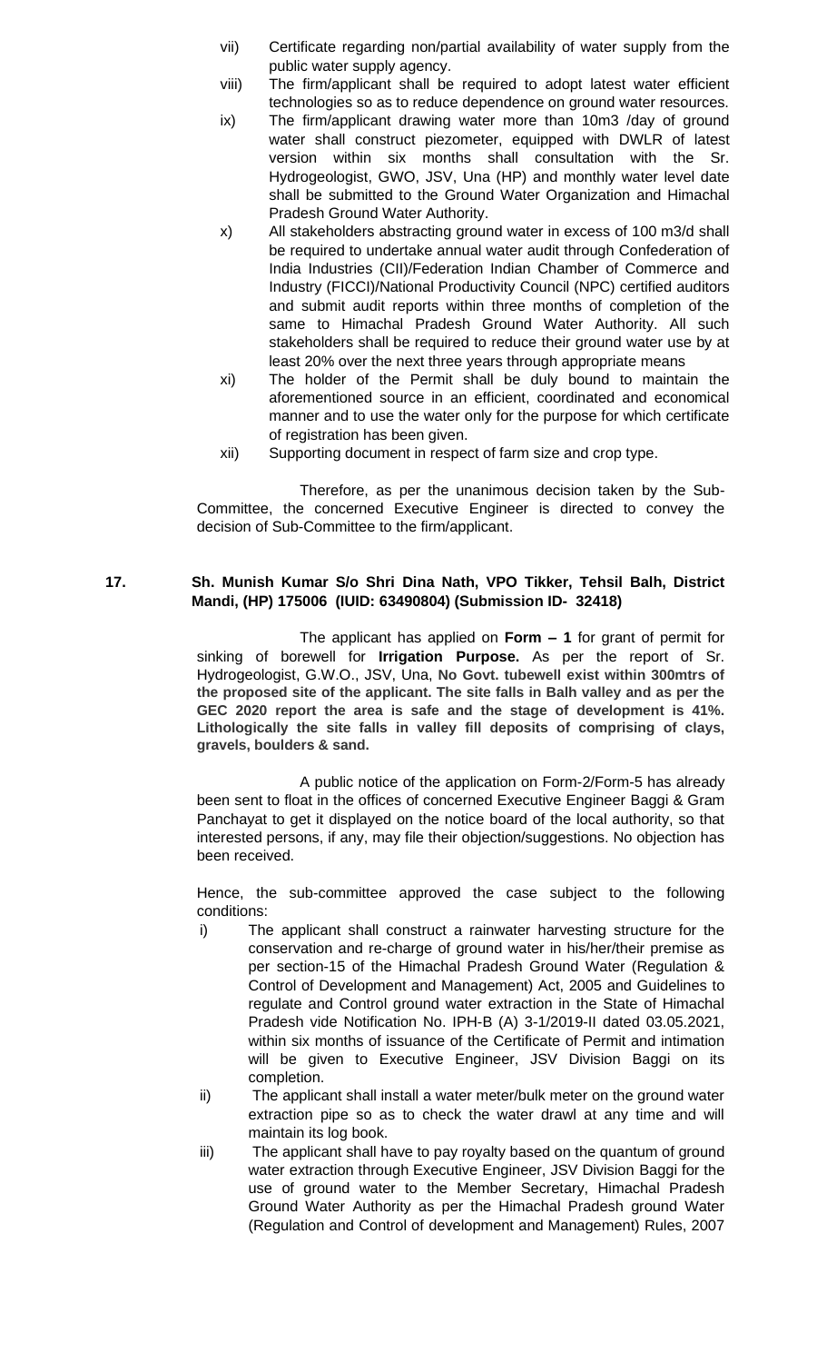vii) Certificate regarding non/partial availability of water supply from the public water supply agency.

viii) The firm/applicant shall be required to adopt latest water efficient technologies so as to reduce dependence on ground water resources.

ix) The firm/applicant drawing water more than 10m3 /day of ground water shall construct piezometer, equipped with DWLR of latest version within six months shall consultation with the Sr. Hydrogeologist, GWO, JSV, Una (HP) and monthly water level date shall be submitted to the Ground Water Organization and Himachal Pradesh Ground Water Authority.

x) All stakeholders abstracting ground water in excess of 100 m3/d shall be required to undertake annual water audit through Confederation of India Industries (CII)/Federation Indian Chamber of Commerce and Industry (FICCI)/National Productivity Council (NPC) certified auditors and submit audit reports within three months of completion of the same to Himachal Pradesh Ground Water Authority. All such stakeholders shall be required to reduce their ground water use by at least 20% over the next three years through appropriate means

xi) The holder of the Permit shall be duly bound to maintain the aforementioned source in an efficient, coordinated and economical manner and to use the water only for the purpose for which certificate of registration has been given.

xii) Supporting document in respect of farm size and crop type.

Therefore, as per the unanimous decision taken by the Sub-Committee, the concerned Executive Engineer is directed to convey the decision of Sub-Committee to the firm/applicant.

**17. Sh. Munish Kumar S/o Shri Dina Nath, VPO Tikker, Tehsil Balh, District Mandi, (HP) 175006 (IUID: 63490804) (Submission ID- 32418)**

The applicant has applied on **Form – 1** for grant of permit for sinking of borewell for **Irrigation Purpose.** As per the report of Sr. Hydrogeologist, G.W.O., JSV, Una, **No Govt. tubewell exist within 300mtrs of the proposed site of the applicant. The site falls in Balh valley and as per the GEC 2020 report the area is safe and the stage of development is 41%. Lithologically the site falls in valley fill deposits of comprising of clays, gravels, boulders & sand.**

A public notice of the application on Form-2/Form-5 has already been sent to float in the offices of concerned Executive Engineer Baggi & Gram Panchayat to get it displayed on the notice board of the local authority, so that interested persons, if any, may file their objection/suggestions. No objection has been received.

Hence, the sub-committee approved the case subject to the following conditions:

i) The applicant shall construct a rainwater harvesting structure for the conservation and re-charge of ground water in his/her/their premise as per section-15 of the Himachal Pradesh Ground Water (Regulation & Control of Development and Management) Act, 2005 and Guidelines to regulate and Control ground water extraction in the State of Himachal Pradesh vide Notification No. IPH-B (A) 3-1/2019-II dated 03.05.2021, within six months of issuance of the Certificate of Permit and intimation will be given to Executive Engineer, JSV Division Baggi on its completion.

ii) The applicant shall install a water meter/bulk meter on the ground water extraction pipe so as to check the water drawl at any time and will maintain its log book.

iii) The applicant shall have to pay royalty based on the quantum of ground water extraction through Executive Engineer, JSV Division Baggi for the use of ground water to the Member Secretary, Himachal Pradesh Ground Water Authority as per the Himachal Pradesh ground Water (Regulation and Control of development and Management) Rules, 2007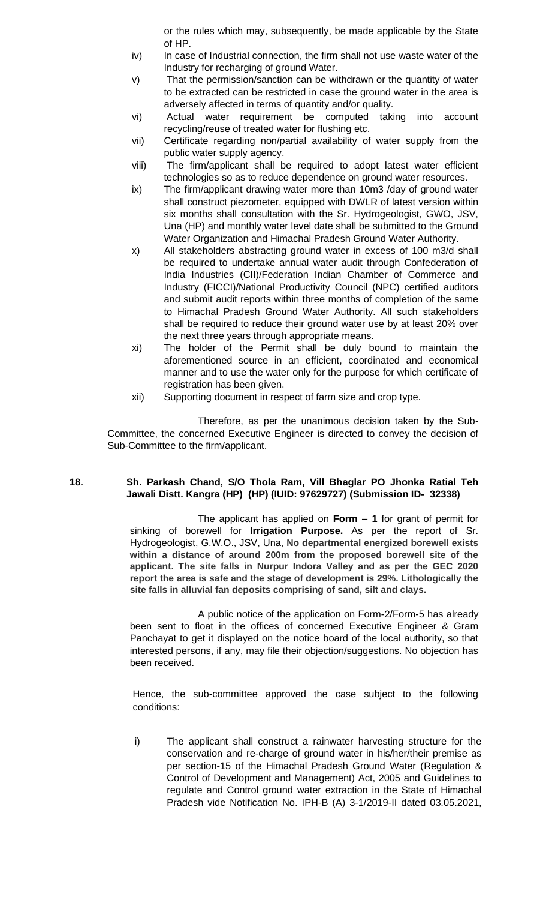or the rules which may, subsequently, be made applicable by the State of HP.

iv) In case of Industrial connection, the firm shall not use waste water of the Industry for recharging of ground Water.

v) That the permission/sanction can be withdrawn or the quantity of water to be extracted can be restricted in case the ground water in the area is adversely affected in terms of quantity and/or quality.

vi) Actual water requirement be computed taking into account recycling/reuse of treated water for flushing etc.

vii) Certificate regarding non/partial availability of water supply from the public water supply agency.

viii) The firm/applicant shall be required to adopt latest water efficient technologies so as to reduce dependence on ground water resources.

ix) The firm/applicant drawing water more than 10m3 /day of ground water shall construct piezometer, equipped with DWLR of latest version within six months shall consultation with the Sr. Hydrogeologist, GWO, JSV, Una (HP) and monthly water level date shall be submitted to the Ground Water Organization and Himachal Pradesh Ground Water Authority.

x) All stakeholders abstracting ground water in excess of 100 m3/d shall be required to undertake annual water audit through Confederation of India Industries (CII)/Federation Indian Chamber of Commerce and Industry (FICCI)/National Productivity Council (NPC) certified auditors and submit audit reports within three months of completion of the same to Himachal Pradesh Ground Water Authority. All such stakeholders shall be required to reduce their ground water use by at least 20% over the next three years through appropriate means.

xi) The holder of the Permit shall be duly bound to maintain the aforementioned source in an efficient, coordinated and economical manner and to use the water only for the purpose for which certificate of registration has been given.

xii) Supporting document in respect of farm size and crop type.

Therefore, as per the unanimous decision taken by the Sub-Committee, the concerned Executive Engineer is directed to convey the decision of Sub-Committee to the firm/applicant.

**18. Sh. Parkash Chand, S/O Thola Ram, Vill Bhaglar PO Jhonka Ratial Teh Jawali Distt. Kangra (HP) (HP) (IUID: 97629727) (Submission ID- 32338)**

The applicant has applied on **Form – 1** for grant of permit for sinking of borewell for **Irrigation Purpose.** As per the report of Sr. Hydrogeologist, G.W.O., JSV, Una, **No departmental energized borewell exists within a distance of around 200m from the proposed borewell site of the applicant. The site falls in Nurpur Indora Valley and as per the GEC 2020 report the area is safe and the stage of development is 29%. Lithologically the site falls in alluvial fan deposits comprising of sand, silt and clays.**

A public notice of the application on Form-2/Form-5 has already been sent to float in the offices of concerned Executive Engineer & Gram Panchayat to get it displayed on the notice board of the local authority, so that interested persons, if any, may file their objection/suggestions. No objection has been received.

Hence, the sub-committee approved the case subject to the following conditions:

i) The applicant shall construct a rainwater harvesting structure for the conservation and re-charge of ground water in his/her/their premise as per section-15 of the Himachal Pradesh Ground Water (Regulation & Control of Development and Management) Act, 2005 and Guidelines to regulate and Control ground water extraction in the State of Himachal Pradesh vide Notification No. IPH-B (A) 3-1/2019-II dated 03.05.2021,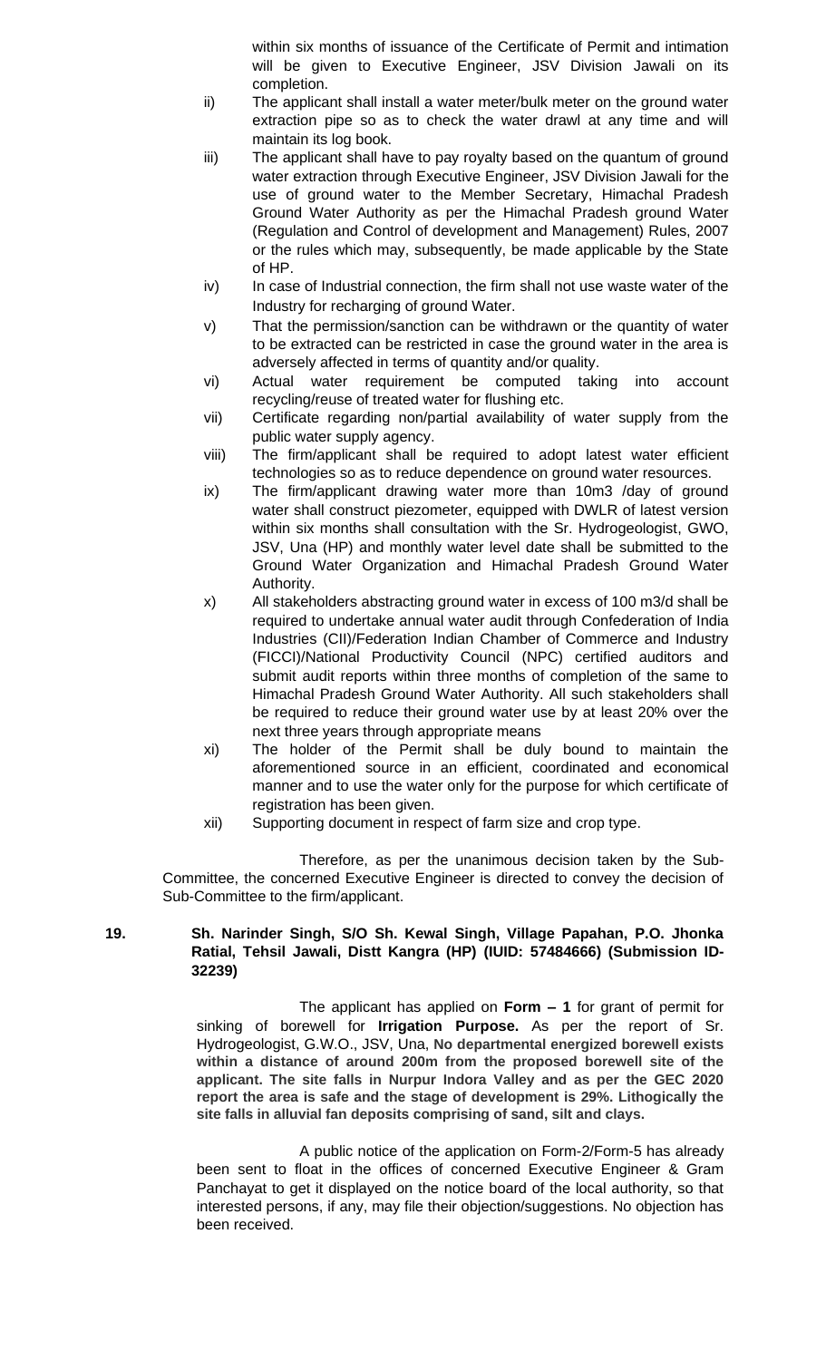within six months of issuance of the Certificate of Permit and intimation will be given to Executive Engineer, JSV Division Jawali on its completion.

ii) The applicant shall install a water meter/bulk meter on the ground water extraction pipe so as to check the water drawl at any time and will maintain its log book.

iii) The applicant shall have to pay royalty based on the quantum of ground water extraction through Executive Engineer, JSV Division Jawali for the use of ground water to the Member Secretary, Himachal Pradesh Ground Water Authority as per the Himachal Pradesh ground Water (Regulation and Control of development and Management) Rules, 2007 or the rules which may, subsequently, be made applicable by the State of HP.

iv) In case of Industrial connection, the firm shall not use waste water of the Industry for recharging of ground Water.

v) That the permission/sanction can be withdrawn or the quantity of water to be extracted can be restricted in case the ground water in the area is adversely affected in terms of quantity and/or quality.

vi) Actual water requirement be computed taking into account recycling/reuse of treated water for flushing etc.

vii) Certificate regarding non/partial availability of water supply from the public water supply agency.

viii) The firm/applicant shall be required to adopt latest water efficient technologies so as to reduce dependence on ground water resources.

ix) The firm/applicant drawing water more than 10m3 /day of ground water shall construct piezometer, equipped with DWLR of latest version within six months shall consultation with the Sr. Hydrogeologist, GWO, JSV, Una (HP) and monthly water level date shall be submitted to the Ground Water Organization and Himachal Pradesh Ground Water Authority.

x) All stakeholders abstracting ground water in excess of 100 m3/d shall be required to undertake annual water audit through Confederation of India Industries (CII)/Federation Indian Chamber of Commerce and Industry (FICCI)/National Productivity Council (NPC) certified auditors and submit audit reports within three months of completion of the same to Himachal Pradesh Ground Water Authority. All such stakeholders shall be required to reduce their ground water use by at least 20% over the next three years through appropriate means

xi) The holder of the Permit shall be duly bound to maintain the aforementioned source in an efficient, coordinated and economical manner and to use the water only for the purpose for which certificate of registration has been given.

xii) Supporting document in respect of farm size and crop type.

Therefore, as per the unanimous decision taken by the Sub-Committee, the concerned Executive Engineer is directed to convey the decision of Sub-Committee to the firm/applicant.

**19. Sh. Narinder Singh, S/O Sh. Kewal Singh, Village Papahan, P.O. Jhonka Ratial, Tehsil Jawali, Distt Kangra (HP) (IUID: 57484666) (Submission ID-32239)**

The applicant has applied on **Form – 1** for grant of permit for sinking of borewell for **Irrigation Purpose.** As per the report of Sr. Hydrogeologist, G.W.O., JSV, Una, **No departmental energized borewell exists within a distance of around 200m from the proposed borewell site of the applicant. The site falls in Nurpur Indora Valley and as per the GEC 2020 report the area is safe and the stage of development is 29%. Lithogically the site falls in alluvial fan deposits comprising of sand, silt and clays.**

A public notice of the application on Form-2/Form-5 has already been sent to float in the offices of concerned Executive Engineer & Gram Panchayat to get it displayed on the notice board of the local authority, so that interested persons, if any, may file their objection/suggestions. No objection has been received.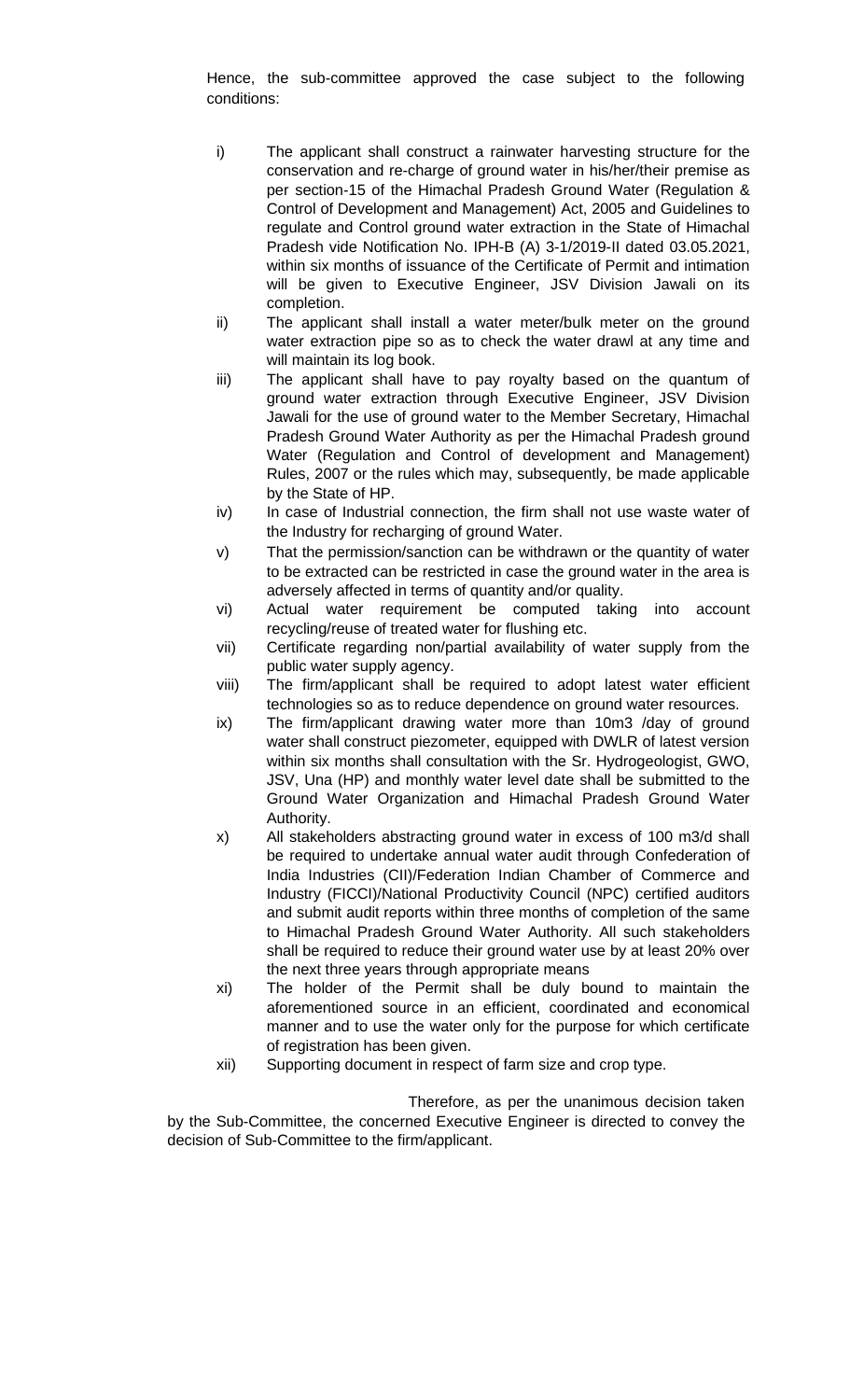Hence, the sub-committee approved the case subject to the following conditions:

i) The applicant shall construct a rainwater harvesting structure for the conservation and re-charge of ground water in his/her/their premise as per section-15 of the Himachal Pradesh Ground Water (Regulation & Control of Development and Management) Act, 2005 and Guidelines to regulate and Control ground water extraction in the State of Himachal Pradesh vide Notification No. IPH-B (A) 3-1/2019-II dated 03.05.2021, within six months of issuance of the Certificate of Permit and intimation will be given to Executive Engineer, JSV Division Jawali on its completion.

ii) The applicant shall install a water meter/bulk meter on the ground water extraction pipe so as to check the water drawl at any time and will maintain its log book.

iii) The applicant shall have to pay royalty based on the quantum of ground water extraction through Executive Engineer, JSV Division Jawali for the use of ground water to the Member Secretary, Himachal Pradesh Ground Water Authority as per the Himachal Pradesh ground Water (Regulation and Control of development and Management) Rules, 2007 or the rules which may, subsequently, be made applicable by the State of HP.

iv) In case of Industrial connection, the firm shall not use waste water of the Industry for recharging of ground Water.

v) That the permission/sanction can be withdrawn or the quantity of water to be extracted can be restricted in case the ground water in the area is adversely affected in terms of quantity and/or quality.

vi) Actual water requirement be computed taking into account recycling/reuse of treated water for flushing etc.

vii) Certificate regarding non/partial availability of water supply from the public water supply agency.

viii) The firm/applicant shall be required to adopt latest water efficient technologies so as to reduce dependence on ground water resources.

ix) The firm/applicant drawing water more than 10m3 /day of ground water shall construct piezometer, equipped with DWLR of latest version within six months shall consultation with the Sr. Hydrogeologist, GWO, JSV, Una (HP) and monthly water level date shall be submitted to the Ground Water Organization and Himachal Pradesh Ground Water Authority.

x) All stakeholders abstracting ground water in excess of 100 m3/d shall be required to undertake annual water audit through Confederation of India Industries (CII)/Federation Indian Chamber of Commerce and Industry (FICCI)/National Productivity Council (NPC) certified auditors and submit audit reports within three months of completion of the same to Himachal Pradesh Ground Water Authority. All such stakeholders shall be required to reduce their ground water use by at least 20% over the next three years through appropriate means

xi) The holder of the Permit shall be duly bound to maintain the aforementioned source in an efficient, coordinated and economical manner and to use the water only for the purpose for which certificate of registration has been given.

xii) Supporting document in respect of farm size and crop type.

Therefore, as per the unanimous decision taken by the Sub-Committee, the concerned Executive Engineer is directed to convey the decision of Sub-Committee to the firm/applicant.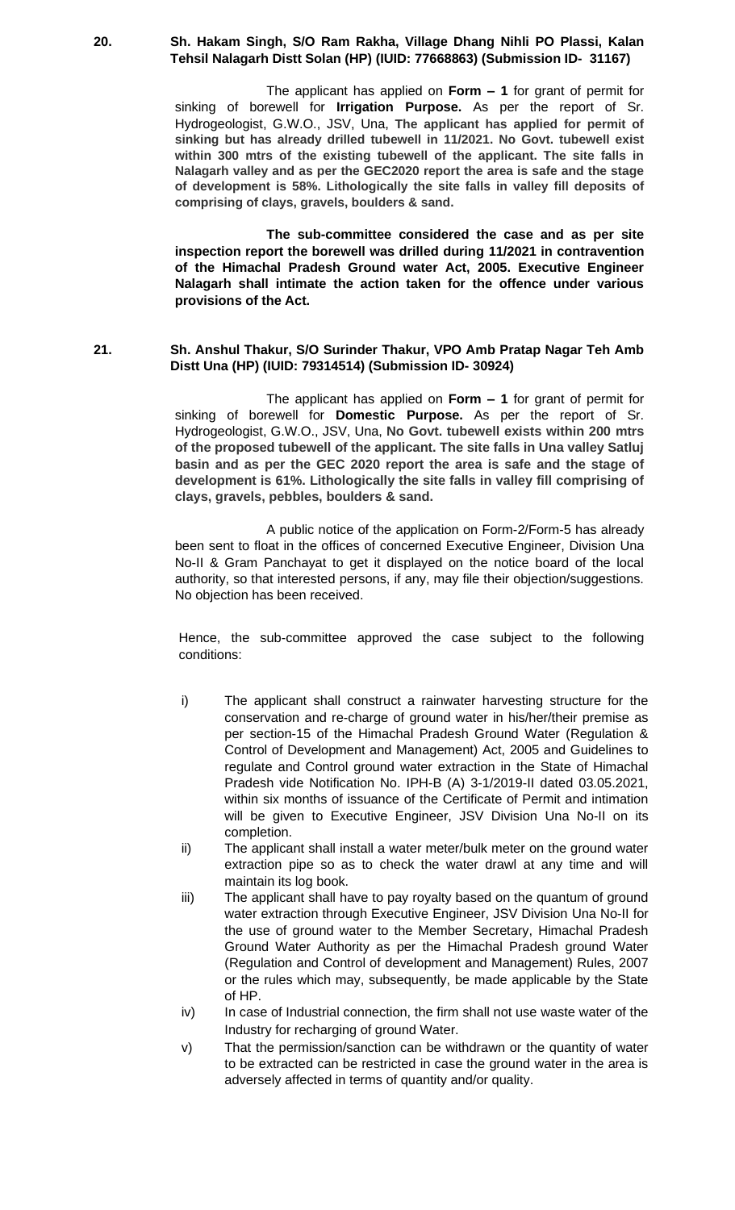**20. Sh. Hakam Singh, S/O Ram Rakha, Village Dhang Nihli PO Plassi, Kalan Tehsil Nalagarh Distt Solan (HP) (IUID: 77668863) (Submission ID- 31167)**

The applicant has applied on **Form – 1** for grant of permit for sinking of borewell for **Irrigation Purpose.** As per the report of Sr. Hydrogeologist, G.W.O., JSV, Una, **The applicant has applied for permit of sinking but has already drilled tubewell in 11/2021. No Govt. tubewell exist within 300 mtrs of the existing tubewell of the applicant. The site falls in Nalagarh valley and as per the GEC2020 report the area is safe and the stage of development is 58%. Lithologically the site falls in valley fill deposits of comprising of clays, gravels, boulders & sand.**

**The sub-committee considered the case and as per site inspection report the borewell was drilled during 11/2021 in contravention of the Himachal Pradesh Ground water Act, 2005. Executive Engineer Nalagarh shall intimate the action taken for the offence under various provisions of the Act.**

**21. Sh. Anshul Thakur, S/O Surinder Thakur, VPO Amb Pratap Nagar Teh Amb Distt Una (HP) (IUID: 79314514) (Submission ID- 30924)**

The applicant has applied on **Form – 1** for grant of permit for sinking of borewell for **Domestic Purpose.** As per the report of Sr. Hydrogeologist, G.W.O., JSV, Una, **No Govt. tubewell exists within 200 mtrs of the proposed tubewell of the applicant. The site falls in Una valley Satluj basin and as per the GEC 2020 report the area is safe and the stage of development is 61%. Lithologically the site falls in valley fill comprising of clays, gravels, pebbles, boulders & sand.**

A public notice of the application on Form-2/Form-5 has already been sent to float in the offices of concerned Executive Engineer, Division Una No-II & Gram Panchayat to get it displayed on the notice board of the local authority, so that interested persons, if any, may file their objection/suggestions. No objection has been received.

Hence, the sub-committee approved the case subject to the following conditions:

i) The applicant shall construct a rainwater harvesting structure for the conservation and re-charge of ground water in his/her/their premise as per section-15 of the Himachal Pradesh Ground Water (Regulation & Control of Development and Management) Act, 2005 and Guidelines to regulate and Control ground water extraction in the State of Himachal Pradesh vide Notification No. IPH-B (A) 3-1/2019-II dated 03.05.2021, within six months of issuance of the Certificate of Permit and intimation will be given to Executive Engineer, JSV Division Una No-II on its completion.

ii) The applicant shall install a water meter/bulk meter on the ground water extraction pipe so as to check the water drawl at any time and will maintain its log book.

iii) The applicant shall have to pay royalty based on the quantum of ground water extraction through Executive Engineer, JSV Division Una No-II for the use of ground water to the Member Secretary, Himachal Pradesh Ground Water Authority as per the Himachal Pradesh ground Water (Regulation and Control of development and Management) Rules, 2007 or the rules which may, subsequently, be made applicable by the State of HP.

iv) In case of Industrial connection, the firm shall not use waste water of the Industry for recharging of ground Water.

v) That the permission/sanction can be withdrawn or the quantity of water to be extracted can be restricted in case the ground water in the area is adversely affected in terms of quantity and/or quality.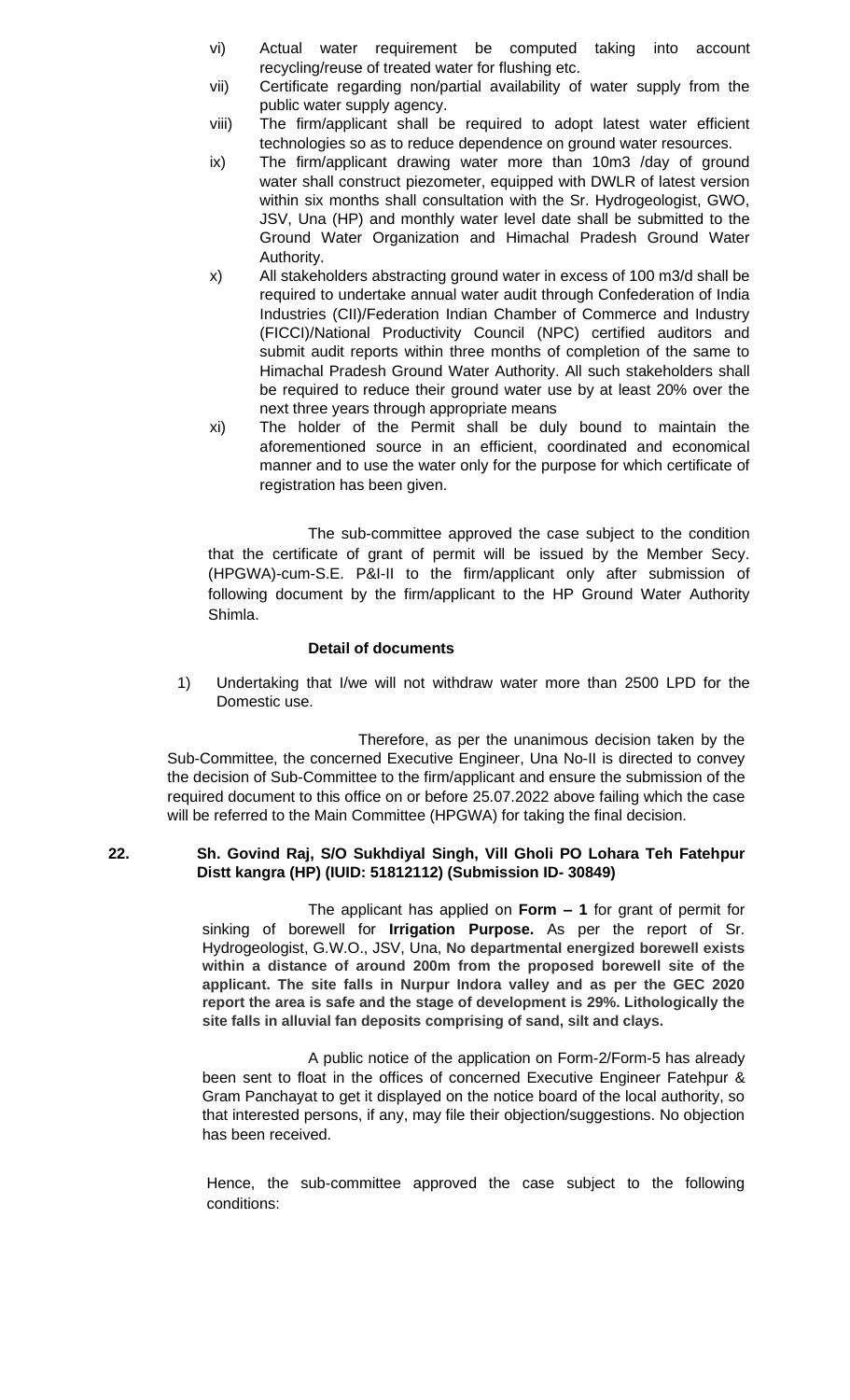vi) Actual water requirement be computed taking into account recycling/reuse of treated water for flushing etc.

vii) Certificate regarding non/partial availability of water supply from the public water supply agency.

viii) The firm/applicant shall be required to adopt latest water efficient technologies so as to reduce dependence on ground water resources.

ix) The firm/applicant drawing water more than 10m3 /day of ground water shall construct piezometer, equipped with DWLR of latest version within six months shall consultation with the Sr. Hydrogeologist, GWO, JSV, Una (HP) and monthly water level date shall be submitted to the Ground Water Organization and Himachal Pradesh Ground Water Authority.

x) All stakeholders abstracting ground water in excess of 100 m3/d shall be required to undertake annual water audit through Confederation of India Industries (CII)/Federation Indian Chamber of Commerce and Industry (FICCI)/National Productivity Council (NPC) certified auditors and submit audit reports within three months of completion of the same to Himachal Pradesh Ground Water Authority. All such stakeholders shall be required to reduce their ground water use by at least 20% over the next three years through appropriate means

xi) The holder of the Permit shall be duly bound to maintain the aforementioned source in an efficient, coordinated and economical manner and to use the water only for the purpose for which certificate of registration has been given.

The sub-committee approved the case subject to the condition that the certificate of grant of permit will be issued by the Member Secy. (HPGWA)-cum-S.E. P&I-II to the firm/applicant only after submission of following document by the firm/applicant to the HP Ground Water Authority Shimla.

**Detail of documents**

1) Undertaking that I/we will not withdraw water more than 2500 LPD for the Domestic use.

Therefore, as per the unanimous decision taken by the Sub-Committee, the concerned Executive Engineer, Una No-II is directed to convey the decision of Sub-Committee to the firm/applicant and ensure the submission of the required document to this office on or before 25.07.2022 above failing which the case will be referred to the Main Committee (HPGWA) for taking the final decision.

**22. Sh. Govind Raj, S/O Sukhdiyal Singh, Vill Gholi PO Lohara Teh Fatehpur Distt kangra (HP) (IUID: 51812112) (Submission ID- 30849)**

The applicant has applied on **Form – 1** for grant of permit for sinking of borewell for **Irrigation Purpose.** As per the report of Sr. Hydrogeologist, G.W.O., JSV, Una, **No departmental energized borewell exists within a distance of around 200m from the proposed borewell site of the applicant. The site falls in Nurpur Indora valley and as per the GEC 2020 report the area is safe and the stage of development is 29%. Lithologically the site falls in alluvial fan deposits comprising of sand, silt and clays.**

A public notice of the application on Form-2/Form-5 has already been sent to float in the offices of concerned Executive Engineer Fatehpur & Gram Panchayat to get it displayed on the notice board of the local authority, so that interested persons, if any, may file their objection/suggestions. No objection has been received.

Hence, the sub-committee approved the case subject to the following conditions: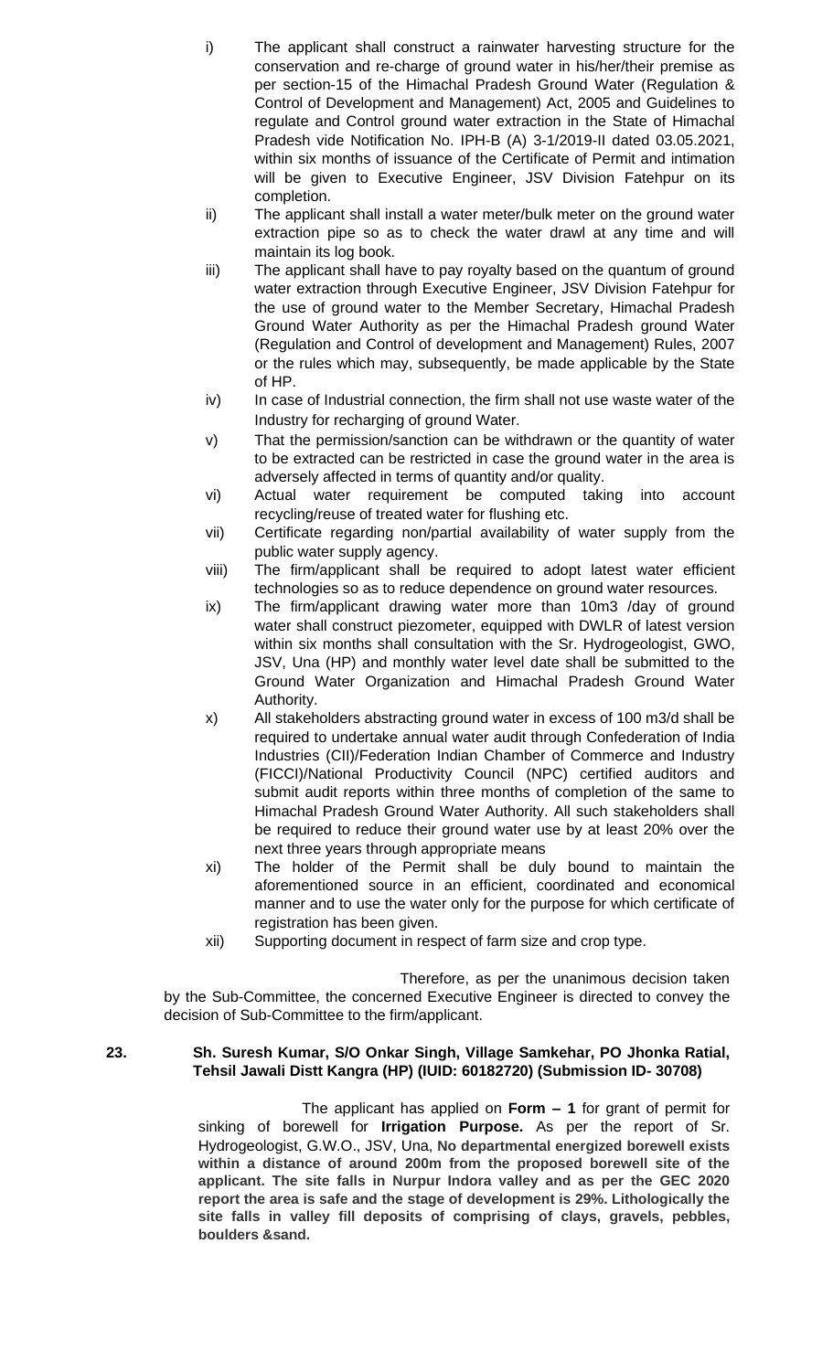i) The applicant shall construct a rainwater harvesting structure for the conservation and re-charge of ground water in his/her/their premise as per section-15 of the Himachal Pradesh Ground Water (Regulation & Control of Development and Management) Act, 2005 and Guidelines to regulate and Control ground water extraction in the State of Himachal Pradesh vide Notification No. IPH-B (A) 3-1/2019-II dated 03.05.2021, within six months of issuance of the Certificate of Permit and intimation will be given to Executive Engineer, JSV Division Fatehpur on its completion.

ii) The applicant shall install a water meter/bulk meter on the ground water extraction pipe so as to check the water drawl at any time and will maintain its log book.

iii) The applicant shall have to pay royalty based on the quantum of ground water extraction through Executive Engineer, JSV Division Fatehpur for the use of ground water to the Member Secretary, Himachal Pradesh Ground Water Authority as per the Himachal Pradesh ground Water (Regulation and Control of development and Management) Rules, 2007 or the rules which may, subsequently, be made applicable by the State of HP.

iv) In case of Industrial connection, the firm shall not use waste water of the Industry for recharging of ground Water.

v) That the permission/sanction can be withdrawn or the quantity of water to be extracted can be restricted in case the ground water in the area is adversely affected in terms of quantity and/or quality.

vi) Actual water requirement be computed taking into account recycling/reuse of treated water for flushing etc.

vii) Certificate regarding non/partial availability of water supply from the public water supply agency.

viii) The firm/applicant shall be required to adopt latest water efficient technologies so as to reduce dependence on ground water resources.

ix) The firm/applicant drawing water more than 10m3 /day of ground water shall construct piezometer, equipped with DWLR of latest version within six months shall consultation with the Sr. Hydrogeologist, GWO, JSV, Una (HP) and monthly water level date shall be submitted to the Ground Water Organization and Himachal Pradesh Ground Water Authority.

x) All stakeholders abstracting ground water in excess of 100 m3/d shall be required to undertake annual water audit through Confederation of India Industries (CII)/Federation Indian Chamber of Commerce and Industry (FICCI)/National Productivity Council (NPC) certified auditors and submit audit reports within three months of completion of the same to Himachal Pradesh Ground Water Authority. All such stakeholders shall be required to reduce their ground water use by at least 20% over the next three years through appropriate means

xi) The holder of the Permit shall be duly bound to maintain the aforementioned source in an efficient, coordinated and economical manner and to use the water only for the purpose for which certificate of registration has been given.

xii) Supporting document in respect of farm size and crop type.

Therefore, as per the unanimous decision taken by the Sub-Committee, the concerned Executive Engineer is directed to convey the decision of Sub-Committee to the firm/applicant.

**23. Sh. Suresh Kumar, S/O Onkar Singh, Village Samkehar, PO Jhonka Ratial, Tehsil Jawali Distt Kangra (HP) (IUID: 60182720) (Submission ID- 30708)**

The applicant has applied on **Form – 1** for grant of permit for sinking of borewell for **Irrigation Purpose.** As per the report of Sr. Hydrogeologist, G.W.O., JSV, Una, **No departmental energized borewell exists within a distance of around 200m from the proposed borewell site of the applicant. The site falls in Nurpur Indora valley and as per the GEC 2020 report the area is safe and the stage of development is 29%. Lithologically the site falls in valley fill deposits of comprising of clays, gravels, pebbles, boulders &sand.**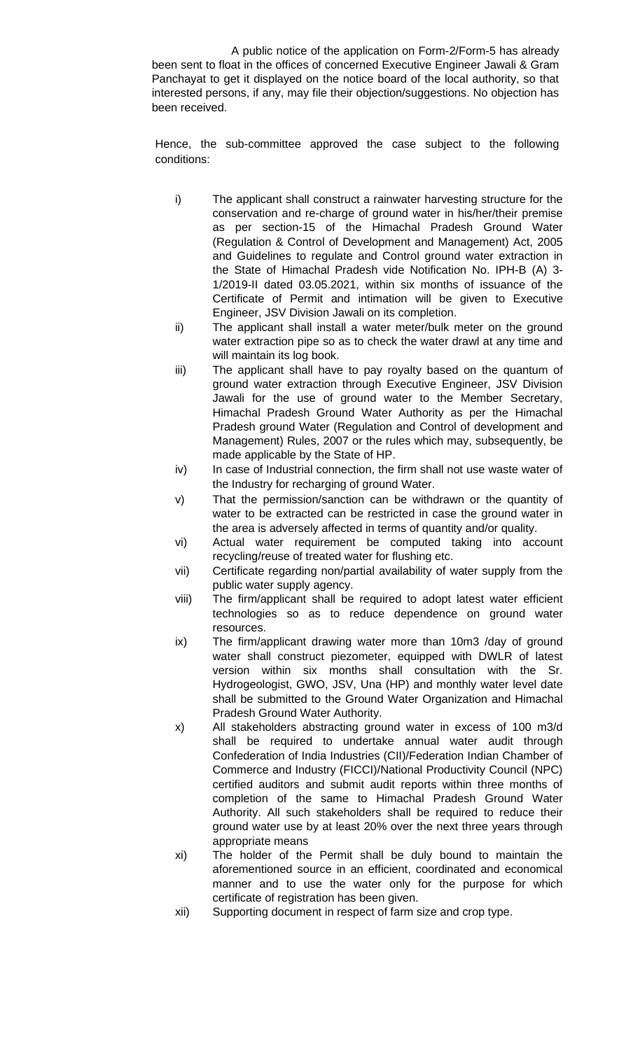A public notice of the application on Form-2/Form-5 has already been sent to float in the offices of concerned Executive Engineer Jawali & Gram Panchayat to get it displayed on the notice board of the local authority, so that interested persons, if any, may file their objection/suggestions. No objection has been received.

Hence, the sub-committee approved the case subject to the following conditions:

i) The applicant shall construct a rainwater harvesting structure for the conservation and re-charge of ground water in his/her/their premise as per section-15 of the Himachal Pradesh Ground Water (Regulation & Control of Development and Management) Act, 2005 and Guidelines to regulate and Control ground water extraction in the State of Himachal Pradesh vide Notification No. IPH-B (A) 3-1/2019-II dated 03.05.2021, within six months of issuance of the Certificate of Permit and intimation will be given to Executive Engineer, JSV Division Jawali on its completion.

ii) The applicant shall install a water meter/bulk meter on the ground water extraction pipe so as to check the water drawl at any time and will maintain its log book.

iii) The applicant shall have to pay royalty based on the quantum of ground water extraction through Executive Engineer, JSV Division Jawali for the use of ground water to the Member Secretary, Himachal Pradesh Ground Water Authority as per the Himachal Pradesh ground Water (Regulation and Control of development and Management) Rules, 2007 or the rules which may, subsequently, be made applicable by the State of HP.

iv) In case of Industrial connection, the firm shall not use waste water of the Industry for recharging of ground Water.

v) That the permission/sanction can be withdrawn or the quantity of water to be extracted can be restricted in case the ground water in the area is adversely affected in terms of quantity and/or quality.

vi) Actual water requirement be computed taking into account recycling/reuse of treated water for flushing etc.

vii) Certificate regarding non/partial availability of water supply from the public water supply agency.

viii) The firm/applicant shall be required to adopt latest water efficient technologies so as to reduce dependence on ground water resources.

ix) The firm/applicant drawing water more than 10m3 /day of ground water shall construct piezometer, equipped with DWLR of latest version within six months shall consultation with the Sr. Hydrogeologist, GWO, JSV, Una (HP) and monthly water level date shall be submitted to the Ground Water Organization and Himachal Pradesh Ground Water Authority.

x) All stakeholders abstracting ground water in excess of 100 m3/d shall be required to undertake annual water audit through Confederation of India Industries (CII)/Federation Indian Chamber of Commerce and Industry (FICCI)/National Productivity Council (NPC) certified auditors and submit audit reports within three months of completion of the same to Himachal Pradesh Ground Water Authority. All such stakeholders shall be required to reduce their ground water use by at least 20% over the next three years through appropriate means

xi) The holder of the Permit shall be duly bound to maintain the aforementioned source in an efficient, coordinated and economical manner and to use the water only for the purpose for which certificate of registration has been given.

xii) Supporting document in respect of farm size and crop type.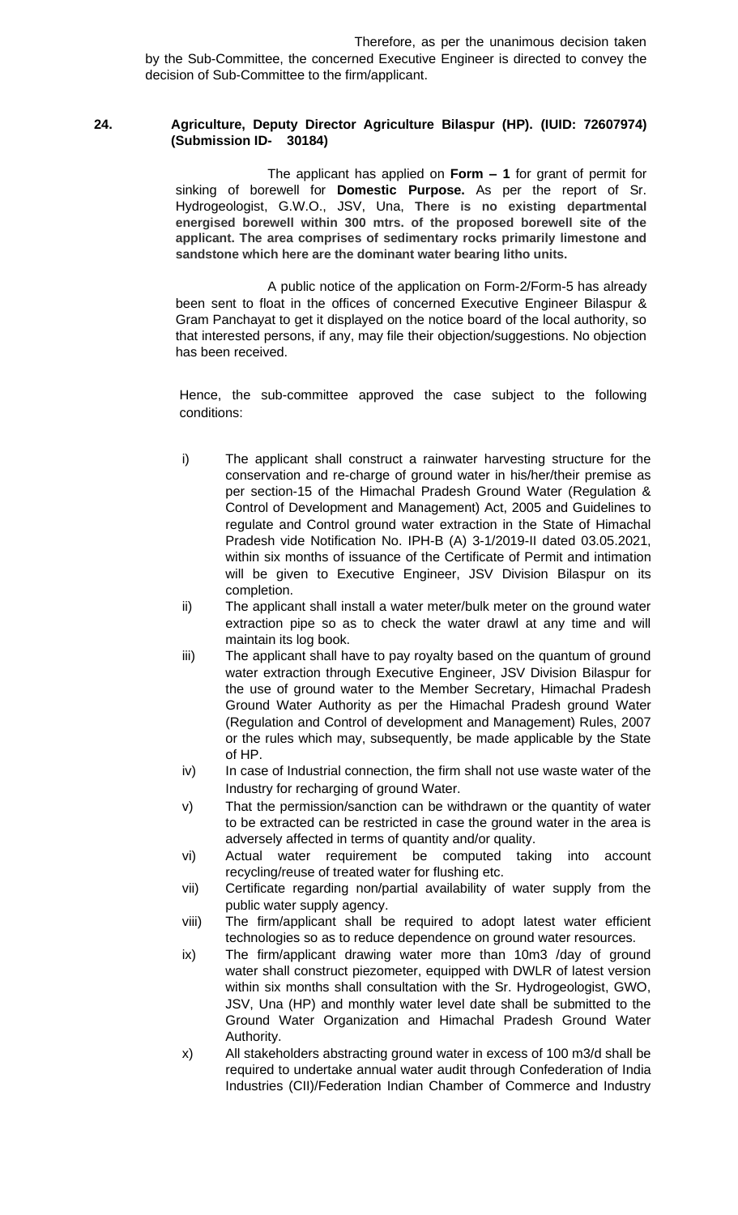Therefore, as per the unanimous decision taken by the Sub-Committee, the concerned Executive Engineer is directed to convey the decision of Sub-Committee to the firm/applicant.

**24. Agriculture, Deputy Director Agriculture Bilaspur (HP). (IUID: 72607974) (Submission ID- 30184)**

The applicant has applied on **Form – 1** for grant of permit for sinking of borewell for **Domestic Purpose.** As per the report of Sr. Hydrogeologist, G.W.O., JSV, Una, **There is no existing departmental energised borewell within 300 mtrs. of the proposed borewell site of the applicant. The area comprises of sedimentary rocks primarily limestone and sandstone which here are the dominant water bearing litho units.**

A public notice of the application on Form-2/Form-5 has already been sent to float in the offices of concerned Executive Engineer Bilaspur & Gram Panchayat to get it displayed on the notice board of the local authority, so that interested persons, if any, may file their objection/suggestions. No objection has been received.

Hence, the sub-committee approved the case subject to the following conditions:

- i) The applicant shall construct a rainwater harvesting structure for the conservation and re-charge of ground water in his/her/their premise as per section-15 of the Himachal Pradesh Ground Water (Regulation & Control of Development and Management) Act, 2005 and Guidelines to regulate and Control ground water extraction in the State of Himachal Pradesh vide Notification No. IPH-B (A) 3-1/2019-II dated 03.05.2021, within six months of issuance of the Certificate of Permit and intimation will be given to Executive Engineer, JSV Division Bilaspur on its completion.
- ii) The applicant shall install a water meter/bulk meter on the ground water extraction pipe so as to check the water drawl at any time and will maintain its log book.
- iii) The applicant shall have to pay royalty based on the quantum of ground water extraction through Executive Engineer, JSV Division Bilaspur for the use of ground water to the Member Secretary, Himachal Pradesh Ground Water Authority as per the Himachal Pradesh ground Water (Regulation and Control of development and Management) Rules, 2007 or the rules which may, subsequently, be made applicable by the State of HP.
- iv) In case of Industrial connection, the firm shall not use waste water of the Industry for recharging of ground Water.
- v) That the permission/sanction can be withdrawn or the quantity of water to be extracted can be restricted in case the ground water in the area is adversely affected in terms of quantity and/or quality.
- vi) Actual water requirement be computed taking into account recycling/reuse of treated water for flushing etc.
- vii) Certificate regarding non/partial availability of water supply from the public water supply agency.
- viii) The firm/applicant shall be required to adopt latest water efficient technologies so as to reduce dependence on ground water resources.
- ix) The firm/applicant drawing water more than 10m3 /day of ground water shall construct piezometer, equipped with DWLR of latest version within six months shall consultation with the Sr. Hydrogeologist, GWO, JSV, Una (HP) and monthly water level date shall be submitted to the Ground Water Organization and Himachal Pradesh Ground Water Authority.
- x) All stakeholders abstracting ground water in excess of 100 m3/d shall be required to undertake annual water audit through Confederation of India Industries (CII)/Federation Indian Chamber of Commerce and Industry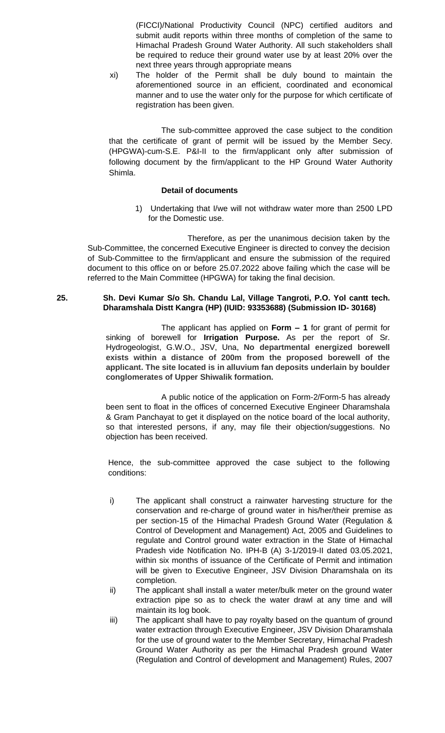(FICCI)/National Productivity Council (NPC) certified auditors and submit audit reports within three months of completion of the same to Himachal Pradesh Ground Water Authority. All such stakeholders shall be required to reduce their ground water use by at least 20% over the next three years through appropriate means

xi) The holder of the Permit shall be duly bound to maintain the aforementioned source in an efficient, coordinated and economical manner and to use the water only for the purpose for which certificate of registration has been given.

The sub-committee approved the case subject to the condition that the certificate of grant of permit will be issued by the Member Secy. (HPGWA)-cum-S.E. P&I-II to the firm/applicant only after submission of following document by the firm/applicant to the HP Ground Water Authority Shimla.

**Detail of documents**

1) Undertaking that I/we will not withdraw water more than 2500 LPD for the Domestic use.

Therefore, as per the unanimous decision taken by the Sub-Committee, the concerned Executive Engineer is directed to convey the decision of Sub-Committee to the firm/applicant and ensure the submission of the required document to this office on or before 25.07.2022 above failing which the case will be referred to the Main Committee (HPGWA) for taking the final decision.

**25. Sh. Devi Kumar S/o Sh. Chandu Lal, Village Tangroti, P.O. Yol cantt tech. Dharamshala Distt Kangra (HP) (IUID: 93353688) (Submission ID- 30168)**

The applicant has applied on **Form – 1** for grant of permit for sinking of borewell for **Irrigation Purpose.** As per the report of Sr. Hydrogeologist, G.W.O., JSV, Una, **No departmental energized borewell exists within a distance of 200m from the proposed borewell of the applicant. The site located is in alluvium fan deposits underlain by boulder conglomerates of Upper Shiwalik formation.**

A public notice of the application on Form-2/Form-5 has already been sent to float in the offices of concerned Executive Engineer Dharamshala & Gram Panchayat to get it displayed on the notice board of the local authority, so that interested persons, if any, may file their objection/suggestions. No objection has been received.

Hence, the sub-committee approved the case subject to the following conditions:

i) The applicant shall construct a rainwater harvesting structure for the conservation and re-charge of ground water in his/her/their premise as per section-15 of the Himachal Pradesh Ground Water (Regulation & Control of Development and Management) Act, 2005 and Guidelines to regulate and Control ground water extraction in the State of Himachal Pradesh vide Notification No. IPH-B (A) 3-1/2019-II dated 03.05.2021, within six months of issuance of the Certificate of Permit and intimation will be given to Executive Engineer, JSV Division Dharamshala on its completion.

ii) The applicant shall install a water meter/bulk meter on the ground water extraction pipe so as to check the water drawl at any time and will maintain its log book.

iii) The applicant shall have to pay royalty based on the quantum of ground water extraction through Executive Engineer, JSV Division Dharamshala for the use of ground water to the Member Secretary, Himachal Pradesh Ground Water Authority as per the Himachal Pradesh ground Water (Regulation and Control of development and Management) Rules, 2007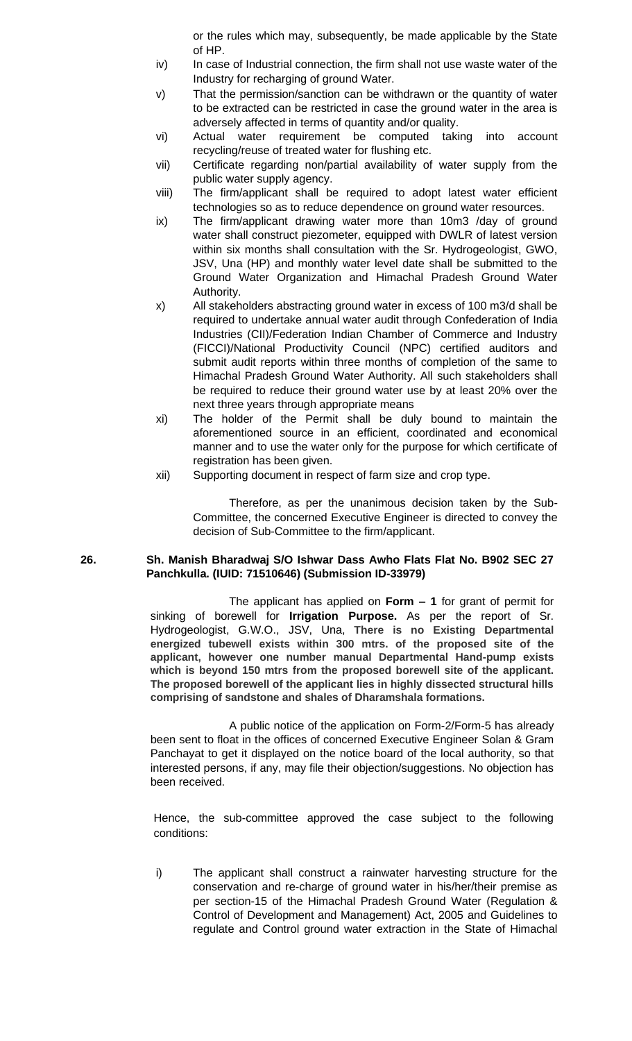or the rules which may, subsequently, be made applicable by the State of HP.

iv) In case of Industrial connection, the firm shall not use waste water of the Industry for recharging of ground Water.

v) That the permission/sanction can be withdrawn or the quantity of water to be extracted can be restricted in case the ground water in the area is adversely affected in terms of quantity and/or quality.

vi) Actual water requirement be computed taking into account recycling/reuse of treated water for flushing etc.

vii) Certificate regarding non/partial availability of water supply from the public water supply agency.

viii) The firm/applicant shall be required to adopt latest water efficient technologies so as to reduce dependence on ground water resources.

ix) The firm/applicant drawing water more than 10m3 /day of ground water shall construct piezometer, equipped with DWLR of latest version within six months shall consultation with the Sr. Hydrogeologist, GWO, JSV, Una (HP) and monthly water level date shall be submitted to the Ground Water Organization and Himachal Pradesh Ground Water Authority.

x) All stakeholders abstracting ground water in excess of 100 m3/d shall be required to undertake annual water audit through Confederation of India Industries (CII)/Federation Indian Chamber of Commerce and Industry (FICCI)/National Productivity Council (NPC) certified auditors and submit audit reports within three months of completion of the same to Himachal Pradesh Ground Water Authority. All such stakeholders shall be required to reduce their ground water use by at least 20% over the next three years through appropriate means

xi) The holder of the Permit shall be duly bound to maintain the aforementioned source in an efficient, coordinated and economical manner and to use the water only for the purpose for which certificate of registration has been given.

xii) Supporting document in respect of farm size and crop type.

Therefore, as per the unanimous decision taken by the Sub-Committee, the concerned Executive Engineer is directed to convey the decision of Sub-Committee to the firm/applicant.

**26. Sh. Manish Bharadwaj S/O Ishwar Dass Awho Flats Flat No. B902 SEC 27 Panchkulla. (IUID: 71510646) (Submission ID-33979)**

The applicant has applied on **Form – 1** for grant of permit for sinking of borewell for **Irrigation Purpose.** As per the report of Sr. Hydrogeologist, G.W.O., JSV, Una, **There is no Existing Departmental energized tubewell exists within 300 mtrs. of the proposed site of the applicant, however one number manual Departmental Hand-pump exists which is beyond 150 mtrs from the proposed borewell site of the applicant. The proposed borewell of the applicant lies in highly dissected structural hills comprising of sandstone and shales of Dharamshala formations.**

A public notice of the application on Form-2/Form-5 has already been sent to float in the offices of concerned Executive Engineer Solan & Gram Panchayat to get it displayed on the notice board of the local authority, so that interested persons, if any, may file their objection/suggestions. No objection has been received.

Hence, the sub-committee approved the case subject to the following conditions:

i) The applicant shall construct a rainwater harvesting structure for the conservation and re-charge of ground water in his/her/their premise as per section-15 of the Himachal Pradesh Ground Water (Regulation & Control of Development and Management) Act, 2005 and Guidelines to regulate and Control ground water extraction in the State of Himachal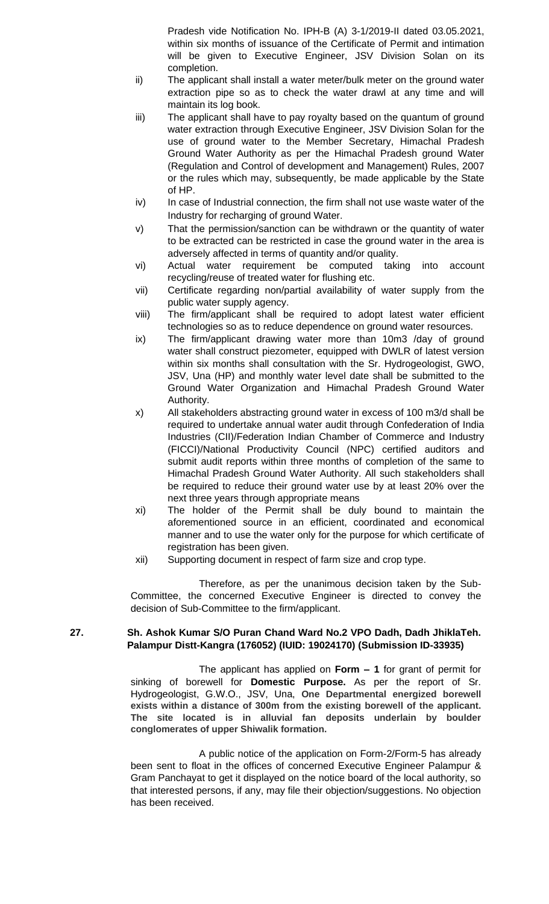Pradesh vide Notification No. IPH-B (A) 3-1/2019-II dated 03.05.2021, within six months of issuance of the Certificate of Permit and intimation will be given to Executive Engineer, JSV Division Solan on its completion.

ii) The applicant shall install a water meter/bulk meter on the ground water extraction pipe so as to check the water drawl at any time and will maintain its log book.

iii) The applicant shall have to pay royalty based on the quantum of ground water extraction through Executive Engineer, JSV Division Solan for the use of ground water to the Member Secretary, Himachal Pradesh Ground Water Authority as per the Himachal Pradesh ground Water (Regulation and Control of development and Management) Rules, 2007 or the rules which may, subsequently, be made applicable by the State of HP.

iv) In case of Industrial connection, the firm shall not use waste water of the Industry for recharging of ground Water.

v) That the permission/sanction can be withdrawn or the quantity of water to be extracted can be restricted in case the ground water in the area is adversely affected in terms of quantity and/or quality.

vi) Actual water requirement be computed taking into account recycling/reuse of treated water for flushing etc.

vii) Certificate regarding non/partial availability of water supply from the public water supply agency.

viii) The firm/applicant shall be required to adopt latest water efficient technologies so as to reduce dependence on ground water resources.

ix) The firm/applicant drawing water more than 10m3 /day of ground water shall construct piezometer, equipped with DWLR of latest version within six months shall consultation with the Sr. Hydrogeologist, GWO, JSV, Una (HP) and monthly water level date shall be submitted to the Ground Water Organization and Himachal Pradesh Ground Water Authority.

x) All stakeholders abstracting ground water in excess of 100 m3/d shall be required to undertake annual water audit through Confederation of India Industries (CII)/Federation Indian Chamber of Commerce and Industry (FICCI)/National Productivity Council (NPC) certified auditors and submit audit reports within three months of completion of the same to Himachal Pradesh Ground Water Authority. All such stakeholders shall be required to reduce their ground water use by at least 20% over the next three years through appropriate means

xi) The holder of the Permit shall be duly bound to maintain the aforementioned source in an efficient, coordinated and economical manner and to use the water only for the purpose for which certificate of registration has been given.

xii) Supporting document in respect of farm size and crop type.

Therefore, as per the unanimous decision taken by the Sub-Committee, the concerned Executive Engineer is directed to convey the decision of Sub-Committee to the firm/applicant.

**27. Sh. Ashok Kumar S/O Puran Chand Ward No.2 VPO Dadh, Dadh JhiklaTeh. Palampur Distt-Kangra (176052) (IUID: 19024170) (Submission ID-33935)**

The applicant has applied on **Form – 1** for grant of permit for sinking of borewell for **Domestic Purpose.** As per the report of Sr. Hydrogeologist, G.W.O., JSV, Una, **One Departmental energized borewell exists within a distance of 300m from the existing borewell of the applicant. The site located is in alluvial fan deposits underlain by boulder conglomerates of upper Shiwalik formation.**

A public notice of the application on Form-2/Form-5 has already been sent to float in the offices of concerned Executive Engineer Palampur & Gram Panchayat to get it displayed on the notice board of the local authority, so that interested persons, if any, may file their objection/suggestions. No objection has been received.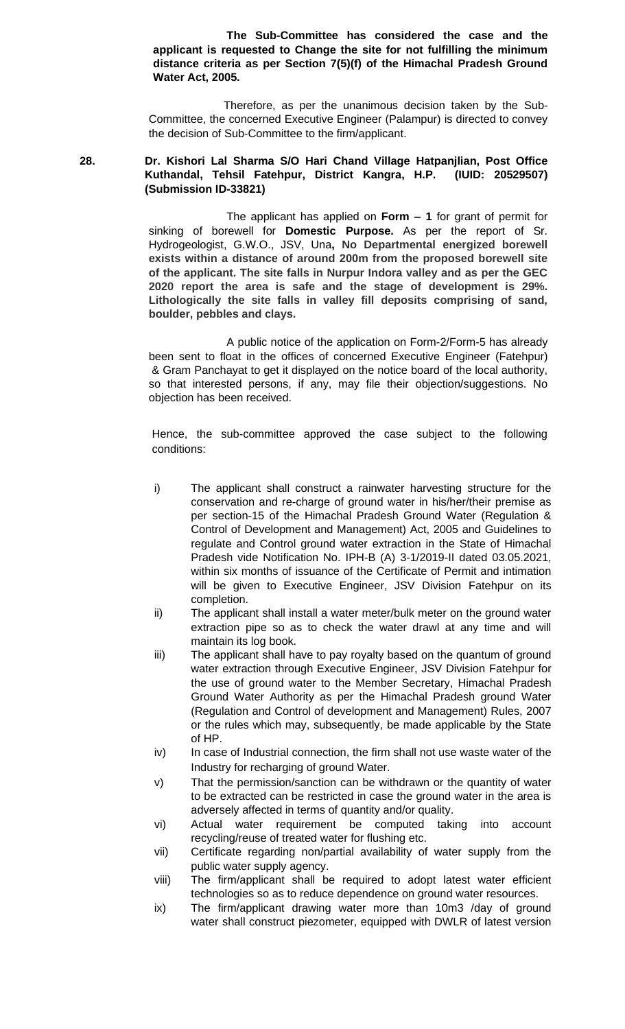**The Sub-Committee has considered the case and the applicant is requested to Change the site for not fulfilling the minimum distance criteria as per Section 7(5)(f) of the Himachal Pradesh Ground Water Act, 2005.**

Therefore, as per the unanimous decision taken by the Sub-Committee, the concerned Executive Engineer (Palampur) is directed to convey the decision of Sub-Committee to the firm/applicant.

**28. Dr. Kishori Lal Sharma S/O Hari Chand Village Hatpanjlian, Post Office Kuthandal, Tehsil Fatehpur, District Kangra, H.P. (IUID: 20529507) (Submission ID-33821)**

The applicant has applied on **Form – 1** for grant of permit for sinking of borewell for **Domestic Purpose.** As per the report of Sr. Hydrogeologist, G.W.O., JSV, Una**, No Departmental energized borewell exists within a distance of around 200m from the proposed borewell site of the applicant. The site falls in Nurpur Indora valley and as per the GEC 2020 report the area is safe and the stage of development is 29%. Lithologically the site falls in valley fill deposits comprising of sand, boulder, pebbles and clays.**

A public notice of the application on Form-2/Form-5 has already been sent to float in the offices of concerned Executive Engineer (Fatehpur) & Gram Panchayat to get it displayed on the notice board of the local authority, so that interested persons, if any, may file their objection/suggestions. No objection has been received.

Hence, the sub-committee approved the case subject to the following conditions:

i) The applicant shall construct a rainwater harvesting structure for the conservation and re-charge of ground water in his/her/their premise as per section-15 of the Himachal Pradesh Ground Water (Regulation & Control of Development and Management) Act, 2005 and Guidelines to regulate and Control ground water extraction in the State of Himachal Pradesh vide Notification No. IPH-B (A) 3-1/2019-II dated 03.05.2021, within six months of issuance of the Certificate of Permit and intimation will be given to Executive Engineer, JSV Division Fatehpur on its completion.

ii) The applicant shall install a water meter/bulk meter on the ground water extraction pipe so as to check the water drawl at any time and will maintain its log book.

iii) The applicant shall have to pay royalty based on the quantum of ground water extraction through Executive Engineer, JSV Division Fatehpur for the use of ground water to the Member Secretary, Himachal Pradesh Ground Water Authority as per the Himachal Pradesh ground Water (Regulation and Control of development and Management) Rules, 2007 or the rules which may, subsequently, be made applicable by the State of HP.

iv) In case of Industrial connection, the firm shall not use waste water of the Industry for recharging of ground Water.

v) That the permission/sanction can be withdrawn or the quantity of water to be extracted can be restricted in case the ground water in the area is adversely affected in terms of quantity and/or quality.

vi) Actual water requirement be computed taking into account recycling/reuse of treated water for flushing etc.

vii) Certificate regarding non/partial availability of water supply from the public water supply agency.

viii) The firm/applicant shall be required to adopt latest water efficient technologies so as to reduce dependence on ground water resources.

ix) The firm/applicant drawing water more than 10m3 /day of ground water shall construct piezometer, equipped with DWLR of latest version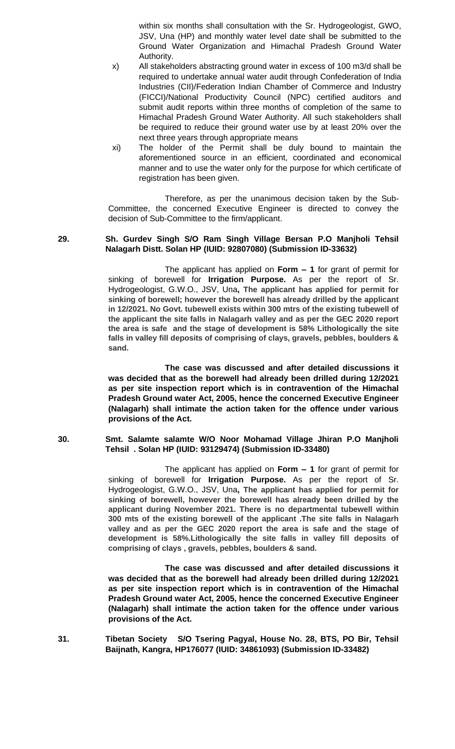within six months shall consultation with the Sr. Hydrogeologist, GWO, JSV, Una (HP) and monthly water level date shall be submitted to the Ground Water Organization and Himachal Pradesh Ground Water Authority.

x) All stakeholders abstracting ground water in excess of 100 m3/d shall be required to undertake annual water audit through Confederation of India Industries (CII)/Federation Indian Chamber of Commerce and Industry (FICCI)/National Productivity Council (NPC) certified auditors and submit audit reports within three months of completion of the same to Himachal Pradesh Ground Water Authority. All such stakeholders shall be required to reduce their ground water use by at least 20% over the next three years through appropriate means

xi) The holder of the Permit shall be duly bound to maintain the aforementioned source in an efficient, coordinated and economical manner and to use the water only for the purpose for which certificate of registration has been given.

Therefore, as per the unanimous decision taken by the Sub-Committee, the concerned Executive Engineer is directed to convey the decision of Sub-Committee to the firm/applicant.

**29. Sh. Gurdev Singh S/O Ram Singh Village Bersan P.O Manjholi Tehsil Nalagarh Distt. Solan HP (IUID: 92807080) (Submission ID-33632)**

The applicant has applied on **Form – 1** for grant of permit for sinking of borewell for **Irrigation Purpose.** As per the report of Sr. Hydrogeologist, G.W.O., JSV, Una**, The applicant has applied for permit for sinking of borewell; however the borewell has already drilled by the applicant in 12/2021. No Govt. tubewell exists within 300 mtrs of the existing tubewell of the applicant the site falls in Nalagarh valley and as per the GEC 2020 report the area is safe and the stage of development is 58% Lithologically the site falls in valley fill deposits of comprising of clays, gravels, pebbles, boulders & sand.**

**The case was discussed and after detailed discussions it was decided that as the borewell had already been drilled during 12/2021 as per site inspection report which is in contravention of the Himachal Pradesh Ground water Act, 2005, hence the concerned Executive Engineer (Nalagarh) shall intimate the action taken for the offence under various provisions of the Act.**

**30. Smt. Salamte salamte W/O Noor Mohamad Village Jhiran P.O Manjholi Tehsil . Solan HP (IUID: 93129474) (Submission ID-33480)**

The applicant has applied on **Form – 1** for grant of permit for sinking of borewell for **Irrigation Purpose.** As per the report of Sr. Hydrogeologist, G.W.O., JSV, Una**, The applicant has applied for permit for sinking of borewell, however the borewell has already been drilled by the applicant during November 2021. There is no departmental tubewell within 300 mts of the existing borewell of the applicant .The site falls in Nalagarh valley and as per the GEC 2020 report the area is safe and the stage of development is 58%.Lithologically the site falls in valley fill deposits of comprising of clays , gravels, pebbles, boulders & sand.**

**The case was discussed and after detailed discussions it was decided that as the borewell had already been drilled during 12/2021 as per site inspection report which is in contravention of the Himachal Pradesh Ground water Act, 2005, hence the concerned Executive Engineer (Nalagarh) shall intimate the action taken for the offence under various provisions of the Act.**

**31. Tibetan Society S/O Tsering Pagyal, House No. 28, BTS, PO Bir, Tehsil Baijnath, Kangra, HP176077 (IUID: 34861093) (Submission ID-33482)**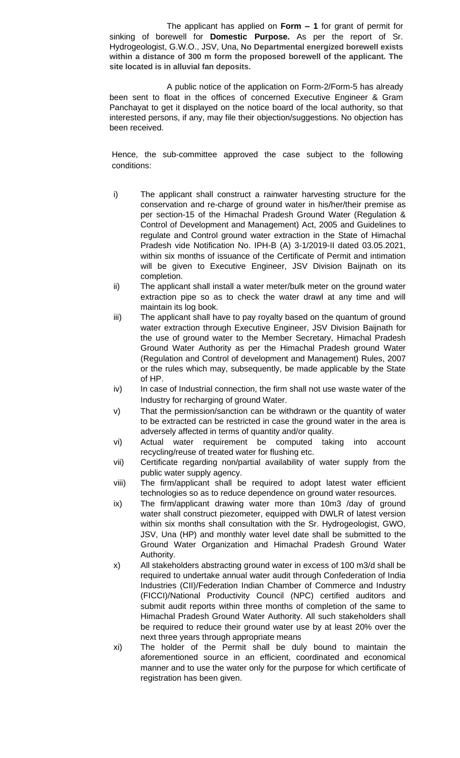The applicant has applied on **Form – 1** for grant of permit for sinking of borewell for **Domestic Purpose.** As per the report of Sr. Hydrogeologist, G.W.O., JSV, Una, **No Departmental energized borewell exists within a distance of 300 m form the proposed borewell of the applicant. The site located is in alluvial fan deposits.**

A public notice of the application on Form-2/Form-5 has already been sent to float in the offices of concerned Executive Engineer & Gram Panchayat to get it displayed on the notice board of the local authority, so that interested persons, if any, may file their objection/suggestions. No objection has been received.

Hence, the sub-committee approved the case subject to the following conditions:

i) The applicant shall construct a rainwater harvesting structure for the conservation and re-charge of ground water in his/her/their premise as per section-15 of the Himachal Pradesh Ground Water (Regulation & Control of Development and Management) Act, 2005 and Guidelines to regulate and Control ground water extraction in the State of Himachal Pradesh vide Notification No. IPH-B (A) 3-1/2019-II dated 03.05.2021, within six months of issuance of the Certificate of Permit and intimation will be given to Executive Engineer, JSV Division Baijnath on its completion.

ii) The applicant shall install a water meter/bulk meter on the ground water extraction pipe so as to check the water drawl at any time and will maintain its log book.

iii) The applicant shall have to pay royalty based on the quantum of ground water extraction through Executive Engineer, JSV Division Baijnath for the use of ground water to the Member Secretary, Himachal Pradesh Ground Water Authority as per the Himachal Pradesh ground Water (Regulation and Control of development and Management) Rules, 2007 or the rules which may, subsequently, be made applicable by the State of HP.

iv) In case of Industrial connection, the firm shall not use waste water of the Industry for recharging of ground Water.

v) That the permission/sanction can be withdrawn or the quantity of water to be extracted can be restricted in case the ground water in the area is adversely affected in terms of quantity and/or quality.

vi) Actual water requirement be computed taking into account recycling/reuse of treated water for flushing etc.

vii) Certificate regarding non/partial availability of water supply from the public water supply agency.

viii) The firm/applicant shall be required to adopt latest water efficient technologies so as to reduce dependence on ground water resources.

ix) The firm/applicant drawing water more than 10m3 /day of ground water shall construct piezometer, equipped with DWLR of latest version within six months shall consultation with the Sr. Hydrogeologist, GWO, JSV, Una (HP) and monthly water level date shall be submitted to the Ground Water Organization and Himachal Pradesh Ground Water Authority.

x) All stakeholders abstracting ground water in excess of 100 m3/d shall be required to undertake annual water audit through Confederation of India Industries (CII)/Federation Indian Chamber of Commerce and Industry (FICCI)/National Productivity Council (NPC) certified auditors and submit audit reports within three months of completion of the same to Himachal Pradesh Ground Water Authority. All such stakeholders shall be required to reduce their ground water use by at least 20% over the next three years through appropriate means

xi) The holder of the Permit shall be duly bound to maintain the aforementioned source in an efficient, coordinated and economical manner and to use the water only for the purpose for which certificate of registration has been given.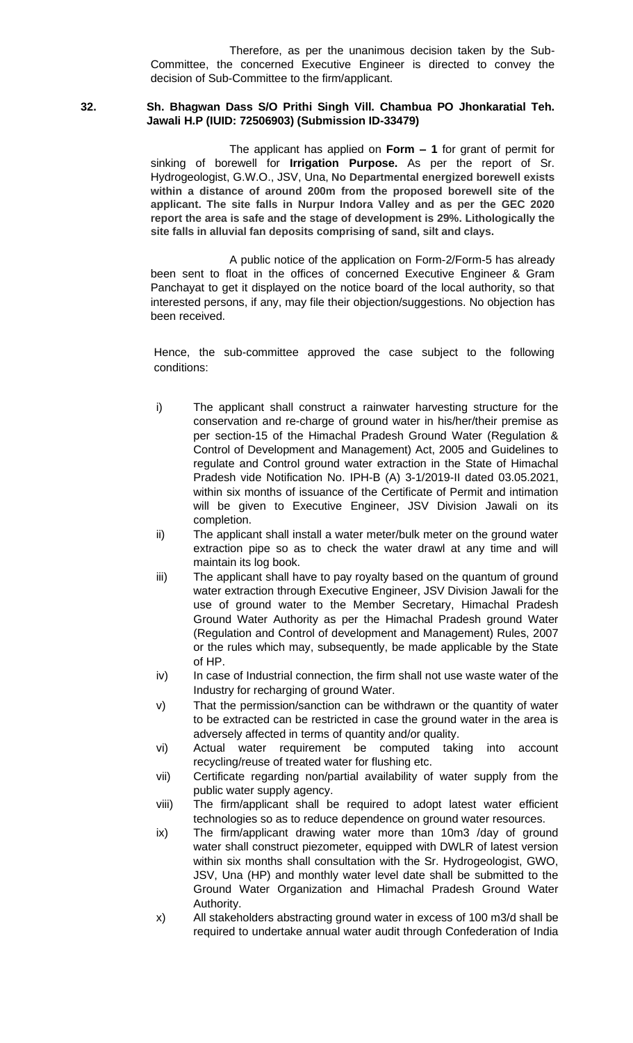Therefore, as per the unanimous decision taken by the Sub-Committee, the concerned Executive Engineer is directed to convey the decision of Sub-Committee to the firm/applicant.

**32. Sh. Bhagwan Dass S/O Prithi Singh Vill. Chambua PO Jhonkaratial Teh. Jawali H.P (IUID: 72506903) (Submission ID-33479)**

The applicant has applied on **Form – 1** for grant of permit for sinking of borewell for **Irrigation Purpose.** As per the report of Sr. Hydrogeologist, G.W.O., JSV, Una, **No Departmental energized borewell exists within a distance of around 200m from the proposed borewell site of the applicant. The site falls in Nurpur Indora Valley and as per the GEC 2020 report the area is safe and the stage of development is 29%. Lithologically the site falls in alluvial fan deposits comprising of sand, silt and clays.**

A public notice of the application on Form-2/Form-5 has already been sent to float in the offices of concerned Executive Engineer & Gram Panchayat to get it displayed on the notice board of the local authority, so that interested persons, if any, may file their objection/suggestions. No objection has been received.

Hence, the sub-committee approved the case subject to the following conditions:

i) The applicant shall construct a rainwater harvesting structure for the conservation and re-charge of ground water in his/her/their premise as per section-15 of the Himachal Pradesh Ground Water (Regulation & Control of Development and Management) Act, 2005 and Guidelines to regulate and Control ground water extraction in the State of Himachal Pradesh vide Notification No. IPH-B (A) 3-1/2019-II dated 03.05.2021, within six months of issuance of the Certificate of Permit and intimation will be given to Executive Engineer, JSV Division Jawali on its completion.

ii) The applicant shall install a water meter/bulk meter on the ground water extraction pipe so as to check the water drawl at any time and will maintain its log book.

iii) The applicant shall have to pay royalty based on the quantum of ground water extraction through Executive Engineer, JSV Division Jawali for the use of ground water to the Member Secretary, Himachal Pradesh Ground Water Authority as per the Himachal Pradesh ground Water (Regulation and Control of development and Management) Rules, 2007 or the rules which may, subsequently, be made applicable by the State of HP.

iv) In case of Industrial connection, the firm shall not use waste water of the Industry for recharging of ground Water.

v) That the permission/sanction can be withdrawn or the quantity of water to be extracted can be restricted in case the ground water in the area is adversely affected in terms of quantity and/or quality.

vi) Actual water requirement be computed taking into account recycling/reuse of treated water for flushing etc.

vii) Certificate regarding non/partial availability of water supply from the public water supply agency.

viii) The firm/applicant shall be required to adopt latest water efficient technologies so as to reduce dependence on ground water resources.

ix) The firm/applicant drawing water more than 10m3 /day of ground water shall construct piezometer, equipped with DWLR of latest version within six months shall consultation with the Sr. Hydrogeologist, GWO, JSV, Una (HP) and monthly water level date shall be submitted to the Ground Water Organization and Himachal Pradesh Ground Water Authority.

x) All stakeholders abstracting ground water in excess of 100 m3/d shall be required to undertake annual water audit through Confederation of India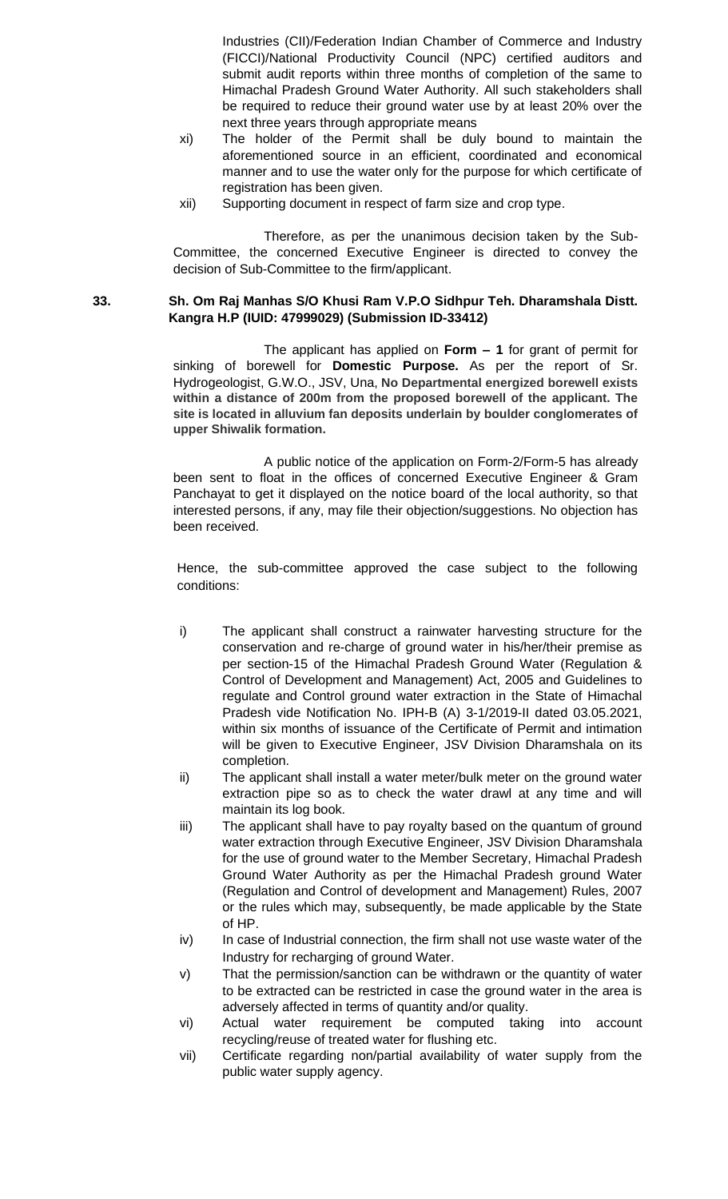Industries (CII)/Federation Indian Chamber of Commerce and Industry (FICCI)/National Productivity Council (NPC) certified auditors and submit audit reports within three months of completion of the same to Himachal Pradesh Ground Water Authority. All such stakeholders shall be required to reduce their ground water use by at least 20% over the next three years through appropriate means

xi) The holder of the Permit shall be duly bound to maintain the aforementioned source in an efficient, coordinated and economical manner and to use the water only for the purpose for which certificate of registration has been given.

xii) Supporting document in respect of farm size and crop type.

Therefore, as per the unanimous decision taken by the Sub-Committee, the concerned Executive Engineer is directed to convey the decision of Sub-Committee to the firm/applicant.

**33. Sh. Om Raj Manhas S/O Khusi Ram V.P.O Sidhpur Teh. Dharamshala Distt. Kangra H.P (IUID: 47999029) (Submission ID-33412)**

The applicant has applied on **Form – 1** for grant of permit for sinking of borewell for **Domestic Purpose.** As per the report of Sr. Hydrogeologist, G.W.O., JSV, Una, **No Departmental energized borewell exists within a distance of 200m from the proposed borewell of the applicant. The site is located in alluvium fan deposits underlain by boulder conglomerates of upper Shiwalik formation.**

A public notice of the application on Form-2/Form-5 has already been sent to float in the offices of concerned Executive Engineer & Gram Panchayat to get it displayed on the notice board of the local authority, so that interested persons, if any, may file their objection/suggestions. No objection has been received.

Hence, the sub-committee approved the case subject to the following conditions:

i) The applicant shall construct a rainwater harvesting structure for the conservation and re-charge of ground water in his/her/their premise as per section-15 of the Himachal Pradesh Ground Water (Regulation & Control of Development and Management) Act, 2005 and Guidelines to regulate and Control ground water extraction in the State of Himachal Pradesh vide Notification No. IPH-B (A) 3-1/2019-II dated 03.05.2021, within six months of issuance of the Certificate of Permit and intimation will be given to Executive Engineer, JSV Division Dharamshala on its completion.

ii) The applicant shall install a water meter/bulk meter on the ground water extraction pipe so as to check the water drawl at any time and will maintain its log book.

iii) The applicant shall have to pay royalty based on the quantum of ground water extraction through Executive Engineer, JSV Division Dharamshala for the use of ground water to the Member Secretary, Himachal Pradesh Ground Water Authority as per the Himachal Pradesh ground Water (Regulation and Control of development and Management) Rules, 2007 or the rules which may, subsequently, be made applicable by the State of HP.

iv) In case of Industrial connection, the firm shall not use waste water of the Industry for recharging of ground Water.

v) That the permission/sanction can be withdrawn or the quantity of water to be extracted can be restricted in case the ground water in the area is adversely affected in terms of quantity and/or quality.

vi) Actual water requirement be computed taking into account recycling/reuse of treated water for flushing etc.

vii) Certificate regarding non/partial availability of water supply from the public water supply agency.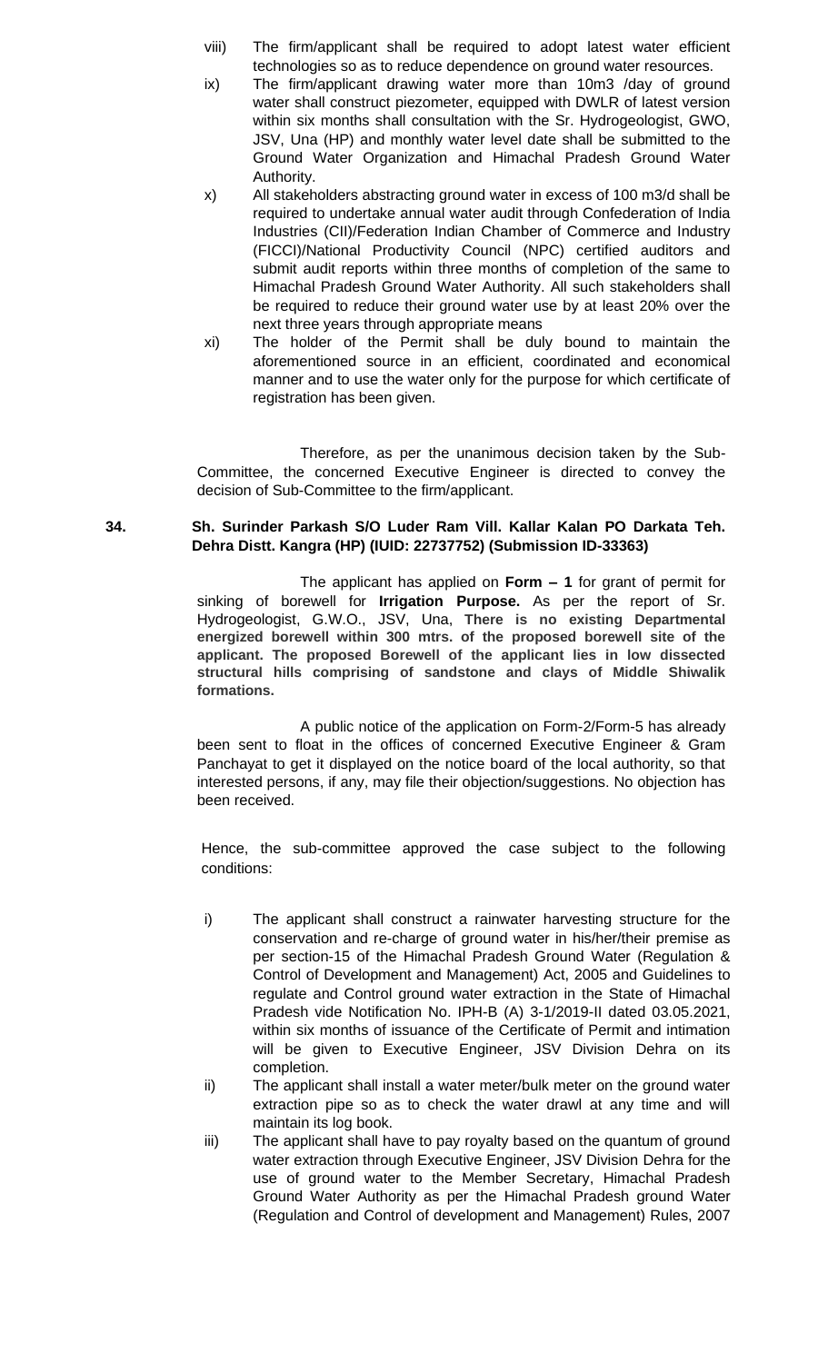viii) The firm/applicant shall be required to adopt latest water efficient technologies so as to reduce dependence on ground water resources.

ix) The firm/applicant drawing water more than 10m3 /day of ground water shall construct piezometer, equipped with DWLR of latest version within six months shall consultation with the Sr. Hydrogeologist, GWO, JSV, Una (HP) and monthly water level date shall be submitted to the Ground Water Organization and Himachal Pradesh Ground Water Authority.

x) All stakeholders abstracting ground water in excess of 100 m3/d shall be required to undertake annual water audit through Confederation of India Industries (CII)/Federation Indian Chamber of Commerce and Industry (FICCI)/National Productivity Council (NPC) certified auditors and submit audit reports within three months of completion of the same to Himachal Pradesh Ground Water Authority. All such stakeholders shall be required to reduce their ground water use by at least 20% over the next three years through appropriate means

xi) The holder of the Permit shall be duly bound to maintain the aforementioned source in an efficient, coordinated and economical manner and to use the water only for the purpose for which certificate of registration has been given.

Therefore, as per the unanimous decision taken by the Sub-Committee, the concerned Executive Engineer is directed to convey the decision of Sub-Committee to the firm/applicant.

**34. Sh. Surinder Parkash S/O Luder Ram Vill. Kallar Kalan PO Darkata Teh. Dehra Distt. Kangra (HP) (IUID: 22737752) (Submission ID-33363)**

The applicant has applied on **Form – 1** for grant of permit for sinking of borewell for **Irrigation Purpose.** As per the report of Sr. Hydrogeologist, G.W.O., JSV, Una, **There is no existing Departmental energized borewell within 300 mtrs. of the proposed borewell site of the applicant. The proposed Borewell of the applicant lies in low dissected structural hills comprising of sandstone and clays of Middle Shiwalik formations.**

A public notice of the application on Form-2/Form-5 has already been sent to float in the offices of concerned Executive Engineer & Gram Panchayat to get it displayed on the notice board of the local authority, so that interested persons, if any, may file their objection/suggestions. No objection has been received.

Hence, the sub-committee approved the case subject to the following conditions:

i) The applicant shall construct a rainwater harvesting structure for the conservation and re-charge of ground water in his/her/their premise as per section-15 of the Himachal Pradesh Ground Water (Regulation & Control of Development and Management) Act, 2005 and Guidelines to regulate and Control ground water extraction in the State of Himachal Pradesh vide Notification No. IPH-B (A) 3-1/2019-II dated 03.05.2021, within six months of issuance of the Certificate of Permit and intimation will be given to Executive Engineer, JSV Division Dehra on its completion.

ii) The applicant shall install a water meter/bulk meter on the ground water extraction pipe so as to check the water drawl at any time and will maintain its log book.

iii) The applicant shall have to pay royalty based on the quantum of ground water extraction through Executive Engineer, JSV Division Dehra for the use of ground water to the Member Secretary, Himachal Pradesh Ground Water Authority as per the Himachal Pradesh ground Water (Regulation and Control of development and Management) Rules, 2007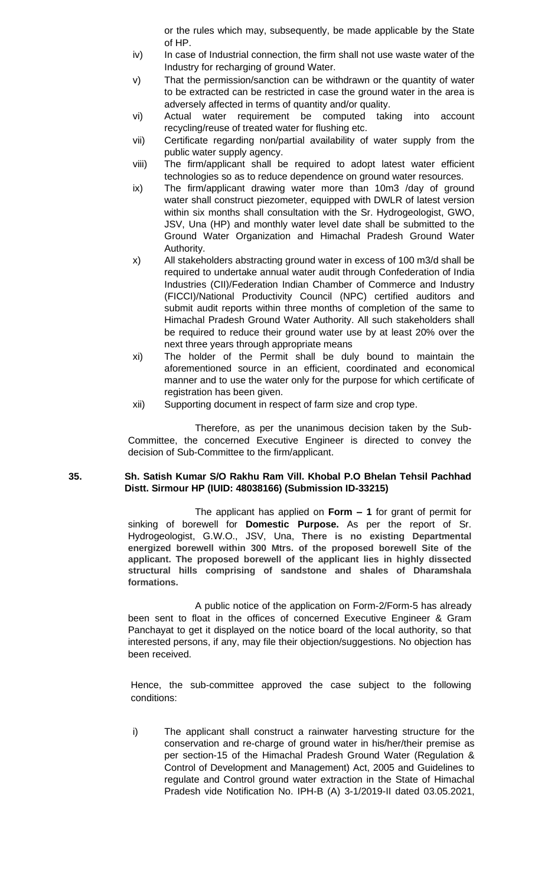or the rules which may, subsequently, be made applicable by the State of HP.

iv) In case of Industrial connection, the firm shall not use waste water of the Industry for recharging of ground Water.

v) That the permission/sanction can be withdrawn or the quantity of water to be extracted can be restricted in case the ground water in the area is adversely affected in terms of quantity and/or quality.

vi) Actual water requirement be computed taking into account recycling/reuse of treated water for flushing etc.

vii) Certificate regarding non/partial availability of water supply from the public water supply agency.

viii) The firm/applicant shall be required to adopt latest water efficient technologies so as to reduce dependence on ground water resources.

ix) The firm/applicant drawing water more than 10m3 /day of ground water shall construct piezometer, equipped with DWLR of latest version within six months shall consultation with the Sr. Hydrogeologist, GWO, JSV, Una (HP) and monthly water level date shall be submitted to the Ground Water Organization and Himachal Pradesh Ground Water Authority.

x) All stakeholders abstracting ground water in excess of 100 m3/d shall be required to undertake annual water audit through Confederation of India Industries (CII)/Federation Indian Chamber of Commerce and Industry (FICCI)/National Productivity Council (NPC) certified auditors and submit audit reports within three months of completion of the same to Himachal Pradesh Ground Water Authority. All such stakeholders shall be required to reduce their ground water use by at least 20% over the next three years through appropriate means

xi) The holder of the Permit shall be duly bound to maintain the aforementioned source in an efficient, coordinated and economical manner and to use the water only for the purpose for which certificate of registration has been given.

xii) Supporting document in respect of farm size and crop type.

Therefore, as per the unanimous decision taken by the Sub-Committee, the concerned Executive Engineer is directed to convey the decision of Sub-Committee to the firm/applicant.

**35. Sh. Satish Kumar S/O Rakhu Ram Vill. Khobal P.O Bhelan Tehsil Pachhad Distt. Sirmour HP (IUID: 48038166) (Submission ID-33215)**

The applicant has applied on **Form – 1** for grant of permit for sinking of borewell for **Domestic Purpose.** As per the report of Sr. Hydrogeologist, G.W.O., JSV, Una, **There is no existing Departmental energized borewell within 300 Mtrs. of the proposed borewell Site of the applicant. The proposed borewell of the applicant lies in highly dissected structural hills comprising of sandstone and shales of Dharamshala formations.**

A public notice of the application on Form-2/Form-5 has already been sent to float in the offices of concerned Executive Engineer & Gram Panchayat to get it displayed on the notice board of the local authority, so that interested persons, if any, may file their objection/suggestions. No objection has been received.

Hence, the sub-committee approved the case subject to the following conditions:

i) The applicant shall construct a rainwater harvesting structure for the conservation and re-charge of ground water in his/her/their premise as per section-15 of the Himachal Pradesh Ground Water (Regulation & Control of Development and Management) Act, 2005 and Guidelines to regulate and Control ground water extraction in the State of Himachal Pradesh vide Notification No. IPH-B (A) 3-1/2019-II dated 03.05.2021,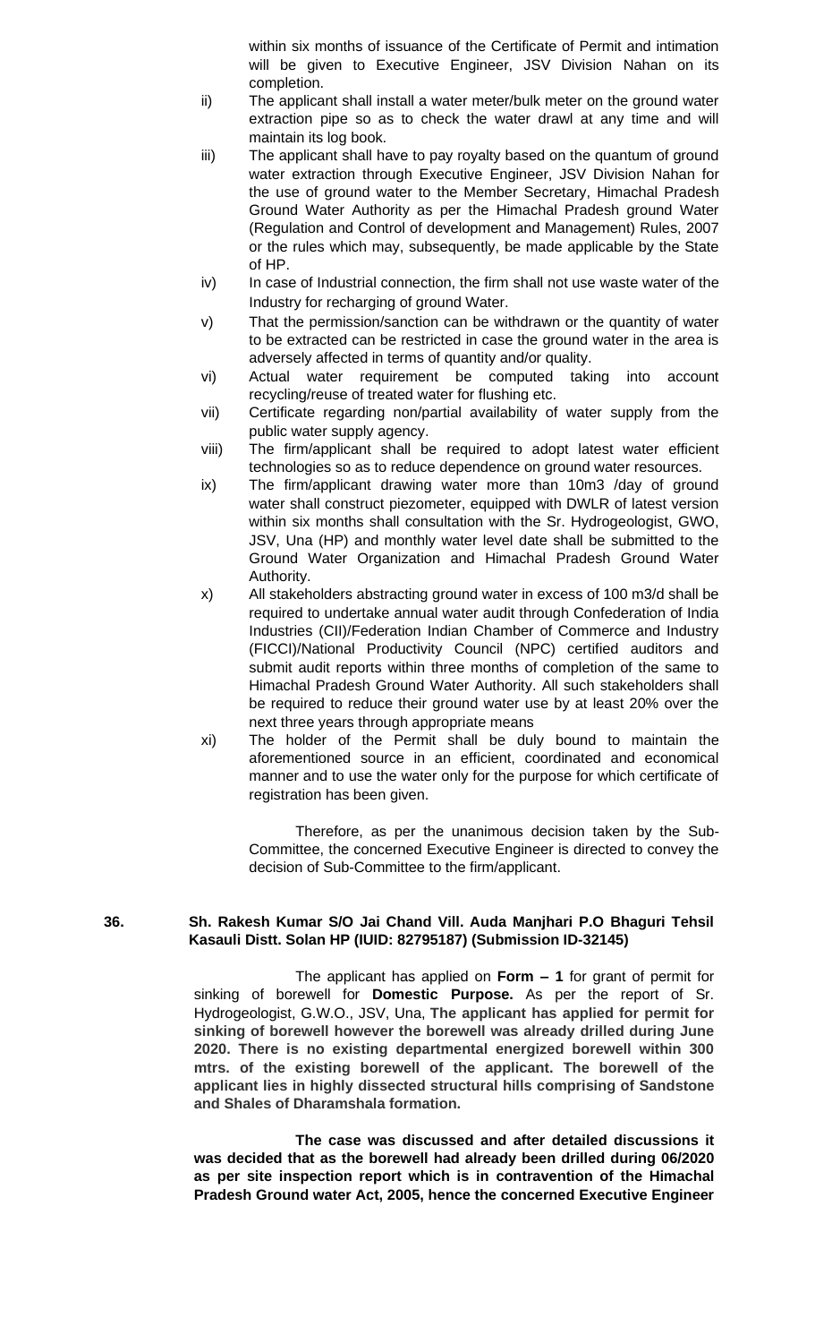within six months of issuance of the Certificate of Permit and intimation will be given to Executive Engineer, JSV Division Nahan on its completion.

ii) The applicant shall install a water meter/bulk meter on the ground water extraction pipe so as to check the water drawl at any time and will maintain its log book.

iii) The applicant shall have to pay royalty based on the quantum of ground water extraction through Executive Engineer, JSV Division Nahan for the use of ground water to the Member Secretary, Himachal Pradesh Ground Water Authority as per the Himachal Pradesh ground Water (Regulation and Control of development and Management) Rules, 2007 or the rules which may, subsequently, be made applicable by the State of HP.

iv) In case of Industrial connection, the firm shall not use waste water of the Industry for recharging of ground Water.

v) That the permission/sanction can be withdrawn or the quantity of water to be extracted can be restricted in case the ground water in the area is adversely affected in terms of quantity and/or quality.

vi) Actual water requirement be computed taking into account recycling/reuse of treated water for flushing etc.

vii) Certificate regarding non/partial availability of water supply from the public water supply agency.

viii) The firm/applicant shall be required to adopt latest water efficient technologies so as to reduce dependence on ground water resources.

ix) The firm/applicant drawing water more than 10m3 /day of ground water shall construct piezometer, equipped with DWLR of latest version within six months shall consultation with the Sr. Hydrogeologist, GWO, JSV, Una (HP) and monthly water level date shall be submitted to the Ground Water Organization and Himachal Pradesh Ground Water Authority.

x) All stakeholders abstracting ground water in excess of 100 m3/d shall be required to undertake annual water audit through Confederation of India Industries (CII)/Federation Indian Chamber of Commerce and Industry (FICCI)/National Productivity Council (NPC) certified auditors and submit audit reports within three months of completion of the same to Himachal Pradesh Ground Water Authority. All such stakeholders shall be required to reduce their ground water use by at least 20% over the next three years through appropriate means

xi) The holder of the Permit shall be duly bound to maintain the aforementioned source in an efficient, coordinated and economical manner and to use the water only for the purpose for which certificate of registration has been given.

Therefore, as per the unanimous decision taken by the Sub-Committee, the concerned Executive Engineer is directed to convey the decision of Sub-Committee to the firm/applicant.

**36. Sh. Rakesh Kumar S/O Jai Chand Vill. Auda Manjhari P.O Bhaguri Tehsil Kasauli Distt. Solan HP (IUID: 82795187) (Submission ID-32145)**

The applicant has applied on **Form – 1** for grant of permit for sinking of borewell for **Domestic Purpose.** As per the report of Sr. Hydrogeologist, G.W.O., JSV, Una, **The applicant has applied for permit for sinking of borewell however the borewell was already drilled during June 2020. There is no existing departmental energized borewell within 300 mtrs. of the existing borewell of the applicant. The borewell of the applicant lies in highly dissected structural hills comprising of Sandstone and Shales of Dharamshala formation.**

**The case was discussed and after detailed discussions it was decided that as the borewell had already been drilled during 06/2020 as per site inspection report which is in contravention of the Himachal Pradesh Ground water Act, 2005, hence the concerned Executive Engineer**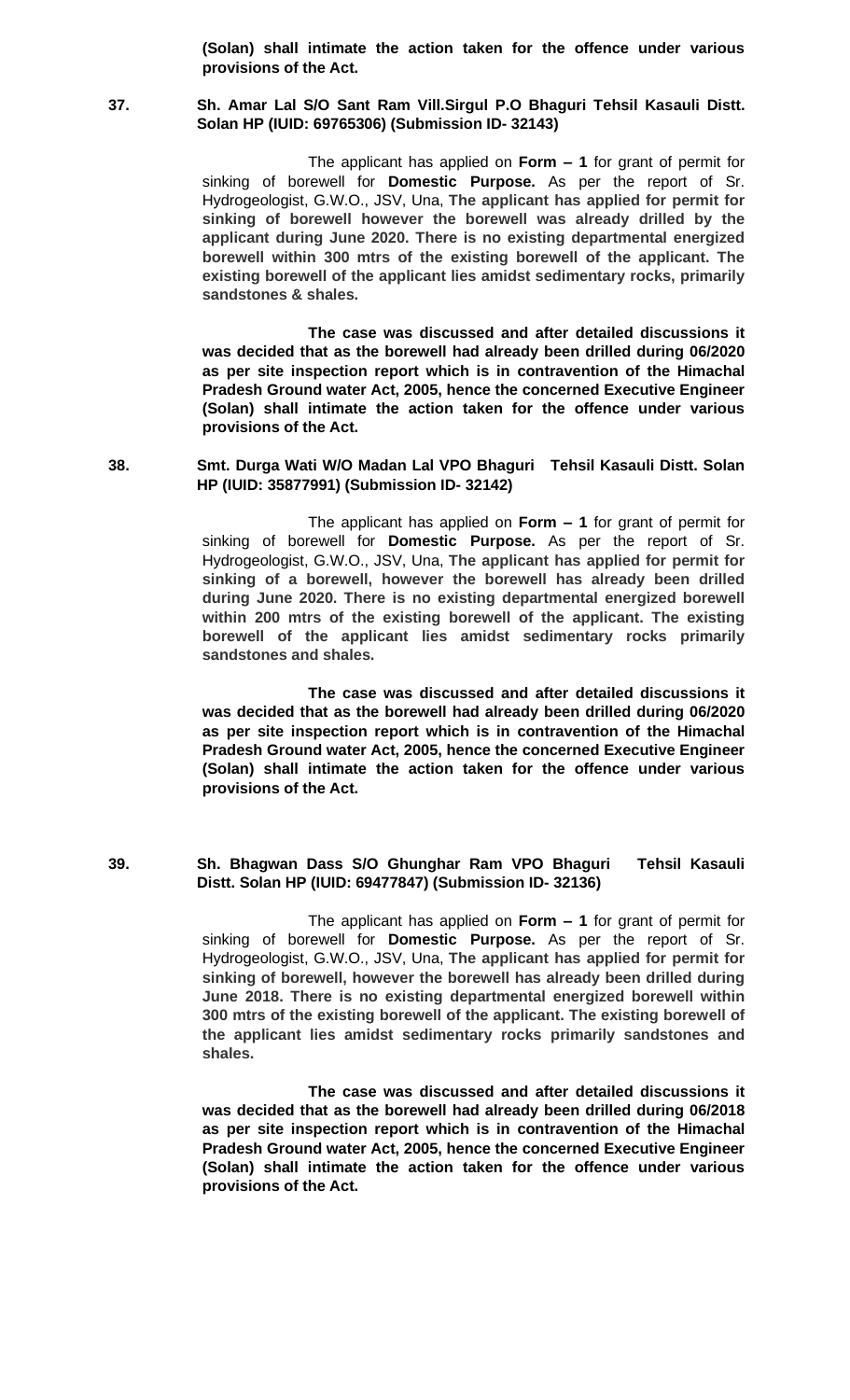**(Solan) shall intimate the action taken for the offence under various provisions of the Act.**

**37. Sh. Amar Lal S/O Sant Ram Vill.Sirgul P.O Bhaguri Tehsil Kasauli Distt. Solan HP (IUID: 69765306) (Submission ID- 32143)**

The applicant has applied on **Form – 1** for grant of permit for sinking of borewell for **Domestic Purpose.** As per the report of Sr. Hydrogeologist, G.W.O., JSV, Una, **The applicant has applied for permit for sinking of borewell however the borewell was already drilled by the applicant during June 2020. There is no existing departmental energized borewell within 300 mtrs of the existing borewell of the applicant. The existing borewell of the applicant lies amidst sedimentary rocks, primarily sandstones & shales.**

**The case was discussed and after detailed discussions it was decided that as the borewell had already been drilled during 06/2020 as per site inspection report which is in contravention of the Himachal Pradesh Ground water Act, 2005, hence the concerned Executive Engineer (Solan) shall intimate the action taken for the offence under various provisions of the Act.**

**38. Smt. Durga Wati W/O Madan Lal VPO Bhaguri Tehsil Kasauli Distt. Solan HP (IUID: 35877991) (Submission ID- 32142)**

The applicant has applied on **Form – 1** for grant of permit for sinking of borewell for **Domestic Purpose.** As per the report of Sr. Hydrogeologist, G.W.O., JSV, Una, **The applicant has applied for permit for sinking of a borewell, however the borewell has already been drilled during June 2020. There is no existing departmental energized borewell within 200 mtrs of the existing borewell of the applicant. The existing borewell of the applicant lies amidst sedimentary rocks primarily sandstones and shales.**

**The case was discussed and after detailed discussions it was decided that as the borewell had already been drilled during 06/2020 as per site inspection report which is in contravention of the Himachal Pradesh Ground water Act, 2005, hence the concerned Executive Engineer (Solan) shall intimate the action taken for the offence under various provisions of the Act.**

**39. Sh. Bhagwan Dass S/O Ghunghar Ram VPO Bhaguri Tehsil Kasauli Distt. Solan HP (IUID: 69477847) (Submission ID- 32136)**

The applicant has applied on **Form – 1** for grant of permit for sinking of borewell for **Domestic Purpose.** As per the report of Sr. Hydrogeologist, G.W.O., JSV, Una, **The applicant has applied for permit for sinking of borewell, however the borewell has already been drilled during June 2018. There is no existing departmental energized borewell within 300 mtrs of the existing borewell of the applicant. The existing borewell of the applicant lies amidst sedimentary rocks primarily sandstones and shales.**

**The case was discussed and after detailed discussions it was decided that as the borewell had already been drilled during 06/2018 as per site inspection report which is in contravention of the Himachal Pradesh Ground water Act, 2005, hence the concerned Executive Engineer (Solan) shall intimate the action taken for the offence under various provisions of the Act.**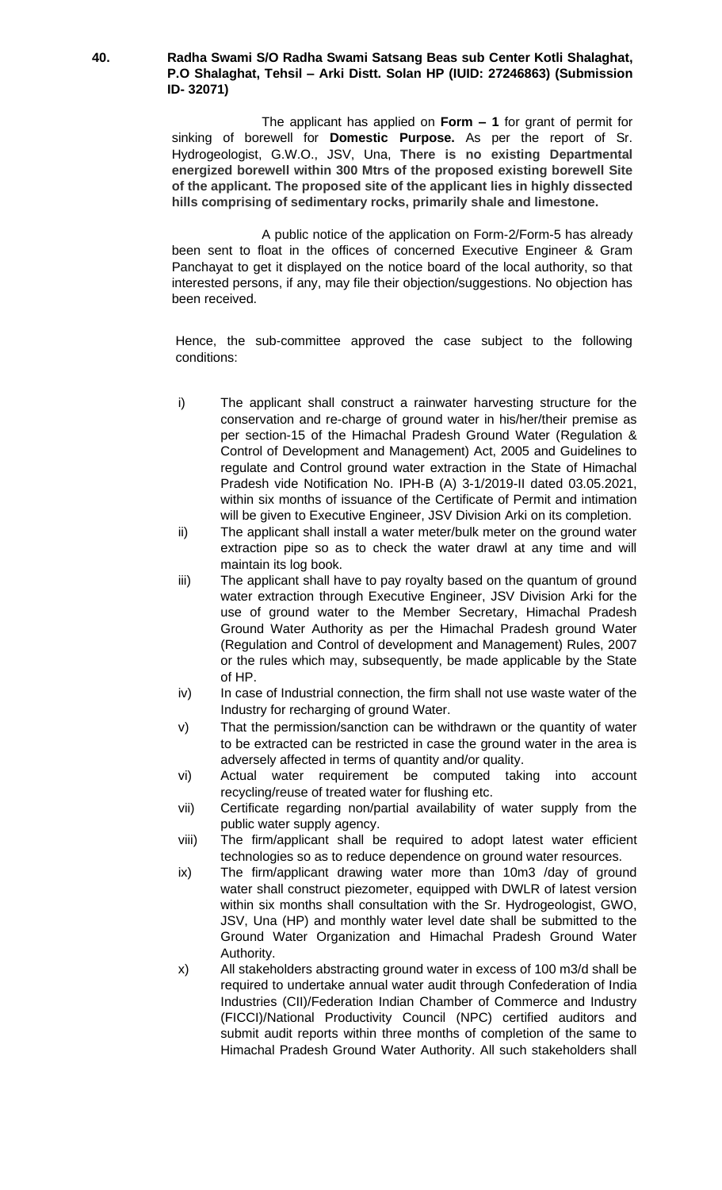**40. Radha Swami S/O Radha Swami Satsang Beas sub Center Kotli Shalaghat, P.O Shalaghat, Tehsil – Arki Distt. Solan HP (IUID: 27246863) (Submission ID- 32071)**

The applicant has applied on **Form – 1** for grant of permit for sinking of borewell for **Domestic Purpose.** As per the report of Sr. Hydrogeologist, G.W.O., JSV, Una, **There is no existing Departmental energized borewell within 300 Mtrs of the proposed existing borewell Site of the applicant. The proposed site of the applicant lies in highly dissected hills comprising of sedimentary rocks, primarily shale and limestone.**

A public notice of the application on Form-2/Form-5 has already been sent to float in the offices of concerned Executive Engineer & Gram Panchayat to get it displayed on the notice board of the local authority, so that interested persons, if any, may file their objection/suggestions. No objection has been received.

Hence, the sub-committee approved the case subject to the following conditions:

i) The applicant shall construct a rainwater harvesting structure for the conservation and re-charge of ground water in his/her/their premise as per section-15 of the Himachal Pradesh Ground Water (Regulation & Control of Development and Management) Act, 2005 and Guidelines to regulate and Control ground water extraction in the State of Himachal Pradesh vide Notification No. IPH-B (A) 3-1/2019-II dated 03.05.2021, within six months of issuance of the Certificate of Permit and intimation will be given to Executive Engineer, JSV Division Arki on its completion.

ii) The applicant shall install a water meter/bulk meter on the ground water extraction pipe so as to check the water drawl at any time and will maintain its log book.

iii) The applicant shall have to pay royalty based on the quantum of ground water extraction through Executive Engineer, JSV Division Arki for the use of ground water to the Member Secretary, Himachal Pradesh Ground Water Authority as per the Himachal Pradesh ground Water (Regulation and Control of development and Management) Rules, 2007 or the rules which may, subsequently, be made applicable by the State of HP.

iv) In case of Industrial connection, the firm shall not use waste water of the Industry for recharging of ground Water.

v) That the permission/sanction can be withdrawn or the quantity of water to be extracted can be restricted in case the ground water in the area is adversely affected in terms of quantity and/or quality.

vi) Actual water requirement be computed taking into account recycling/reuse of treated water for flushing etc.

vii) Certificate regarding non/partial availability of water supply from the public water supply agency.

viii) The firm/applicant shall be required to adopt latest water efficient technologies so as to reduce dependence on ground water resources.

ix) The firm/applicant drawing water more than 10m3 /day of ground water shall construct piezometer, equipped with DWLR of latest version within six months shall consultation with the Sr. Hydrogeologist, GWO, JSV, Una (HP) and monthly water level date shall be submitted to the Ground Water Organization and Himachal Pradesh Ground Water Authority.

x) All stakeholders abstracting ground water in excess of 100 m3/d shall be required to undertake annual water audit through Confederation of India Industries (CII)/Federation Indian Chamber of Commerce and Industry (FICCI)/National Productivity Council (NPC) certified auditors and submit audit reports within three months of completion of the same to Himachal Pradesh Ground Water Authority. All such stakeholders shall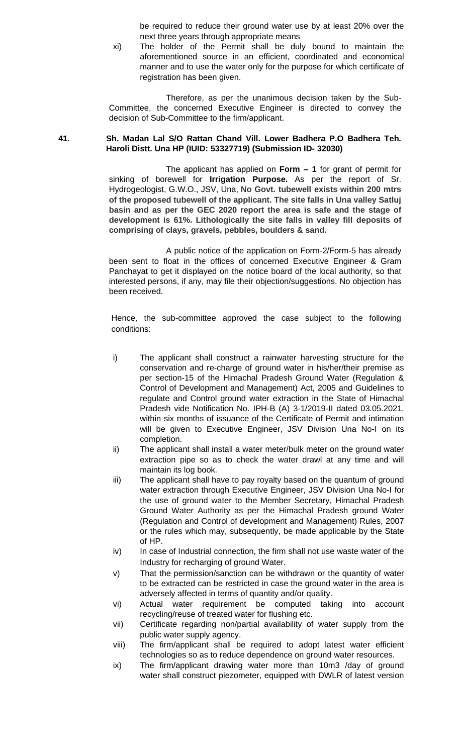be required to reduce their ground water use by at least 20% over the next three years through appropriate means

xi) The holder of the Permit shall be duly bound to maintain the aforementioned source in an efficient, coordinated and economical manner and to use the water only for the purpose for which certificate of registration has been given.

Therefore, as per the unanimous decision taken by the Sub-Committee, the concerned Executive Engineer is directed to convey the decision of Sub-Committee to the firm/applicant.

**41. Sh. Madan Lal S/O Rattan Chand Vill. Lower Badhera P.O Badhera Teh. Haroli Distt. Una HP (IUID: 53327719) (Submission ID- 32030)**

The applicant has applied on **Form – 1** for grant of permit for sinking of borewell for **Irrigation Purpose.** As per the report of Sr. Hydrogeologist, G.W.O., JSV, Una, **No Govt. tubewell exists within 200 mtrs of the proposed tubewell of the applicant. The site falls in Una valley Satluj basin and as per the GEC 2020 report the area is safe and the stage of development is 61%. Lithologically the site falls in valley fill deposits of comprising of clays, gravels, pebbles, boulders & sand.**

A public notice of the application on Form-2/Form-5 has already been sent to float in the offices of concerned Executive Engineer & Gram Panchayat to get it displayed on the notice board of the local authority, so that interested persons, if any, may file their objection/suggestions. No objection has been received.

Hence, the sub-committee approved the case subject to the following conditions:

i) The applicant shall construct a rainwater harvesting structure for the conservation and re-charge of ground water in his/her/their premise as per section-15 of the Himachal Pradesh Ground Water (Regulation & Control of Development and Management) Act, 2005 and Guidelines to regulate and Control ground water extraction in the State of Himachal Pradesh vide Notification No. IPH-B (A) 3-1/2019-II dated 03.05.2021, within six months of issuance of the Certificate of Permit and intimation will be given to Executive Engineer, JSV Division Una No-I on its completion.
ii) The applicant shall install a water meter/bulk meter on the ground water extraction pipe so as to check the water drawl at any time and will maintain its log book.
iii) The applicant shall have to pay royalty based on the quantum of ground water extraction through Executive Engineer, JSV Division Una No-I for the use of ground water to the Member Secretary, Himachal Pradesh Ground Water Authority as per the Himachal Pradesh ground Water (Regulation and Control of development and Management) Rules, 2007 or the rules which may, subsequently, be made applicable by the State of HP.
iv) In case of Industrial connection, the firm shall not use waste water of the Industry for recharging of ground Water.
v) That the permission/sanction can be withdrawn or the quantity of water to be extracted can be restricted in case the ground water in the area is adversely affected in terms of quantity and/or quality.
vi) Actual water requirement be computed taking into account recycling/reuse of treated water for flushing etc.
vii) Certificate regarding non/partial availability of water supply from the public water supply agency.
viii) The firm/applicant shall be required to adopt latest water efficient technologies so as to reduce dependence on ground water resources.
ix) The firm/applicant drawing water more than 10m3 /day of ground water shall construct piezometer, equipped with DWLR of latest version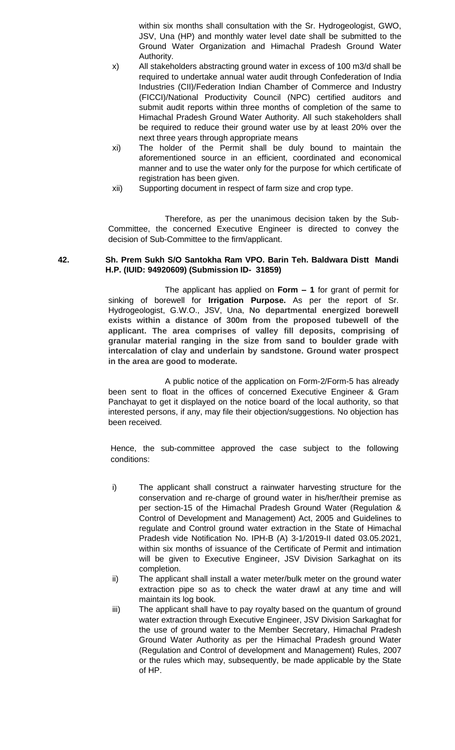within six months shall consultation with the Sr. Hydrogeologist, GWO, JSV, Una (HP) and monthly water level date shall be submitted to the Ground Water Organization and Himachal Pradesh Ground Water Authority.

x) All stakeholders abstracting ground water in excess of 100 m3/d shall be required to undertake annual water audit through Confederation of India Industries (CII)/Federation Indian Chamber of Commerce and Industry (FICCI)/National Productivity Council (NPC) certified auditors and submit audit reports within three months of completion of the same to Himachal Pradesh Ground Water Authority. All such stakeholders shall be required to reduce their ground water use by at least 20% over the next three years through appropriate means

xi) The holder of the Permit shall be duly bound to maintain the aforementioned source in an efficient, coordinated and economical manner and to use the water only for the purpose for which certificate of registration has been given.

xii) Supporting document in respect of farm size and crop type.

Therefore, as per the unanimous decision taken by the Sub-Committee, the concerned Executive Engineer is directed to convey the decision of Sub-Committee to the firm/applicant.

**42. Sh. Prem Sukh S/O Santokha Ram VPO. Barin Teh. Baldwara Distt Mandi H.P. (IUID: 94920609) (Submission ID- 31859)**

The applicant has applied on **Form – 1** for grant of permit for sinking of borewell for **Irrigation Purpose.** As per the report of Sr. Hydrogeologist, G.W.O., JSV, Una, **No departmental energized borewell exists within a distance of 300m from the proposed tubewell of the applicant. The area comprises of valley fill deposits, comprising of granular material ranging in the size from sand to boulder grade with intercalation of clay and underlain by sandstone. Ground water prospect in the area are good to moderate.**

A public notice of the application on Form-2/Form-5 has already been sent to float in the offices of concerned Executive Engineer & Gram Panchayat to get it displayed on the notice board of the local authority, so that interested persons, if any, may file their objection/suggestions. No objection has been received.

Hence, the sub-committee approved the case subject to the following conditions:

i) The applicant shall construct a rainwater harvesting structure for the conservation and re-charge of ground water in his/her/their premise as per section-15 of the Himachal Pradesh Ground Water (Regulation & Control of Development and Management) Act, 2005 and Guidelines to regulate and Control ground water extraction in the State of Himachal Pradesh vide Notification No. IPH-B (A) 3-1/2019-II dated 03.05.2021, within six months of issuance of the Certificate of Permit and intimation will be given to Executive Engineer, JSV Division Sarkaghat on its completion.

ii) The applicant shall install a water meter/bulk meter on the ground water extraction pipe so as to check the water drawl at any time and will maintain its log book.

iii) The applicant shall have to pay royalty based on the quantum of ground water extraction through Executive Engineer, JSV Division Sarkaghat for the use of ground water to the Member Secretary, Himachal Pradesh Ground Water Authority as per the Himachal Pradesh ground Water (Regulation and Control of development and Management) Rules, 2007 or the rules which may, subsequently, be made applicable by the State of HP.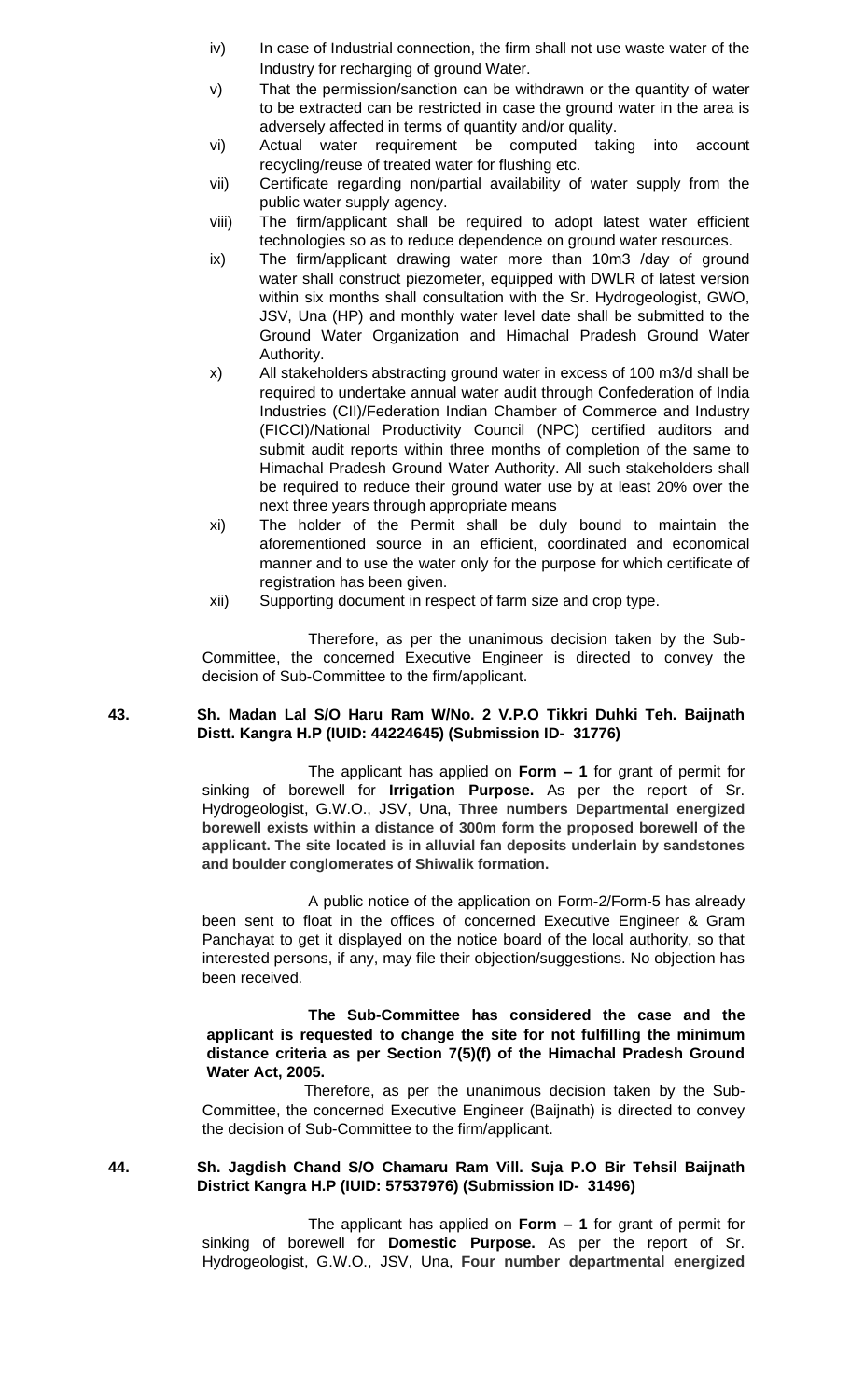- iv) In case of Industrial connection, the firm shall not use waste water of the Industry for recharging of ground Water.
- v) That the permission/sanction can be withdrawn or the quantity of water to be extracted can be restricted in case the ground water in the area is adversely affected in terms of quantity and/or quality.
- vi) Actual water requirement be computed taking into account recycling/reuse of treated water for flushing etc.
- vii) Certificate regarding non/partial availability of water supply from the public water supply agency.
- viii) The firm/applicant shall be required to adopt latest water efficient technologies so as to reduce dependence on ground water resources.
- ix) The firm/applicant drawing water more than 10m3 /day of ground water shall construct piezometer, equipped with DWLR of latest version within six months shall consultation with the Sr. Hydrogeologist, GWO, JSV, Una (HP) and monthly water level date shall be submitted to the Ground Water Organization and Himachal Pradesh Ground Water Authority.
- x) All stakeholders abstracting ground water in excess of 100 m3/d shall be required to undertake annual water audit through Confederation of India Industries (CII)/Federation Indian Chamber of Commerce and Industry (FICCI)/National Productivity Council (NPC) certified auditors and submit audit reports within three months of completion of the same to Himachal Pradesh Ground Water Authority. All such stakeholders shall be required to reduce their ground water use by at least 20% over the next three years through appropriate means
- xi) The holder of the Permit shall be duly bound to maintain the aforementioned source in an efficient, coordinated and economical manner and to use the water only for the purpose for which certificate of registration has been given.
- xii) Supporting document in respect of farm size and crop type.

Therefore, as per the unanimous decision taken by the Sub-Committee, the concerned Executive Engineer is directed to convey the decision of Sub-Committee to the firm/applicant.

**43. Sh. Madan Lal S/O Haru Ram W/No. 2 V.P.O Tikkri Duhki Teh. Baijnath Distt. Kangra H.P (IUID: 44224645) (Submission ID- 31776)**

The applicant has applied on **Form – 1** for grant of permit for sinking of borewell for **Irrigation Purpose.** As per the report of Sr. Hydrogeologist, G.W.O., JSV, Una, **Three numbers Departmental energized borewell exists within a distance of 300m form the proposed borewell of the applicant. The site located is in alluvial fan deposits underlain by sandstones and boulder conglomerates of Shiwalik formation.**

A public notice of the application on Form-2/Form-5 has already been sent to float in the offices of concerned Executive Engineer & Gram Panchayat to get it displayed on the notice board of the local authority, so that interested persons, if any, may file their objection/suggestions. No objection has been received.

**The Sub-Committee has considered the case and the applicant is requested to change the site for not fulfilling the minimum distance criteria as per Section 7(5)(f) of the Himachal Pradesh Ground Water Act, 2005.**

Therefore, as per the unanimous decision taken by the Sub-Committee, the concerned Executive Engineer (Baijnath) is directed to convey the decision of Sub-Committee to the firm/applicant.

**44. Sh. Jagdish Chand S/O Chamaru Ram Vill. Suja P.O Bir Tehsil Baijnath District Kangra H.P (IUID: 57537976) (Submission ID- 31496)**

The applicant has applied on **Form – 1** for grant of permit for sinking of borewell for **Domestic Purpose.** As per the report of Sr. Hydrogeologist, G.W.O., JSV, Una, **Four number departmental energized**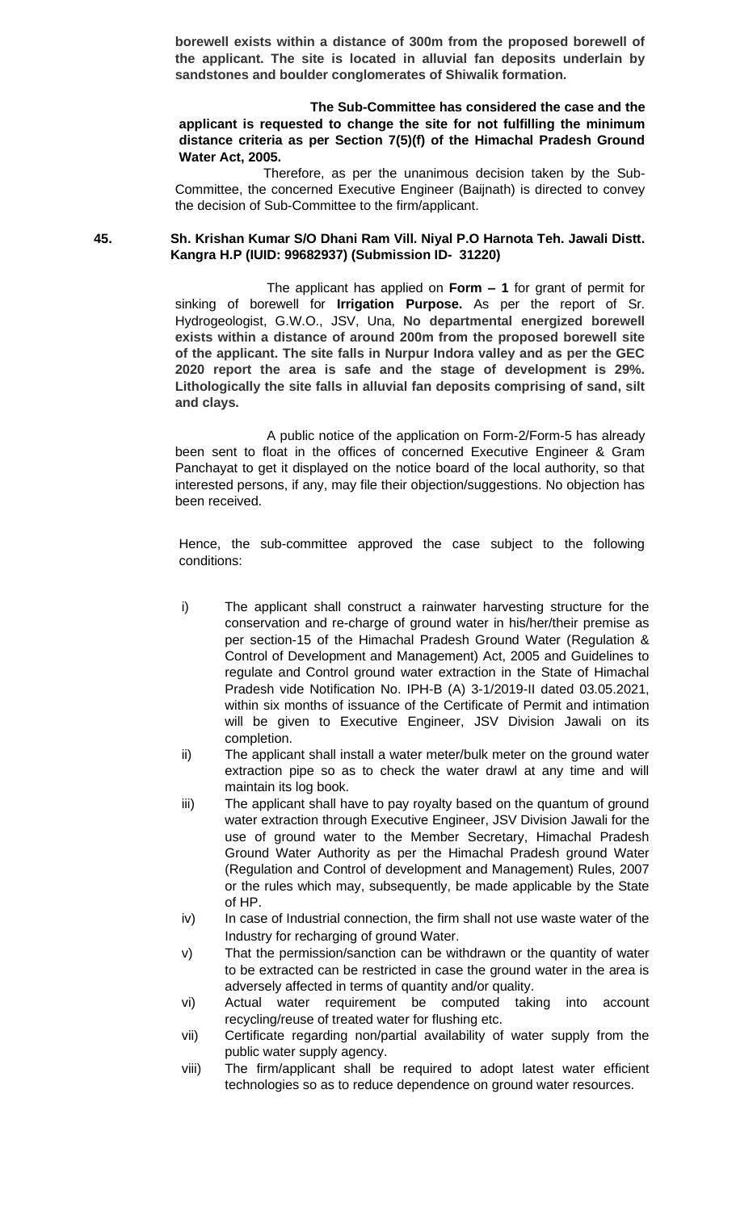**borewell exists within a distance of 300m from the proposed borewell of the applicant. The site is located in alluvial fan deposits underlain by sandstones and boulder conglomerates of Shiwalik formation.**

**The Sub-Committee has considered the case and the applicant is requested to change the site for not fulfilling the minimum distance criteria as per Section 7(5)(f) of the Himachal Pradesh Ground Water Act, 2005.**

Therefore, as per the unanimous decision taken by the Sub-Committee, the concerned Executive Engineer (Baijnath) is directed to convey the decision of Sub-Committee to the firm/applicant.

**45. Sh. Krishan Kumar S/O Dhani Ram Vill. Niyal P.O Harnota Teh. Jawali Distt. Kangra H.P (IUID: 99682937) (Submission ID- 31220)**

The applicant has applied on **Form – 1** for grant of permit for sinking of borewell for **Irrigation Purpose.** As per the report of Sr. Hydrogeologist, G.W.O., JSV, Una, **No departmental energized borewell exists within a distance of around 200m from the proposed borewell site of the applicant. The site falls in Nurpur Indora valley and as per the GEC 2020 report the area is safe and the stage of development is 29%. Lithologically the site falls in alluvial fan deposits comprising of sand, silt and clays.**

A public notice of the application on Form-2/Form-5 has already been sent to float in the offices of concerned Executive Engineer & Gram Panchayat to get it displayed on the notice board of the local authority, so that interested persons, if any, may file their objection/suggestions. No objection has been received.

Hence, the sub-committee approved the case subject to the following conditions:

i) The applicant shall construct a rainwater harvesting structure for the conservation and re-charge of ground water in his/her/their premise as per section-15 of the Himachal Pradesh Ground Water (Regulation & Control of Development and Management) Act, 2005 and Guidelines to regulate and Control ground water extraction in the State of Himachal Pradesh vide Notification No. IPH-B (A) 3-1/2019-II dated 03.05.2021, within six months of issuance of the Certificate of Permit and intimation will be given to Executive Engineer, JSV Division Jawali on its completion.

ii) The applicant shall install a water meter/bulk meter on the ground water extraction pipe so as to check the water drawl at any time and will maintain its log book.

iii) The applicant shall have to pay royalty based on the quantum of ground water extraction through Executive Engineer, JSV Division Jawali for the use of ground water to the Member Secretary, Himachal Pradesh Ground Water Authority as per the Himachal Pradesh ground Water (Regulation and Control of development and Management) Rules, 2007 or the rules which may, subsequently, be made applicable by the State of HP.

iv) In case of Industrial connection, the firm shall not use waste water of the Industry for recharging of ground Water.

v) That the permission/sanction can be withdrawn or the quantity of water to be extracted can be restricted in case the ground water in the area is adversely affected in terms of quantity and/or quality.

vi) Actual water requirement be computed taking into account recycling/reuse of treated water for flushing etc.

vii) Certificate regarding non/partial availability of water supply from the public water supply agency.

viii) The firm/applicant shall be required to adopt latest water efficient technologies so as to reduce dependence on ground water resources.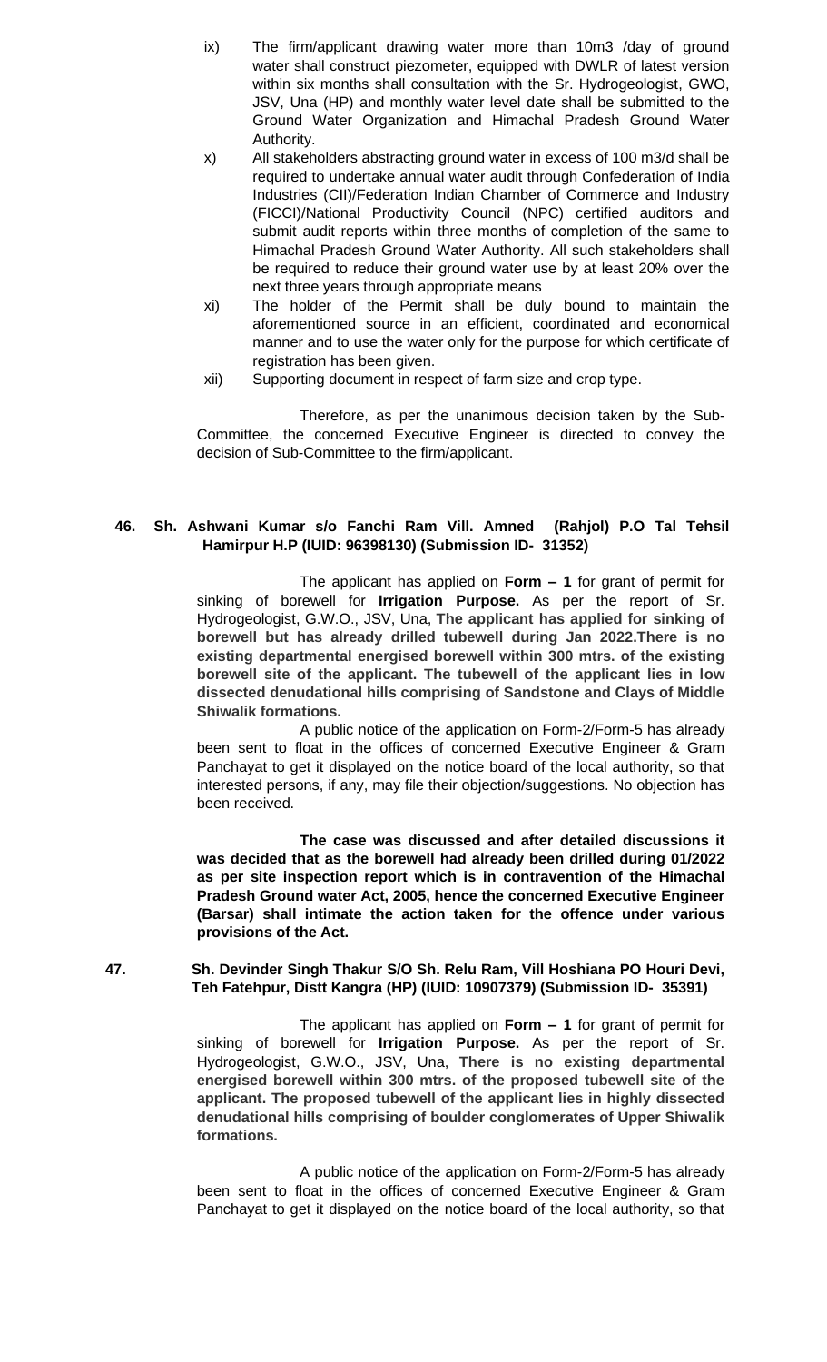ix) The firm/applicant drawing water more than 10m3 /day of ground water shall construct piezometer, equipped with DWLR of latest version within six months shall consultation with the Sr. Hydrogeologist, GWO, JSV, Una (HP) and monthly water level date shall be submitted to the Ground Water Organization and Himachal Pradesh Ground Water Authority.

x) All stakeholders abstracting ground water in excess of 100 m3/d shall be required to undertake annual water audit through Confederation of India Industries (CII)/Federation Indian Chamber of Commerce and Industry (FICCI)/National Productivity Council (NPC) certified auditors and submit audit reports within three months of completion of the same to Himachal Pradesh Ground Water Authority. All such stakeholders shall be required to reduce their ground water use by at least 20% over the next three years through appropriate means

xi) The holder of the Permit shall be duly bound to maintain the aforementioned source in an efficient, coordinated and economical manner and to use the water only for the purpose for which certificate of registration has been given.

xii) Supporting document in respect of farm size and crop type.

Therefore, as per the unanimous decision taken by the Sub-Committee, the concerned Executive Engineer is directed to convey the decision of Sub-Committee to the firm/applicant.

**46. Sh. Ashwani Kumar s/o Fanchi Ram Vill. Amned (Rahjol) P.O Tal Tehsil Hamirpur H.P (IUID: 96398130) (Submission ID- 31352)**

The applicant has applied on **Form – 1** for grant of permit for sinking of borewell for **Irrigation Purpose.** As per the report of Sr. Hydrogeologist, G.W.O., JSV, Una, **The applicant has applied for sinking of borewell but has already drilled tubewell during Jan 2022.There is no existing departmental energised borewell within 300 mtrs. of the existing borewell site of the applicant. The tubewell of the applicant lies in low dissected denudational hills comprising of Sandstone and Clays of Middle Shiwalik formations.**

A public notice of the application on Form-2/Form-5 has already been sent to float in the offices of concerned Executive Engineer & Gram Panchayat to get it displayed on the notice board of the local authority, so that interested persons, if any, may file their objection/suggestions. No objection has been received.

**The case was discussed and after detailed discussions it was decided that as the borewell had already been drilled during 01/2022 as per site inspection report which is in contravention of the Himachal Pradesh Ground water Act, 2005, hence the concerned Executive Engineer (Barsar) shall intimate the action taken for the offence under various provisions of the Act.**

**47. Sh. Devinder Singh Thakur S/O Sh. Relu Ram, Vill Hoshiana PO Houri Devi, Teh Fatehpur, Distt Kangra (HP) (IUID: 10907379) (Submission ID- 35391)**

The applicant has applied on **Form – 1** for grant of permit for sinking of borewell for **Irrigation Purpose.** As per the report of Sr. Hydrogeologist, G.W.O., JSV, Una, **There is no existing departmental energised borewell within 300 mtrs. of the proposed tubewell site of the applicant. The proposed tubewell of the applicant lies in highly dissected denudational hills comprising of boulder conglomerates of Upper Shiwalik formations.**

A public notice of the application on Form-2/Form-5 has already been sent to float in the offices of concerned Executive Engineer & Gram Panchayat to get it displayed on the notice board of the local authority, so that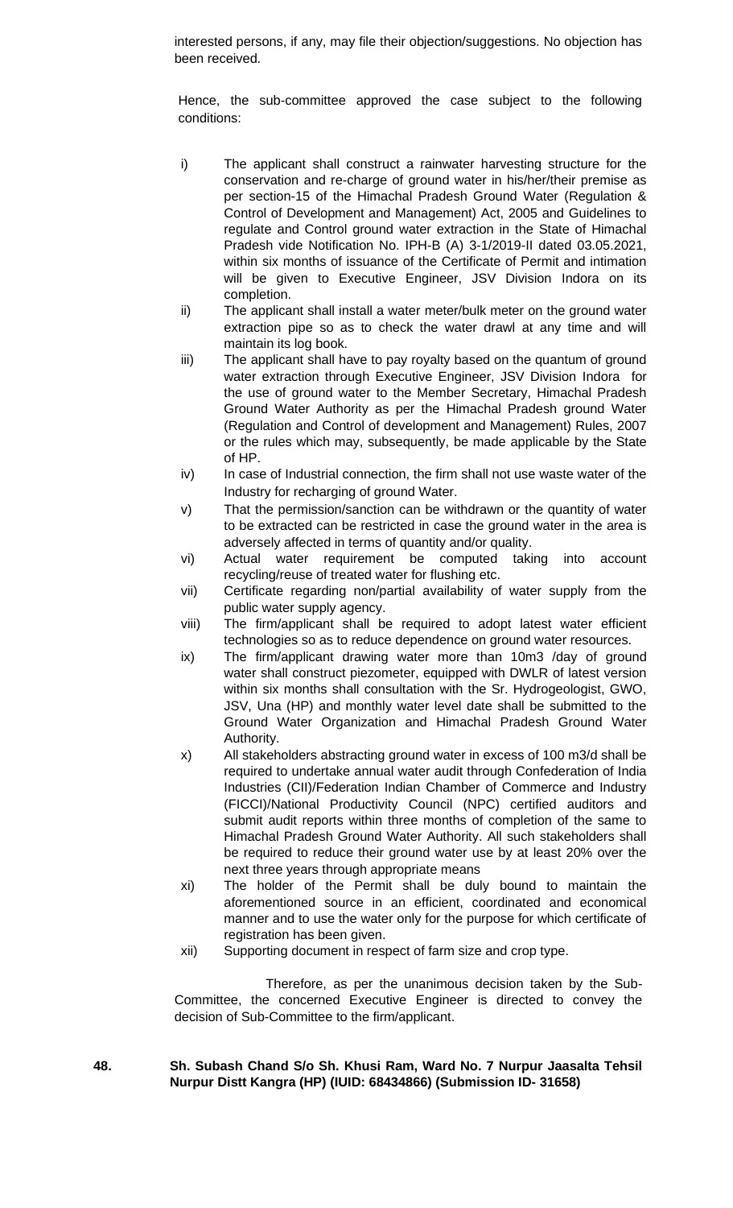interested persons, if any, may file their objection/suggestions. No objection has been received.

Hence, the sub-committee approved the case subject to the following conditions:

i) The applicant shall construct a rainwater harvesting structure for the conservation and re-charge of ground water in his/her/their premise as per section-15 of the Himachal Pradesh Ground Water (Regulation & Control of Development and Management) Act, 2005 and Guidelines to regulate and Control ground water extraction in the State of Himachal Pradesh vide Notification No. IPH-B (A) 3-1/2019-II dated 03.05.2021, within six months of issuance of the Certificate of Permit and intimation will be given to Executive Engineer, JSV Division Indora on its completion.

ii) The applicant shall install a water meter/bulk meter on the ground water extraction pipe so as to check the water drawl at any time and will maintain its log book.

iii) The applicant shall have to pay royalty based on the quantum of ground water extraction through Executive Engineer, JSV Division Indora for the use of ground water to the Member Secretary, Himachal Pradesh Ground Water Authority as per the Himachal Pradesh ground Water (Regulation and Control of development and Management) Rules, 2007 or the rules which may, subsequently, be made applicable by the State of HP.

iv) In case of Industrial connection, the firm shall not use waste water of the Industry for recharging of ground Water.

v) That the permission/sanction can be withdrawn or the quantity of water to be extracted can be restricted in case the ground water in the area is adversely affected in terms of quantity and/or quality.

vi) Actual water requirement be computed taking into account recycling/reuse of treated water for flushing etc.

vii) Certificate regarding non/partial availability of water supply from the public water supply agency.

viii) The firm/applicant shall be required to adopt latest water efficient technologies so as to reduce dependence on ground water resources.

ix) The firm/applicant drawing water more than 10m3 /day of ground water shall construct piezometer, equipped with DWLR of latest version within six months shall consultation with the Sr. Hydrogeologist, GWO, JSV, Una (HP) and monthly water level date shall be submitted to the Ground Water Organization and Himachal Pradesh Ground Water Authority.

x) All stakeholders abstracting ground water in excess of 100 m3/d shall be required to undertake annual water audit through Confederation of India Industries (CII)/Federation Indian Chamber of Commerce and Industry (FICCI)/National Productivity Council (NPC) certified auditors and submit audit reports within three months of completion of the same to Himachal Pradesh Ground Water Authority. All such stakeholders shall be required to reduce their ground water use by at least 20% over the next three years through appropriate means

xi) The holder of the Permit shall be duly bound to maintain the aforementioned source in an efficient, coordinated and economical manner and to use the water only for the purpose for which certificate of registration has been given.

xii) Supporting document in respect of farm size and crop type.

Therefore, as per the unanimous decision taken by the Sub-Committee, the concerned Executive Engineer is directed to convey the decision of Sub-Committee to the firm/applicant.

**48. Sh. Subash Chand S/o Sh. Khusi Ram, Ward No. 7 Nurpur Jaasalta Tehsil Nurpur Distt Kangra (HP) (IUID: 68434866) (Submission ID- 31658)**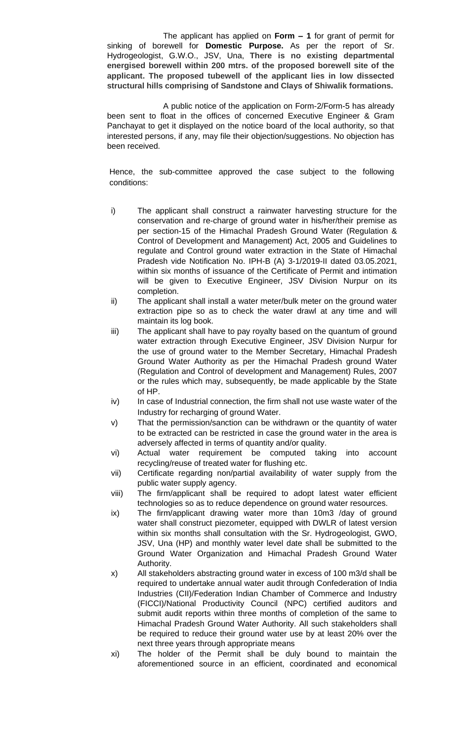The applicant has applied on **Form – 1** for grant of permit for sinking of borewell for **Domestic Purpose.** As per the report of Sr. Hydrogeologist, G.W.O., JSV, Una, **There is no existing departmental energised borewell within 200 mtrs. of the proposed borewell site of the applicant. The proposed tubewell of the applicant lies in low dissected structural hills comprising of Sandstone and Clays of Shiwalik formations.**

A public notice of the application on Form-2/Form-5 has already been sent to float in the offices of concerned Executive Engineer & Gram Panchayat to get it displayed on the notice board of the local authority, so that interested persons, if any, may file their objection/suggestions. No objection has been received.

Hence, the sub-committee approved the case subject to the following conditions:

i) The applicant shall construct a rainwater harvesting structure for the conservation and re-charge of ground water in his/her/their premise as per section-15 of the Himachal Pradesh Ground Water (Regulation & Control of Development and Management) Act, 2005 and Guidelines to regulate and Control ground water extraction in the State of Himachal Pradesh vide Notification No. IPH-B (A) 3-1/2019-II dated 03.05.2021, within six months of issuance of the Certificate of Permit and intimation will be given to Executive Engineer, JSV Division Nurpur on its completion.

ii) The applicant shall install a water meter/bulk meter on the ground water extraction pipe so as to check the water drawl at any time and will maintain its log book.

iii) The applicant shall have to pay royalty based on the quantum of ground water extraction through Executive Engineer, JSV Division Nurpur for the use of ground water to the Member Secretary, Himachal Pradesh Ground Water Authority as per the Himachal Pradesh ground Water (Regulation and Control of development and Management) Rules, 2007 or the rules which may, subsequently, be made applicable by the State of HP.

iv) In case of Industrial connection, the firm shall not use waste water of the Industry for recharging of ground Water.

v) That the permission/sanction can be withdrawn or the quantity of water to be extracted can be restricted in case the ground water in the area is adversely affected in terms of quantity and/or quality.

vi) Actual water requirement be computed taking into account recycling/reuse of treated water for flushing etc.

vii) Certificate regarding non/partial availability of water supply from the public water supply agency.

viii) The firm/applicant shall be required to adopt latest water efficient technologies so as to reduce dependence on ground water resources.

ix) The firm/applicant drawing water more than 10m3 /day of ground water shall construct piezometer, equipped with DWLR of latest version within six months shall consultation with the Sr. Hydrogeologist, GWO, JSV, Una (HP) and monthly water level date shall be submitted to the Ground Water Organization and Himachal Pradesh Ground Water Authority.

x) All stakeholders abstracting ground water in excess of 100 m3/d shall be required to undertake annual water audit through Confederation of India Industries (CII)/Federation Indian Chamber of Commerce and Industry (FICCI)/National Productivity Council (NPC) certified auditors and submit audit reports within three months of completion of the same to Himachal Pradesh Ground Water Authority. All such stakeholders shall be required to reduce their ground water use by at least 20% over the next three years through appropriate means

xi) The holder of the Permit shall be duly bound to maintain the aforementioned source in an efficient, coordinated and economical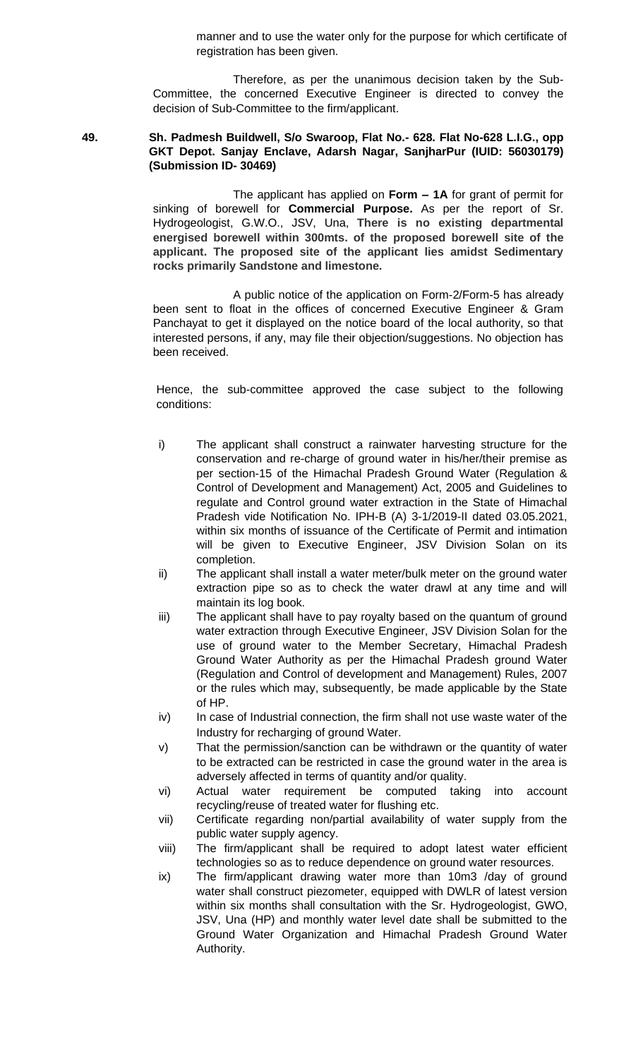manner and to use the water only for the purpose for which certificate of registration has been given.

Therefore, as per the unanimous decision taken by the Sub-Committee, the concerned Executive Engineer is directed to convey the decision of Sub-Committee to the firm/applicant.

**49. Sh. Padmesh Buildwell, S/o Swaroop, Flat No.- 628. Flat No-628 L.I.G., opp GKT Depot. Sanjay Enclave, Adarsh Nagar, SanjharPur (IUID: 56030179) (Submission ID- 30469)**

The applicant has applied on **Form – 1A** for grant of permit for sinking of borewell for **Commercial Purpose.** As per the report of Sr. Hydrogeologist, G.W.O., JSV, Una, **There is no existing departmental energised borewell within 300mts. of the proposed borewell site of the applicant. The proposed site of the applicant lies amidst Sedimentary rocks primarily Sandstone and limestone.**

A public notice of the application on Form-2/Form-5 has already been sent to float in the offices of concerned Executive Engineer & Gram Panchayat to get it displayed on the notice board of the local authority, so that interested persons, if any, may file their objection/suggestions. No objection has been received.

Hence, the sub-committee approved the case subject to the following conditions:

i) The applicant shall construct a rainwater harvesting structure for the conservation and re-charge of ground water in his/her/their premise as per section-15 of the Himachal Pradesh Ground Water (Regulation & Control of Development and Management) Act, 2005 and Guidelines to regulate and Control ground water extraction in the State of Himachal Pradesh vide Notification No. IPH-B (A) 3-1/2019-II dated 03.05.2021, within six months of issuance of the Certificate of Permit and intimation will be given to Executive Engineer, JSV Division Solan on its completion.

ii) The applicant shall install a water meter/bulk meter on the ground water extraction pipe so as to check the water drawl at any time and will maintain its log book.

iii) The applicant shall have to pay royalty based on the quantum of ground water extraction through Executive Engineer, JSV Division Solan for the use of ground water to the Member Secretary, Himachal Pradesh Ground Water Authority as per the Himachal Pradesh ground Water (Regulation and Control of development and Management) Rules, 2007 or the rules which may, subsequently, be made applicable by the State of HP.

iv) In case of Industrial connection, the firm shall not use waste water of the Industry for recharging of ground Water.

v) That the permission/sanction can be withdrawn or the quantity of water to be extracted can be restricted in case the ground water in the area is adversely affected in terms of quantity and/or quality.

vi) Actual water requirement be computed taking into account recycling/reuse of treated water for flushing etc.

vii) Certificate regarding non/partial availability of water supply from the public water supply agency.

viii) The firm/applicant shall be required to adopt latest water efficient technologies so as to reduce dependence on ground water resources.

ix) The firm/applicant drawing water more than 10m3 /day of ground water shall construct piezometer, equipped with DWLR of latest version within six months shall consultation with the Sr. Hydrogeologist, GWO, JSV, Una (HP) and monthly water level date shall be submitted to the Ground Water Organization and Himachal Pradesh Ground Water Authority.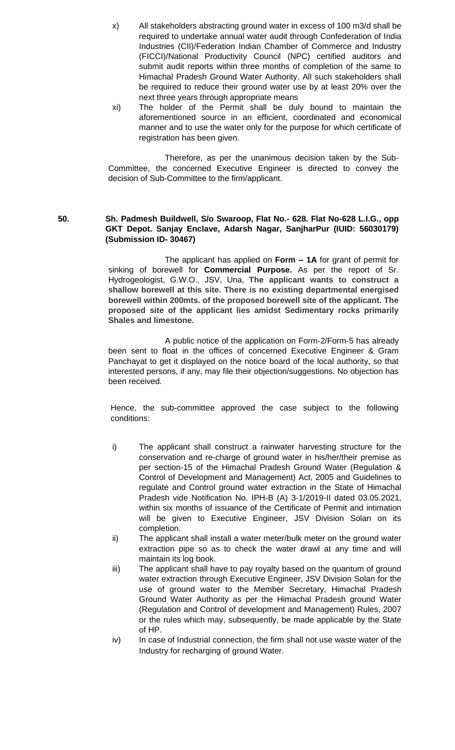x) All stakeholders abstracting ground water in excess of 100 m3/d shall be required to undertake annual water audit through Confederation of India Industries (CII)/Federation Indian Chamber of Commerce and Industry (FICCI)/National Productivity Council (NPC) certified auditors and submit audit reports within three months of completion of the same to Himachal Pradesh Ground Water Authority. All such stakeholders shall be required to reduce their ground water use by at least 20% over the next three years through appropriate means

xi) The holder of the Permit shall be duly bound to maintain the aforementioned source in an efficient, coordinated and economical manner and to use the water only for the purpose for which certificate of registration has been given.

Therefore, as per the unanimous decision taken by the Sub-Committee, the concerned Executive Engineer is directed to convey the decision of Sub-Committee to the firm/applicant.

**50. Sh. Padmesh Buildwell, S/o Swaroop, Flat No.- 628. Flat No-628 L.I.G., opp GKT Depot. Sanjay Enclave, Adarsh Nagar, SanjharPur (IUID: 56030179) (Submission ID- 30467)**

The applicant has applied on **Form – 1A** for grant of permit for sinking of borewell for **Commercial Purpose.** As per the report of Sr. Hydrogeologist, G.W.O., JSV, Una, **The applicant wants to construct a shallow borewell at this site. There is no existing departmental energised borewell within 200mts. of the proposed borewell site of the applicant. The proposed site of the applicant lies amidst Sedimentary rocks primarily Shales and limestone.**

A public notice of the application on Form-2/Form-5 has already been sent to float in the offices of concerned Executive Engineer & Gram Panchayat to get it displayed on the notice board of the local authority, so that interested persons, if any, may file their objection/suggestions. No objection has been received.

Hence, the sub-committee approved the case subject to the following conditions:

i) The applicant shall construct a rainwater harvesting structure for the conservation and re-charge of ground water in his/her/their premise as per section-15 of the Himachal Pradesh Ground Water (Regulation & Control of Development and Management) Act, 2005 and Guidelines to regulate and Control ground water extraction in the State of Himachal Pradesh vide Notification No. IPH-B (A) 3-1/2019-II dated 03.05.2021, within six months of issuance of the Certificate of Permit and intimation will be given to Executive Engineer, JSV Division Solan on its completion.

ii) The applicant shall install a water meter/bulk meter on the ground water extraction pipe so as to check the water drawl at any time and will maintain its log book.

iii) The applicant shall have to pay royalty based on the quantum of ground water extraction through Executive Engineer, JSV Division Solan for the use of ground water to the Member Secretary, Himachal Pradesh Ground Water Authority as per the Himachal Pradesh ground Water (Regulation and Control of development and Management) Rules, 2007 or the rules which may, subsequently, be made applicable by the State of HP.

iv) In case of Industrial connection, the firm shall not use waste water of the Industry for recharging of ground Water.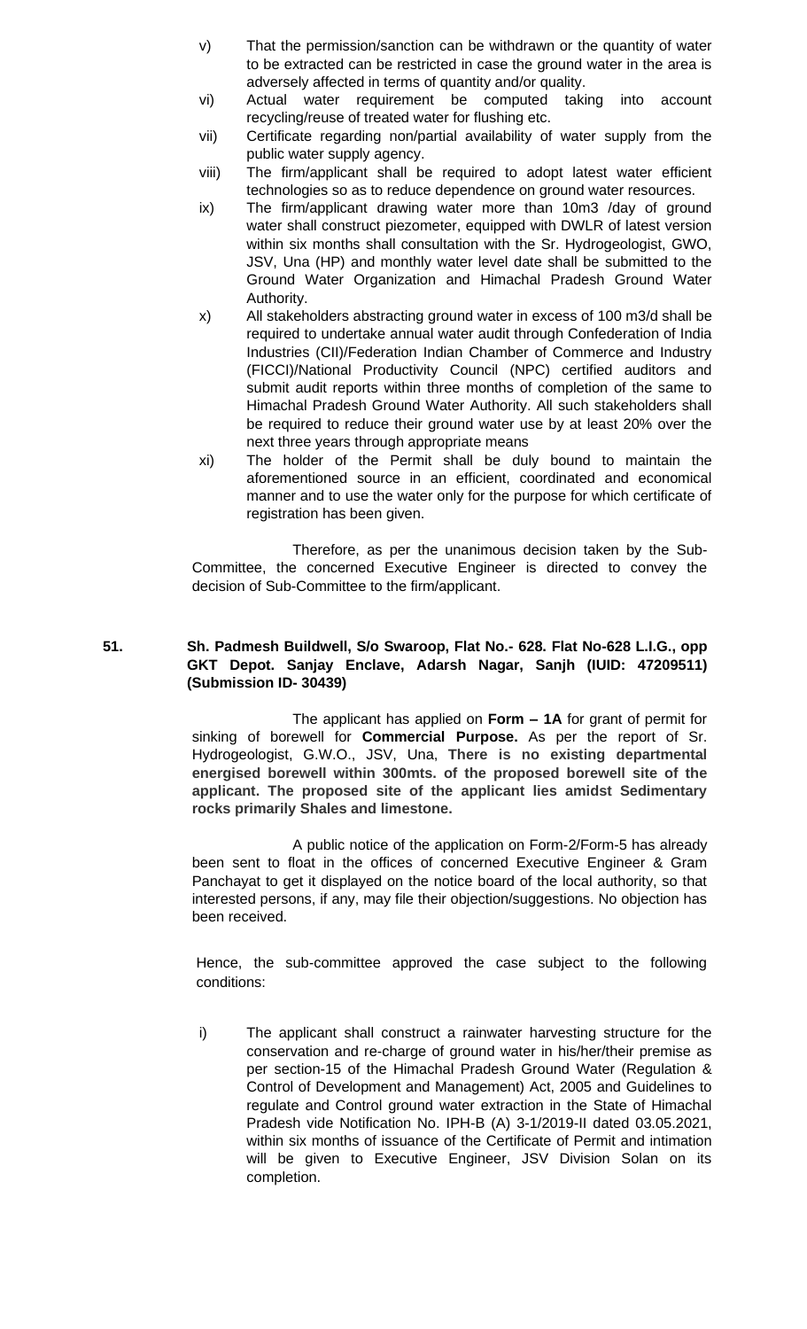v) That the permission/sanction can be withdrawn or the quantity of water to be extracted can be restricted in case the ground water in the area is adversely affected in terms of quantity and/or quality.

vi) Actual water requirement be computed taking into account recycling/reuse of treated water for flushing etc.

vii) Certificate regarding non/partial availability of water supply from the public water supply agency.

viii) The firm/applicant shall be required to adopt latest water efficient technologies so as to reduce dependence on ground water resources.

ix) The firm/applicant drawing water more than 10m3 /day of ground water shall construct piezometer, equipped with DWLR of latest version within six months shall consultation with the Sr. Hydrogeologist, GWO, JSV, Una (HP) and monthly water level date shall be submitted to the Ground Water Organization and Himachal Pradesh Ground Water Authority.

x) All stakeholders abstracting ground water in excess of 100 m3/d shall be required to undertake annual water audit through Confederation of India Industries (CII)/Federation Indian Chamber of Commerce and Industry (FICCI)/National Productivity Council (NPC) certified auditors and submit audit reports within three months of completion of the same to Himachal Pradesh Ground Water Authority. All such stakeholders shall be required to reduce their ground water use by at least 20% over the next three years through appropriate means

xi) The holder of the Permit shall be duly bound to maintain the aforementioned source in an efficient, coordinated and economical manner and to use the water only for the purpose for which certificate of registration has been given.

Therefore, as per the unanimous decision taken by the Sub-Committee, the concerned Executive Engineer is directed to convey the decision of Sub-Committee to the firm/applicant.

**51. Sh. Padmesh Buildwell, S/o Swaroop, Flat No.- 628. Flat No-628 L.I.G., opp GKT Depot. Sanjay Enclave, Adarsh Nagar, Sanjh (IUID: 47209511) (Submission ID- 30439)**

The applicant has applied on **Form – 1A** for grant of permit for sinking of borewell for **Commercial Purpose.** As per the report of Sr. Hydrogeologist, G.W.O., JSV, Una, **There is no existing departmental energised borewell within 300mts. of the proposed borewell site of the applicant. The proposed site of the applicant lies amidst Sedimentary rocks primarily Shales and limestone.**

A public notice of the application on Form-2/Form-5 has already been sent to float in the offices of concerned Executive Engineer & Gram Panchayat to get it displayed on the notice board of the local authority, so that interested persons, if any, may file their objection/suggestions. No objection has been received.

Hence, the sub-committee approved the case subject to the following conditions:

i) The applicant shall construct a rainwater harvesting structure for the conservation and re-charge of ground water in his/her/their premise as per section-15 of the Himachal Pradesh Ground Water (Regulation & Control of Development and Management) Act, 2005 and Guidelines to regulate and Control ground water extraction in the State of Himachal Pradesh vide Notification No. IPH-B (A) 3-1/2019-II dated 03.05.2021, within six months of issuance of the Certificate of Permit and intimation will be given to Executive Engineer, JSV Division Solan on its completion.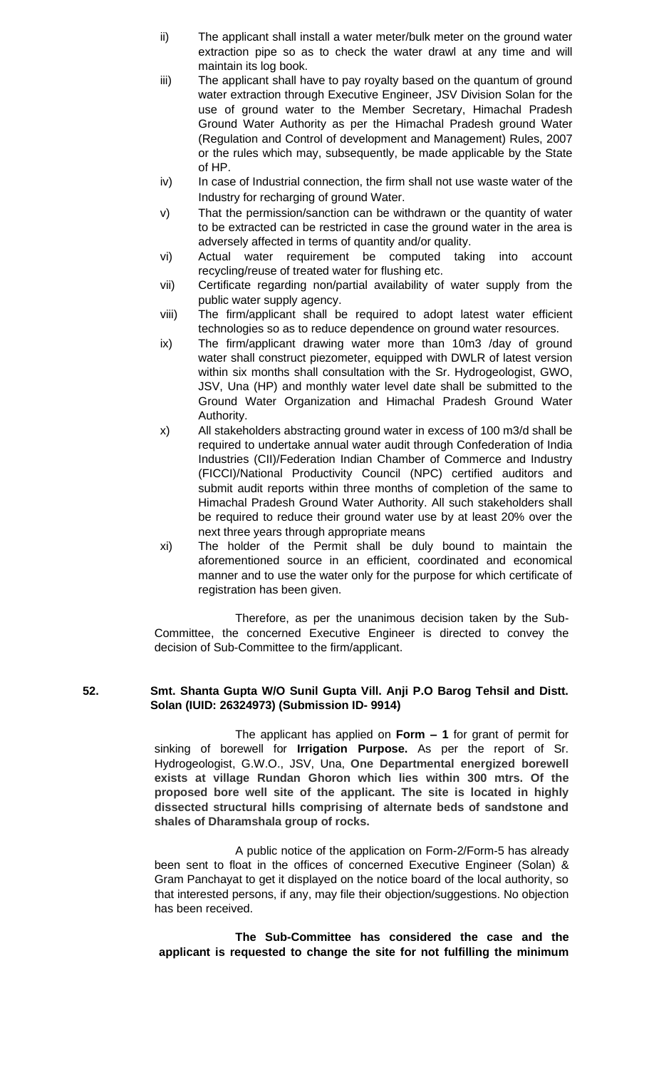ii) The applicant shall install a water meter/bulk meter on the ground water extraction pipe so as to check the water drawl at any time and will maintain its log book.

iii) The applicant shall have to pay royalty based on the quantum of ground water extraction through Executive Engineer, JSV Division Solan for the use of ground water to the Member Secretary, Himachal Pradesh Ground Water Authority as per the Himachal Pradesh ground Water (Regulation and Control of development and Management) Rules, 2007 or the rules which may, subsequently, be made applicable by the State of HP.

iv) In case of Industrial connection, the firm shall not use waste water of the Industry for recharging of ground Water.

v) That the permission/sanction can be withdrawn or the quantity of water to be extracted can be restricted in case the ground water in the area is adversely affected in terms of quantity and/or quality.

vi) Actual water requirement be computed taking into account recycling/reuse of treated water for flushing etc.

vii) Certificate regarding non/partial availability of water supply from the public water supply agency.

viii) The firm/applicant shall be required to adopt latest water efficient technologies so as to reduce dependence on ground water resources.

ix) The firm/applicant drawing water more than 10m3 /day of ground water shall construct piezometer, equipped with DWLR of latest version within six months shall consultation with the Sr. Hydrogeologist, GWO, JSV, Una (HP) and monthly water level date shall be submitted to the Ground Water Organization and Himachal Pradesh Ground Water Authority.

x) All stakeholders abstracting ground water in excess of 100 m3/d shall be required to undertake annual water audit through Confederation of India Industries (CII)/Federation Indian Chamber of Commerce and Industry (FICCI)/National Productivity Council (NPC) certified auditors and submit audit reports within three months of completion of the same to Himachal Pradesh Ground Water Authority. All such stakeholders shall be required to reduce their ground water use by at least 20% over the next three years through appropriate means

xi) The holder of the Permit shall be duly bound to maintain the aforementioned source in an efficient, coordinated and economical manner and to use the water only for the purpose for which certificate of registration has been given.

Therefore, as per the unanimous decision taken by the Sub-Committee, the concerned Executive Engineer is directed to convey the decision of Sub-Committee to the firm/applicant.

**52. Smt. Shanta Gupta W/O Sunil Gupta Vill. Anji P.O Barog Tehsil and Distt. Solan (IUID: 26324973) (Submission ID- 9914)**

The applicant has applied on **Form – 1** for grant of permit for sinking of borewell for **Irrigation Purpose.** As per the report of Sr. Hydrogeologist, G.W.O., JSV, Una, **One Departmental energized borewell exists at village Rundan Ghoron which lies within 300 mtrs. Of the proposed bore well site of the applicant. The site is located in highly dissected structural hills comprising of alternate beds of sandstone and shales of Dharamshala group of rocks.**

A public notice of the application on Form-2/Form-5 has already been sent to float in the offices of concerned Executive Engineer (Solan) & Gram Panchayat to get it displayed on the notice board of the local authority, so that interested persons, if any, may file their objection/suggestions. No objection has been received.

**The Sub-Committee has considered the case and the applicant is requested to change the site for not fulfilling the minimum**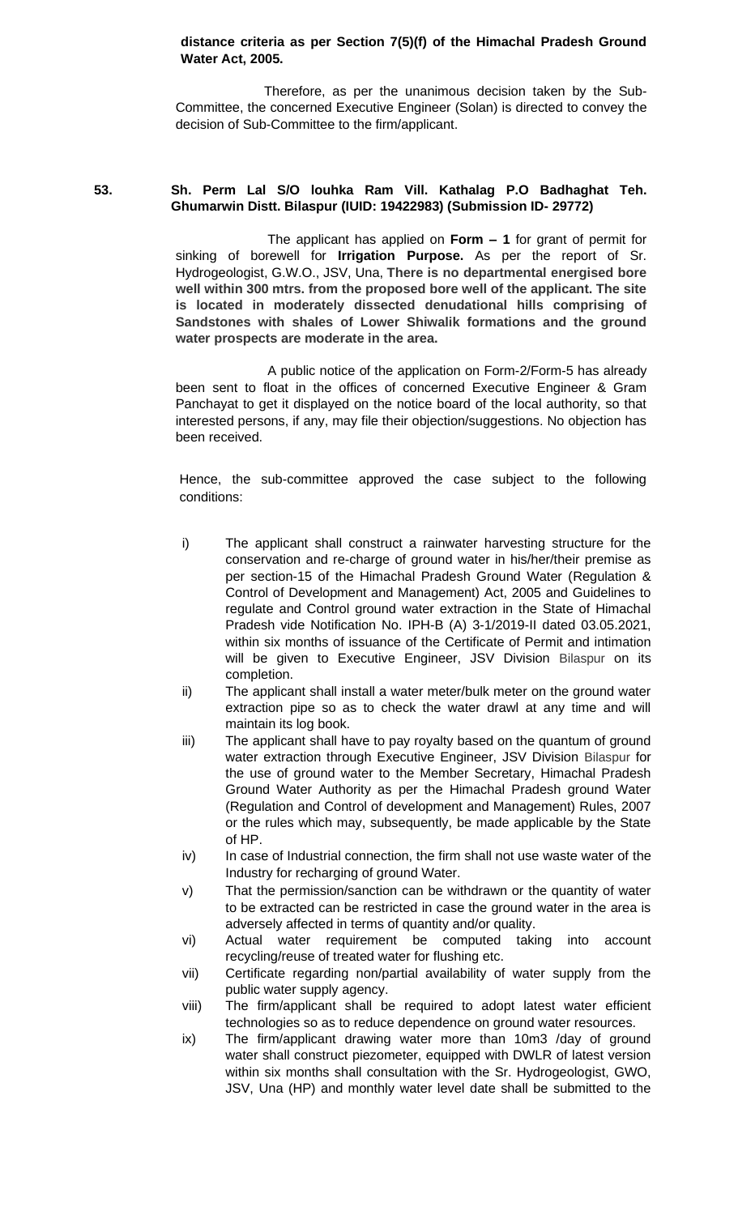**distance criteria as per Section 7(5)(f) of the Himachal Pradesh Ground Water Act, 2005.**

Therefore, as per the unanimous decision taken by the Sub-Committee, the concerned Executive Engineer (Solan) is directed to convey the decision of Sub-Committee to the firm/applicant.

**53. Sh. Perm Lal S/O louhka Ram Vill. Kathalag P.O Badhaghat Teh. Ghumarwin Distt. Bilaspur (IUID: 19422983) (Submission ID- 29772)**

The applicant has applied on **Form – 1** for grant of permit for sinking of borewell for **Irrigation Purpose.** As per the report of Sr. Hydrogeologist, G.W.O., JSV, Una, **There is no departmental energised bore well within 300 mtrs. from the proposed bore well of the applicant. The site is located in moderately dissected denudational hills comprising of Sandstones with shales of Lower Shiwalik formations and the ground water prospects are moderate in the area.**

A public notice of the application on Form-2/Form-5 has already been sent to float in the offices of concerned Executive Engineer & Gram Panchayat to get it displayed on the notice board of the local authority, so that interested persons, if any, may file their objection/suggestions. No objection has been received.

Hence, the sub-committee approved the case subject to the following conditions:

i) The applicant shall construct a rainwater harvesting structure for the conservation and re-charge of ground water in his/her/their premise as per section-15 of the Himachal Pradesh Ground Water (Regulation & Control of Development and Management) Act, 2005 and Guidelines to regulate and Control ground water extraction in the State of Himachal Pradesh vide Notification No. IPH-B (A) 3-1/2019-II dated 03.05.2021, within six months of issuance of the Certificate of Permit and intimation will be given to Executive Engineer, JSV Division Bilaspur on its completion.

ii) The applicant shall install a water meter/bulk meter on the ground water extraction pipe so as to check the water drawl at any time and will maintain its log book.

iii) The applicant shall have to pay royalty based on the quantum of ground water extraction through Executive Engineer, JSV Division Bilaspur for the use of ground water to the Member Secretary, Himachal Pradesh Ground Water Authority as per the Himachal Pradesh ground Water (Regulation and Control of development and Management) Rules, 2007 or the rules which may, subsequently, be made applicable by the State of HP.

iv) In case of Industrial connection, the firm shall not use waste water of the Industry for recharging of ground Water.

v) That the permission/sanction can be withdrawn or the quantity of water to be extracted can be restricted in case the ground water in the area is adversely affected in terms of quantity and/or quality.

vi) Actual water requirement be computed taking into account recycling/reuse of treated water for flushing etc.

vii) Certificate regarding non/partial availability of water supply from the public water supply agency.

viii) The firm/applicant shall be required to adopt latest water efficient technologies so as to reduce dependence on ground water resources.

ix) The firm/applicant drawing water more than 10m3 /day of ground water shall construct piezometer, equipped with DWLR of latest version within six months shall consultation with the Sr. Hydrogeologist, GWO, JSV, Una (HP) and monthly water level date shall be submitted to the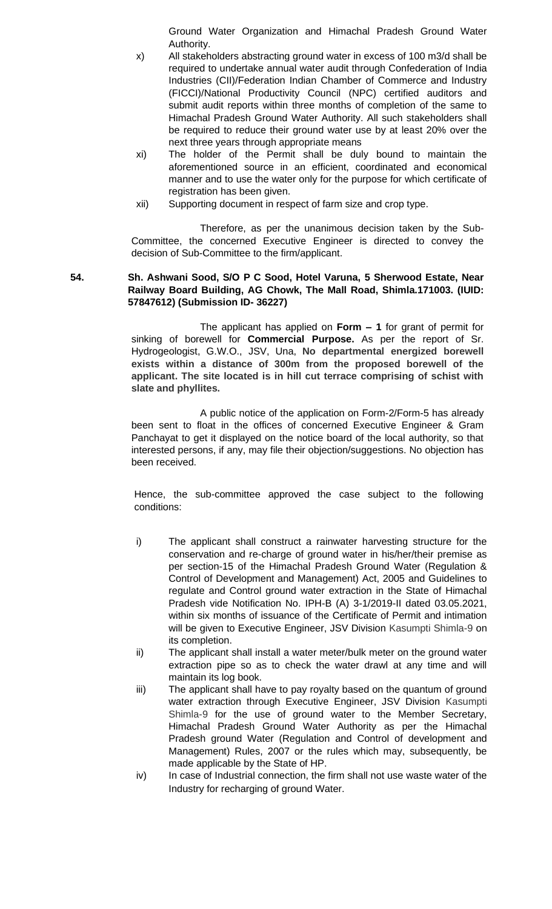Ground Water Organization and Himachal Pradesh Ground Water Authority.

x) All stakeholders abstracting ground water in excess of 100 m3/d shall be required to undertake annual water audit through Confederation of India Industries (CII)/Federation Indian Chamber of Commerce and Industry (FICCI)/National Productivity Council (NPC) certified auditors and submit audit reports within three months of completion of the same to Himachal Pradesh Ground Water Authority. All such stakeholders shall be required to reduce their ground water use by at least 20% over the next three years through appropriate means

xi) The holder of the Permit shall be duly bound to maintain the aforementioned source in an efficient, coordinated and economical manner and to use the water only for the purpose for which certificate of registration has been given.

xii) Supporting document in respect of farm size and crop type.

Therefore, as per the unanimous decision taken by the Sub-Committee, the concerned Executive Engineer is directed to convey the decision of Sub-Committee to the firm/applicant.

**54. Sh. Ashwani Sood, S/O P C Sood, Hotel Varuna, 5 Sherwood Estate, Near Railway Board Building, AG Chowk, The Mall Road, Shimla.171003. (IUID: 57847612) (Submission ID- 36227)**

The applicant has applied on **Form – 1** for grant of permit for sinking of borewell for **Commercial Purpose.** As per the report of Sr. Hydrogeologist, G.W.O., JSV, Una, **No departmental energized borewell exists within a distance of 300m from the proposed borewell of the applicant. The site located is in hill cut terrace comprising of schist with slate and phyllites.**

A public notice of the application on Form-2/Form-5 has already been sent to float in the offices of concerned Executive Engineer & Gram Panchayat to get it displayed on the notice board of the local authority, so that interested persons, if any, may file their objection/suggestions. No objection has been received.

Hence, the sub-committee approved the case subject to the following conditions:

i) The applicant shall construct a rainwater harvesting structure for the conservation and re-charge of ground water in his/her/their premise as per section-15 of the Himachal Pradesh Ground Water (Regulation & Control of Development and Management) Act, 2005 and Guidelines to regulate and Control ground water extraction in the State of Himachal Pradesh vide Notification No. IPH-B (A) 3-1/2019-II dated 03.05.2021, within six months of issuance of the Certificate of Permit and intimation will be given to Executive Engineer, JSV Division Kasumpti Shimla-9 on its completion.

ii) The applicant shall install a water meter/bulk meter on the ground water extraction pipe so as to check the water drawl at any time and will maintain its log book.

iii) The applicant shall have to pay royalty based on the quantum of ground water extraction through Executive Engineer, JSV Division Kasumpti Shimla-9 for the use of ground water to the Member Secretary, Himachal Pradesh Ground Water Authority as per the Himachal Pradesh ground Water (Regulation and Control of development and Management) Rules, 2007 or the rules which may, subsequently, be made applicable by the State of HP.

iv) In case of Industrial connection, the firm shall not use waste water of the Industry for recharging of ground Water.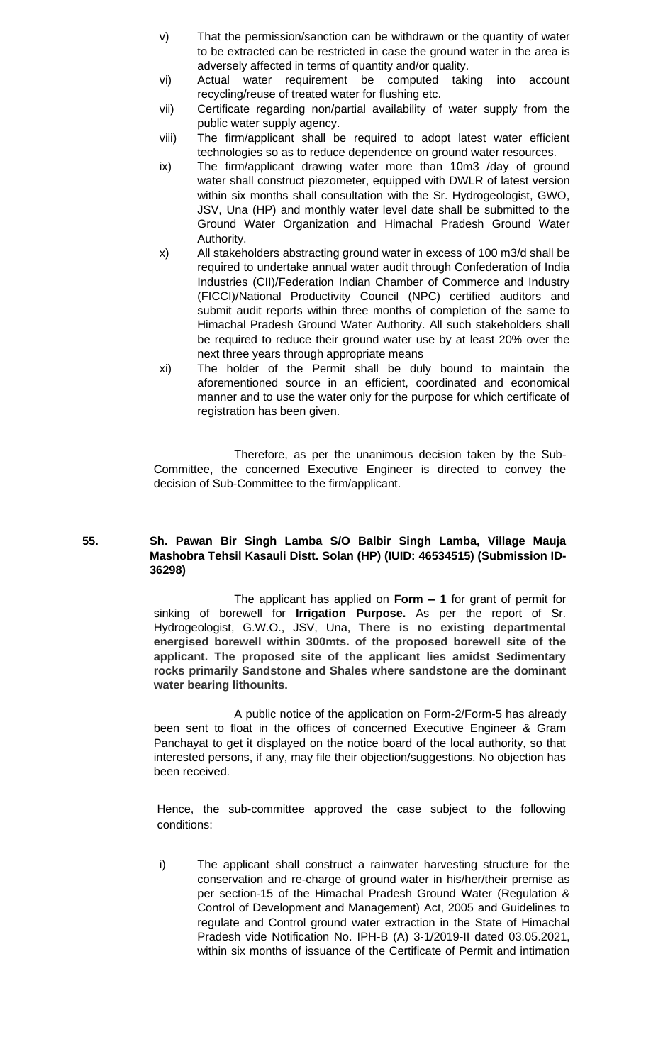v) That the permission/sanction can be withdrawn or the quantity of water to be extracted can be restricted in case the ground water in the area is adversely affected in terms of quantity and/or quality.

vi) Actual water requirement be computed taking into account recycling/reuse of treated water for flushing etc.

vii) Certificate regarding non/partial availability of water supply from the public water supply agency.

viii) The firm/applicant shall be required to adopt latest water efficient technologies so as to reduce dependence on ground water resources.

ix) The firm/applicant drawing water more than 10m3 /day of ground water shall construct piezometer, equipped with DWLR of latest version within six months shall consultation with the Sr. Hydrogeologist, GWO, JSV, Una (HP) and monthly water level date shall be submitted to the Ground Water Organization and Himachal Pradesh Ground Water Authority.

x) All stakeholders abstracting ground water in excess of 100 m3/d shall be required to undertake annual water audit through Confederation of India Industries (CII)/Federation Indian Chamber of Commerce and Industry (FICCI)/National Productivity Council (NPC) certified auditors and submit audit reports within three months of completion of the same to Himachal Pradesh Ground Water Authority. All such stakeholders shall be required to reduce their ground water use by at least 20% over the next three years through appropriate means

xi) The holder of the Permit shall be duly bound to maintain the aforementioned source in an efficient, coordinated and economical manner and to use the water only for the purpose for which certificate of registration has been given.

Therefore, as per the unanimous decision taken by the Sub-Committee, the concerned Executive Engineer is directed to convey the decision of Sub-Committee to the firm/applicant.

**55. Sh. Pawan Bir Singh Lamba S/O Balbir Singh Lamba, Village Mauja Mashobra Tehsil Kasauli Distt. Solan (HP) (IUID: 46534515) (Submission ID-36298)**

The applicant has applied on **Form – 1** for grant of permit for sinking of borewell for **Irrigation Purpose.** As per the report of Sr. Hydrogeologist, G.W.O., JSV, Una, **There is no existing departmental energised borewell within 300mts. of the proposed borewell site of the applicant. The proposed site of the applicant lies amidst Sedimentary rocks primarily Sandstone and Shales where sandstone are the dominant water bearing lithounits.**

A public notice of the application on Form-2/Form-5 has already been sent to float in the offices of concerned Executive Engineer & Gram Panchayat to get it displayed on the notice board of the local authority, so that interested persons, if any, may file their objection/suggestions. No objection has been received.

Hence, the sub-committee approved the case subject to the following conditions:

i) The applicant shall construct a rainwater harvesting structure for the conservation and re-charge of ground water in his/her/their premise as per section-15 of the Himachal Pradesh Ground Water (Regulation & Control of Development and Management) Act, 2005 and Guidelines to regulate and Control ground water extraction in the State of Himachal Pradesh vide Notification No. IPH-B (A) 3-1/2019-II dated 03.05.2021, within six months of issuance of the Certificate of Permit and intimation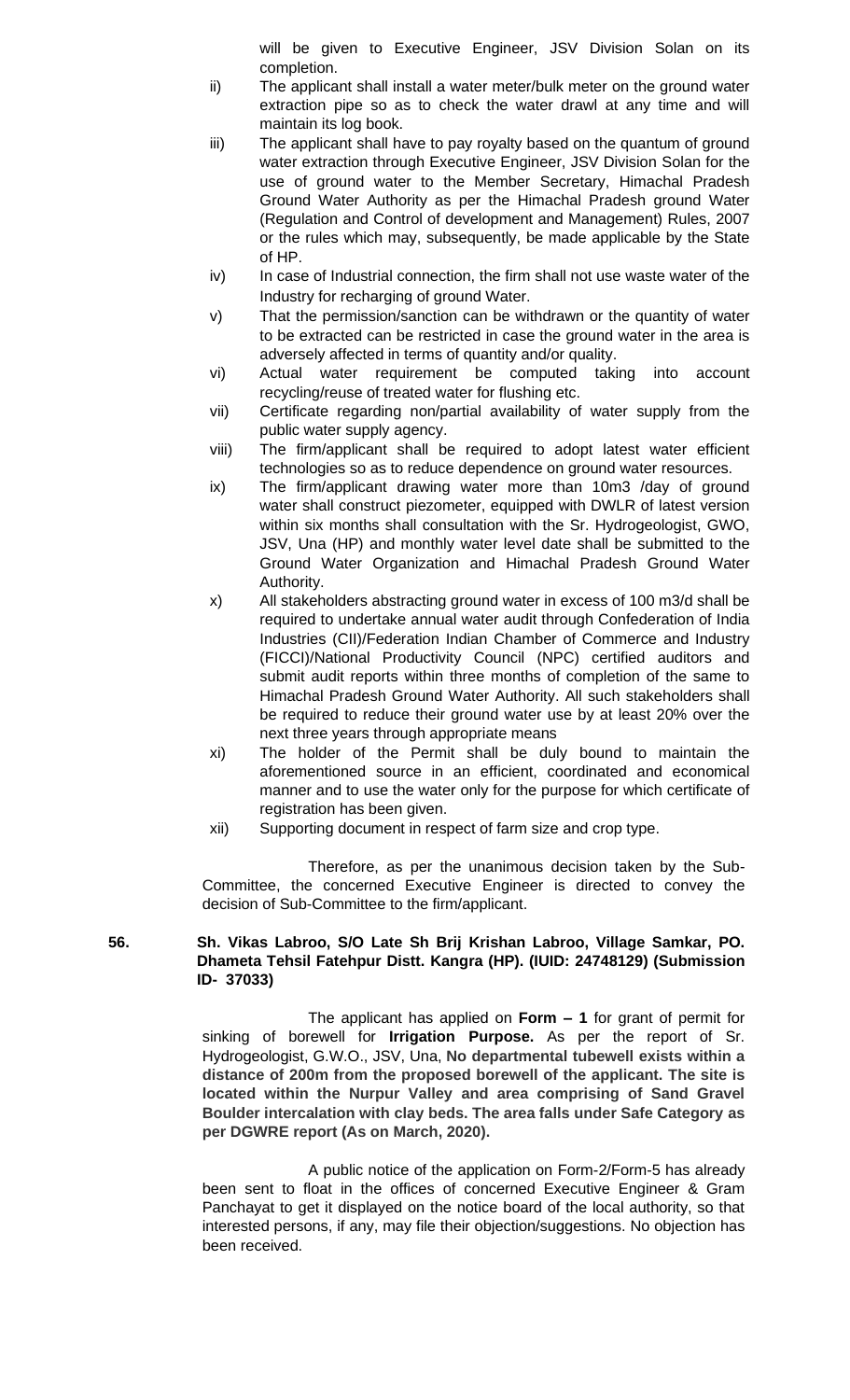will be given to Executive Engineer, JSV Division Solan on its completion.

ii) The applicant shall install a water meter/bulk meter on the ground water extraction pipe so as to check the water drawl at any time and will maintain its log book.

iii) The applicant shall have to pay royalty based on the quantum of ground water extraction through Executive Engineer, JSV Division Solan for the use of ground water to the Member Secretary, Himachal Pradesh Ground Water Authority as per the Himachal Pradesh ground Water (Regulation and Control of development and Management) Rules, 2007 or the rules which may, subsequently, be made applicable by the State of HP.

iv) In case of Industrial connection, the firm shall not use waste water of the Industry for recharging of ground Water.

v) That the permission/sanction can be withdrawn or the quantity of water to be extracted can be restricted in case the ground water in the area is adversely affected in terms of quantity and/or quality.

vi) Actual water requirement be computed taking into account recycling/reuse of treated water for flushing etc.

vii) Certificate regarding non/partial availability of water supply from the public water supply agency.

viii) The firm/applicant shall be required to adopt latest water efficient technologies so as to reduce dependence on ground water resources.

ix) The firm/applicant drawing water more than 10m3 /day of ground water shall construct piezometer, equipped with DWLR of latest version within six months shall consultation with the Sr. Hydrogeologist, GWO, JSV, Una (HP) and monthly water level date shall be submitted to the Ground Water Organization and Himachal Pradesh Ground Water Authority.

x) All stakeholders abstracting ground water in excess of 100 m3/d shall be required to undertake annual water audit through Confederation of India Industries (CII)/Federation Indian Chamber of Commerce and Industry (FICCI)/National Productivity Council (NPC) certified auditors and submit audit reports within three months of completion of the same to Himachal Pradesh Ground Water Authority. All such stakeholders shall be required to reduce their ground water use by at least 20% over the next three years through appropriate means

xi) The holder of the Permit shall be duly bound to maintain the aforementioned source in an efficient, coordinated and economical manner and to use the water only for the purpose for which certificate of registration has been given.

xii) Supporting document in respect of farm size and crop type.

Therefore, as per the unanimous decision taken by the Sub-Committee, the concerned Executive Engineer is directed to convey the decision of Sub-Committee to the firm/applicant.

**56. Sh. Vikas Labroo, S/O Late Sh Brij Krishan Labroo, Village Samkar, PO. Dhameta Tehsil Fatehpur Distt. Kangra (HP). (IUID: 24748129) (Submission ID- 37033)**

The applicant has applied on **Form – 1** for grant of permit for sinking of borewell for **Irrigation Purpose.** As per the report of Sr. Hydrogeologist, G.W.O., JSV, Una, **No departmental tubewell exists within a distance of 200m from the proposed borewell of the applicant. The site is located within the Nurpur Valley and area comprising of Sand Gravel Boulder intercalation with clay beds. The area falls under Safe Category as per DGWRE report (As on March, 2020).**

A public notice of the application on Form-2/Form-5 has already been sent to float in the offices of concerned Executive Engineer & Gram Panchayat to get it displayed on the notice board of the local authority, so that interested persons, if any, may file their objection/suggestions. No objection has been received.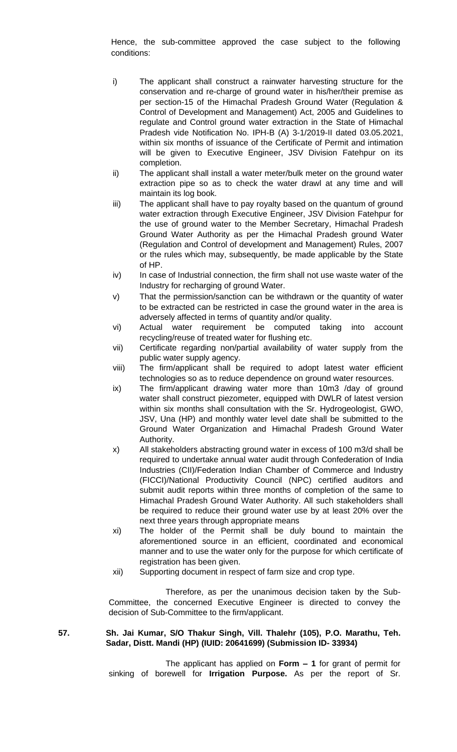Hence, the sub-committee approved the case subject to the following conditions:

i) The applicant shall construct a rainwater harvesting structure for the conservation and re-charge of ground water in his/her/their premise as per section-15 of the Himachal Pradesh Ground Water (Regulation & Control of Development and Management) Act, 2005 and Guidelines to regulate and Control ground water extraction in the State of Himachal Pradesh vide Notification No. IPH-B (A) 3-1/2019-II dated 03.05.2021, within six months of issuance of the Certificate of Permit and intimation will be given to Executive Engineer, JSV Division Fatehpur on its completion.

ii) The applicant shall install a water meter/bulk meter on the ground water extraction pipe so as to check the water drawl at any time and will maintain its log book.

iii) The applicant shall have to pay royalty based on the quantum of ground water extraction through Executive Engineer, JSV Division Fatehpur for the use of ground water to the Member Secretary, Himachal Pradesh Ground Water Authority as per the Himachal Pradesh ground Water (Regulation and Control of development and Management) Rules, 2007 or the rules which may, subsequently, be made applicable by the State of HP.

iv) In case of Industrial connection, the firm shall not use waste water of the Industry for recharging of ground Water.

v) That the permission/sanction can be withdrawn or the quantity of water to be extracted can be restricted in case the ground water in the area is adversely affected in terms of quantity and/or quality.

vi) Actual water requirement be computed taking into account recycling/reuse of treated water for flushing etc.

vii) Certificate regarding non/partial availability of water supply from the public water supply agency.

viii) The firm/applicant shall be required to adopt latest water efficient technologies so as to reduce dependence on ground water resources.

ix) The firm/applicant drawing water more than 10m3 /day of ground water shall construct piezometer, equipped with DWLR of latest version within six months shall consultation with the Sr. Hydrogeologist, GWO, JSV, Una (HP) and monthly water level date shall be submitted to the Ground Water Organization and Himachal Pradesh Ground Water Authority.

x) All stakeholders abstracting ground water in excess of 100 m3/d shall be required to undertake annual water audit through Confederation of India Industries (CII)/Federation Indian Chamber of Commerce and Industry (FICCI)/National Productivity Council (NPC) certified auditors and submit audit reports within three months of completion of the same to Himachal Pradesh Ground Water Authority. All such stakeholders shall be required to reduce their ground water use by at least 20% over the next three years through appropriate means

xi) The holder of the Permit shall be duly bound to maintain the aforementioned source in an efficient, coordinated and economical manner and to use the water only for the purpose for which certificate of registration has been given.

xii) Supporting document in respect of farm size and crop type.

Therefore, as per the unanimous decision taken by the Sub-Committee, the concerned Executive Engineer is directed to convey the decision of Sub-Committee to the firm/applicant.

**57. Sh. Jai Kumar, S/O Thakur Singh, Vill. Thalehr (105), P.O. Marathu, Teh. Sadar, Distt. Mandi (HP) (IUID: 20641699) (Submission ID- 33934)**

The applicant has applied on **Form – 1** for grant of permit for sinking of borewell for **Irrigation Purpose.** As per the report of Sr.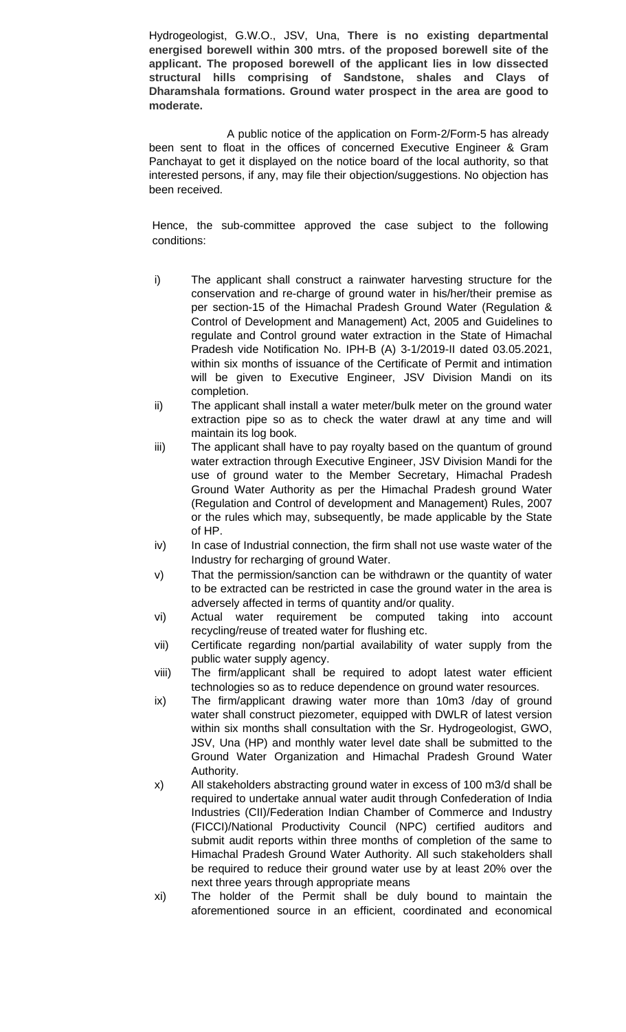Hydrogeologist, G.W.O., JSV, Una, **There is no existing departmental energised borewell within 300 mtrs. of the proposed borewell site of the applicant. The proposed borewell of the applicant lies in low dissected structural hills comprising of Sandstone, shales and Clays of Dharamshala formations. Ground water prospect in the area are good to moderate.**

A public notice of the application on Form-2/Form-5 has already been sent to float in the offices of concerned Executive Engineer & Gram Panchayat to get it displayed on the notice board of the local authority, so that interested persons, if any, may file their objection/suggestions. No objection has been received.

Hence, the sub-committee approved the case subject to the following conditions:

- i) The applicant shall construct a rainwater harvesting structure for the conservation and re-charge of ground water in his/her/their premise as per section-15 of the Himachal Pradesh Ground Water (Regulation & Control of Development and Management) Act, 2005 and Guidelines to regulate and Control ground water extraction in the State of Himachal Pradesh vide Notification No. IPH-B (A) 3-1/2019-II dated 03.05.2021, within six months of issuance of the Certificate of Permit and intimation will be given to Executive Engineer, JSV Division Mandi on its completion.
- ii) The applicant shall install a water meter/bulk meter on the ground water extraction pipe so as to check the water drawl at any time and will maintain its log book.
- iii) The applicant shall have to pay royalty based on the quantum of ground water extraction through Executive Engineer, JSV Division Mandi for the use of ground water to the Member Secretary, Himachal Pradesh Ground Water Authority as per the Himachal Pradesh ground Water (Regulation and Control of development and Management) Rules, 2007 or the rules which may, subsequently, be made applicable by the State of HP.
- iv) In case of Industrial connection, the firm shall not use waste water of the Industry for recharging of ground Water.
- v) That the permission/sanction can be withdrawn or the quantity of water to be extracted can be restricted in case the ground water in the area is adversely affected in terms of quantity and/or quality.
- vi) Actual water requirement be computed taking into account recycling/reuse of treated water for flushing etc.
- vii) Certificate regarding non/partial availability of water supply from the public water supply agency.
- viii) The firm/applicant shall be required to adopt latest water efficient technologies so as to reduce dependence on ground water resources.
- ix) The firm/applicant drawing water more than 10m3 /day of ground water shall construct piezometer, equipped with DWLR of latest version within six months shall consultation with the Sr. Hydrogeologist, GWO, JSV, Una (HP) and monthly water level date shall be submitted to the Ground Water Organization and Himachal Pradesh Ground Water Authority.
- x) All stakeholders abstracting ground water in excess of 100 m3/d shall be required to undertake annual water audit through Confederation of India Industries (CII)/Federation Indian Chamber of Commerce and Industry (FICCI)/National Productivity Council (NPC) certified auditors and submit audit reports within three months of completion of the same to Himachal Pradesh Ground Water Authority. All such stakeholders shall be required to reduce their ground water use by at least 20% over the next three years through appropriate means
- xi) The holder of the Permit shall be duly bound to maintain the aforementioned source in an efficient, coordinated and economical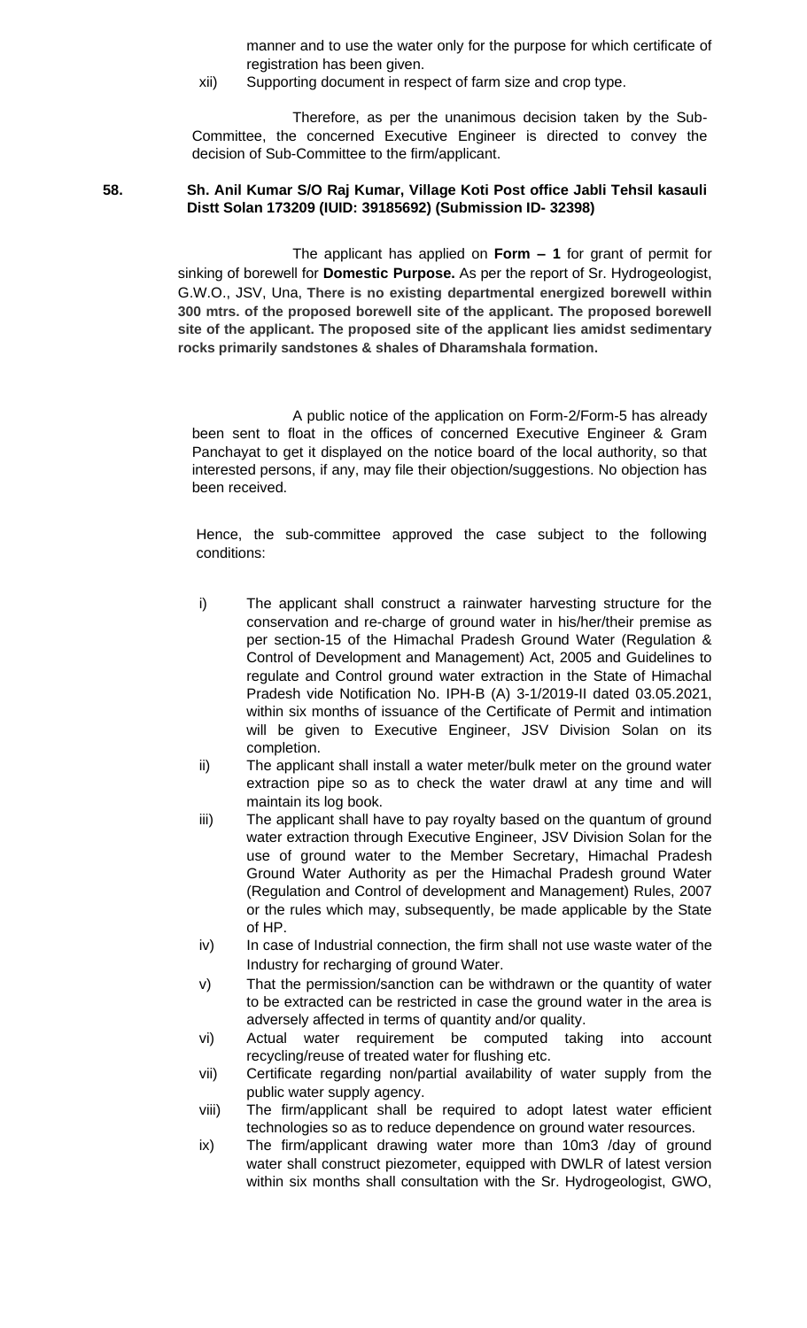manner and to use the water only for the purpose for which certificate of registration has been given.

xii) Supporting document in respect of farm size and crop type.

Therefore, as per the unanimous decision taken by the Sub-Committee, the concerned Executive Engineer is directed to convey the decision of Sub-Committee to the firm/applicant.

**58. Sh. Anil Kumar S/O Raj Kumar, Village Koti Post office Jabli Tehsil kasauli Distt Solan 173209 (IUID: 39185692) (Submission ID- 32398)**

The applicant has applied on **Form – 1** for grant of permit for sinking of borewell for **Domestic Purpose.** As per the report of Sr. Hydrogeologist, G.W.O., JSV, Una, **There is no existing departmental energized borewell within 300 mtrs. of the proposed borewell site of the applicant. The proposed borewell site of the applicant. The proposed site of the applicant lies amidst sedimentary rocks primarily sandstones & shales of Dharamshala formation.**

A public notice of the application on Form-2/Form-5 has already been sent to float in the offices of concerned Executive Engineer & Gram Panchayat to get it displayed on the notice board of the local authority, so that interested persons, if any, may file their objection/suggestions. No objection has been received.

Hence, the sub-committee approved the case subject to the following conditions:

i) The applicant shall construct a rainwater harvesting structure for the conservation and re-charge of ground water in his/her/their premise as per section-15 of the Himachal Pradesh Ground Water (Regulation & Control of Development and Management) Act, 2005 and Guidelines to regulate and Control ground water extraction in the State of Himachal Pradesh vide Notification No. IPH-B (A) 3-1/2019-II dated 03.05.2021, within six months of issuance of the Certificate of Permit and intimation will be given to Executive Engineer, JSV Division Solan on its completion.

ii) The applicant shall install a water meter/bulk meter on the ground water extraction pipe so as to check the water drawl at any time and will maintain its log book.

iii) The applicant shall have to pay royalty based on the quantum of ground water extraction through Executive Engineer, JSV Division Solan for the use of ground water to the Member Secretary, Himachal Pradesh Ground Water Authority as per the Himachal Pradesh ground Water (Regulation and Control of development and Management) Rules, 2007 or the rules which may, subsequently, be made applicable by the State of HP.

iv) In case of Industrial connection, the firm shall not use waste water of the Industry for recharging of ground Water.

v) That the permission/sanction can be withdrawn or the quantity of water to be extracted can be restricted in case the ground water in the area is adversely affected in terms of quantity and/or quality.

vi) Actual water requirement be computed taking into account recycling/reuse of treated water for flushing etc.

vii) Certificate regarding non/partial availability of water supply from the public water supply agency.

viii) The firm/applicant shall be required to adopt latest water efficient technologies so as to reduce dependence on ground water resources.

ix) The firm/applicant drawing water more than 10m3 /day of ground water shall construct piezometer, equipped with DWLR of latest version within six months shall consultation with the Sr. Hydrogeologist, GWO,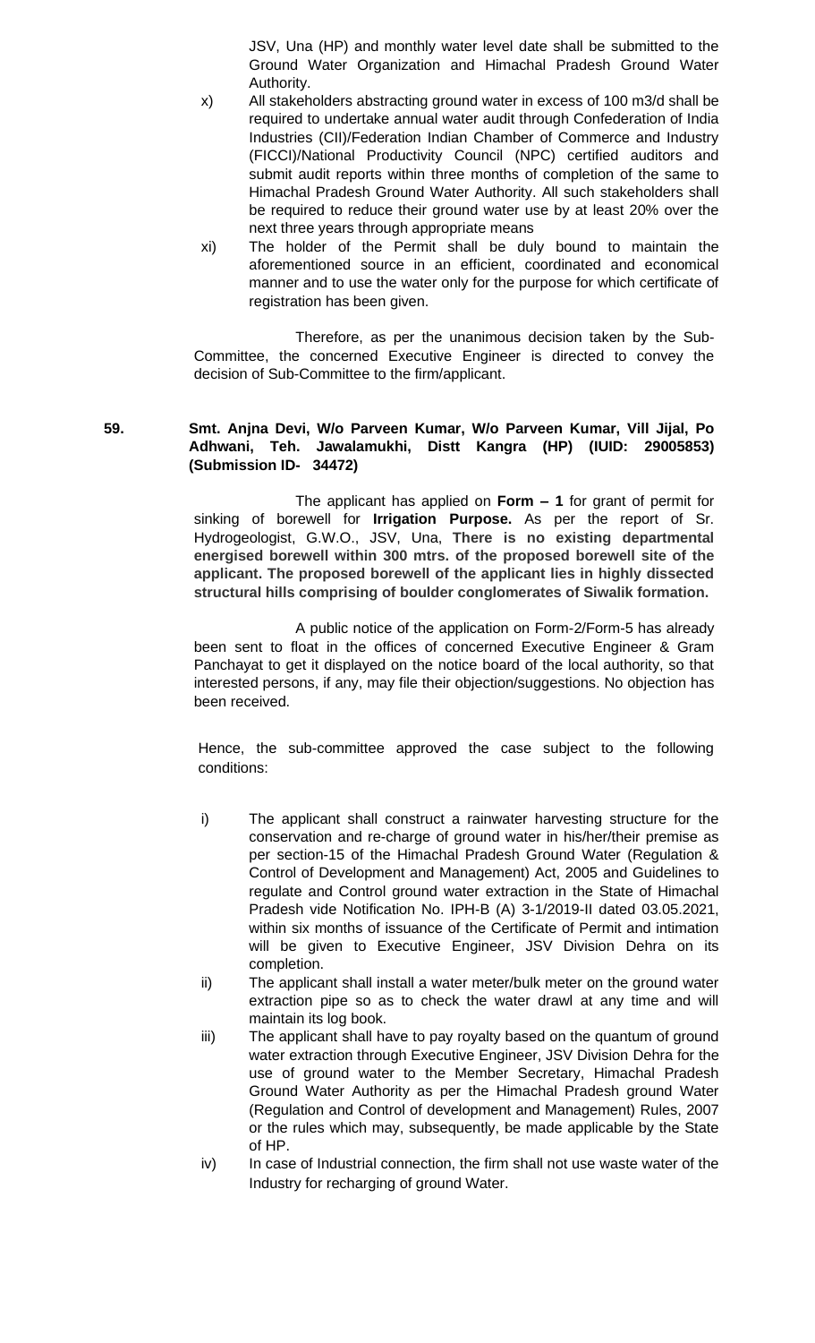JSV, Una (HP) and monthly water level date shall be submitted to the Ground Water Organization and Himachal Pradesh Ground Water Authority.

x) All stakeholders abstracting ground water in excess of 100 m3/d shall be required to undertake annual water audit through Confederation of India Industries (CII)/Federation Indian Chamber of Commerce and Industry (FICCI)/National Productivity Council (NPC) certified auditors and submit audit reports within three months of completion of the same to Himachal Pradesh Ground Water Authority. All such stakeholders shall be required to reduce their ground water use by at least 20% over the next three years through appropriate means

xi) The holder of the Permit shall be duly bound to maintain the aforementioned source in an efficient, coordinated and economical manner and to use the water only for the purpose for which certificate of registration has been given.

Therefore, as per the unanimous decision taken by the Sub-Committee, the concerned Executive Engineer is directed to convey the decision of Sub-Committee to the firm/applicant.

**59. Smt. Anjna Devi, W/o Parveen Kumar, W/o Parveen Kumar, Vill Jijal, Po Adhwani, Teh. Jawalamukhi, Distt Kangra (HP) (IUID: 29005853) (Submission ID- 34472)**

The applicant has applied on **Form – 1** for grant of permit for sinking of borewell for **Irrigation Purpose.** As per the report of Sr. Hydrogeologist, G.W.O., JSV, Una, **There is no existing departmental energised borewell within 300 mtrs. of the proposed borewell site of the applicant. The proposed borewell of the applicant lies in highly dissected structural hills comprising of boulder conglomerates of Siwalik formation.**

A public notice of the application on Form-2/Form-5 has already been sent to float in the offices of concerned Executive Engineer & Gram Panchayat to get it displayed on the notice board of the local authority, so that interested persons, if any, may file their objection/suggestions. No objection has been received.

Hence, the sub-committee approved the case subject to the following conditions:

i) The applicant shall construct a rainwater harvesting structure for the conservation and re-charge of ground water in his/her/their premise as per section-15 of the Himachal Pradesh Ground Water (Regulation & Control of Development and Management) Act, 2005 and Guidelines to regulate and Control ground water extraction in the State of Himachal Pradesh vide Notification No. IPH-B (A) 3-1/2019-II dated 03.05.2021, within six months of issuance of the Certificate of Permit and intimation will be given to Executive Engineer, JSV Division Dehra on its completion.

ii) The applicant shall install a water meter/bulk meter on the ground water extraction pipe so as to check the water drawl at any time and will maintain its log book.

iii) The applicant shall have to pay royalty based on the quantum of ground water extraction through Executive Engineer, JSV Division Dehra for the use of ground water to the Member Secretary, Himachal Pradesh Ground Water Authority as per the Himachal Pradesh ground Water (Regulation and Control of development and Management) Rules, 2007 or the rules which may, subsequently, be made applicable by the State of HP.

iv) In case of Industrial connection, the firm shall not use waste water of the Industry for recharging of ground Water.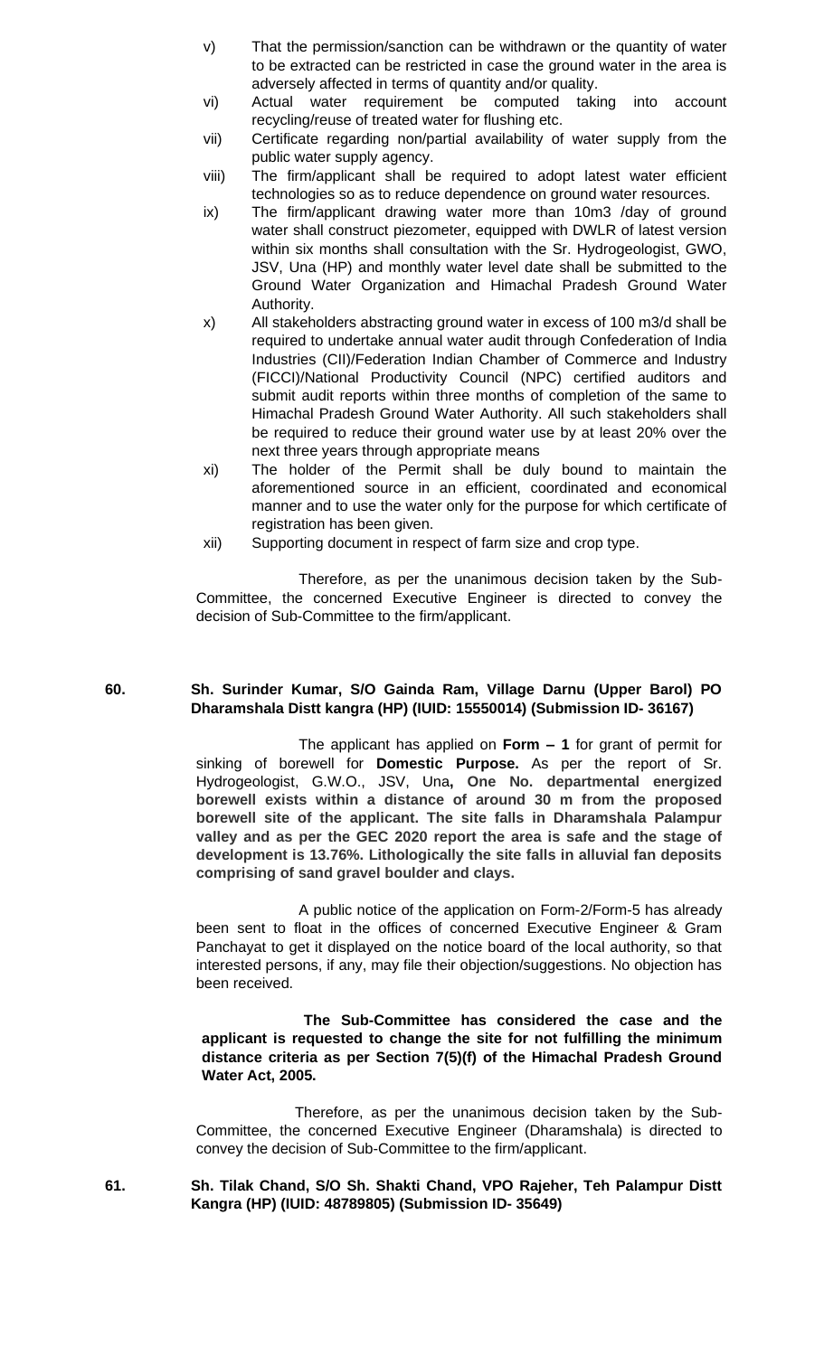v) That the permission/sanction can be withdrawn or the quantity of water to be extracted can be restricted in case the ground water in the area is adversely affected in terms of quantity and/or quality.

vi) Actual water requirement be computed taking into account recycling/reuse of treated water for flushing etc.

vii) Certificate regarding non/partial availability of water supply from the public water supply agency.

viii) The firm/applicant shall be required to adopt latest water efficient technologies so as to reduce dependence on ground water resources.

ix) The firm/applicant drawing water more than 10m3 /day of ground water shall construct piezometer, equipped with DWLR of latest version within six months shall consultation with the Sr. Hydrogeologist, GWO, JSV, Una (HP) and monthly water level date shall be submitted to the Ground Water Organization and Himachal Pradesh Ground Water Authority.

x) All stakeholders abstracting ground water in excess of 100 m3/d shall be required to undertake annual water audit through Confederation of India Industries (CII)/Federation Indian Chamber of Commerce and Industry (FICCI)/National Productivity Council (NPC) certified auditors and submit audit reports within three months of completion of the same to Himachal Pradesh Ground Water Authority. All such stakeholders shall be required to reduce their ground water use by at least 20% over the next three years through appropriate means

xi) The holder of the Permit shall be duly bound to maintain the aforementioned source in an efficient, coordinated and economical manner and to use the water only for the purpose for which certificate of registration has been given.

xii) Supporting document in respect of farm size and crop type.

Therefore, as per the unanimous decision taken by the Sub-Committee, the concerned Executive Engineer is directed to convey the decision of Sub-Committee to the firm/applicant.

**60. Sh. Surinder Kumar, S/O Gainda Ram, Village Darnu (Upper Barol) PO Dharamshala Distt kangra (HP) (IUID: 15550014) (Submission ID- 36167)**

The applicant has applied on **Form – 1** for grant of permit for sinking of borewell for **Domestic Purpose.** As per the report of Sr. Hydrogeologist, G.W.O., JSV, Una**, One No. departmental energized borewell exists within a distance of around 30 m from the proposed borewell site of the applicant. The site falls in Dharamshala Palampur valley and as per the GEC 2020 report the area is safe and the stage of development is 13.76%. Lithologically the site falls in alluvial fan deposits comprising of sand gravel boulder and clays.**

A public notice of the application on Form-2/Form-5 has already been sent to float in the offices of concerned Executive Engineer & Gram Panchayat to get it displayed on the notice board of the local authority, so that interested persons, if any, may file their objection/suggestions. No objection has been received.

**The Sub-Committee has considered the case and the applicant is requested to change the site for not fulfilling the minimum distance criteria as per Section 7(5)(f) of the Himachal Pradesh Ground Water Act, 2005.**

Therefore, as per the unanimous decision taken by the Sub-Committee, the concerned Executive Engineer (Dharamshala) is directed to convey the decision of Sub-Committee to the firm/applicant.

**61. Sh. Tilak Chand, S/O Sh. Shakti Chand, VPO Rajeher, Teh Palampur Distt Kangra (HP) (IUID: 48789805) (Submission ID- 35649)**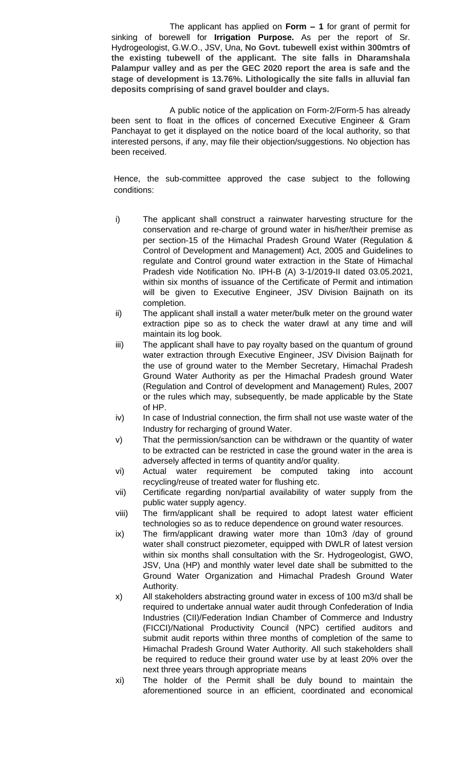The applicant has applied on **Form – 1** for grant of permit for sinking of borewell for **Irrigation Purpose.** As per the report of Sr. Hydrogeologist, G.W.O., JSV, Una, **No Govt. tubewell exist within 300mtrs of the existing tubewell of the applicant. The site falls in Dharamshala Palampur valley and as per the GEC 2020 report the area is safe and the stage of development is 13.76%. Lithologically the site falls in alluvial fan deposits comprising of sand gravel boulder and clays.**

A public notice of the application on Form-2/Form-5 has already been sent to float in the offices of concerned Executive Engineer & Gram Panchayat to get it displayed on the notice board of the local authority, so that interested persons, if any, may file their objection/suggestions. No objection has been received.

Hence, the sub-committee approved the case subject to the following conditions:

i) The applicant shall construct a rainwater harvesting structure for the conservation and re-charge of ground water in his/her/their premise as per section-15 of the Himachal Pradesh Ground Water (Regulation & Control of Development and Management) Act, 2005 and Guidelines to regulate and Control ground water extraction in the State of Himachal Pradesh vide Notification No. IPH-B (A) 3-1/2019-II dated 03.05.2021, within six months of issuance of the Certificate of Permit and intimation will be given to Executive Engineer, JSV Division Baijnath on its completion.

ii) The applicant shall install a water meter/bulk meter on the ground water extraction pipe so as to check the water drawl at any time and will maintain its log book.

iii) The applicant shall have to pay royalty based on the quantum of ground water extraction through Executive Engineer, JSV Division Baijnath for the use of ground water to the Member Secretary, Himachal Pradesh Ground Water Authority as per the Himachal Pradesh ground Water (Regulation and Control of development and Management) Rules, 2007 or the rules which may, subsequently, be made applicable by the State of HP.

iv) In case of Industrial connection, the firm shall not use waste water of the Industry for recharging of ground Water.

v) That the permission/sanction can be withdrawn or the quantity of water to be extracted can be restricted in case the ground water in the area is adversely affected in terms of quantity and/or quality.

vi) Actual water requirement be computed taking into account recycling/reuse of treated water for flushing etc.

vii) Certificate regarding non/partial availability of water supply from the public water supply agency.

viii) The firm/applicant shall be required to adopt latest water efficient technologies so as to reduce dependence on ground water resources.

ix) The firm/applicant drawing water more than 10m3 /day of ground water shall construct piezometer, equipped with DWLR of latest version within six months shall consultation with the Sr. Hydrogeologist, GWO, JSV, Una (HP) and monthly water level date shall be submitted to the Ground Water Organization and Himachal Pradesh Ground Water Authority.

x) All stakeholders abstracting ground water in excess of 100 m3/d shall be required to undertake annual water audit through Confederation of India Industries (CII)/Federation Indian Chamber of Commerce and Industry (FICCI)/National Productivity Council (NPC) certified auditors and submit audit reports within three months of completion of the same to Himachal Pradesh Ground Water Authority. All such stakeholders shall be required to reduce their ground water use by at least 20% over the next three years through appropriate means

xi) The holder of the Permit shall be duly bound to maintain the aforementioned source in an efficient, coordinated and economical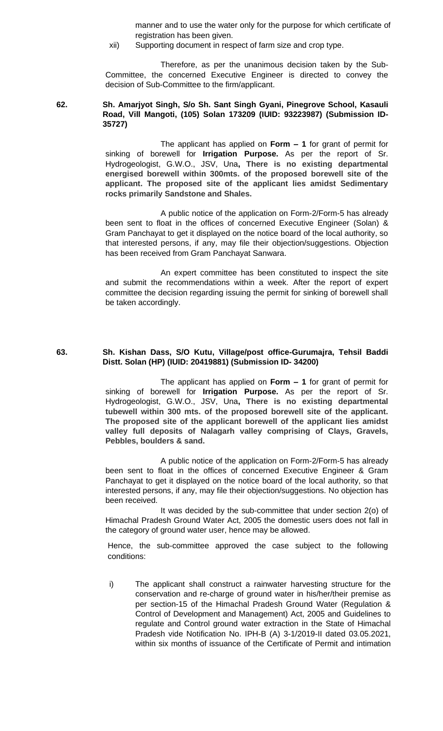manner and to use the water only for the purpose for which certificate of registration has been given.

xii) Supporting document in respect of farm size and crop type.

Therefore, as per the unanimous decision taken by the Sub-Committee, the concerned Executive Engineer is directed to convey the decision of Sub-Committee to the firm/applicant.

**62. Sh. Amarjyot Singh, S/o Sh. Sant Singh Gyani, Pinegrove School, Kasauli Road, Vill Mangoti, (105) Solan 173209 (IUID: 93223987) (Submission ID-35727)**

The applicant has applied on **Form – 1** for grant of permit for sinking of borewell for **Irrigation Purpose.** As per the report of Sr. Hydrogeologist, G.W.O., JSV, Una**, There is no existing departmental energised borewell within 300mts. of the proposed borewell site of the applicant. The proposed site of the applicant lies amidst Sedimentary rocks primarily Sandstone and Shales.**

A public notice of the application on Form-2/Form-5 has already been sent to float in the offices of concerned Executive Engineer (Solan) & Gram Panchayat to get it displayed on the notice board of the local authority, so that interested persons, if any, may file their objection/suggestions. Objection has been received from Gram Panchayat Sanwara.

An expert committee has been constituted to inspect the site and submit the recommendations within a week. After the report of expert committee the decision regarding issuing the permit for sinking of borewell shall be taken accordingly.

**63. Sh. Kishan Dass, S/O Kutu, Village/post office-Gurumajra, Tehsil Baddi Distt. Solan (HP) (IUID: 20419881) (Submission ID- 34200)**

The applicant has applied on **Form – 1** for grant of permit for sinking of borewell for **Irrigation Purpose.** As per the report of Sr. Hydrogeologist, G.W.O., JSV, Una**, There is no existing departmental tubewell within 300 mts. of the proposed borewell site of the applicant. The proposed site of the applicant borewell of the applicant lies amidst valley full deposits of Nalagarh valley comprising of Clays, Gravels, Pebbles, boulders & sand.**

A public notice of the application on Form-2/Form-5 has already been sent to float in the offices of concerned Executive Engineer & Gram Panchayat to get it displayed on the notice board of the local authority, so that interested persons, if any, may file their objection/suggestions. No objection has been received.

It was decided by the sub-committee that under section 2(o) of Himachal Pradesh Ground Water Act, 2005 the domestic users does not fall in the category of ground water user, hence may be allowed.

Hence, the sub-committee approved the case subject to the following conditions:

i) The applicant shall construct a rainwater harvesting structure for the conservation and re-charge of ground water in his/her/their premise as per section-15 of the Himachal Pradesh Ground Water (Regulation & Control of Development and Management) Act, 2005 and Guidelines to regulate and Control ground water extraction in the State of Himachal Pradesh vide Notification No. IPH-B (A) 3-1/2019-II dated 03.05.2021, within six months of issuance of the Certificate of Permit and intimation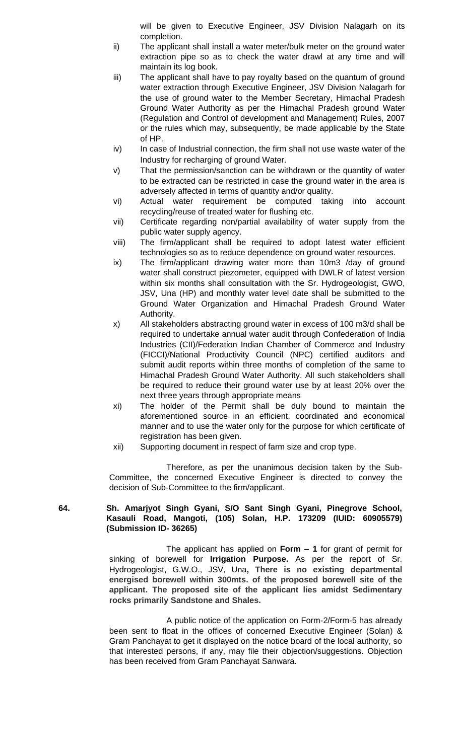will be given to Executive Engineer, JSV Division Nalagarh on its completion.

ii) The applicant shall install a water meter/bulk meter on the ground water extraction pipe so as to check the water drawl at any time and will maintain its log book.

iii) The applicant shall have to pay royalty based on the quantum of ground water extraction through Executive Engineer, JSV Division Nalagarh for the use of ground water to the Member Secretary, Himachal Pradesh Ground Water Authority as per the Himachal Pradesh ground Water (Regulation and Control of development and Management) Rules, 2007 or the rules which may, subsequently, be made applicable by the State of HP.

iv) In case of Industrial connection, the firm shall not use waste water of the Industry for recharging of ground Water.

v) That the permission/sanction can be withdrawn or the quantity of water to be extracted can be restricted in case the ground water in the area is adversely affected in terms of quantity and/or quality.

vi) Actual water requirement be computed taking into account recycling/reuse of treated water for flushing etc.

vii) Certificate regarding non/partial availability of water supply from the public water supply agency.

viii) The firm/applicant shall be required to adopt latest water efficient technologies so as to reduce dependence on ground water resources.

ix) The firm/applicant drawing water more than 10m3 /day of ground water shall construct piezometer, equipped with DWLR of latest version within six months shall consultation with the Sr. Hydrogeologist, GWO, JSV, Una (HP) and monthly water level date shall be submitted to the Ground Water Organization and Himachal Pradesh Ground Water Authority.

x) All stakeholders abstracting ground water in excess of 100 m3/d shall be required to undertake annual water audit through Confederation of India Industries (CII)/Federation Indian Chamber of Commerce and Industry (FICCI)/National Productivity Council (NPC) certified auditors and submit audit reports within three months of completion of the same to Himachal Pradesh Ground Water Authority. All such stakeholders shall be required to reduce their ground water use by at least 20% over the next three years through appropriate means

xi) The holder of the Permit shall be duly bound to maintain the aforementioned source in an efficient, coordinated and economical manner and to use the water only for the purpose for which certificate of registration has been given.

xii) Supporting document in respect of farm size and crop type.

Therefore, as per the unanimous decision taken by the Sub-Committee, the concerned Executive Engineer is directed to convey the decision of Sub-Committee to the firm/applicant.

**64. Sh. Amarjyot Singh Gyani, S/O Sant Singh Gyani, Pinegrove School, Kasauli Road, Mangoti, (105) Solan, H.P. 173209 (IUID: 60905579) (Submission ID- 36265)**

The applicant has applied on **Form – 1** for grant of permit for sinking of borewell for **Irrigation Purpose.** As per the report of Sr. Hydrogeologist, G.W.O., JSV, Una**, There is no existing departmental energised borewell within 300mts. of the proposed borewell site of the applicant. The proposed site of the applicant lies amidst Sedimentary rocks primarily Sandstone and Shales.**

A public notice of the application on Form-2/Form-5 has already been sent to float in the offices of concerned Executive Engineer (Solan) & Gram Panchayat to get it displayed on the notice board of the local authority, so that interested persons, if any, may file their objection/suggestions. Objection has been received from Gram Panchayat Sanwara.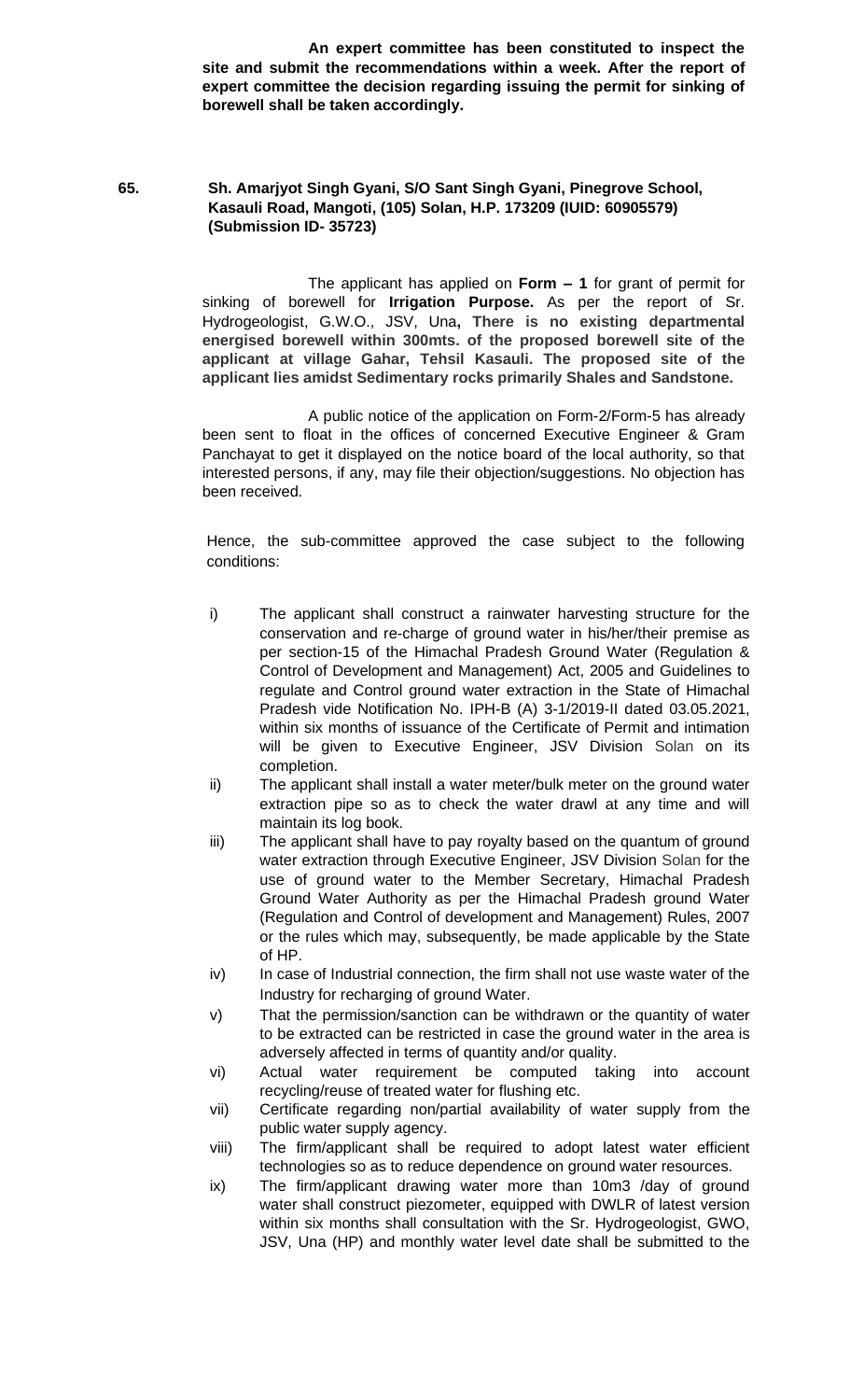**An expert committee has been constituted to inspect the site and submit the recommendations within a week. After the report of expert committee the decision regarding issuing the permit for sinking of borewell shall be taken accordingly.**

**65. Sh. Amarjyot Singh Gyani, S/O Sant Singh Gyani, Pinegrove School, Kasauli Road, Mangoti, (105) Solan, H.P. 173209 (IUID: 60905579) (Submission ID- 35723)**

The applicant has applied on **Form – 1** for grant of permit for sinking of borewell for **Irrigation Purpose.** As per the report of Sr. Hydrogeologist, G.W.O., JSV, Una**, There is no existing departmental energised borewell within 300mts. of the proposed borewell site of the applicant at village Gahar, Tehsil Kasauli. The proposed site of the applicant lies amidst Sedimentary rocks primarily Shales and Sandstone.**

A public notice of the application on Form-2/Form-5 has already been sent to float in the offices of concerned Executive Engineer & Gram Panchayat to get it displayed on the notice board of the local authority, so that interested persons, if any, may file their objection/suggestions. No objection has been received.

Hence, the sub-committee approved the case subject to the following conditions:

i) The applicant shall construct a rainwater harvesting structure for the conservation and re-charge of ground water in his/her/their premise as per section-15 of the Himachal Pradesh Ground Water (Regulation & Control of Development and Management) Act, 2005 and Guidelines to regulate and Control ground water extraction in the State of Himachal Pradesh vide Notification No. IPH-B (A) 3-1/2019-II dated 03.05.2021, within six months of issuance of the Certificate of Permit and intimation will be given to Executive Engineer, JSV Division Solan on its completion.

ii) The applicant shall install a water meter/bulk meter on the ground water extraction pipe so as to check the water drawl at any time and will maintain its log book.

iii) The applicant shall have to pay royalty based on the quantum of ground water extraction through Executive Engineer, JSV Division Solan for the use of ground water to the Member Secretary, Himachal Pradesh Ground Water Authority as per the Himachal Pradesh ground Water (Regulation and Control of development and Management) Rules, 2007 or the rules which may, subsequently, be made applicable by the State of HP.

iv) In case of Industrial connection, the firm shall not use waste water of the Industry for recharging of ground Water.

v) That the permission/sanction can be withdrawn or the quantity of water to be extracted can be restricted in case the ground water in the area is adversely affected in terms of quantity and/or quality.

vi) Actual water requirement be computed taking into account recycling/reuse of treated water for flushing etc.

vii) Certificate regarding non/partial availability of water supply from the public water supply agency.

viii) The firm/applicant shall be required to adopt latest water efficient technologies so as to reduce dependence on ground water resources.

ix) The firm/applicant drawing water more than 10m3 /day of ground water shall construct piezometer, equipped with DWLR of latest version within six months shall consultation with the Sr. Hydrogeologist, GWO, JSV, Una (HP) and monthly water level date shall be submitted to the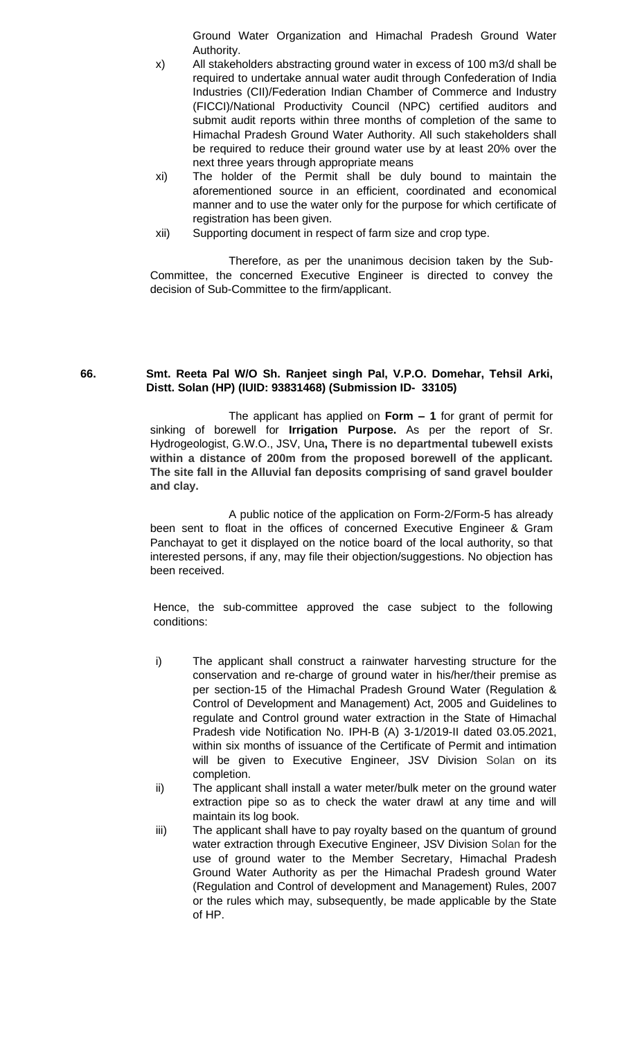Ground Water Organization and Himachal Pradesh Ground Water Authority.

x) All stakeholders abstracting ground water in excess of 100 m3/d shall be required to undertake annual water audit through Confederation of India Industries (CII)/Federation Indian Chamber of Commerce and Industry (FICCI)/National Productivity Council (NPC) certified auditors and submit audit reports within three months of completion of the same to Himachal Pradesh Ground Water Authority. All such stakeholders shall be required to reduce their ground water use by at least 20% over the next three years through appropriate means

xi) The holder of the Permit shall be duly bound to maintain the aforementioned source in an efficient, coordinated and economical manner and to use the water only for the purpose for which certificate of registration has been given.

xii) Supporting document in respect of farm size and crop type.

Therefore, as per the unanimous decision taken by the Sub-Committee, the concerned Executive Engineer is directed to convey the decision of Sub-Committee to the firm/applicant.

**66. Smt. Reeta Pal W/O Sh. Ranjeet singh Pal, V.P.O. Domehar, Tehsil Arki, Distt. Solan (HP) (IUID: 93831468) (Submission ID- 33105)**

The applicant has applied on **Form – 1** for grant of permit for sinking of borewell for **Irrigation Purpose.** As per the report of Sr. Hydrogeologist, G.W.O., JSV, Una**, There is no departmental tubewell exists within a distance of 200m from the proposed borewell of the applicant. The site fall in the Alluvial fan deposits comprising of sand gravel boulder and clay.**

A public notice of the application on Form-2/Form-5 has already been sent to float in the offices of concerned Executive Engineer & Gram Panchayat to get it displayed on the notice board of the local authority, so that interested persons, if any, may file their objection/suggestions. No objection has been received.

Hence, the sub-committee approved the case subject to the following conditions:

i) The applicant shall construct a rainwater harvesting structure for the conservation and re-charge of ground water in his/her/their premise as per section-15 of the Himachal Pradesh Ground Water (Regulation & Control of Development and Management) Act, 2005 and Guidelines to regulate and Control ground water extraction in the State of Himachal Pradesh vide Notification No. IPH-B (A) 3-1/2019-II dated 03.05.2021, within six months of issuance of the Certificate of Permit and intimation will be given to Executive Engineer, JSV Division Solan on its completion.

ii) The applicant shall install a water meter/bulk meter on the ground water extraction pipe so as to check the water drawl at any time and will maintain its log book.

iii) The applicant shall have to pay royalty based on the quantum of ground water extraction through Executive Engineer, JSV Division Solan for the use of ground water to the Member Secretary, Himachal Pradesh Ground Water Authority as per the Himachal Pradesh ground Water (Regulation and Control of development and Management) Rules, 2007 or the rules which may, subsequently, be made applicable by the State of HP.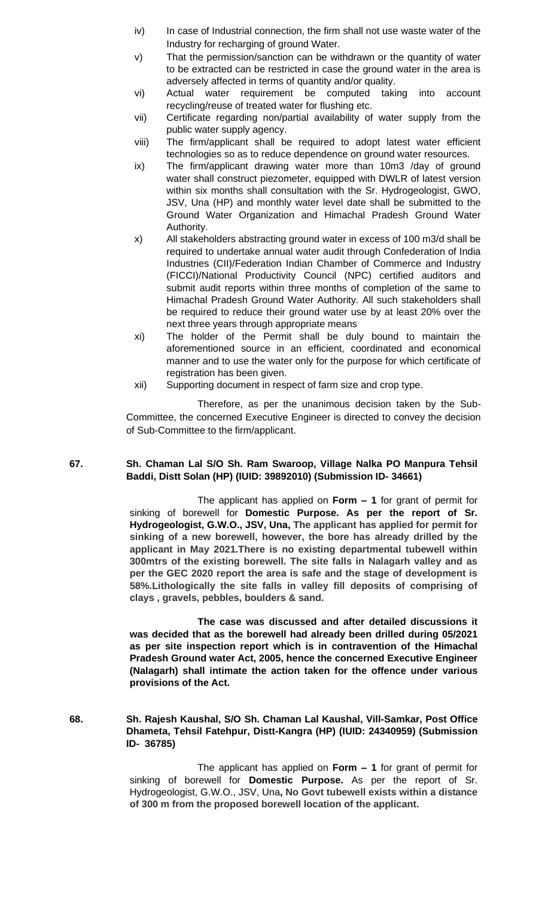iv) In case of Industrial connection, the firm shall not use waste water of the Industry for recharging of ground Water.

v) That the permission/sanction can be withdrawn or the quantity of water to be extracted can be restricted in case the ground water in the area is adversely affected in terms of quantity and/or quality.

vi) Actual water requirement be computed taking into account recycling/reuse of treated water for flushing etc.

vii) Certificate regarding non/partial availability of water supply from the public water supply agency.

viii) The firm/applicant shall be required to adopt latest water efficient technologies so as to reduce dependence on ground water resources.

ix) The firm/applicant drawing water more than 10m3 /day of ground water shall construct piezometer, equipped with DWLR of latest version within six months shall consultation with the Sr. Hydrogeologist, GWO, JSV, Una (HP) and monthly water level date shall be submitted to the Ground Water Organization and Himachal Pradesh Ground Water Authority.

x) All stakeholders abstracting ground water in excess of 100 m3/d shall be required to undertake annual water audit through Confederation of India Industries (CII)/Federation Indian Chamber of Commerce and Industry (FICCI)/National Productivity Council (NPC) certified auditors and submit audit reports within three months of completion of the same to Himachal Pradesh Ground Water Authority. All such stakeholders shall be required to reduce their ground water use by at least 20% over the next three years through appropriate means

xi) The holder of the Permit shall be duly bound to maintain the aforementioned source in an efficient, coordinated and economical manner and to use the water only for the purpose for which certificate of registration has been given.

xii) Supporting document in respect of farm size and crop type.

Therefore, as per the unanimous decision taken by the Sub-Committee, the concerned Executive Engineer is directed to convey the decision of Sub-Committee to the firm/applicant.

**67. Sh. Chaman Lal S/O Sh. Ram Swaroop, Village Nalka PO Manpura Tehsil Baddi, Distt Solan (HP) (IUID: 39892010) (Submission ID- 34661)**

The applicant has applied on **Form – 1** for grant of permit for sinking of borewell for **Domestic Purpose. As per the report of Sr. Hydrogeologist, G.W.O., JSV, Una, The applicant has applied for permit for sinking of a new borewell, however, the bore has already drilled by the applicant in May 2021.There is no existing departmental tubewell within 300mtrs of the existing borewell. The site falls in Nalagarh valley and as per the GEC 2020 report the area is safe and the stage of development is 58%.Lithologically the site falls in valley fill deposits of comprising of clays , gravels, pebbles, boulders & sand.**

**The case was discussed and after detailed discussions it was decided that as the borewell had already been drilled during 05/2021 as per site inspection report which is in contravention of the Himachal Pradesh Ground water Act, 2005, hence the concerned Executive Engineer (Nalagarh) shall intimate the action taken for the offence under various provisions of the Act.**

**68. Sh. Rajesh Kaushal, S/O Sh. Chaman Lal Kaushal, Vill-Samkar, Post Office Dhameta, Tehsil Fatehpur, Distt-Kangra (HP) (IUID: 24340959) (Submission ID- 36785)**

The applicant has applied on **Form – 1** for grant of permit for sinking of borewell for **Domestic Purpose.** As per the report of Sr. Hydrogeologist, G.W.O., JSV, Una**, No Govt tubewell exists within a distance of 300 m from the proposed borewell location of the applicant.**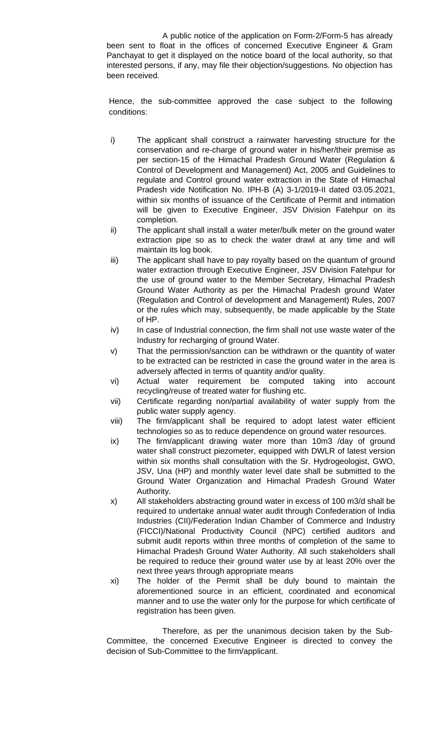A public notice of the application on Form-2/Form-5 has already been sent to float in the offices of concerned Executive Engineer & Gram Panchayat to get it displayed on the notice board of the local authority, so that interested persons, if any, may file their objection/suggestions. No objection has been received.

Hence, the sub-committee approved the case subject to the following conditions:

i) The applicant shall construct a rainwater harvesting structure for the conservation and re-charge of ground water in his/her/their premise as per section-15 of the Himachal Pradesh Ground Water (Regulation & Control of Development and Management) Act, 2005 and Guidelines to regulate and Control ground water extraction in the State of Himachal Pradesh vide Notification No. IPH-B (A) 3-1/2019-II dated 03.05.2021, within six months of issuance of the Certificate of Permit and intimation will be given to Executive Engineer, JSV Division Fatehpur on its completion.

ii) The applicant shall install a water meter/bulk meter on the ground water extraction pipe so as to check the water drawl at any time and will maintain its log book.

iii) The applicant shall have to pay royalty based on the quantum of ground water extraction through Executive Engineer, JSV Division Fatehpur for the use of ground water to the Member Secretary, Himachal Pradesh Ground Water Authority as per the Himachal Pradesh ground Water (Regulation and Control of development and Management) Rules, 2007 or the rules which may, subsequently, be made applicable by the State of HP.

iv) In case of Industrial connection, the firm shall not use waste water of the Industry for recharging of ground Water.

v) That the permission/sanction can be withdrawn or the quantity of water to be extracted can be restricted in case the ground water in the area is adversely affected in terms of quantity and/or quality.

vi) Actual water requirement be computed taking into account recycling/reuse of treated water for flushing etc.

vii) Certificate regarding non/partial availability of water supply from the public water supply agency.

viii) The firm/applicant shall be required to adopt latest water efficient technologies so as to reduce dependence on ground water resources.

ix) The firm/applicant drawing water more than 10m3 /day of ground water shall construct piezometer, equipped with DWLR of latest version within six months shall consultation with the Sr. Hydrogeologist, GWO, JSV, Una (HP) and monthly water level date shall be submitted to the Ground Water Organization and Himachal Pradesh Ground Water Authority.

x) All stakeholders abstracting ground water in excess of 100 m3/d shall be required to undertake annual water audit through Confederation of India Industries (CII)/Federation Indian Chamber of Commerce and Industry (FICCI)/National Productivity Council (NPC) certified auditors and submit audit reports within three months of completion of the same to Himachal Pradesh Ground Water Authority. All such stakeholders shall be required to reduce their ground water use by at least 20% over the next three years through appropriate means

xi) The holder of the Permit shall be duly bound to maintain the aforementioned source in an efficient, coordinated and economical manner and to use the water only for the purpose for which certificate of registration has been given.

Therefore, as per the unanimous decision taken by the Sub-Committee, the concerned Executive Engineer is directed to convey the decision of Sub-Committee to the firm/applicant.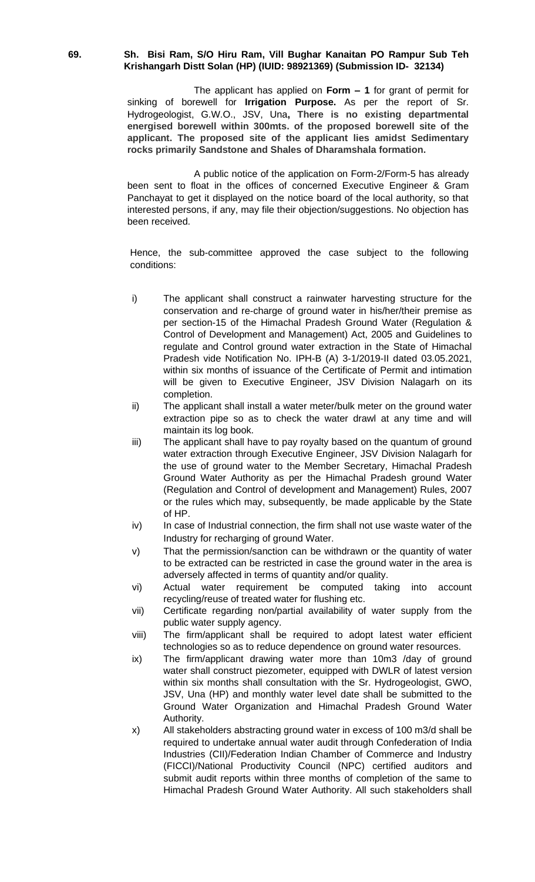**69. Sh. Bisi Ram, S/O Hiru Ram, Vill Bughar Kanaitan PO Rampur Sub Teh Krishangarh Distt Solan (HP) (IUID: 98921369) (Submission ID- 32134)**

The applicant has applied on **Form – 1** for grant of permit for sinking of borewell for **Irrigation Purpose.** As per the report of Sr. Hydrogeologist, G.W.O., JSV, Una**, There is no existing departmental energised borewell within 300mts. of the proposed borewell site of the applicant. The proposed site of the applicant lies amidst Sedimentary rocks primarily Sandstone and Shales of Dharamshala formation.**

A public notice of the application on Form-2/Form-5 has already been sent to float in the offices of concerned Executive Engineer & Gram Panchayat to get it displayed on the notice board of the local authority, so that interested persons, if any, may file their objection/suggestions. No objection has been received.

Hence, the sub-committee approved the case subject to the following conditions:

i) The applicant shall construct a rainwater harvesting structure for the conservation and re-charge of ground water in his/her/their premise as per section-15 of the Himachal Pradesh Ground Water (Regulation & Control of Development and Management) Act, 2005 and Guidelines to regulate and Control ground water extraction in the State of Himachal Pradesh vide Notification No. IPH-B (A) 3-1/2019-II dated 03.05.2021, within six months of issuance of the Certificate of Permit and intimation will be given to Executive Engineer, JSV Division Nalagarh on its completion.

ii) The applicant shall install a water meter/bulk meter on the ground water extraction pipe so as to check the water drawl at any time and will maintain its log book.

iii) The applicant shall have to pay royalty based on the quantum of ground water extraction through Executive Engineer, JSV Division Nalagarh for the use of ground water to the Member Secretary, Himachal Pradesh Ground Water Authority as per the Himachal Pradesh ground Water (Regulation and Control of development and Management) Rules, 2007 or the rules which may, subsequently, be made applicable by the State of HP.

iv) In case of Industrial connection, the firm shall not use waste water of the Industry for recharging of ground Water.

v) That the permission/sanction can be withdrawn or the quantity of water to be extracted can be restricted in case the ground water in the area is adversely affected in terms of quantity and/or quality.

vi) Actual water requirement be computed taking into account recycling/reuse of treated water for flushing etc.

vii) Certificate regarding non/partial availability of water supply from the public water supply agency.

viii) The firm/applicant shall be required to adopt latest water efficient technologies so as to reduce dependence on ground water resources.

ix) The firm/applicant drawing water more than 10m3 /day of ground water shall construct piezometer, equipped with DWLR of latest version within six months shall consultation with the Sr. Hydrogeologist, GWO, JSV, Una (HP) and monthly water level date shall be submitted to the Ground Water Organization and Himachal Pradesh Ground Water Authority.

x) All stakeholders abstracting ground water in excess of 100 m3/d shall be required to undertake annual water audit through Confederation of India Industries (CII)/Federation Indian Chamber of Commerce and Industry (FICCI)/National Productivity Council (NPC) certified auditors and submit audit reports within three months of completion of the same to Himachal Pradesh Ground Water Authority. All such stakeholders shall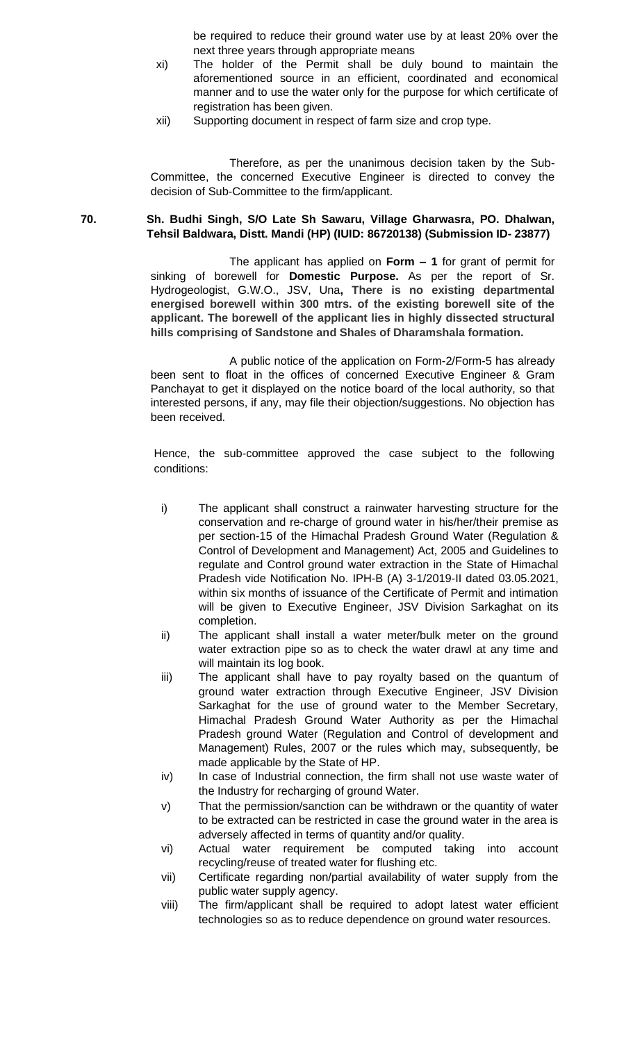be required to reduce their ground water use by at least 20% over the next three years through appropriate means

xi) The holder of the Permit shall be duly bound to maintain the aforementioned source in an efficient, coordinated and economical manner and to use the water only for the purpose for which certificate of registration has been given.

xii) Supporting document in respect of farm size and crop type.

Therefore, as per the unanimous decision taken by the Sub-Committee, the concerned Executive Engineer is directed to convey the decision of Sub-Committee to the firm/applicant.

**70. Sh. Budhi Singh, S/O Late Sh Sawaru, Village Gharwasra, PO. Dhalwan, Tehsil Baldwara, Distt. Mandi (HP) (IUID: 86720138) (Submission ID- 23877)**

The applicant has applied on **Form – 1** for grant of permit for sinking of borewell for **Domestic Purpose.** As per the report of Sr. Hydrogeologist, G.W.O., JSV, Una**, There is no existing departmental energised borewell within 300 mtrs. of the existing borewell site of the applicant. The borewell of the applicant lies in highly dissected structural hills comprising of Sandstone and Shales of Dharamshala formation.**

A public notice of the application on Form-2/Form-5 has already been sent to float in the offices of concerned Executive Engineer & Gram Panchayat to get it displayed on the notice board of the local authority, so that interested persons, if any, may file their objection/suggestions. No objection has been received.

Hence, the sub-committee approved the case subject to the following conditions:

i) The applicant shall construct a rainwater harvesting structure for the conservation and re-charge of ground water in his/her/their premise as per section-15 of the Himachal Pradesh Ground Water (Regulation & Control of Development and Management) Act, 2005 and Guidelines to regulate and Control ground water extraction in the State of Himachal Pradesh vide Notification No. IPH-B (A) 3-1/2019-II dated 03.05.2021, within six months of issuance of the Certificate of Permit and intimation will be given to Executive Engineer, JSV Division Sarkaghat on its completion.

ii) The applicant shall install a water meter/bulk meter on the ground water extraction pipe so as to check the water drawl at any time and will maintain its log book.

iii) The applicant shall have to pay royalty based on the quantum of ground water extraction through Executive Engineer, JSV Division Sarkaghat for the use of ground water to the Member Secretary, Himachal Pradesh Ground Water Authority as per the Himachal Pradesh ground Water (Regulation and Control of development and Management) Rules, 2007 or the rules which may, subsequently, be made applicable by the State of HP.

iv) In case of Industrial connection, the firm shall not use waste water of the Industry for recharging of ground Water.

v) That the permission/sanction can be withdrawn or the quantity of water to be extracted can be restricted in case the ground water in the area is adversely affected in terms of quantity and/or quality.

vi) Actual water requirement be computed taking into account recycling/reuse of treated water for flushing etc.

vii) Certificate regarding non/partial availability of water supply from the public water supply agency.

viii) The firm/applicant shall be required to adopt latest water efficient technologies so as to reduce dependence on ground water resources.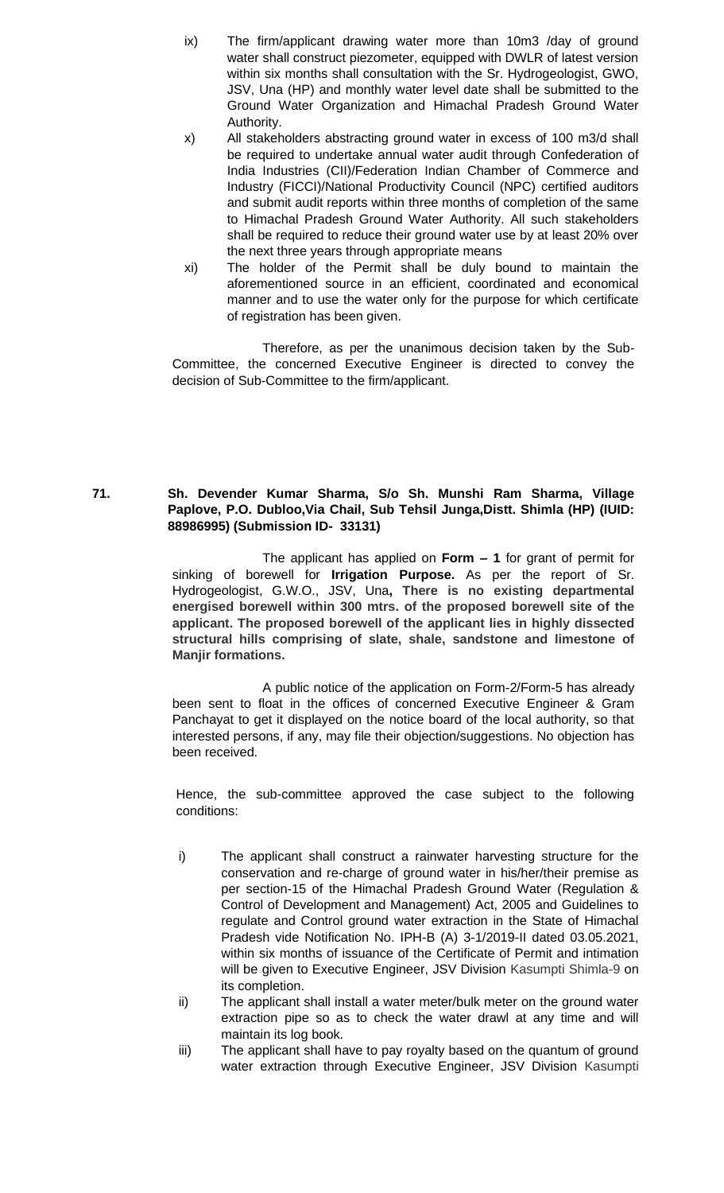ix) The firm/applicant drawing water more than 10m3 /day of ground water shall construct piezometer, equipped with DWLR of latest version within six months shall consultation with the Sr. Hydrogeologist, GWO, JSV, Una (HP) and monthly water level date shall be submitted to the Ground Water Organization and Himachal Pradesh Ground Water Authority.

x) All stakeholders abstracting ground water in excess of 100 m3/d shall be required to undertake annual water audit through Confederation of India Industries (CII)/Federation Indian Chamber of Commerce and Industry (FICCI)/National Productivity Council (NPC) certified auditors and submit audit reports within three months of completion of the same to Himachal Pradesh Ground Water Authority. All such stakeholders shall be required to reduce their ground water use by at least 20% over the next three years through appropriate means

xi) The holder of the Permit shall be duly bound to maintain the aforementioned source in an efficient, coordinated and economical manner and to use the water only for the purpose for which certificate of registration has been given.

Therefore, as per the unanimous decision taken by the Sub-Committee, the concerned Executive Engineer is directed to convey the decision of Sub-Committee to the firm/applicant.

**71. Sh. Devender Kumar Sharma, S/o Sh. Munshi Ram Sharma, Village Paplove, P.O. Dubloo,Via Chail, Sub Tehsil Junga,Distt. Shimla (HP) (IUID: 88986995) (Submission ID- 33131)**

The applicant has applied on **Form – 1** for grant of permit for sinking of borewell for **Irrigation Purpose.** As per the report of Sr. Hydrogeologist, G.W.O., JSV, Una**, There is no existing departmental energised borewell within 300 mtrs. of the proposed borewell site of the applicant. The proposed borewell of the applicant lies in highly dissected structural hills comprising of slate, shale, sandstone and limestone of Manjir formations.**

A public notice of the application on Form-2/Form-5 has already been sent to float in the offices of concerned Executive Engineer & Gram Panchayat to get it displayed on the notice board of the local authority, so that interested persons, if any, may file their objection/suggestions. No objection has been received.

Hence, the sub-committee approved the case subject to the following conditions:

i) The applicant shall construct a rainwater harvesting structure for the conservation and re-charge of ground water in his/her/their premise as per section-15 of the Himachal Pradesh Ground Water (Regulation & Control of Development and Management) Act, 2005 and Guidelines to regulate and Control ground water extraction in the State of Himachal Pradesh vide Notification No. IPH-B (A) 3-1/2019-II dated 03.05.2021, within six months of issuance of the Certificate of Permit and intimation will be given to Executive Engineer, JSV Division Kasumpti Shimla-9 on its completion.

ii) The applicant shall install a water meter/bulk meter on the ground water extraction pipe so as to check the water drawl at any time and will maintain its log book.

iii) The applicant shall have to pay royalty based on the quantum of ground water extraction through Executive Engineer, JSV Division Kasumpti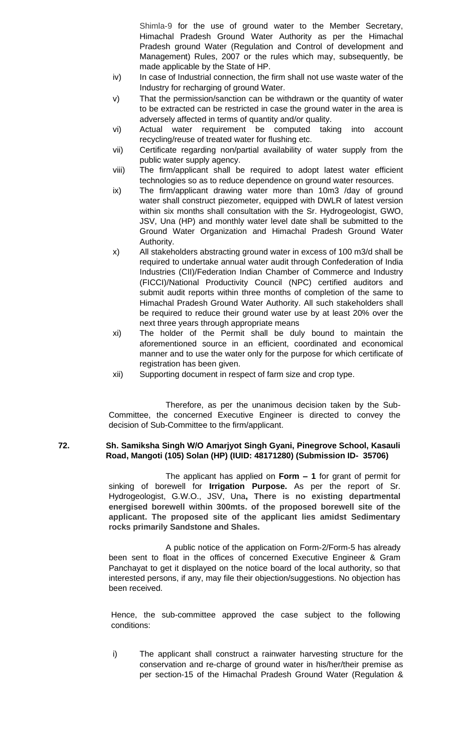Shimla-9 for the use of ground water to the Member Secretary, Himachal Pradesh Ground Water Authority as per the Himachal Pradesh ground Water (Regulation and Control of development and Management) Rules, 2007 or the rules which may, subsequently, be made applicable by the State of HP.

iv) In case of Industrial connection, the firm shall not use waste water of the Industry for recharging of ground Water.

v) That the permission/sanction can be withdrawn or the quantity of water to be extracted can be restricted in case the ground water in the area is adversely affected in terms of quantity and/or quality.

vi) Actual water requirement be computed taking into account recycling/reuse of treated water for flushing etc.

vii) Certificate regarding non/partial availability of water supply from the public water supply agency.

viii) The firm/applicant shall be required to adopt latest water efficient technologies so as to reduce dependence on ground water resources.

ix) The firm/applicant drawing water more than 10m3 /day of ground water shall construct piezometer, equipped with DWLR of latest version within six months shall consultation with the Sr. Hydrogeologist, GWO, JSV, Una (HP) and monthly water level date shall be submitted to the Ground Water Organization and Himachal Pradesh Ground Water Authority.

x) All stakeholders abstracting ground water in excess of 100 m3/d shall be required to undertake annual water audit through Confederation of India Industries (CII)/Federation Indian Chamber of Commerce and Industry (FICCI)/National Productivity Council (NPC) certified auditors and submit audit reports within three months of completion of the same to Himachal Pradesh Ground Water Authority. All such stakeholders shall be required to reduce their ground water use by at least 20% over the next three years through appropriate means

xi) The holder of the Permit shall be duly bound to maintain the aforementioned source in an efficient, coordinated and economical manner and to use the water only for the purpose for which certificate of registration has been given.

xii) Supporting document in respect of farm size and crop type.

Therefore, as per the unanimous decision taken by the Sub-Committee, the concerned Executive Engineer is directed to convey the decision of Sub-Committee to the firm/applicant.

**72. Sh. Samiksha Singh W/O Amarjyot Singh Gyani, Pinegrove School, Kasauli Road, Mangoti (105) Solan (HP) (IUID: 48171280) (Submission ID- 35706)**

The applicant has applied on **Form – 1** for grant of permit for sinking of borewell for **Irrigation Purpose.** As per the report of Sr. Hydrogeologist, G.W.O., JSV, Una**, There is no existing departmental energised borewell within 300mts. of the proposed borewell site of the applicant. The proposed site of the applicant lies amidst Sedimentary rocks primarily Sandstone and Shales.**

A public notice of the application on Form-2/Form-5 has already been sent to float in the offices of concerned Executive Engineer & Gram Panchayat to get it displayed on the notice board of the local authority, so that interested persons, if any, may file their objection/suggestions. No objection has been received.

Hence, the sub-committee approved the case subject to the following conditions:

i) The applicant shall construct a rainwater harvesting structure for the conservation and re-charge of ground water in his/her/their premise as per section-15 of the Himachal Pradesh Ground Water (Regulation &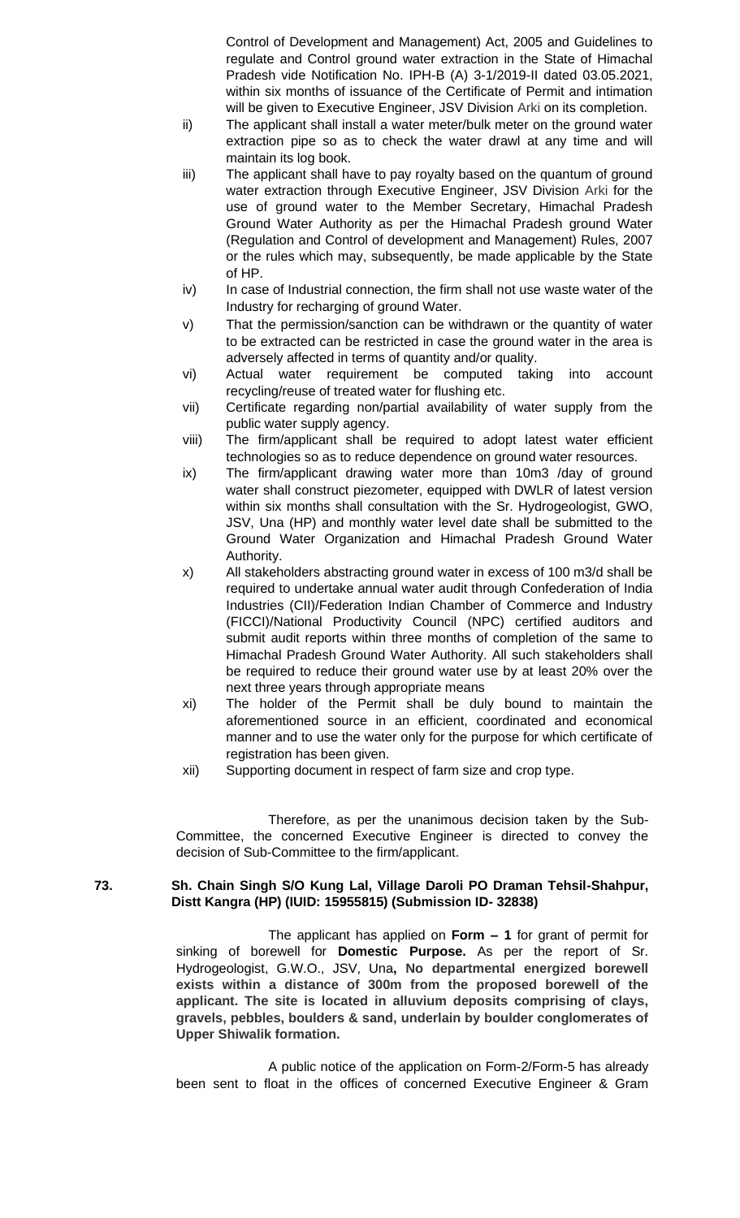Control of Development and Management) Act, 2005 and Guidelines to regulate and Control ground water extraction in the State of Himachal Pradesh vide Notification No. IPH-B (A) 3-1/2019-II dated 03.05.2021, within six months of issuance of the Certificate of Permit and intimation will be given to Executive Engineer, JSV Division Arki on its completion.

ii) The applicant shall install a water meter/bulk meter on the ground water extraction pipe so as to check the water drawl at any time and will maintain its log book.

iii) The applicant shall have to pay royalty based on the quantum of ground water extraction through Executive Engineer, JSV Division Arki for the use of ground water to the Member Secretary, Himachal Pradesh Ground Water Authority as per the Himachal Pradesh ground Water (Regulation and Control of development and Management) Rules, 2007 or the rules which may, subsequently, be made applicable by the State of HP.

iv) In case of Industrial connection, the firm shall not use waste water of the Industry for recharging of ground Water.

v) That the permission/sanction can be withdrawn or the quantity of water to be extracted can be restricted in case the ground water in the area is adversely affected in terms of quantity and/or quality.

vi) Actual water requirement be computed taking into account recycling/reuse of treated water for flushing etc.

vii) Certificate regarding non/partial availability of water supply from the public water supply agency.

viii) The firm/applicant shall be required to adopt latest water efficient technologies so as to reduce dependence on ground water resources.

ix) The firm/applicant drawing water more than 10m3 /day of ground water shall construct piezometer, equipped with DWLR of latest version within six months shall consultation with the Sr. Hydrogeologist, GWO, JSV, Una (HP) and monthly water level date shall be submitted to the Ground Water Organization and Himachal Pradesh Ground Water Authority.

x) All stakeholders abstracting ground water in excess of 100 m3/d shall be required to undertake annual water audit through Confederation of India Industries (CII)/Federation Indian Chamber of Commerce and Industry (FICCI)/National Productivity Council (NPC) certified auditors and submit audit reports within three months of completion of the same to Himachal Pradesh Ground Water Authority. All such stakeholders shall be required to reduce their ground water use by at least 20% over the next three years through appropriate means

xi) The holder of the Permit shall be duly bound to maintain the aforementioned source in an efficient, coordinated and economical manner and to use the water only for the purpose for which certificate of registration has been given.

xii) Supporting document in respect of farm size and crop type.

Therefore, as per the unanimous decision taken by the Sub-Committee, the concerned Executive Engineer is directed to convey the decision of Sub-Committee to the firm/applicant.

**73. Sh. Chain Singh S/O Kung Lal, Village Daroli PO Draman Tehsil-Shahpur, Distt Kangra (HP) (IUID: 15955815) (Submission ID- 32838)**

The applicant has applied on **Form – 1** for grant of permit for sinking of borewell for **Domestic Purpose.** As per the report of Sr. Hydrogeologist, G.W.O., JSV, Una**, No departmental energized borewell exists within a distance of 300m from the proposed borewell of the applicant. The site is located in alluvium deposits comprising of clays, gravels, pebbles, boulders & sand, underlain by boulder conglomerates of Upper Shiwalik formation.**

A public notice of the application on Form-2/Form-5 has already been sent to float in the offices of concerned Executive Engineer & Gram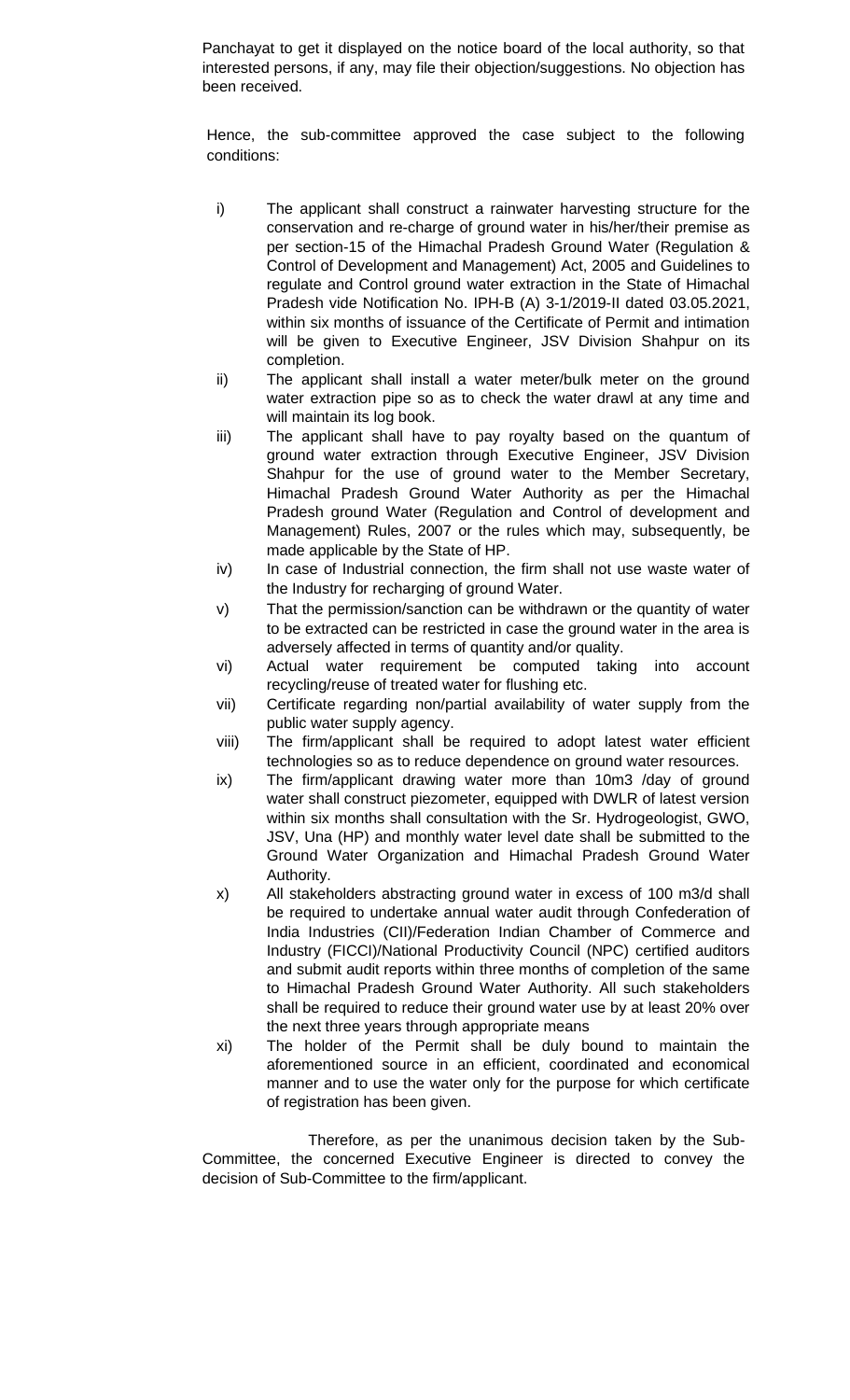Panchayat to get it displayed on the notice board of the local authority, so that interested persons, if any, may file their objection/suggestions. No objection has been received.

Hence, the sub-committee approved the case subject to the following conditions:

i) The applicant shall construct a rainwater harvesting structure for the conservation and re-charge of ground water in his/her/their premise as per section-15 of the Himachal Pradesh Ground Water (Regulation & Control of Development and Management) Act, 2005 and Guidelines to regulate and Control ground water extraction in the State of Himachal Pradesh vide Notification No. IPH-B (A) 3-1/2019-II dated 03.05.2021, within six months of issuance of the Certificate of Permit and intimation will be given to Executive Engineer, JSV Division Shahpur on its completion.

ii) The applicant shall install a water meter/bulk meter on the ground water extraction pipe so as to check the water drawl at any time and will maintain its log book.

iii) The applicant shall have to pay royalty based on the quantum of ground water extraction through Executive Engineer, JSV Division Shahpur for the use of ground water to the Member Secretary, Himachal Pradesh Ground Water Authority as per the Himachal Pradesh ground Water (Regulation and Control of development and Management) Rules, 2007 or the rules which may, subsequently, be made applicable by the State of HP.

iv) In case of Industrial connection, the firm shall not use waste water of the Industry for recharging of ground Water.

v) That the permission/sanction can be withdrawn or the quantity of water to be extracted can be restricted in case the ground water in the area is adversely affected in terms of quantity and/or quality.

vi) Actual water requirement be computed taking into account recycling/reuse of treated water for flushing etc.

vii) Certificate regarding non/partial availability of water supply from the public water supply agency.

viii) The firm/applicant shall be required to adopt latest water efficient technologies so as to reduce dependence on ground water resources.

ix) The firm/applicant drawing water more than 10m3 /day of ground water shall construct piezometer, equipped with DWLR of latest version within six months shall consultation with the Sr. Hydrogeologist, GWO, JSV, Una (HP) and monthly water level date shall be submitted to the Ground Water Organization and Himachal Pradesh Ground Water Authority.

x) All stakeholders abstracting ground water in excess of 100 m3/d shall be required to undertake annual water audit through Confederation of India Industries (CII)/Federation Indian Chamber of Commerce and Industry (FICCI)/National Productivity Council (NPC) certified auditors and submit audit reports within three months of completion of the same to Himachal Pradesh Ground Water Authority. All such stakeholders shall be required to reduce their ground water use by at least 20% over the next three years through appropriate means

xi) The holder of the Permit shall be duly bound to maintain the aforementioned source in an efficient, coordinated and economical manner and to use the water only for the purpose for which certificate of registration has been given.

Therefore, as per the unanimous decision taken by the Sub-Committee, the concerned Executive Engineer is directed to convey the decision of Sub-Committee to the firm/applicant.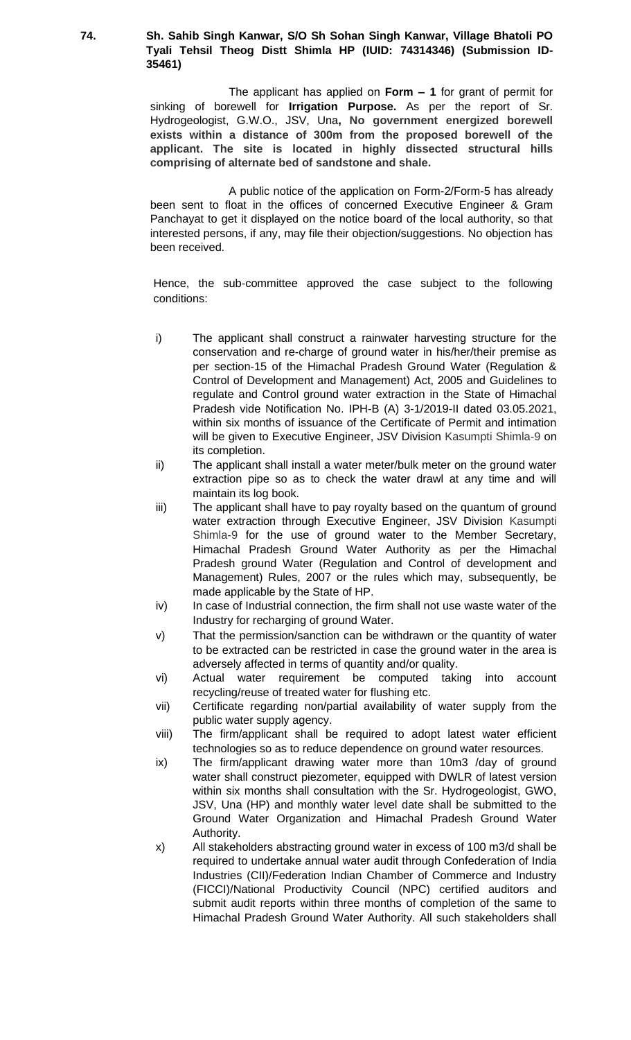**74. Sh. Sahib Singh Kanwar, S/O Sh Sohan Singh Kanwar, Village Bhatoli PO Tyali Tehsil Theog Distt Shimla HP (IUID: 74314346) (Submission ID-35461)**

The applicant has applied on **Form – 1** for grant of permit for sinking of borewell for **Irrigation Purpose.** As per the report of Sr. Hydrogeologist, G.W.O., JSV, Una**, No government energized borewell exists within a distance of 300m from the proposed borewell of the applicant. The site is located in highly dissected structural hills comprising of alternate bed of sandstone and shale.**

A public notice of the application on Form-2/Form-5 has already been sent to float in the offices of concerned Executive Engineer & Gram Panchayat to get it displayed on the notice board of the local authority, so that interested persons, if any, may file their objection/suggestions. No objection has been received.

Hence, the sub-committee approved the case subject to the following conditions:

i) The applicant shall construct a rainwater harvesting structure for the conservation and re-charge of ground water in his/her/their premise as per section-15 of the Himachal Pradesh Ground Water (Regulation & Control of Development and Management) Act, 2005 and Guidelines to regulate and Control ground water extraction in the State of Himachal Pradesh vide Notification No. IPH-B (A) 3-1/2019-II dated 03.05.2021, within six months of issuance of the Certificate of Permit and intimation will be given to Executive Engineer, JSV Division Kasumpti Shimla-9 on its completion.

ii) The applicant shall install a water meter/bulk meter on the ground water extraction pipe so as to check the water drawl at any time and will maintain its log book.

iii) The applicant shall have to pay royalty based on the quantum of ground water extraction through Executive Engineer, JSV Division Kasumpti Shimla-9 for the use of ground water to the Member Secretary, Himachal Pradesh Ground Water Authority as per the Himachal Pradesh ground Water (Regulation and Control of development and Management) Rules, 2007 or the rules which may, subsequently, be made applicable by the State of HP.

iv) In case of Industrial connection, the firm shall not use waste water of the Industry for recharging of ground Water.

v) That the permission/sanction can be withdrawn or the quantity of water to be extracted can be restricted in case the ground water in the area is adversely affected in terms of quantity and/or quality.

vi) Actual water requirement be computed taking into account recycling/reuse of treated water for flushing etc.

vii) Certificate regarding non/partial availability of water supply from the public water supply agency.

viii) The firm/applicant shall be required to adopt latest water efficient technologies so as to reduce dependence on ground water resources.

ix) The firm/applicant drawing water more than 10m3 /day of ground water shall construct piezometer, equipped with DWLR of latest version within six months shall consultation with the Sr. Hydrogeologist, GWO, JSV, Una (HP) and monthly water level date shall be submitted to the Ground Water Organization and Himachal Pradesh Ground Water Authority.

x) All stakeholders abstracting ground water in excess of 100 m3/d shall be required to undertake annual water audit through Confederation of India Industries (CII)/Federation Indian Chamber of Commerce and Industry (FICCI)/National Productivity Council (NPC) certified auditors and submit audit reports within three months of completion of the same to Himachal Pradesh Ground Water Authority. All such stakeholders shall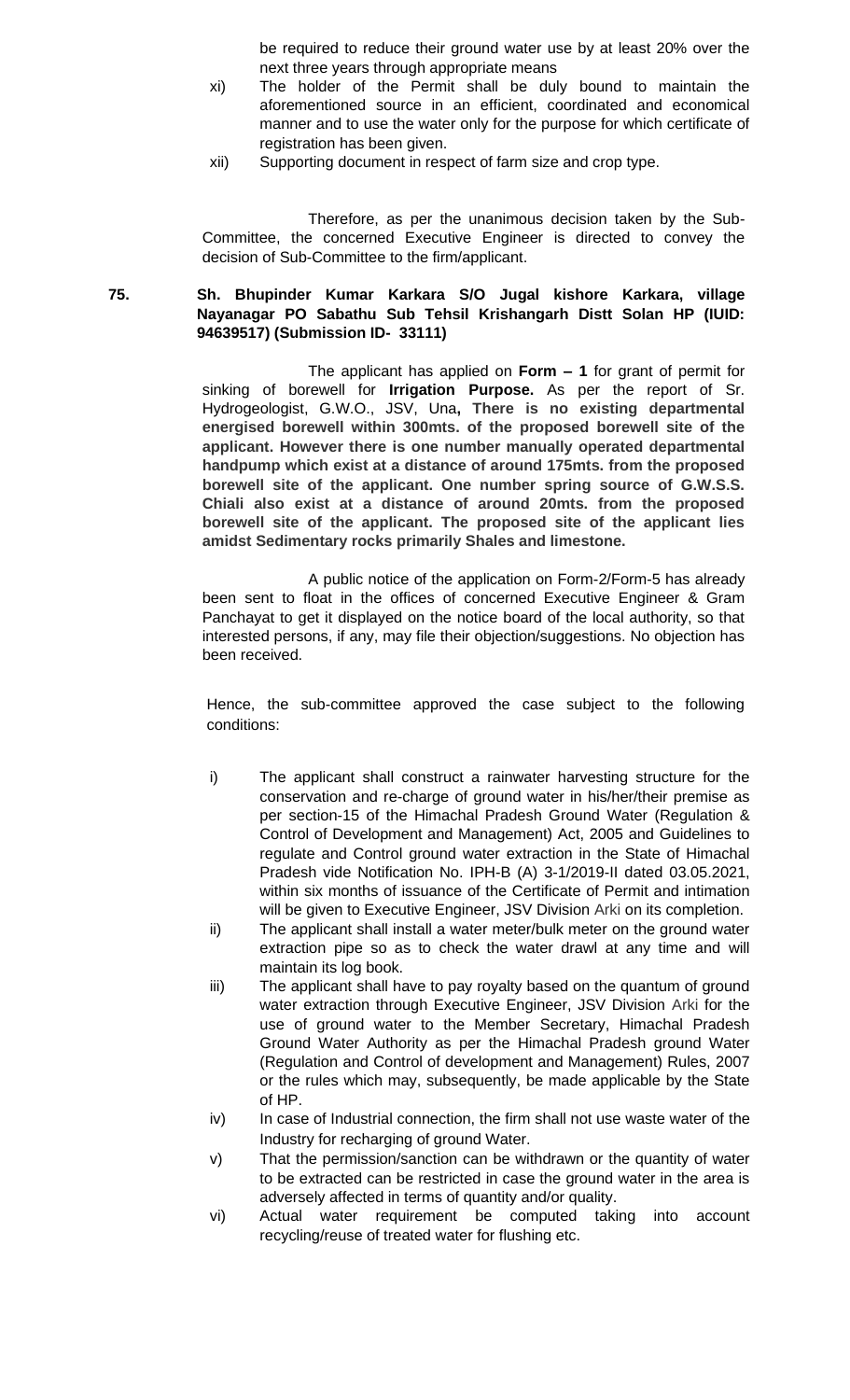be required to reduce their ground water use by at least 20% over the next three years through appropriate means

xi) The holder of the Permit shall be duly bound to maintain the aforementioned source in an efficient, coordinated and economical manner and to use the water only for the purpose for which certificate of registration has been given.

xii) Supporting document in respect of farm size and crop type.

Therefore, as per the unanimous decision taken by the Sub-Committee, the concerned Executive Engineer is directed to convey the decision of Sub-Committee to the firm/applicant.

**75. Sh. Bhupinder Kumar Karkara S/O Jugal kishore Karkara, village Nayanagar PO Sabathu Sub Tehsil Krishangarh Distt Solan HP (IUID: 94639517) (Submission ID- 33111)**

The applicant has applied on **Form – 1** for grant of permit for sinking of borewell for **Irrigation Purpose.** As per the report of Sr. Hydrogeologist, G.W.O., JSV, Una**, There is no existing departmental energised borewell within 300mts. of the proposed borewell site of the applicant. However there is one number manually operated departmental handpump which exist at a distance of around 175mts. from the proposed borewell site of the applicant. One number spring source of G.W.S.S. Chiali also exist at a distance of around 20mts. from the proposed borewell site of the applicant. The proposed site of the applicant lies amidst Sedimentary rocks primarily Shales and limestone.**

A public notice of the application on Form-2/Form-5 has already been sent to float in the offices of concerned Executive Engineer & Gram Panchayat to get it displayed on the notice board of the local authority, so that interested persons, if any, may file their objection/suggestions. No objection has been received.

Hence, the sub-committee approved the case subject to the following conditions:

i) The applicant shall construct a rainwater harvesting structure for the conservation and re-charge of ground water in his/her/their premise as per section-15 of the Himachal Pradesh Ground Water (Regulation & Control of Development and Management) Act, 2005 and Guidelines to regulate and Control ground water extraction in the State of Himachal Pradesh vide Notification No. IPH-B (A) 3-1/2019-II dated 03.05.2021, within six months of issuance of the Certificate of Permit and intimation will be given to Executive Engineer, JSV Division Arki on its completion.

ii) The applicant shall install a water meter/bulk meter on the ground water extraction pipe so as to check the water drawl at any time and will maintain its log book.

iii) The applicant shall have to pay royalty based on the quantum of ground water extraction through Executive Engineer, JSV Division Arki for the use of ground water to the Member Secretary, Himachal Pradesh Ground Water Authority as per the Himachal Pradesh ground Water (Regulation and Control of development and Management) Rules, 2007 or the rules which may, subsequently, be made applicable by the State of HP.

iv) In case of Industrial connection, the firm shall not use waste water of the Industry for recharging of ground Water.

v) That the permission/sanction can be withdrawn or the quantity of water to be extracted can be restricted in case the ground water in the area is adversely affected in terms of quantity and/or quality.

vi) Actual water requirement be computed taking into account recycling/reuse of treated water for flushing etc.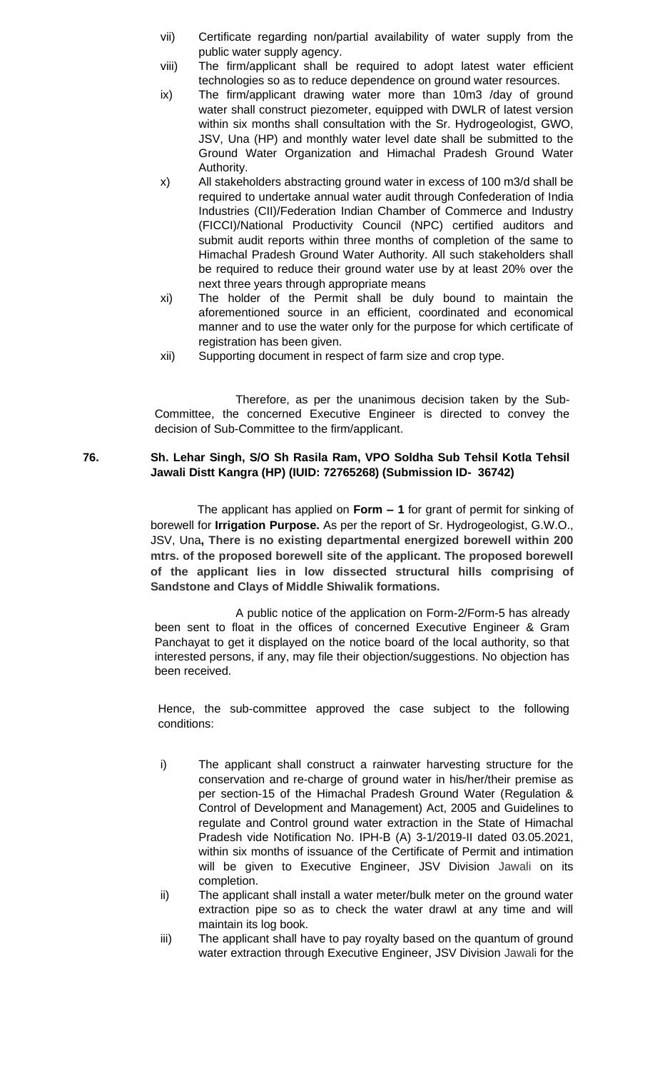vii) Certificate regarding non/partial availability of water supply from the public water supply agency.

viii) The firm/applicant shall be required to adopt latest water efficient technologies so as to reduce dependence on ground water resources.

ix) The firm/applicant drawing water more than 10m3 /day of ground water shall construct piezometer, equipped with DWLR of latest version within six months shall consultation with the Sr. Hydrogeologist, GWO, JSV, Una (HP) and monthly water level date shall be submitted to the Ground Water Organization and Himachal Pradesh Ground Water Authority.

x) All stakeholders abstracting ground water in excess of 100 m3/d shall be required to undertake annual water audit through Confederation of India Industries (CII)/Federation Indian Chamber of Commerce and Industry (FICCI)/National Productivity Council (NPC) certified auditors and submit audit reports within three months of completion of the same to Himachal Pradesh Ground Water Authority. All such stakeholders shall be required to reduce their ground water use by at least 20% over the next three years through appropriate means

xi) The holder of the Permit shall be duly bound to maintain the aforementioned source in an efficient, coordinated and economical manner and to use the water only for the purpose for which certificate of registration has been given.

xii) Supporting document in respect of farm size and crop type.

Therefore, as per the unanimous decision taken by the Sub-Committee, the concerned Executive Engineer is directed to convey the decision of Sub-Committee to the firm/applicant.

**76. Sh. Lehar Singh, S/O Sh Rasila Ram, VPO Soldha Sub Tehsil Kotla Tehsil Jawali Distt Kangra (HP) (IUID: 72765268) (Submission ID- 36742)**

The applicant has applied on **Form – 1** for grant of permit for sinking of borewell for **Irrigation Purpose.** As per the report of Sr. Hydrogeologist, G.W.O., JSV, Una**, There is no existing departmental energized borewell within 200 mtrs. of the proposed borewell site of the applicant. The proposed borewell of the applicant lies in low dissected structural hills comprising of Sandstone and Clays of Middle Shiwalik formations.**

A public notice of the application on Form-2/Form-5 has already been sent to float in the offices of concerned Executive Engineer & Gram Panchayat to get it displayed on the notice board of the local authority, so that interested persons, if any, may file their objection/suggestions. No objection has been received.

Hence, the sub-committee approved the case subject to the following conditions:

i) The applicant shall construct a rainwater harvesting structure for the conservation and re-charge of ground water in his/her/their premise as per section-15 of the Himachal Pradesh Ground Water (Regulation & Control of Development and Management) Act, 2005 and Guidelines to regulate and Control ground water extraction in the State of Himachal Pradesh vide Notification No. IPH-B (A) 3-1/2019-II dated 03.05.2021, within six months of issuance of the Certificate of Permit and intimation will be given to Executive Engineer, JSV Division Jawali on its completion.

ii) The applicant shall install a water meter/bulk meter on the ground water extraction pipe so as to check the water drawl at any time and will maintain its log book.

iii) The applicant shall have to pay royalty based on the quantum of ground water extraction through Executive Engineer, JSV Division Jawali for the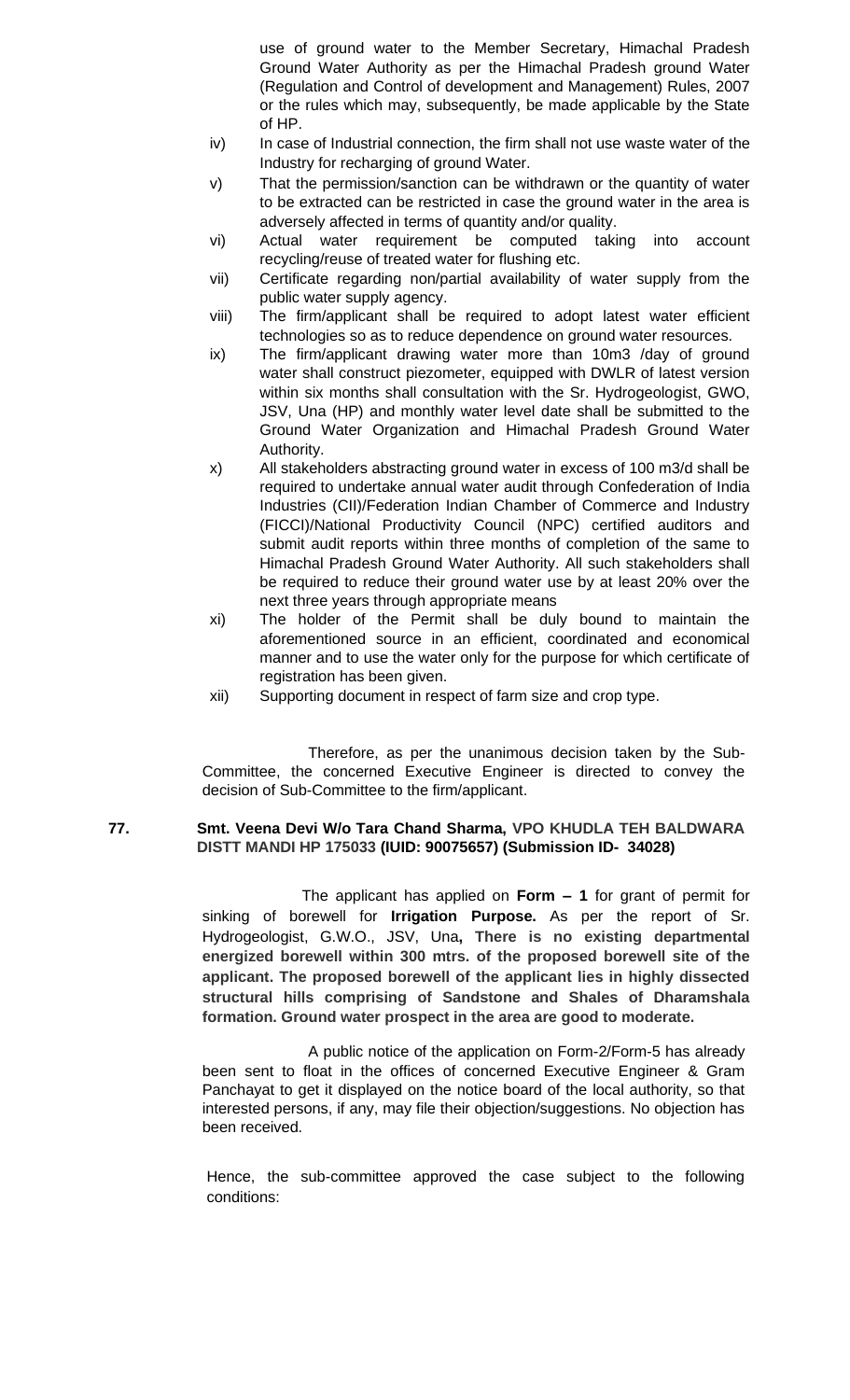use of ground water to the Member Secretary, Himachal Pradesh Ground Water Authority as per the Himachal Pradesh ground Water (Regulation and Control of development and Management) Rules, 2007 or the rules which may, subsequently, be made applicable by the State of HP.

iv) In case of Industrial connection, the firm shall not use waste water of the Industry for recharging of ground Water.

v) That the permission/sanction can be withdrawn or the quantity of water to be extracted can be restricted in case the ground water in the area is adversely affected in terms of quantity and/or quality.

vi) Actual water requirement be computed taking into account recycling/reuse of treated water for flushing etc.

vii) Certificate regarding non/partial availability of water supply from the public water supply agency.

viii) The firm/applicant shall be required to adopt latest water efficient technologies so as to reduce dependence on ground water resources.

ix) The firm/applicant drawing water more than 10m3 /day of ground water shall construct piezometer, equipped with DWLR of latest version within six months shall consultation with the Sr. Hydrogeologist, GWO, JSV, Una (HP) and monthly water level date shall be submitted to the Ground Water Organization and Himachal Pradesh Ground Water Authority.

x) All stakeholders abstracting ground water in excess of 100 m3/d shall be required to undertake annual water audit through Confederation of India Industries (CII)/Federation Indian Chamber of Commerce and Industry (FICCI)/National Productivity Council (NPC) certified auditors and submit audit reports within three months of completion of the same to Himachal Pradesh Ground Water Authority. All such stakeholders shall be required to reduce their ground water use by at least 20% over the next three years through appropriate means

xi) The holder of the Permit shall be duly bound to maintain the aforementioned source in an efficient, coordinated and economical manner and to use the water only for the purpose for which certificate of registration has been given.

xii) Supporting document in respect of farm size and crop type.

Therefore, as per the unanimous decision taken by the Sub-Committee, the concerned Executive Engineer is directed to convey the decision of Sub-Committee to the firm/applicant.

**77. Smt. Veena Devi W/o Tara Chand Sharma, VPO KHUDLA TEH BALDWARA DISTT MANDI HP 175033 (IUID: 90075657) (Submission ID- 34028)**

The applicant has applied on **Form – 1** for grant of permit for sinking of borewell for **Irrigation Purpose.** As per the report of Sr. Hydrogeologist, G.W.O., JSV, Una**, There is no existing departmental energized borewell within 300 mtrs. of the proposed borewell site of the applicant. The proposed borewell of the applicant lies in highly dissected structural hills comprising of Sandstone and Shales of Dharamshala formation. Ground water prospect in the area are good to moderate.**

A public notice of the application on Form-2/Form-5 has already been sent to float in the offices of concerned Executive Engineer & Gram Panchayat to get it displayed on the notice board of the local authority, so that interested persons, if any, may file their objection/suggestions. No objection has been received.

Hence, the sub-committee approved the case subject to the following conditions: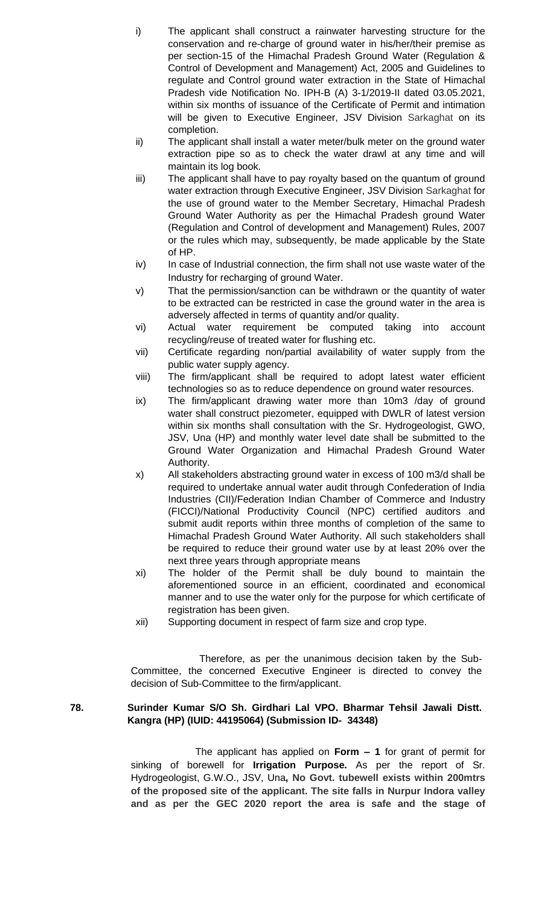i) The applicant shall construct a rainwater harvesting structure for the conservation and re-charge of ground water in his/her/their premise as per section-15 of the Himachal Pradesh Ground Water (Regulation & Control of Development and Management) Act, 2005 and Guidelines to regulate and Control ground water extraction in the State of Himachal Pradesh vide Notification No. IPH-B (A) 3-1/2019-II dated 03.05.2021, within six months of issuance of the Certificate of Permit and intimation will be given to Executive Engineer, JSV Division Sarkaghat on its completion.

ii) The applicant shall install a water meter/bulk meter on the ground water extraction pipe so as to check the water drawl at any time and will maintain its log book.

iii) The applicant shall have to pay royalty based on the quantum of ground water extraction through Executive Engineer, JSV Division Sarkaghat for the use of ground water to the Member Secretary, Himachal Pradesh Ground Water Authority as per the Himachal Pradesh ground Water (Regulation and Control of development and Management) Rules, 2007 or the rules which may, subsequently, be made applicable by the State of HP.

iv) In case of Industrial connection, the firm shall not use waste water of the Industry for recharging of ground Water.

v) That the permission/sanction can be withdrawn or the quantity of water to be extracted can be restricted in case the ground water in the area is adversely affected in terms of quantity and/or quality.

vi) Actual water requirement be computed taking into account recycling/reuse of treated water for flushing etc.

vii) Certificate regarding non/partial availability of water supply from the public water supply agency.

viii) The firm/applicant shall be required to adopt latest water efficient technologies so as to reduce dependence on ground water resources.

ix) The firm/applicant drawing water more than 10m3 /day of ground water shall construct piezometer, equipped with DWLR of latest version within six months shall consultation with the Sr. Hydrogeologist, GWO, JSV, Una (HP) and monthly water level date shall be submitted to the Ground Water Organization and Himachal Pradesh Ground Water Authority.

x) All stakeholders abstracting ground water in excess of 100 m3/d shall be required to undertake annual water audit through Confederation of India Industries (CII)/Federation Indian Chamber of Commerce and Industry (FICCI)/National Productivity Council (NPC) certified auditors and submit audit reports within three months of completion of the same to Himachal Pradesh Ground Water Authority. All such stakeholders shall be required to reduce their ground water use by at least 20% over the next three years through appropriate means

xi) The holder of the Permit shall be duly bound to maintain the aforementioned source in an efficient, coordinated and economical manner and to use the water only for the purpose for which certificate of registration has been given.

xii) Supporting document in respect of farm size and crop type.

Therefore, as per the unanimous decision taken by the Sub-Committee, the concerned Executive Engineer is directed to convey the decision of Sub-Committee to the firm/applicant.

**78. Surinder Kumar S/O Sh. Girdhari Lal VPO. Bharmar Tehsil Jawali Distt. Kangra (HP) (IUID: 44195064) (Submission ID- 34348)**

The applicant has applied on **Form – 1** for grant of permit for sinking of borewell for **Irrigation Purpose.** As per the report of Sr. Hydrogeologist, G.W.O., JSV, Una**, No Govt. tubewell exists within 200mtrs of the proposed site of the applicant. The site falls in Nurpur Indora valley and as per the GEC 2020 report the area is safe and the stage of**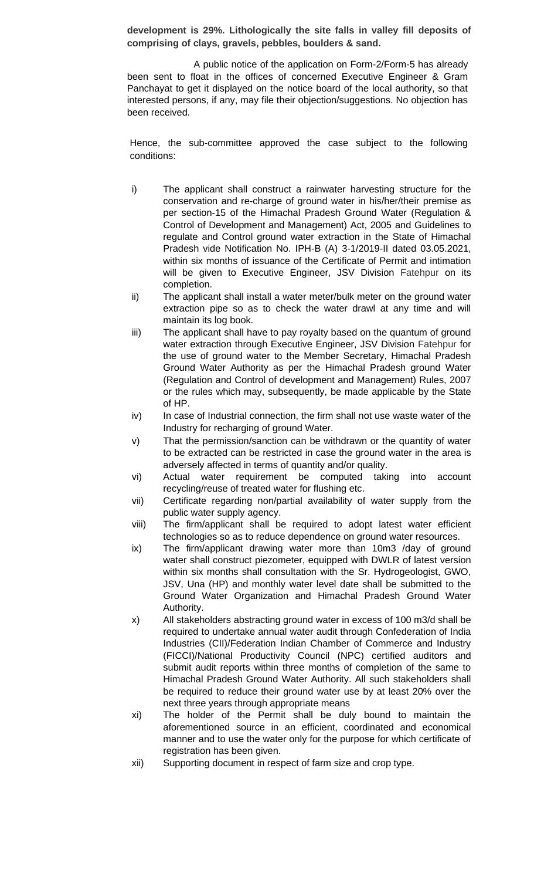**development is 29%. Lithologically the site falls in valley fill deposits of comprising of clays, gravels, pebbles, boulders & sand.**

A public notice of the application on Form-2/Form-5 has already been sent to float in the offices of concerned Executive Engineer & Gram Panchayat to get it displayed on the notice board of the local authority, so that interested persons, if any, may file their objection/suggestions. No objection has been received.

Hence, the sub-committee approved the case subject to the following conditions:

i) The applicant shall construct a rainwater harvesting structure for the conservation and re-charge of ground water in his/her/their premise as per section-15 of the Himachal Pradesh Ground Water (Regulation & Control of Development and Management) Act, 2005 and Guidelines to regulate and Control ground water extraction in the State of Himachal Pradesh vide Notification No. IPH-B (A) 3-1/2019-II dated 03.05.2021, within six months of issuance of the Certificate of Permit and intimation will be given to Executive Engineer, JSV Division Fatehpur on its completion.

ii) The applicant shall install a water meter/bulk meter on the ground water extraction pipe so as to check the water drawl at any time and will maintain its log book.

iii) The applicant shall have to pay royalty based on the quantum of ground water extraction through Executive Engineer, JSV Division Fatehpur for the use of ground water to the Member Secretary, Himachal Pradesh Ground Water Authority as per the Himachal Pradesh ground Water (Regulation and Control of development and Management) Rules, 2007 or the rules which may, subsequently, be made applicable by the State of HP.

iv) In case of Industrial connection, the firm shall not use waste water of the Industry for recharging of ground Water.

v) That the permission/sanction can be withdrawn or the quantity of water to be extracted can be restricted in case the ground water in the area is adversely affected in terms of quantity and/or quality.

vi) Actual water requirement be computed taking into account recycling/reuse of treated water for flushing etc.

vii) Certificate regarding non/partial availability of water supply from the public water supply agency.

viii) The firm/applicant shall be required to adopt latest water efficient technologies so as to reduce dependence on ground water resources.

ix) The firm/applicant drawing water more than 10m3 /day of ground water shall construct piezometer, equipped with DWLR of latest version within six months shall consultation with the Sr. Hydrogeologist, GWO, JSV, Una (HP) and monthly water level date shall be submitted to the Ground Water Organization and Himachal Pradesh Ground Water Authority.

x) All stakeholders abstracting ground water in excess of 100 m3/d shall be required to undertake annual water audit through Confederation of India Industries (CII)/Federation Indian Chamber of Commerce and Industry (FICCI)/National Productivity Council (NPC) certified auditors and submit audit reports within three months of completion of the same to Himachal Pradesh Ground Water Authority. All such stakeholders shall be required to reduce their ground water use by at least 20% over the next three years through appropriate means

xi) The holder of the Permit shall be duly bound to maintain the aforementioned source in an efficient, coordinated and economical manner and to use the water only for the purpose for which certificate of registration has been given.

xii) Supporting document in respect of farm size and crop type.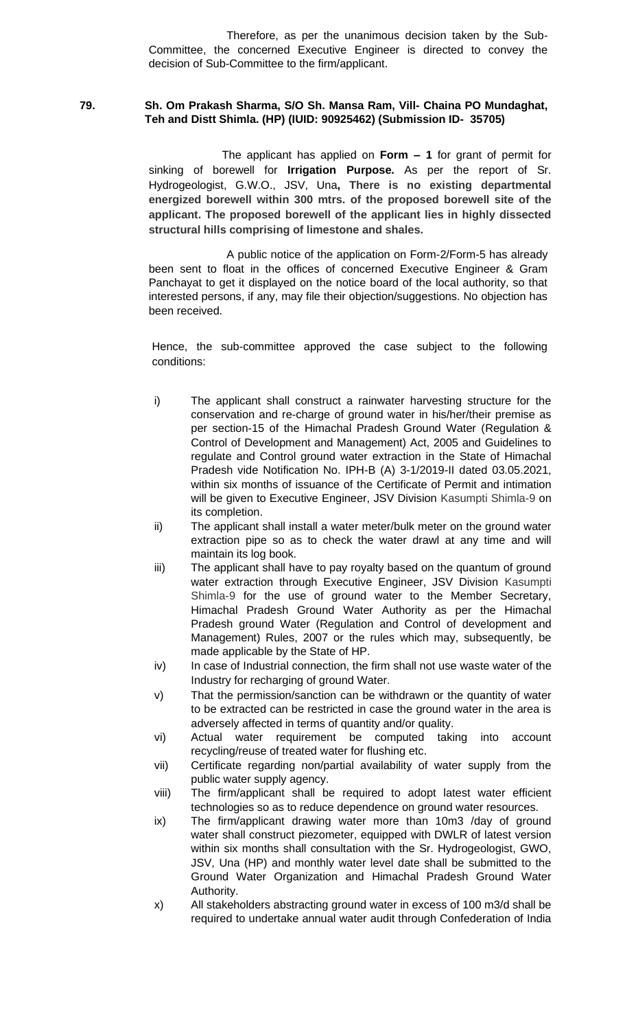Therefore, as per the unanimous decision taken by the Sub-Committee, the concerned Executive Engineer is directed to convey the decision of Sub-Committee to the firm/applicant.

**79. Sh. Om Prakash Sharma, S/O Sh. Mansa Ram, Vill- Chaina PO Mundaghat, Teh and Distt Shimla. (HP) (IUID: 90925462) (Submission ID- 35705)**

The applicant has applied on **Form – 1** for grant of permit for sinking of borewell for **Irrigation Purpose.** As per the report of Sr. Hydrogeologist, G.W.O., JSV, Una**, There is no existing departmental energized borewell within 300 mtrs. of the proposed borewell site of the applicant. The proposed borewell of the applicant lies in highly dissected structural hills comprising of limestone and shales.**

A public notice of the application on Form-2/Form-5 has already been sent to float in the offices of concerned Executive Engineer & Gram Panchayat to get it displayed on the notice board of the local authority, so that interested persons, if any, may file their objection/suggestions. No objection has been received.

Hence, the sub-committee approved the case subject to the following conditions:

i) The applicant shall construct a rainwater harvesting structure for the conservation and re-charge of ground water in his/her/their premise as per section-15 of the Himachal Pradesh Ground Water (Regulation & Control of Development and Management) Act, 2005 and Guidelines to regulate and Control ground water extraction in the State of Himachal Pradesh vide Notification No. IPH-B (A) 3-1/2019-II dated 03.05.2021, within six months of issuance of the Certificate of Permit and intimation will be given to Executive Engineer, JSV Division Kasumpti Shimla-9 on its completion.

ii) The applicant shall install a water meter/bulk meter on the ground water extraction pipe so as to check the water drawl at any time and will maintain its log book.

iii) The applicant shall have to pay royalty based on the quantum of ground water extraction through Executive Engineer, JSV Division Kasumpti Shimla-9 for the use of ground water to the Member Secretary, Himachal Pradesh Ground Water Authority as per the Himachal Pradesh ground Water (Regulation and Control of development and Management) Rules, 2007 or the rules which may, subsequently, be made applicable by the State of HP.

iv) In case of Industrial connection, the firm shall not use waste water of the Industry for recharging of ground Water.

v) That the permission/sanction can be withdrawn or the quantity of water to be extracted can be restricted in case the ground water in the area is adversely affected in terms of quantity and/or quality.

vi) Actual water requirement be computed taking into account recycling/reuse of treated water for flushing etc.

vii) Certificate regarding non/partial availability of water supply from the public water supply agency.

viii) The firm/applicant shall be required to adopt latest water efficient technologies so as to reduce dependence on ground water resources.

ix) The firm/applicant drawing water more than 10m3 /day of ground water shall construct piezometer, equipped with DWLR of latest version within six months shall consultation with the Sr. Hydrogeologist, GWO, JSV, Una (HP) and monthly water level date shall be submitted to the Ground Water Organization and Himachal Pradesh Ground Water Authority.

x) All stakeholders abstracting ground water in excess of 100 m3/d shall be required to undertake annual water audit through Confederation of India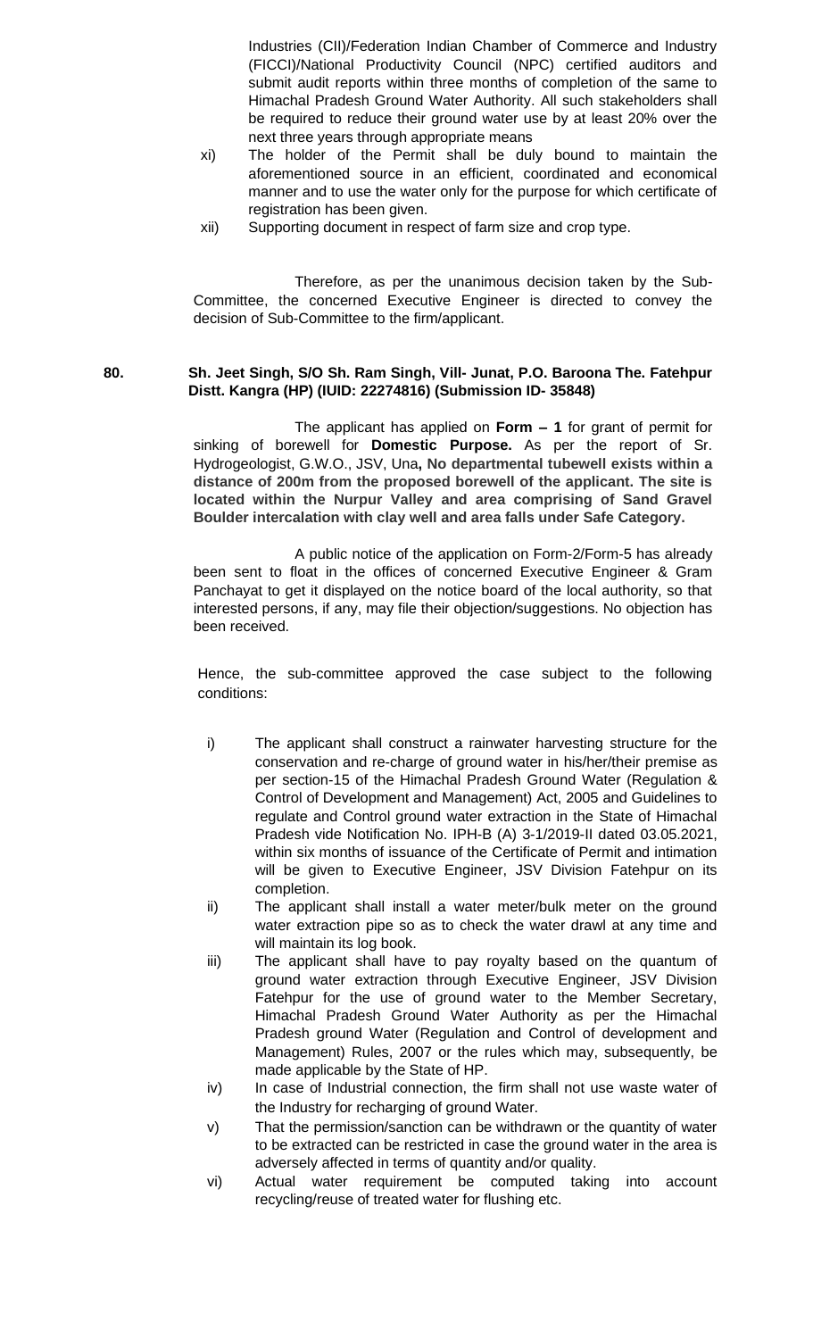Industries (CII)/Federation Indian Chamber of Commerce and Industry (FICCI)/National Productivity Council (NPC) certified auditors and submit audit reports within three months of completion of the same to Himachal Pradesh Ground Water Authority. All such stakeholders shall be required to reduce their ground water use by at least 20% over the next three years through appropriate means

xi) The holder of the Permit shall be duly bound to maintain the aforementioned source in an efficient, coordinated and economical manner and to use the water only for the purpose for which certificate of registration has been given.

xii) Supporting document in respect of farm size and crop type.

Therefore, as per the unanimous decision taken by the Sub-Committee, the concerned Executive Engineer is directed to convey the decision of Sub-Committee to the firm/applicant.

**80. Sh. Jeet Singh, S/O Sh. Ram Singh, Vill- Junat, P.O. Baroona The. Fatehpur Distt. Kangra (HP) (IUID: 22274816) (Submission ID- 35848)**

The applicant has applied on **Form – 1** for grant of permit for sinking of borewell for **Domestic Purpose.** As per the report of Sr. Hydrogeologist, G.W.O., JSV, Una**, No departmental tubewell exists within a distance of 200m from the proposed borewell of the applicant. The site is located within the Nurpur Valley and area comprising of Sand Gravel Boulder intercalation with clay well and area falls under Safe Category.**

A public notice of the application on Form-2/Form-5 has already been sent to float in the offices of concerned Executive Engineer & Gram Panchayat to get it displayed on the notice board of the local authority, so that interested persons, if any, may file their objection/suggestions. No objection has been received.

Hence, the sub-committee approved the case subject to the following conditions:

i) The applicant shall construct a rainwater harvesting structure for the conservation and re-charge of ground water in his/her/their premise as per section-15 of the Himachal Pradesh Ground Water (Regulation & Control of Development and Management) Act, 2005 and Guidelines to regulate and Control ground water extraction in the State of Himachal Pradesh vide Notification No. IPH-B (A) 3-1/2019-II dated 03.05.2021, within six months of issuance of the Certificate of Permit and intimation will be given to Executive Engineer, JSV Division Fatehpur on its completion.

ii) The applicant shall install a water meter/bulk meter on the ground water extraction pipe so as to check the water drawl at any time and will maintain its log book.

iii) The applicant shall have to pay royalty based on the quantum of ground water extraction through Executive Engineer, JSV Division Fatehpur for the use of ground water to the Member Secretary, Himachal Pradesh Ground Water Authority as per the Himachal Pradesh ground Water (Regulation and Control of development and Management) Rules, 2007 or the rules which may, subsequently, be made applicable by the State of HP.

iv) In case of Industrial connection, the firm shall not use waste water of the Industry for recharging of ground Water.

v) That the permission/sanction can be withdrawn or the quantity of water to be extracted can be restricted in case the ground water in the area is adversely affected in terms of quantity and/or quality.

vi) Actual water requirement be computed taking into account recycling/reuse of treated water for flushing etc.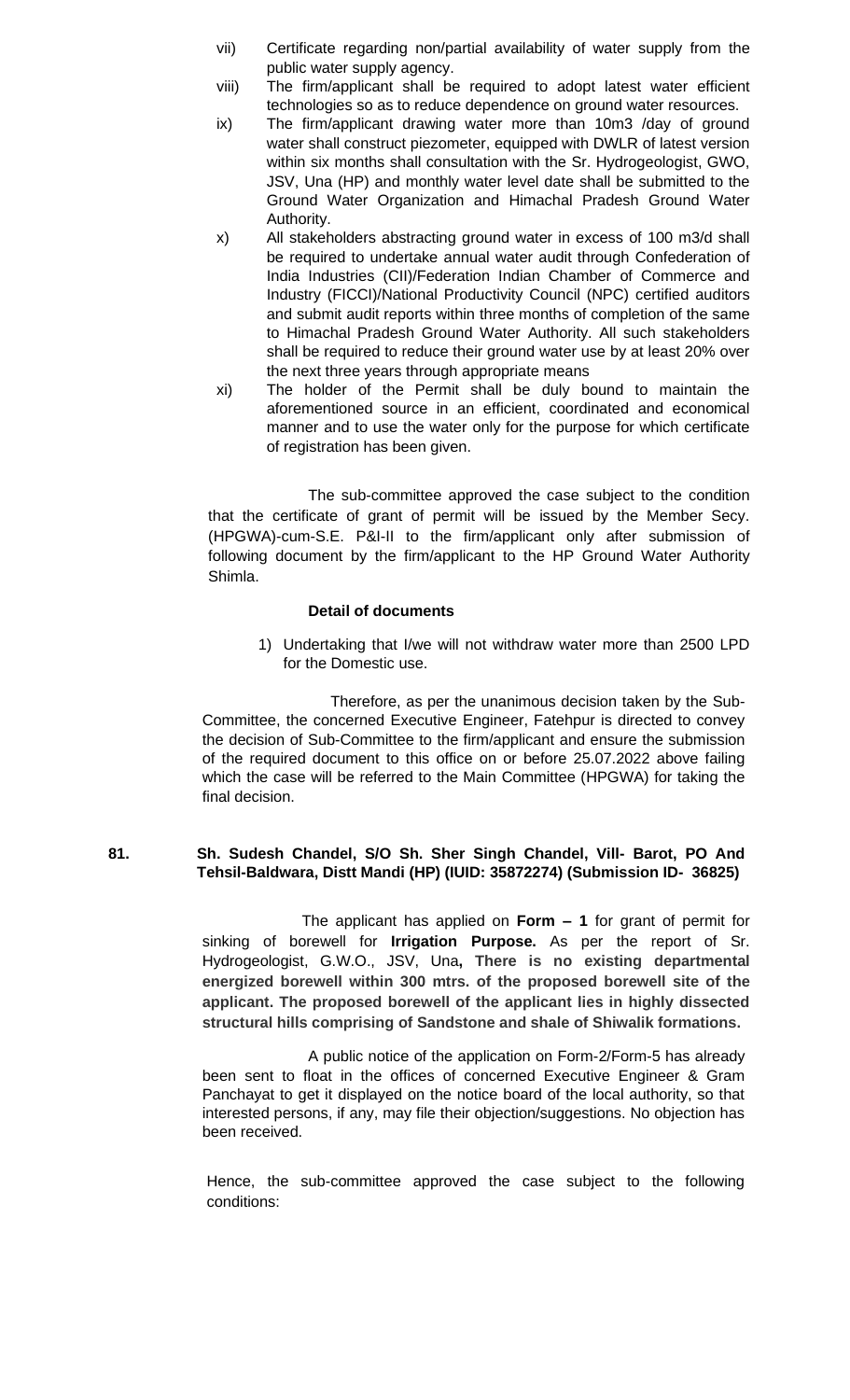vii) Certificate regarding non/partial availability of water supply from the public water supply agency.

viii) The firm/applicant shall be required to adopt latest water efficient technologies so as to reduce dependence on ground water resources.

ix) The firm/applicant drawing water more than 10m3 /day of ground water shall construct piezometer, equipped with DWLR of latest version within six months shall consultation with the Sr. Hydrogeologist, GWO, JSV, Una (HP) and monthly water level date shall be submitted to the Ground Water Organization and Himachal Pradesh Ground Water Authority.

x) All stakeholders abstracting ground water in excess of 100 m3/d shall be required to undertake annual water audit through Confederation of India Industries (CII)/Federation Indian Chamber of Commerce and Industry (FICCI)/National Productivity Council (NPC) certified auditors and submit audit reports within three months of completion of the same to Himachal Pradesh Ground Water Authority. All such stakeholders shall be required to reduce their ground water use by at least 20% over the next three years through appropriate means

xi) The holder of the Permit shall be duly bound to maintain the aforementioned source in an efficient, coordinated and economical manner and to use the water only for the purpose for which certificate of registration has been given.

The sub-committee approved the case subject to the condition that the certificate of grant of permit will be issued by the Member Secy. (HPGWA)-cum-S.E. P&I-II to the firm/applicant only after submission of following document by the firm/applicant to the HP Ground Water Authority Shimla.

**Detail of documents**

1) Undertaking that I/we will not withdraw water more than 2500 LPD for the Domestic use.

Therefore, as per the unanimous decision taken by the Sub-Committee, the concerned Executive Engineer, Fatehpur is directed to convey the decision of Sub-Committee to the firm/applicant and ensure the submission of the required document to this office on or before 25.07.2022 above failing which the case will be referred to the Main Committee (HPGWA) for taking the final decision.

**81. Sh. Sudesh Chandel, S/O Sh. Sher Singh Chandel, Vill- Barot, PO And Tehsil-Baldwara, Distt Mandi (HP) (IUID: 35872274) (Submission ID- 36825)**

The applicant has applied on **Form – 1** for grant of permit for sinking of borewell for **Irrigation Purpose.** As per the report of Sr. Hydrogeologist, G.W.O., JSV, Una**, There is no existing departmental energized borewell within 300 mtrs. of the proposed borewell site of the applicant. The proposed borewell of the applicant lies in highly dissected structural hills comprising of Sandstone and shale of Shiwalik formations.**

A public notice of the application on Form-2/Form-5 has already been sent to float in the offices of concerned Executive Engineer & Gram Panchayat to get it displayed on the notice board of the local authority, so that interested persons, if any, may file their objection/suggestions. No objection has been received.

Hence, the sub-committee approved the case subject to the following conditions: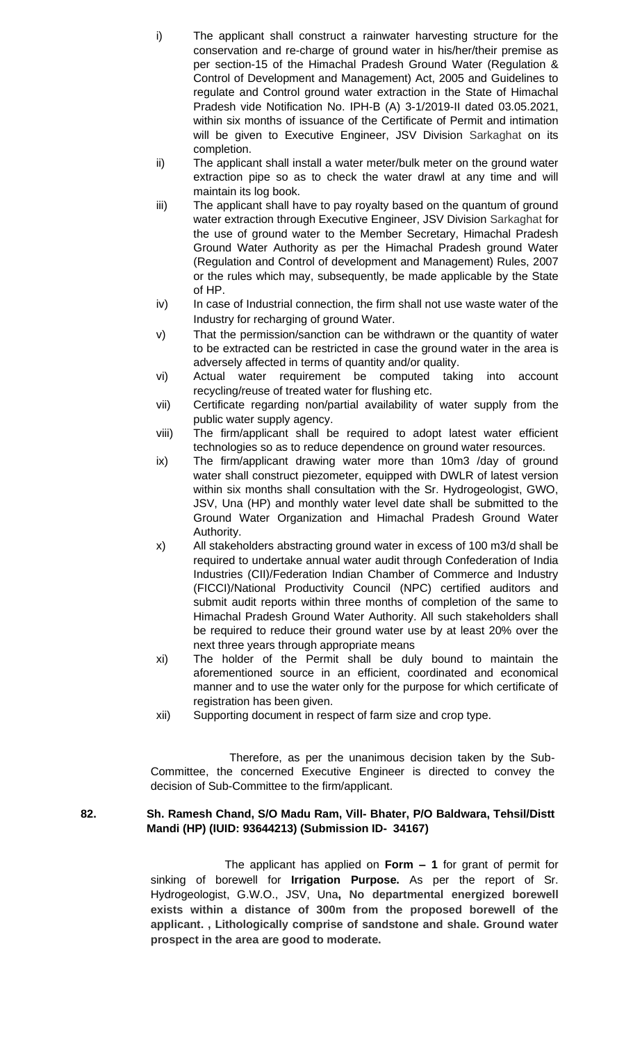i) The applicant shall construct a rainwater harvesting structure for the conservation and re-charge of ground water in his/her/their premise as per section-15 of the Himachal Pradesh Ground Water (Regulation & Control of Development and Management) Act, 2005 and Guidelines to regulate and Control ground water extraction in the State of Himachal Pradesh vide Notification No. IPH-B (A) 3-1/2019-II dated 03.05.2021, within six months of issuance of the Certificate of Permit and intimation will be given to Executive Engineer, JSV Division Sarkaghat on its completion.

ii) The applicant shall install a water meter/bulk meter on the ground water extraction pipe so as to check the water drawl at any time and will maintain its log book.

iii) The applicant shall have to pay royalty based on the quantum of ground water extraction through Executive Engineer, JSV Division Sarkaghat for the use of ground water to the Member Secretary, Himachal Pradesh Ground Water Authority as per the Himachal Pradesh ground Water (Regulation and Control of development and Management) Rules, 2007 or the rules which may, subsequently, be made applicable by the State of HP.

iv) In case of Industrial connection, the firm shall not use waste water of the Industry for recharging of ground Water.

v) That the permission/sanction can be withdrawn or the quantity of water to be extracted can be restricted in case the ground water in the area is adversely affected in terms of quantity and/or quality.

vi) Actual water requirement be computed taking into account recycling/reuse of treated water for flushing etc.

vii) Certificate regarding non/partial availability of water supply from the public water supply agency.

viii) The firm/applicant shall be required to adopt latest water efficient technologies so as to reduce dependence on ground water resources.

ix) The firm/applicant drawing water more than 10m3 /day of ground water shall construct piezometer, equipped with DWLR of latest version within six months shall consultation with the Sr. Hydrogeologist, GWO, JSV, Una (HP) and monthly water level date shall be submitted to the Ground Water Organization and Himachal Pradesh Ground Water Authority.

x) All stakeholders abstracting ground water in excess of 100 m3/d shall be required to undertake annual water audit through Confederation of India Industries (CII)/Federation Indian Chamber of Commerce and Industry (FICCI)/National Productivity Council (NPC) certified auditors and submit audit reports within three months of completion of the same to Himachal Pradesh Ground Water Authority. All such stakeholders shall be required to reduce their ground water use by at least 20% over the next three years through appropriate means

xi) The holder of the Permit shall be duly bound to maintain the aforementioned source in an efficient, coordinated and economical manner and to use the water only for the purpose for which certificate of registration has been given.

xii) Supporting document in respect of farm size and crop type.

Therefore, as per the unanimous decision taken by the Sub-Committee, the concerned Executive Engineer is directed to convey the decision of Sub-Committee to the firm/applicant.

**82. Sh. Ramesh Chand, S/O Madu Ram, Vill- Bhater, P/O Baldwara, Tehsil/Distt Mandi (HP) (IUID: 93644213) (Submission ID- 34167)**

The applicant has applied on **Form – 1** for grant of permit for sinking of borewell for **Irrigation Purpose.** As per the report of Sr. Hydrogeologist, G.W.O., JSV, Una**, No departmental energized borewell exists within a distance of 300m from the proposed borewell of the applicant. , Lithologically comprise of sandstone and shale. Ground water prospect in the area are good to moderate.**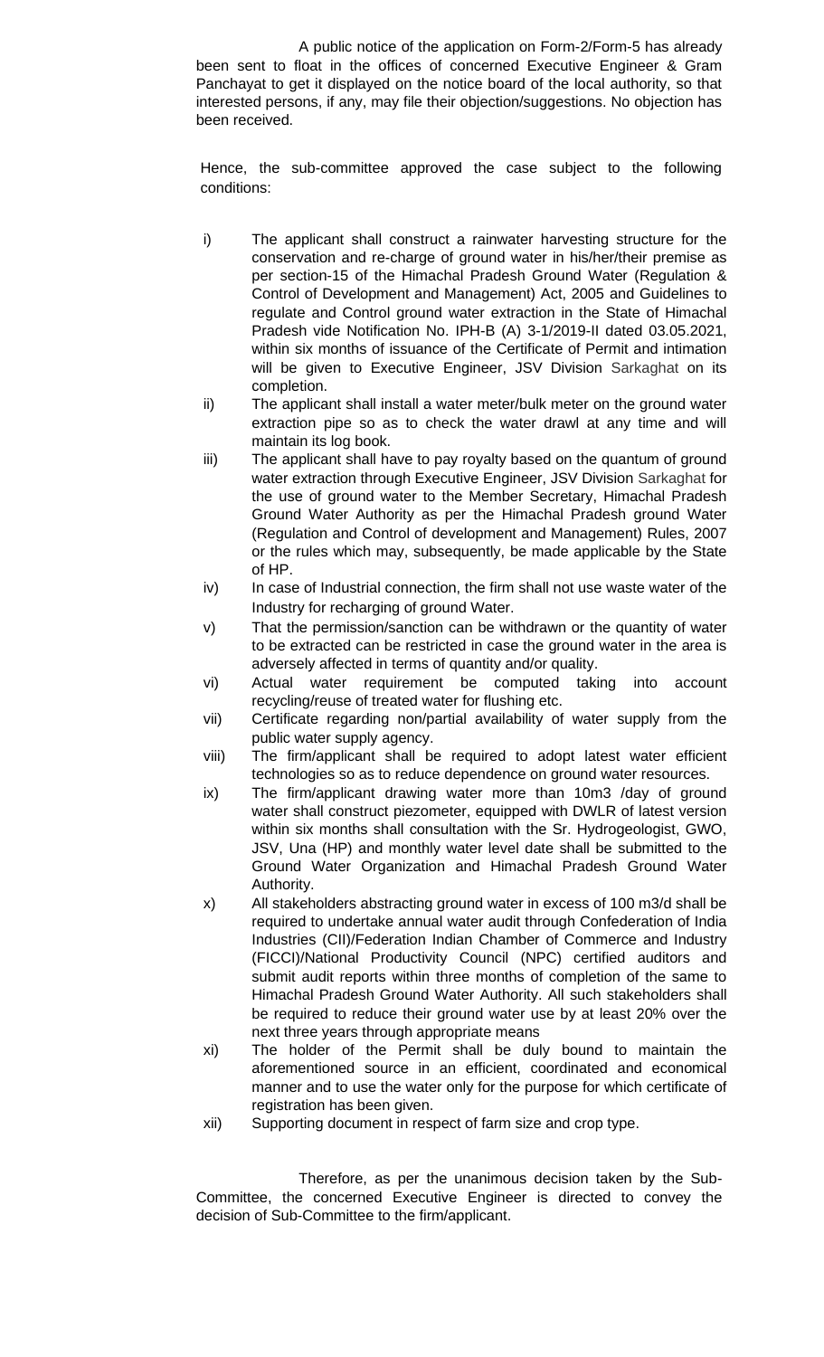A public notice of the application on Form-2/Form-5 has already been sent to float in the offices of concerned Executive Engineer & Gram Panchayat to get it displayed on the notice board of the local authority, so that interested persons, if any, may file their objection/suggestions. No objection has been received.

Hence, the sub-committee approved the case subject to the following conditions:

i) The applicant shall construct a rainwater harvesting structure for the conservation and re-charge of ground water in his/her/their premise as per section-15 of the Himachal Pradesh Ground Water (Regulation & Control of Development and Management) Act, 2005 and Guidelines to regulate and Control ground water extraction in the State of Himachal Pradesh vide Notification No. IPH-B (A) 3-1/2019-II dated 03.05.2021, within six months of issuance of the Certificate of Permit and intimation will be given to Executive Engineer, JSV Division Sarkaghat on its completion.

ii) The applicant shall install a water meter/bulk meter on the ground water extraction pipe so as to check the water drawl at any time and will maintain its log book.

iii) The applicant shall have to pay royalty based on the quantum of ground water extraction through Executive Engineer, JSV Division Sarkaghat for the use of ground water to the Member Secretary, Himachal Pradesh Ground Water Authority as per the Himachal Pradesh ground Water (Regulation and Control of development and Management) Rules, 2007 or the rules which may, subsequently, be made applicable by the State of HP.

iv) In case of Industrial connection, the firm shall not use waste water of the Industry for recharging of ground Water.

v) That the permission/sanction can be withdrawn or the quantity of water to be extracted can be restricted in case the ground water in the area is adversely affected in terms of quantity and/or quality.

vi) Actual water requirement be computed taking into account recycling/reuse of treated water for flushing etc.

vii) Certificate regarding non/partial availability of water supply from the public water supply agency.

viii) The firm/applicant shall be required to adopt latest water efficient technologies so as to reduce dependence on ground water resources.

ix) The firm/applicant drawing water more than 10m3 /day of ground water shall construct piezometer, equipped with DWLR of latest version within six months shall consultation with the Sr. Hydrogeologist, GWO, JSV, Una (HP) and monthly water level date shall be submitted to the Ground Water Organization and Himachal Pradesh Ground Water Authority.

x) All stakeholders abstracting ground water in excess of 100 m3/d shall be required to undertake annual water audit through Confederation of India Industries (CII)/Federation Indian Chamber of Commerce and Industry (FICCI)/National Productivity Council (NPC) certified auditors and submit audit reports within three months of completion of the same to Himachal Pradesh Ground Water Authority. All such stakeholders shall be required to reduce their ground water use by at least 20% over the next three years through appropriate means

xi) The holder of the Permit shall be duly bound to maintain the aforementioned source in an efficient, coordinated and economical manner and to use the water only for the purpose for which certificate of registration has been given.

xii) Supporting document in respect of farm size and crop type.

Therefore, as per the unanimous decision taken by the Sub-Committee, the concerned Executive Engineer is directed to convey the decision of Sub-Committee to the firm/applicant.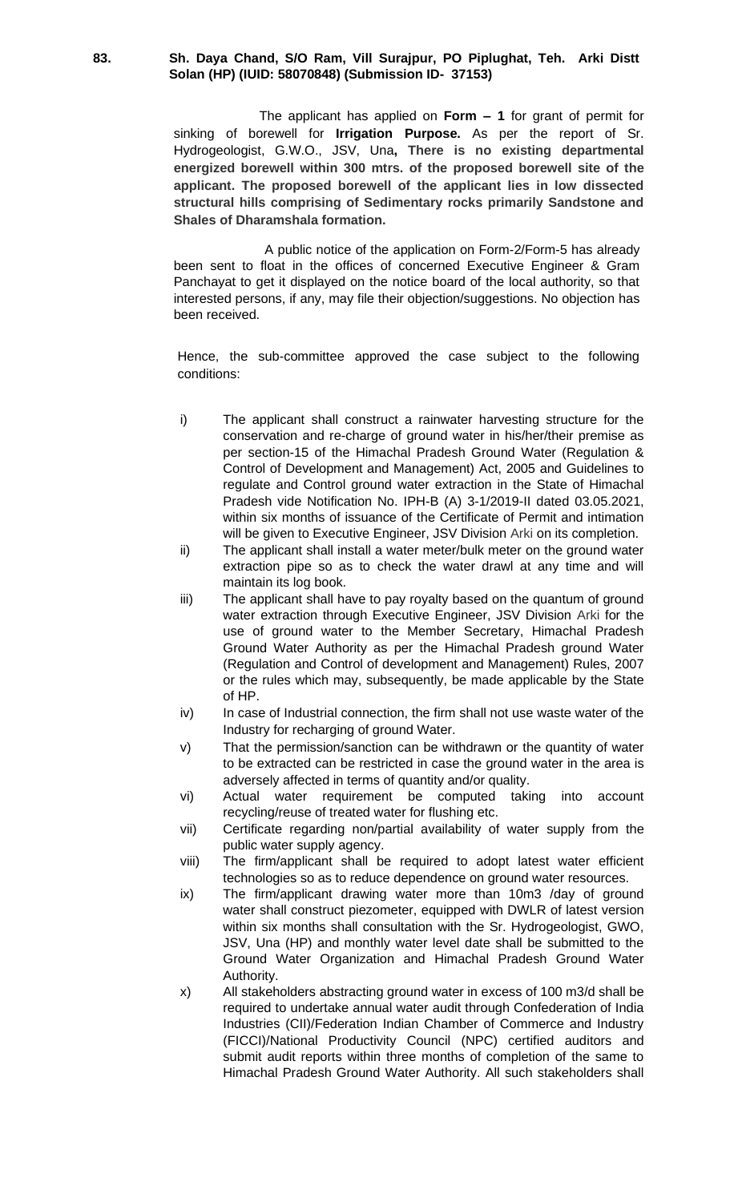**83. Sh. Daya Chand, S/O Ram, Vill Surajpur, PO Piplughat, Teh. Arki Distt Solan (HP) (IUID: 58070848) (Submission ID- 37153)**

The applicant has applied on **Form – 1** for grant of permit for sinking of borewell for **Irrigation Purpose.** As per the report of Sr. Hydrogeologist, G.W.O., JSV, Una**, There is no existing departmental energized borewell within 300 mtrs. of the proposed borewell site of the applicant. The proposed borewell of the applicant lies in low dissected structural hills comprising of Sedimentary rocks primarily Sandstone and Shales of Dharamshala formation.**

A public notice of the application on Form-2/Form-5 has already been sent to float in the offices of concerned Executive Engineer & Gram Panchayat to get it displayed on the notice board of the local authority, so that interested persons, if any, may file their objection/suggestions. No objection has been received.

Hence, the sub-committee approved the case subject to the following conditions:

i) The applicant shall construct a rainwater harvesting structure for the conservation and re-charge of ground water in his/her/their premise as per section-15 of the Himachal Pradesh Ground Water (Regulation & Control of Development and Management) Act, 2005 and Guidelines to regulate and Control ground water extraction in the State of Himachal Pradesh vide Notification No. IPH-B (A) 3-1/2019-II dated 03.05.2021, within six months of issuance of the Certificate of Permit and intimation will be given to Executive Engineer, JSV Division Arki on its completion.

ii) The applicant shall install a water meter/bulk meter on the ground water extraction pipe so as to check the water drawl at any time and will maintain its log book.

iii) The applicant shall have to pay royalty based on the quantum of ground water extraction through Executive Engineer, JSV Division Arki for the use of ground water to the Member Secretary, Himachal Pradesh Ground Water Authority as per the Himachal Pradesh ground Water (Regulation and Control of development and Management) Rules, 2007 or the rules which may, subsequently, be made applicable by the State of HP.

iv) In case of Industrial connection, the firm shall not use waste water of the Industry for recharging of ground Water.

v) That the permission/sanction can be withdrawn or the quantity of water to be extracted can be restricted in case the ground water in the area is adversely affected in terms of quantity and/or quality.

vi) Actual water requirement be computed taking into account recycling/reuse of treated water for flushing etc.

vii) Certificate regarding non/partial availability of water supply from the public water supply agency.

viii) The firm/applicant shall be required to adopt latest water efficient technologies so as to reduce dependence on ground water resources.

ix) The firm/applicant drawing water more than 10m3 /day of ground water shall construct piezometer, equipped with DWLR of latest version within six months shall consultation with the Sr. Hydrogeologist, GWO, JSV, Una (HP) and monthly water level date shall be submitted to the Ground Water Organization and Himachal Pradesh Ground Water Authority.

x) All stakeholders abstracting ground water in excess of 100 m3/d shall be required to undertake annual water audit through Confederation of India Industries (CII)/Federation Indian Chamber of Commerce and Industry (FICCI)/National Productivity Council (NPC) certified auditors and submit audit reports within three months of completion of the same to Himachal Pradesh Ground Water Authority. All such stakeholders shall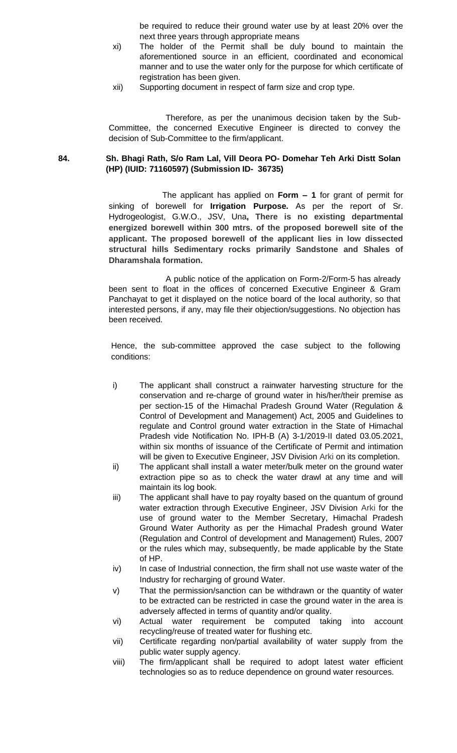be required to reduce their ground water use by at least 20% over the next three years through appropriate means

xi) The holder of the Permit shall be duly bound to maintain the aforementioned source in an efficient, coordinated and economical manner and to use the water only for the purpose for which certificate of registration has been given.

xii) Supporting document in respect of farm size and crop type.

Therefore, as per the unanimous decision taken by the Sub-Committee, the concerned Executive Engineer is directed to convey the decision of Sub-Committee to the firm/applicant.

**84. Sh. Bhagi Rath, S/o Ram Lal, Vill Deora PO- Domehar Teh Arki Distt Solan (HP) (IUID: 71160597) (Submission ID- 36735)**

The applicant has applied on **Form – 1** for grant of permit for sinking of borewell for **Irrigation Purpose.** As per the report of Sr. Hydrogeologist, G.W.O., JSV, Una**, There is no existing departmental energized borewell within 300 mtrs. of the proposed borewell site of the applicant. The proposed borewell of the applicant lies in low dissected structural hills Sedimentary rocks primarily Sandstone and Shales of Dharamshala formation.**

A public notice of the application on Form-2/Form-5 has already been sent to float in the offices of concerned Executive Engineer & Gram Panchayat to get it displayed on the notice board of the local authority, so that interested persons, if any, may file their objection/suggestions. No objection has been received.

Hence, the sub-committee approved the case subject to the following conditions:

i) The applicant shall construct a rainwater harvesting structure for the conservation and re-charge of ground water in his/her/their premise as per section-15 of the Himachal Pradesh Ground Water (Regulation & Control of Development and Management) Act, 2005 and Guidelines to regulate and Control ground water extraction in the State of Himachal Pradesh vide Notification No. IPH-B (A) 3-1/2019-II dated 03.05.2021, within six months of issuance of the Certificate of Permit and intimation will be given to Executive Engineer, JSV Division Arki on its completion.

ii) The applicant shall install a water meter/bulk meter on the ground water extraction pipe so as to check the water drawl at any time and will maintain its log book.

iii) The applicant shall have to pay royalty based on the quantum of ground water extraction through Executive Engineer, JSV Division Arki for the use of ground water to the Member Secretary, Himachal Pradesh Ground Water Authority as per the Himachal Pradesh ground Water (Regulation and Control of development and Management) Rules, 2007 or the rules which may, subsequently, be made applicable by the State of HP.

iv) In case of Industrial connection, the firm shall not use waste water of the Industry for recharging of ground Water.

v) That the permission/sanction can be withdrawn or the quantity of water to be extracted can be restricted in case the ground water in the area is adversely affected in terms of quantity and/or quality.

vi) Actual water requirement be computed taking into account recycling/reuse of treated water for flushing etc.

vii) Certificate regarding non/partial availability of water supply from the public water supply agency.

viii) The firm/applicant shall be required to adopt latest water efficient technologies so as to reduce dependence on ground water resources.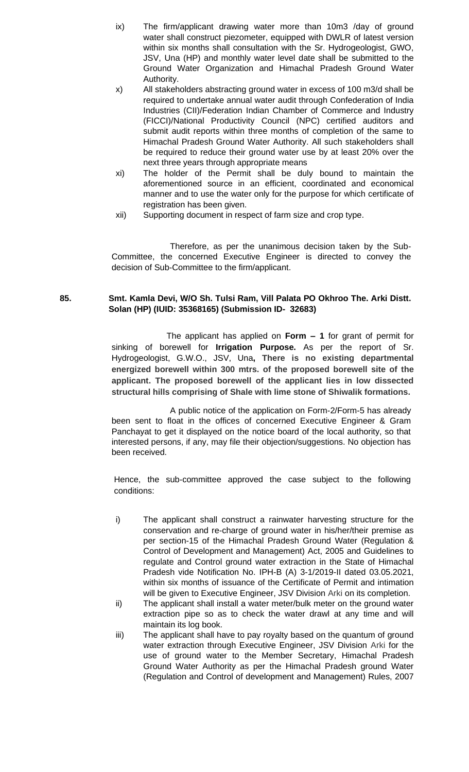ix) The firm/applicant drawing water more than 10m3 /day of ground water shall construct piezometer, equipped with DWLR of latest version within six months shall consultation with the Sr. Hydrogeologist, GWO, JSV, Una (HP) and monthly water level date shall be submitted to the Ground Water Organization and Himachal Pradesh Ground Water Authority.

x) All stakeholders abstracting ground water in excess of 100 m3/d shall be required to undertake annual water audit through Confederation of India Industries (CII)/Federation Indian Chamber of Commerce and Industry (FICCI)/National Productivity Council (NPC) certified auditors and submit audit reports within three months of completion of the same to Himachal Pradesh Ground Water Authority. All such stakeholders shall be required to reduce their ground water use by at least 20% over the next three years through appropriate means

xi) The holder of the Permit shall be duly bound to maintain the aforementioned source in an efficient, coordinated and economical manner and to use the water only for the purpose for which certificate of registration has been given.

xii) Supporting document in respect of farm size and crop type.

Therefore, as per the unanimous decision taken by the Sub-Committee, the concerned Executive Engineer is directed to convey the decision of Sub-Committee to the firm/applicant.

**85. Smt. Kamla Devi, W/O Sh. Tulsi Ram, Vill Palata PO Okhroo The. Arki Distt. Solan (HP) (IUID: 35368165) (Submission ID- 32683)**

The applicant has applied on **Form – 1** for grant of permit for sinking of borewell for **Irrigation Purpose.** As per the report of Sr. Hydrogeologist, G.W.O., JSV, Una**, There is no existing departmental energized borewell within 300 mtrs. of the proposed borewell site of the applicant. The proposed borewell of the applicant lies in low dissected structural hills comprising of Shale with lime stone of Shiwalik formations.**

A public notice of the application on Form-2/Form-5 has already been sent to float in the offices of concerned Executive Engineer & Gram Panchayat to get it displayed on the notice board of the local authority, so that interested persons, if any, may file their objection/suggestions. No objection has been received.

Hence, the sub-committee approved the case subject to the following conditions:

i) The applicant shall construct a rainwater harvesting structure for the conservation and re-charge of ground water in his/her/their premise as per section-15 of the Himachal Pradesh Ground Water (Regulation & Control of Development and Management) Act, 2005 and Guidelines to regulate and Control ground water extraction in the State of Himachal Pradesh vide Notification No. IPH-B (A) 3-1/2019-II dated 03.05.2021, within six months of issuance of the Certificate of Permit and intimation will be given to Executive Engineer, JSV Division Arki on its completion.

ii) The applicant shall install a water meter/bulk meter on the ground water extraction pipe so as to check the water drawl at any time and will maintain its log book.

iii) The applicant shall have to pay royalty based on the quantum of ground water extraction through Executive Engineer, JSV Division Arki for the use of ground water to the Member Secretary, Himachal Pradesh Ground Water Authority as per the Himachal Pradesh ground Water (Regulation and Control of development and Management) Rules, 2007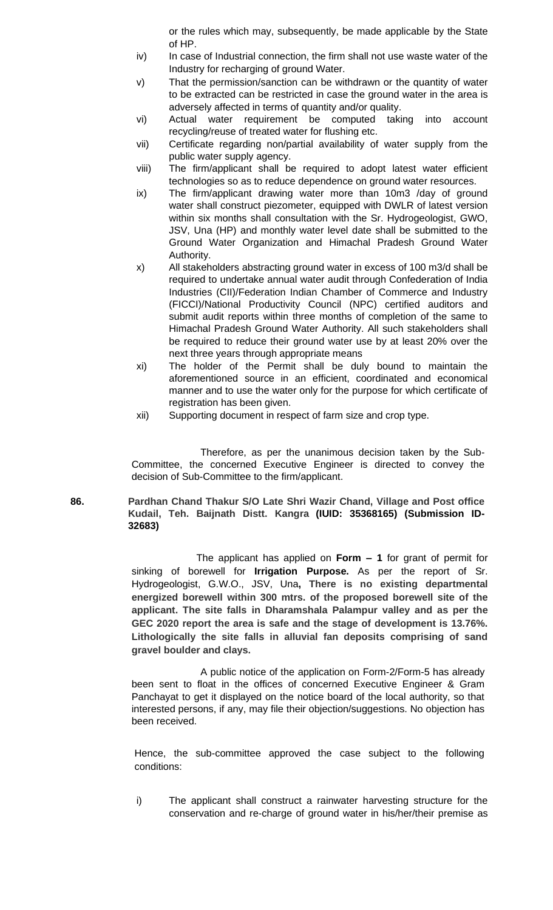or the rules which may, subsequently, be made applicable by the State of HP.

iv) In case of Industrial connection, the firm shall not use waste water of the Industry for recharging of ground Water.

v) That the permission/sanction can be withdrawn or the quantity of water to be extracted can be restricted in case the ground water in the area is adversely affected in terms of quantity and/or quality.

vi) Actual water requirement be computed taking into account recycling/reuse of treated water for flushing etc.

vii) Certificate regarding non/partial availability of water supply from the public water supply agency.

viii) The firm/applicant shall be required to adopt latest water efficient technologies so as to reduce dependence on ground water resources.

ix) The firm/applicant drawing water more than 10m3 /day of ground water shall construct piezometer, equipped with DWLR of latest version within six months shall consultation with the Sr. Hydrogeologist, GWO, JSV, Una (HP) and monthly water level date shall be submitted to the Ground Water Organization and Himachal Pradesh Ground Water Authority.

x) All stakeholders abstracting ground water in excess of 100 m3/d shall be required to undertake annual water audit through Confederation of India Industries (CII)/Federation Indian Chamber of Commerce and Industry (FICCI)/National Productivity Council (NPC) certified auditors and submit audit reports within three months of completion of the same to Himachal Pradesh Ground Water Authority. All such stakeholders shall be required to reduce their ground water use by at least 20% over the next three years through appropriate means

xi) The holder of the Permit shall be duly bound to maintain the aforementioned source in an efficient, coordinated and economical manner and to use the water only for the purpose for which certificate of registration has been given.

xii) Supporting document in respect of farm size and crop type.

Therefore, as per the unanimous decision taken by the Sub-Committee, the concerned Executive Engineer is directed to convey the decision of Sub-Committee to the firm/applicant.

**86. Pardhan Chand Thakur S/O Late Shri Wazir Chand, Village and Post office Kudail, Teh. Baijnath Distt. Kangra (IUID: 35368165) (Submission ID-32683)**

The applicant has applied on **Form – 1** for grant of permit for sinking of borewell for **Irrigation Purpose.** As per the report of Sr. Hydrogeologist, G.W.O., JSV, Una**, There is no existing departmental energized borewell within 300 mtrs. of the proposed borewell site of the applicant. The site falls in Dharamshala Palampur valley and as per the GEC 2020 report the area is safe and the stage of development is 13.76%. Lithologically the site falls in alluvial fan deposits comprising of sand gravel boulder and clays.**

A public notice of the application on Form-2/Form-5 has already been sent to float in the offices of concerned Executive Engineer & Gram Panchayat to get it displayed on the notice board of the local authority, so that interested persons, if any, may file their objection/suggestions. No objection has been received.

Hence, the sub-committee approved the case subject to the following conditions:

i) The applicant shall construct a rainwater harvesting structure for the conservation and re-charge of ground water in his/her/their premise as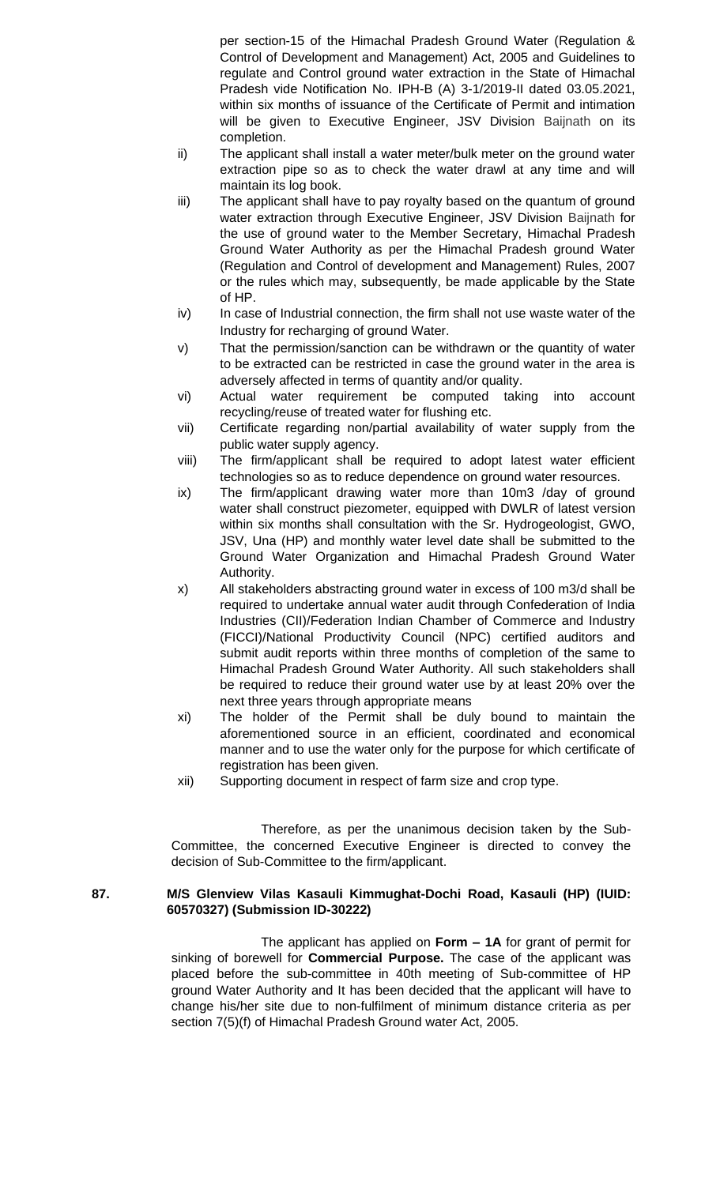per section-15 of the Himachal Pradesh Ground Water (Regulation & Control of Development and Management) Act, 2005 and Guidelines to regulate and Control ground water extraction in the State of Himachal Pradesh vide Notification No. IPH-B (A) 3-1/2019-II dated 03.05.2021, within six months of issuance of the Certificate of Permit and intimation will be given to Executive Engineer, JSV Division Baijnath on its completion.

ii) The applicant shall install a water meter/bulk meter on the ground water extraction pipe so as to check the water drawl at any time and will maintain its log book.

iii) The applicant shall have to pay royalty based on the quantum of ground water extraction through Executive Engineer, JSV Division Baijnath for the use of ground water to the Member Secretary, Himachal Pradesh Ground Water Authority as per the Himachal Pradesh ground Water (Regulation and Control of development and Management) Rules, 2007 or the rules which may, subsequently, be made applicable by the State of HP.

iv) In case of Industrial connection, the firm shall not use waste water of the Industry for recharging of ground Water.

v) That the permission/sanction can be withdrawn or the quantity of water to be extracted can be restricted in case the ground water in the area is adversely affected in terms of quantity and/or quality.

vi) Actual water requirement be computed taking into account recycling/reuse of treated water for flushing etc.

vii) Certificate regarding non/partial availability of water supply from the public water supply agency.

viii) The firm/applicant shall be required to adopt latest water efficient technologies so as to reduce dependence on ground water resources.

ix) The firm/applicant drawing water more than 10m3 /day of ground water shall construct piezometer, equipped with DWLR of latest version within six months shall consultation with the Sr. Hydrogeologist, GWO, JSV, Una (HP) and monthly water level date shall be submitted to the Ground Water Organization and Himachal Pradesh Ground Water Authority.

x) All stakeholders abstracting ground water in excess of 100 m3/d shall be required to undertake annual water audit through Confederation of India Industries (CII)/Federation Indian Chamber of Commerce and Industry (FICCI)/National Productivity Council (NPC) certified auditors and submit audit reports within three months of completion of the same to Himachal Pradesh Ground Water Authority. All such stakeholders shall be required to reduce their ground water use by at least 20% over the next three years through appropriate means

xi) The holder of the Permit shall be duly bound to maintain the aforementioned source in an efficient, coordinated and economical manner and to use the water only for the purpose for which certificate of registration has been given.

xii) Supporting document in respect of farm size and crop type.

Therefore, as per the unanimous decision taken by the Sub-Committee, the concerned Executive Engineer is directed to convey the decision of Sub-Committee to the firm/applicant.

**87. M/S Glenview Vilas Kasauli Kimmughat-Dochi Road, Kasauli (HP) (IUID: 60570327) (Submission ID-30222)**

The applicant has applied on **Form – 1A** for grant of permit for sinking of borewell for **Commercial Purpose.** The case of the applicant was placed before the sub-committee in 40th meeting of Sub-committee of HP ground Water Authority and It has been decided that the applicant will have to change his/her site due to non-fulfilment of minimum distance criteria as per section 7(5)(f) of Himachal Pradesh Ground water Act, 2005.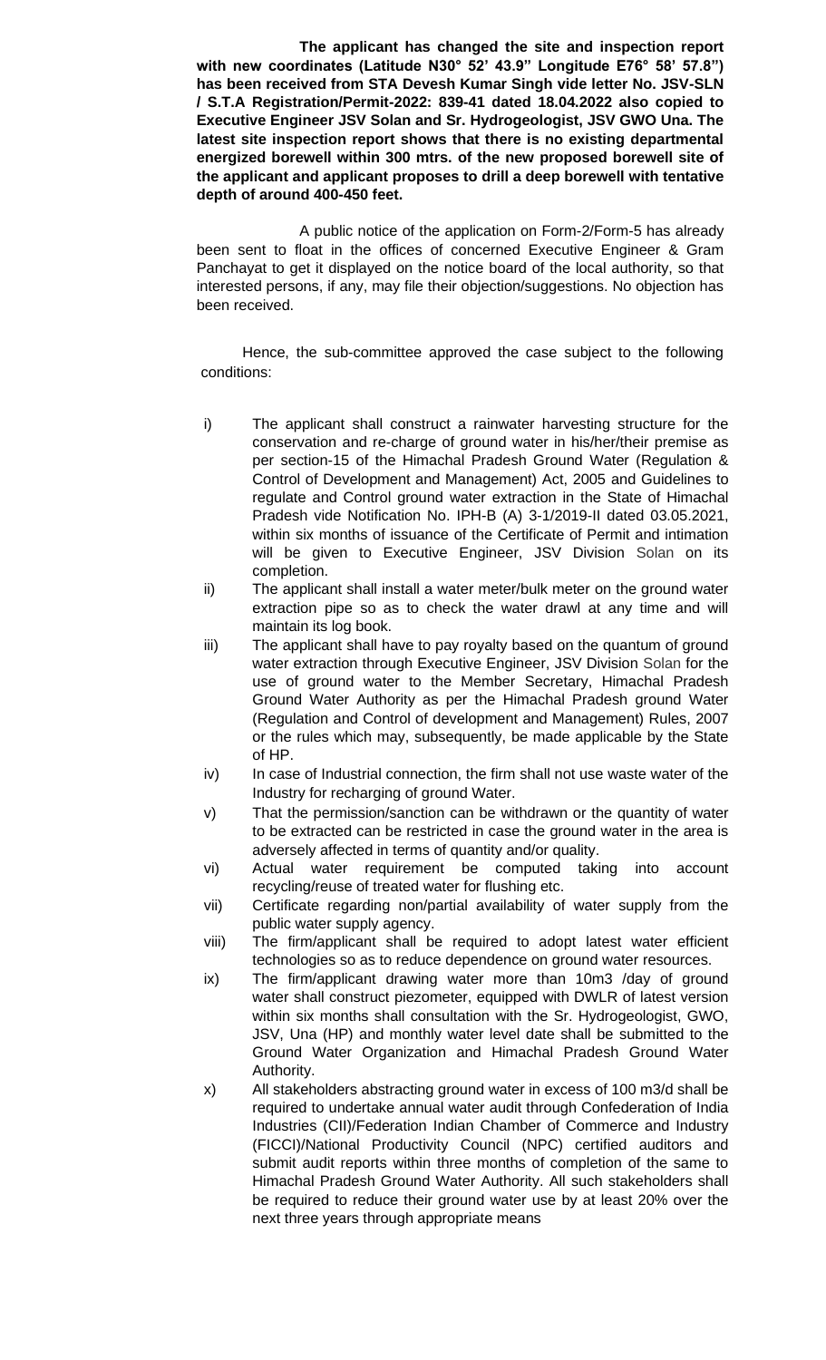**The applicant has changed the site and inspection report with new coordinates (Latitude N30° 52' 43.9" Longitude E76° 58' 57.8") has been received from STA Devesh Kumar Singh vide letter No. JSV-SLN / S.T.A Registration/Permit-2022: 839-41 dated 18.04.2022 also copied to Executive Engineer JSV Solan and Sr. Hydrogeologist, JSV GWO Una. The latest site inspection report shows that there is no existing departmental energized borewell within 300 mtrs. of the new proposed borewell site of the applicant and applicant proposes to drill a deep borewell with tentative depth of around 400-450 feet.**

A public notice of the application on Form-2/Form-5 has already been sent to float in the offices of concerned Executive Engineer & Gram Panchayat to get it displayed on the notice board of the local authority, so that interested persons, if any, may file their objection/suggestions. No objection has been received.

Hence, the sub-committee approved the case subject to the following conditions:

i) The applicant shall construct a rainwater harvesting structure for the conservation and re-charge of ground water in his/her/their premise as per section-15 of the Himachal Pradesh Ground Water (Regulation & Control of Development and Management) Act, 2005 and Guidelines to regulate and Control ground water extraction in the State of Himachal Pradesh vide Notification No. IPH-B (A) 3-1/2019-II dated 03.05.2021, within six months of issuance of the Certificate of Permit and intimation will be given to Executive Engineer, JSV Division Solan on its completion.

ii) The applicant shall install a water meter/bulk meter on the ground water extraction pipe so as to check the water drawl at any time and will maintain its log book.

iii) The applicant shall have to pay royalty based on the quantum of ground water extraction through Executive Engineer, JSV Division Solan for the use of ground water to the Member Secretary, Himachal Pradesh Ground Water Authority as per the Himachal Pradesh ground Water (Regulation and Control of development and Management) Rules, 2007 or the rules which may, subsequently, be made applicable by the State of HP.

iv) In case of Industrial connection, the firm shall not use waste water of the Industry for recharging of ground Water.

v) That the permission/sanction can be withdrawn or the quantity of water to be extracted can be restricted in case the ground water in the area is adversely affected in terms of quantity and/or quality.

vi) Actual water requirement be computed taking into account recycling/reuse of treated water for flushing etc.

vii) Certificate regarding non/partial availability of water supply from the public water supply agency.

viii) The firm/applicant shall be required to adopt latest water efficient technologies so as to reduce dependence on ground water resources.

ix) The firm/applicant drawing water more than 10m3 /day of ground water shall construct piezometer, equipped with DWLR of latest version within six months shall consultation with the Sr. Hydrogeologist, GWO, JSV, Una (HP) and monthly water level date shall be submitted to the Ground Water Organization and Himachal Pradesh Ground Water Authority.

x) All stakeholders abstracting ground water in excess of 100 m3/d shall be required to undertake annual water audit through Confederation of India Industries (CII)/Federation Indian Chamber of Commerce and Industry (FICCI)/National Productivity Council (NPC) certified auditors and submit audit reports within three months of completion of the same to Himachal Pradesh Ground Water Authority. All such stakeholders shall be required to reduce their ground water use by at least 20% over the next three years through appropriate means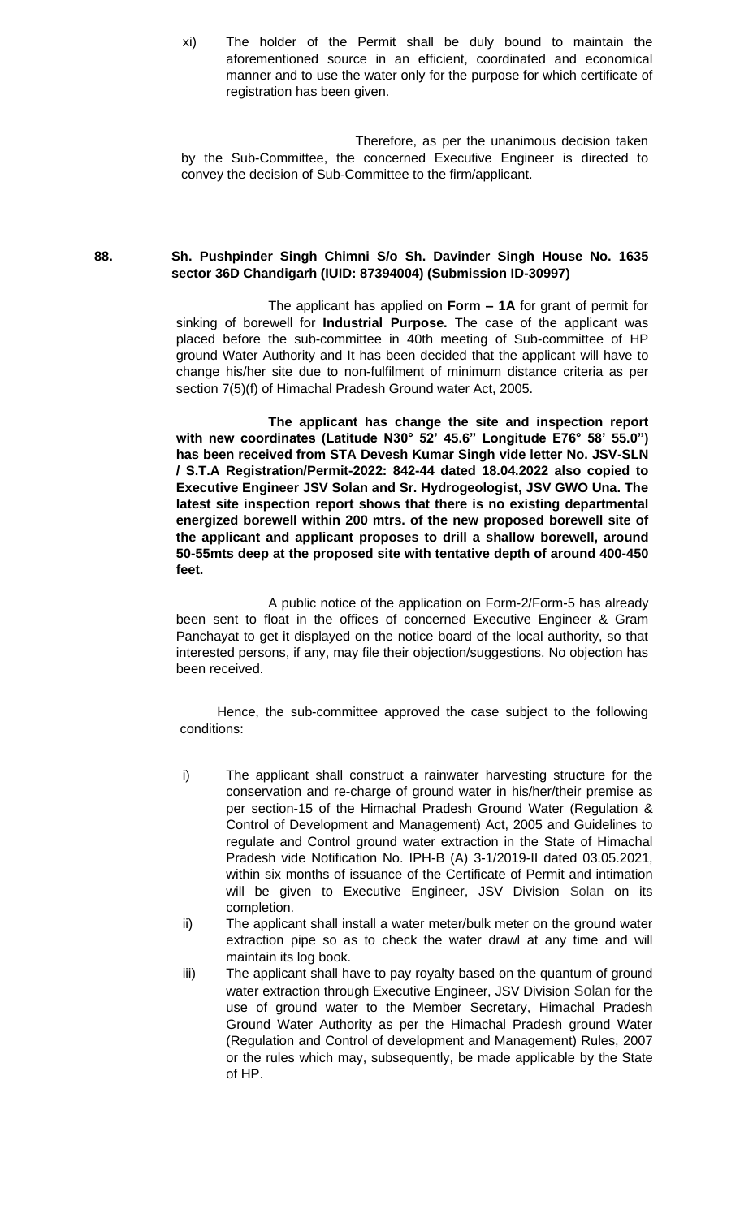xi) The holder of the Permit shall be duly bound to maintain the aforementioned source in an efficient, coordinated and economical manner and to use the water only for the purpose for which certificate of registration has been given.

Therefore, as per the unanimous decision taken by the Sub-Committee, the concerned Executive Engineer is directed to convey the decision of Sub-Committee to the firm/applicant.

**88. Sh. Pushpinder Singh Chimni S/o Sh. Davinder Singh House No. 1635 sector 36D Chandigarh (IUID: 87394004) (Submission ID-30997)**

The applicant has applied on **Form – 1A** for grant of permit for sinking of borewell for **Industrial Purpose.** The case of the applicant was placed before the sub-committee in 40th meeting of Sub-committee of HP ground Water Authority and It has been decided that the applicant will have to change his/her site due to non-fulfilment of minimum distance criteria as per section 7(5)(f) of Himachal Pradesh Ground water Act, 2005.

**The applicant has change the site and inspection report with new coordinates (Latitude N30° 52' 45.6" Longitude E76° 58' 55.0") has been received from STA Devesh Kumar Singh vide letter No. JSV-SLN / S.T.A Registration/Permit-2022: 842-44 dated 18.04.2022 also copied to Executive Engineer JSV Solan and Sr. Hydrogeologist, JSV GWO Una. The latest site inspection report shows that there is no existing departmental energized borewell within 200 mtrs. of the new proposed borewell site of the applicant and applicant proposes to drill a shallow borewell, around 50-55mts deep at the proposed site with tentative depth of around 400-450 feet.**

A public notice of the application on Form-2/Form-5 has already been sent to float in the offices of concerned Executive Engineer & Gram Panchayat to get it displayed on the notice board of the local authority, so that interested persons, if any, may file their objection/suggestions. No objection has been received.

Hence, the sub-committee approved the case subject to the following conditions:

i) The applicant shall construct a rainwater harvesting structure for the conservation and re-charge of ground water in his/her/their premise as per section-15 of the Himachal Pradesh Ground Water (Regulation & Control of Development and Management) Act, 2005 and Guidelines to regulate and Control ground water extraction in the State of Himachal Pradesh vide Notification No. IPH-B (A) 3-1/2019-II dated 03.05.2021, within six months of issuance of the Certificate of Permit and intimation will be given to Executive Engineer, JSV Division Solan on its completion.

ii) The applicant shall install a water meter/bulk meter on the ground water extraction pipe so as to check the water drawl at any time and will maintain its log book.

iii) The applicant shall have to pay royalty based on the quantum of ground water extraction through Executive Engineer, JSV Division Solan for the use of ground water to the Member Secretary, Himachal Pradesh Ground Water Authority as per the Himachal Pradesh ground Water (Regulation and Control of development and Management) Rules, 2007 or the rules which may, subsequently, be made applicable by the State of HP.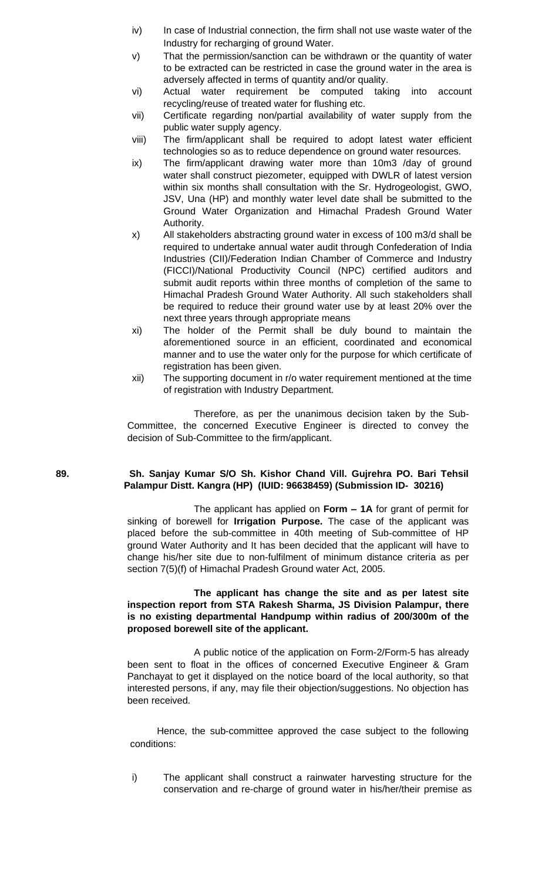iv) In case of Industrial connection, the firm shall not use waste water of the Industry for recharging of ground Water.

v) That the permission/sanction can be withdrawn or the quantity of water to be extracted can be restricted in case the ground water in the area is adversely affected in terms of quantity and/or quality.

vi) Actual water requirement be computed taking into account recycling/reuse of treated water for flushing etc.

vii) Certificate regarding non/partial availability of water supply from the public water supply agency.

viii) The firm/applicant shall be required to adopt latest water efficient technologies so as to reduce dependence on ground water resources.

ix) The firm/applicant drawing water more than 10m3 /day of ground water shall construct piezometer, equipped with DWLR of latest version within six months shall consultation with the Sr. Hydrogeologist, GWO, JSV, Una (HP) and monthly water level date shall be submitted to the Ground Water Organization and Himachal Pradesh Ground Water Authority.

x) All stakeholders abstracting ground water in excess of 100 m3/d shall be required to undertake annual water audit through Confederation of India Industries (CII)/Federation Indian Chamber of Commerce and Industry (FICCI)/National Productivity Council (NPC) certified auditors and submit audit reports within three months of completion of the same to Himachal Pradesh Ground Water Authority. All such stakeholders shall be required to reduce their ground water use by at least 20% over the next three years through appropriate means

xi) The holder of the Permit shall be duly bound to maintain the aforementioned source in an efficient, coordinated and economical manner and to use the water only for the purpose for which certificate of registration has been given.

xii) The supporting document in r/o water requirement mentioned at the time of registration with Industry Department.

Therefore, as per the unanimous decision taken by the Sub-Committee, the concerned Executive Engineer is directed to convey the decision of Sub-Committee to the firm/applicant.

**89. Sh. Sanjay Kumar S/O Sh. Kishor Chand Vill. Gujrehra PO. Bari Tehsil Palampur Distt. Kangra (HP) (IUID: 96638459) (Submission ID- 30216)**

The applicant has applied on **Form – 1A** for grant of permit for sinking of borewell for **Irrigation Purpose.** The case of the applicant was placed before the sub-committee in 40th meeting of Sub-committee of HP ground Water Authority and It has been decided that the applicant will have to change his/her site due to non-fulfilment of minimum distance criteria as per section 7(5)(f) of Himachal Pradesh Ground water Act, 2005.

**The applicant has change the site and as per latest site inspection report from STA Rakesh Sharma, JS Division Palampur, there is no existing departmental Handpump within radius of 200/300m of the proposed borewell site of the applicant.**

A public notice of the application on Form-2/Form-5 has already been sent to float in the offices of concerned Executive Engineer & Gram Panchayat to get it displayed on the notice board of the local authority, so that interested persons, if any, may file their objection/suggestions. No objection has been received.

Hence, the sub-committee approved the case subject to the following conditions:

i) The applicant shall construct a rainwater harvesting structure for the conservation and re-charge of ground water in his/her/their premise as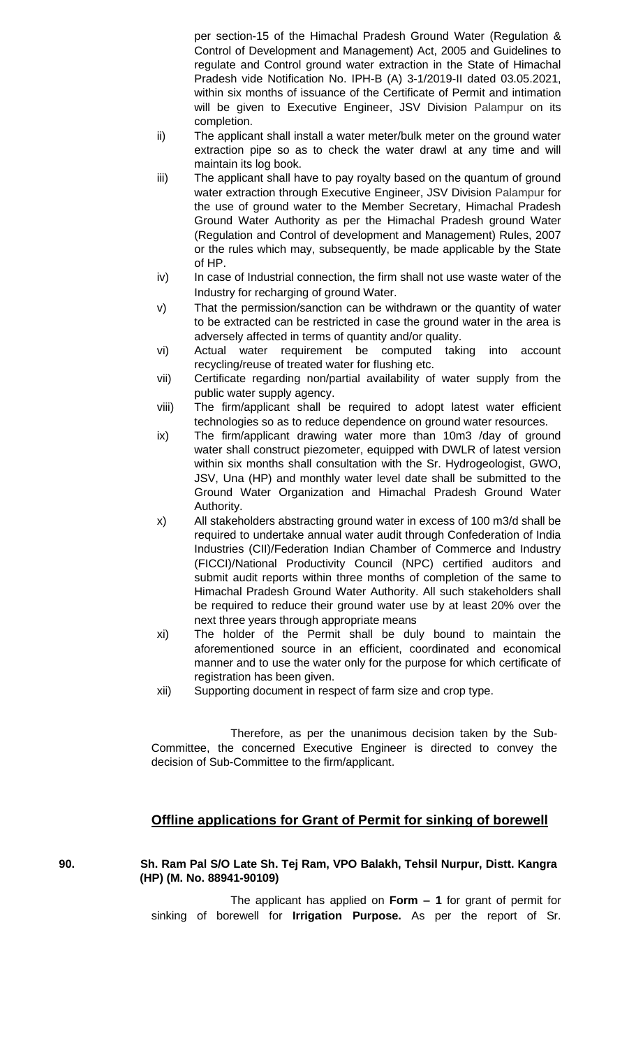per section-15 of the Himachal Pradesh Ground Water (Regulation & Control of Development and Management) Act, 2005 and Guidelines to regulate and Control ground water extraction in the State of Himachal Pradesh vide Notification No. IPH-B (A) 3-1/2019-II dated 03.05.2021, within six months of issuance of the Certificate of Permit and intimation will be given to Executive Engineer, JSV Division Palampur on its completion.

ii) The applicant shall install a water meter/bulk meter on the ground water extraction pipe so as to check the water drawl at any time and will maintain its log book.

iii) The applicant shall have to pay royalty based on the quantum of ground water extraction through Executive Engineer, JSV Division Palampur for the use of ground water to the Member Secretary, Himachal Pradesh Ground Water Authority as per the Himachal Pradesh ground Water (Regulation and Control of development and Management) Rules, 2007 or the rules which may, subsequently, be made applicable by the State of HP.

iv) In case of Industrial connection, the firm shall not use waste water of the Industry for recharging of ground Water.

v) That the permission/sanction can be withdrawn or the quantity of water to be extracted can be restricted in case the ground water in the area is adversely affected in terms of quantity and/or quality.

vi) Actual water requirement be computed taking into account recycling/reuse of treated water for flushing etc.

vii) Certificate regarding non/partial availability of water supply from the public water supply agency.

viii) The firm/applicant shall be required to adopt latest water efficient technologies so as to reduce dependence on ground water resources.

ix) The firm/applicant drawing water more than 10m3 /day of ground water shall construct piezometer, equipped with DWLR of latest version within six months shall consultation with the Sr. Hydrogeologist, GWO, JSV, Una (HP) and monthly water level date shall be submitted to the Ground Water Organization and Himachal Pradesh Ground Water Authority.

x) All stakeholders abstracting ground water in excess of 100 m3/d shall be required to undertake annual water audit through Confederation of India Industries (CII)/Federation Indian Chamber of Commerce and Industry (FICCI)/National Productivity Council (NPC) certified auditors and submit audit reports within three months of completion of the same to Himachal Pradesh Ground Water Authority. All such stakeholders shall be required to reduce their ground water use by at least 20% over the next three years through appropriate means

xi) The holder of the Permit shall be duly bound to maintain the aforementioned source in an efficient, coordinated and economical manner and to use the water only for the purpose for which certificate of registration has been given.

xii) Supporting document in respect of farm size and crop type.

Therefore, as per the unanimous decision taken by the Sub-Committee, the concerned Executive Engineer is directed to convey the decision of Sub-Committee to the firm/applicant.

## Offline applications for Grant of Permit for sinking of borewell

**90. Sh. Ram Pal S/O Late Sh. Tej Ram, VPO Balakh, Tehsil Nurpur, Distt. Kangra (HP) (M. No. 88941-90109)**

The applicant has applied on **Form – 1** for grant of permit for sinking of borewell for **Irrigation Purpose.** As per the report of Sr.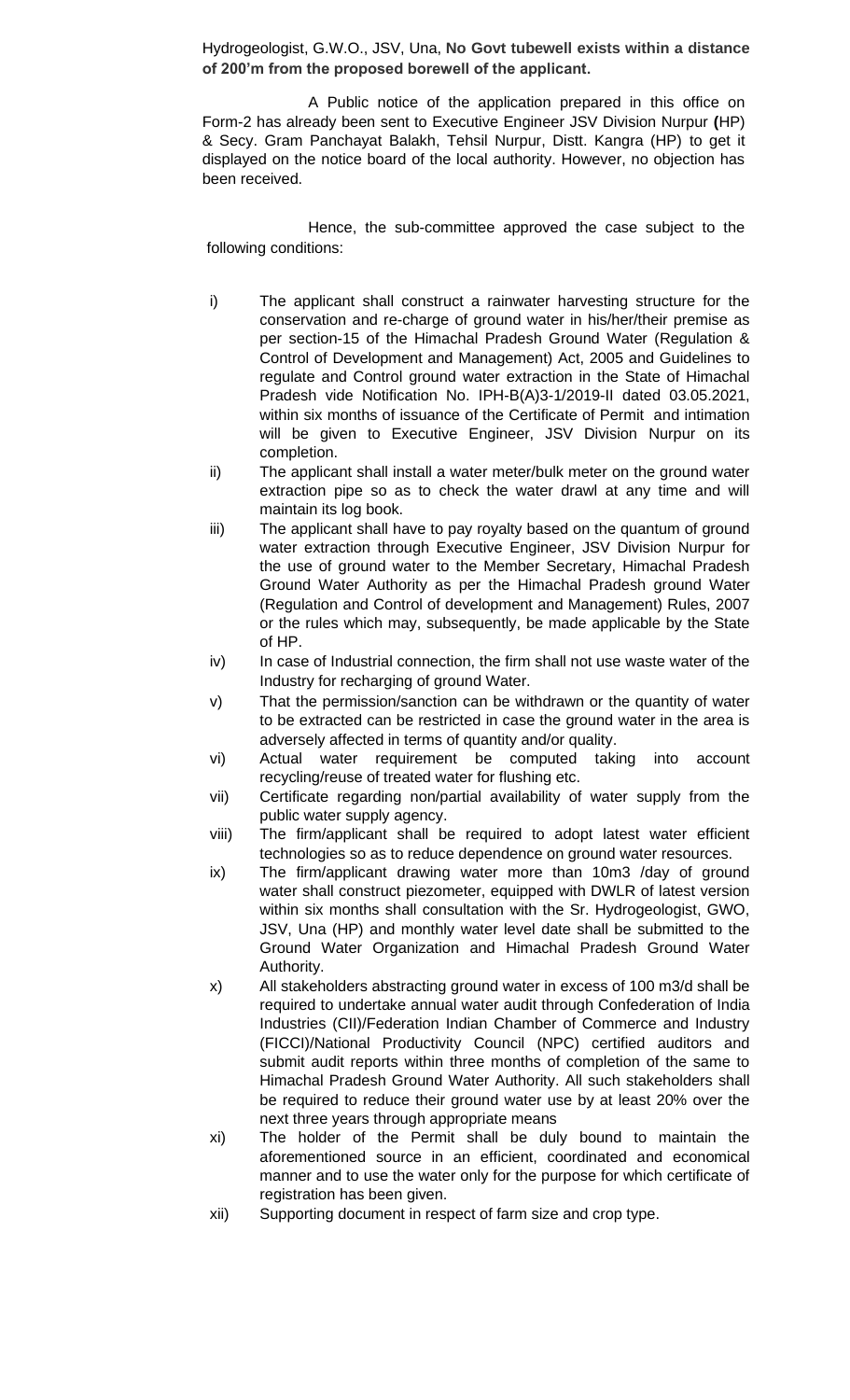Hydrogeologist, G.W.O., JSV, Una, **No Govt tubewell exists within a distance of 200'm from the proposed borewell of the applicant.**

A Public notice of the application prepared in this office on Form-2 has already been sent to Executive Engineer JSV Division Nurpur **(**HP) & Secy. Gram Panchayat Balakh, Tehsil Nurpur, Distt. Kangra (HP) to get it displayed on the notice board of the local authority. However, no objection has been received.

Hence, the sub-committee approved the case subject to the following conditions:

i) The applicant shall construct a rainwater harvesting structure for the conservation and re-charge of ground water in his/her/their premise as per section-15 of the Himachal Pradesh Ground Water (Regulation & Control of Development and Management) Act, 2005 and Guidelines to regulate and Control ground water extraction in the State of Himachal Pradesh vide Notification No. IPH-B(A)3-1/2019-II dated 03.05.2021, within six months of issuance of the Certificate of Permit and intimation will be given to Executive Engineer, JSV Division Nurpur on its completion.

ii) The applicant shall install a water meter/bulk meter on the ground water extraction pipe so as to check the water drawl at any time and will maintain its log book.

iii) The applicant shall have to pay royalty based on the quantum of ground water extraction through Executive Engineer, JSV Division Nurpur for the use of ground water to the Member Secretary, Himachal Pradesh Ground Water Authority as per the Himachal Pradesh ground Water (Regulation and Control of development and Management) Rules, 2007 or the rules which may, subsequently, be made applicable by the State of HP.

iv) In case of Industrial connection, the firm shall not use waste water of the Industry for recharging of ground Water.

v) That the permission/sanction can be withdrawn or the quantity of water to be extracted can be restricted in case the ground water in the area is adversely affected in terms of quantity and/or quality.

vi) Actual water requirement be computed taking into account recycling/reuse of treated water for flushing etc.

vii) Certificate regarding non/partial availability of water supply from the public water supply agency.

viii) The firm/applicant shall be required to adopt latest water efficient technologies so as to reduce dependence on ground water resources.

ix) The firm/applicant drawing water more than 10m3 /day of ground water shall construct piezometer, equipped with DWLR of latest version within six months shall consultation with the Sr. Hydrogeologist, GWO, JSV, Una (HP) and monthly water level date shall be submitted to the Ground Water Organization and Himachal Pradesh Ground Water Authority.

x) All stakeholders abstracting ground water in excess of 100 m3/d shall be required to undertake annual water audit through Confederation of India Industries (CII)/Federation Indian Chamber of Commerce and Industry (FICCI)/National Productivity Council (NPC) certified auditors and submit audit reports within three months of completion of the same to Himachal Pradesh Ground Water Authority. All such stakeholders shall be required to reduce their ground water use by at least 20% over the next three years through appropriate means

xi) The holder of the Permit shall be duly bound to maintain the aforementioned source in an efficient, coordinated and economical manner and to use the water only for the purpose for which certificate of registration has been given.

xii) Supporting document in respect of farm size and crop type.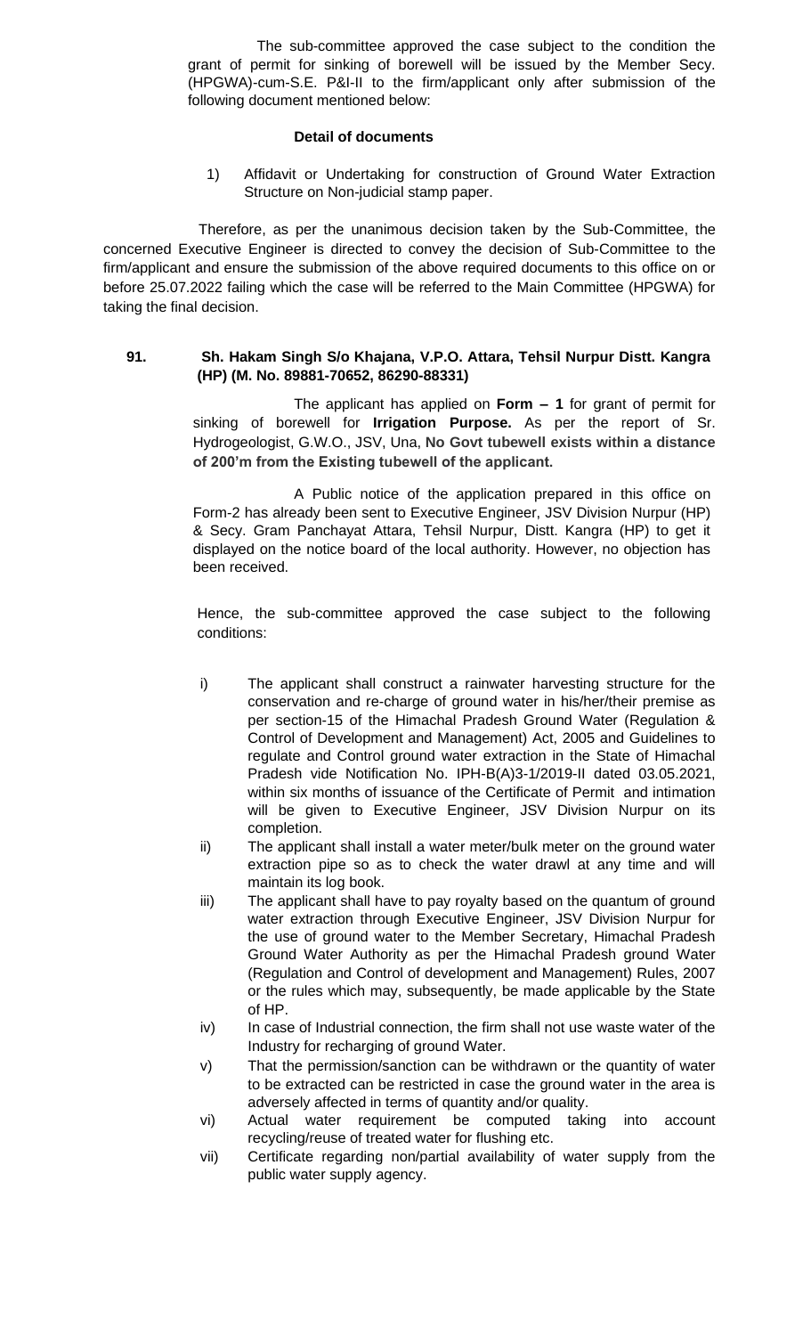The sub-committee approved the case subject to the condition the grant of permit for sinking of borewell will be issued by the Member Secy. (HPGWA)-cum-S.E. P&I-II to the firm/applicant only after submission of the following document mentioned below:

**Detail of documents**

1) Affidavit or Undertaking for construction of Ground Water Extraction Structure on Non-judicial stamp paper.

Therefore, as per the unanimous decision taken by the Sub-Committee, the concerned Executive Engineer is directed to convey the decision of Sub-Committee to the firm/applicant and ensure the submission of the above required documents to this office on or before 25.07.2022 failing which the case will be referred to the Main Committee (HPGWA) for taking the final decision.

**91. Sh. Hakam Singh S/o Khajana, V.P.O. Attara, Tehsil Nurpur Distt. Kangra (HP) (M. No. 89881-70652, 86290-88331)**

The applicant has applied on **Form – 1** for grant of permit for sinking of borewell for **Irrigation Purpose.** As per the report of Sr. Hydrogeologist, G.W.O., JSV, Una, **No Govt tubewell exists within a distance of 200'm from the Existing tubewell of the applicant.**

A Public notice of the application prepared in this office on Form-2 has already been sent to Executive Engineer, JSV Division Nurpur (HP) & Secy. Gram Panchayat Attara, Tehsil Nurpur, Distt. Kangra (HP) to get it displayed on the notice board of the local authority. However, no objection has been received.

Hence, the sub-committee approved the case subject to the following conditions:

i) The applicant shall construct a rainwater harvesting structure for the conservation and re-charge of ground water in his/her/their premise as per section-15 of the Himachal Pradesh Ground Water (Regulation & Control of Development and Management) Act, 2005 and Guidelines to regulate and Control ground water extraction in the State of Himachal Pradesh vide Notification No. IPH-B(A)3-1/2019-II dated 03.05.2021, within six months of issuance of the Certificate of Permit and intimation will be given to Executive Engineer, JSV Division Nurpur on its completion.

ii) The applicant shall install a water meter/bulk meter on the ground water extraction pipe so as to check the water drawl at any time and will maintain its log book.

iii) The applicant shall have to pay royalty based on the quantum of ground water extraction through Executive Engineer, JSV Division Nurpur for the use of ground water to the Member Secretary, Himachal Pradesh Ground Water Authority as per the Himachal Pradesh ground Water (Regulation and Control of development and Management) Rules, 2007 or the rules which may, subsequently, be made applicable by the State of HP.

iv) In case of Industrial connection, the firm shall not use waste water of the Industry for recharging of ground Water.

v) That the permission/sanction can be withdrawn or the quantity of water to be extracted can be restricted in case the ground water in the area is adversely affected in terms of quantity and/or quality.

vi) Actual water requirement be computed taking into account recycling/reuse of treated water for flushing etc.

vii) Certificate regarding non/partial availability of water supply from the public water supply agency.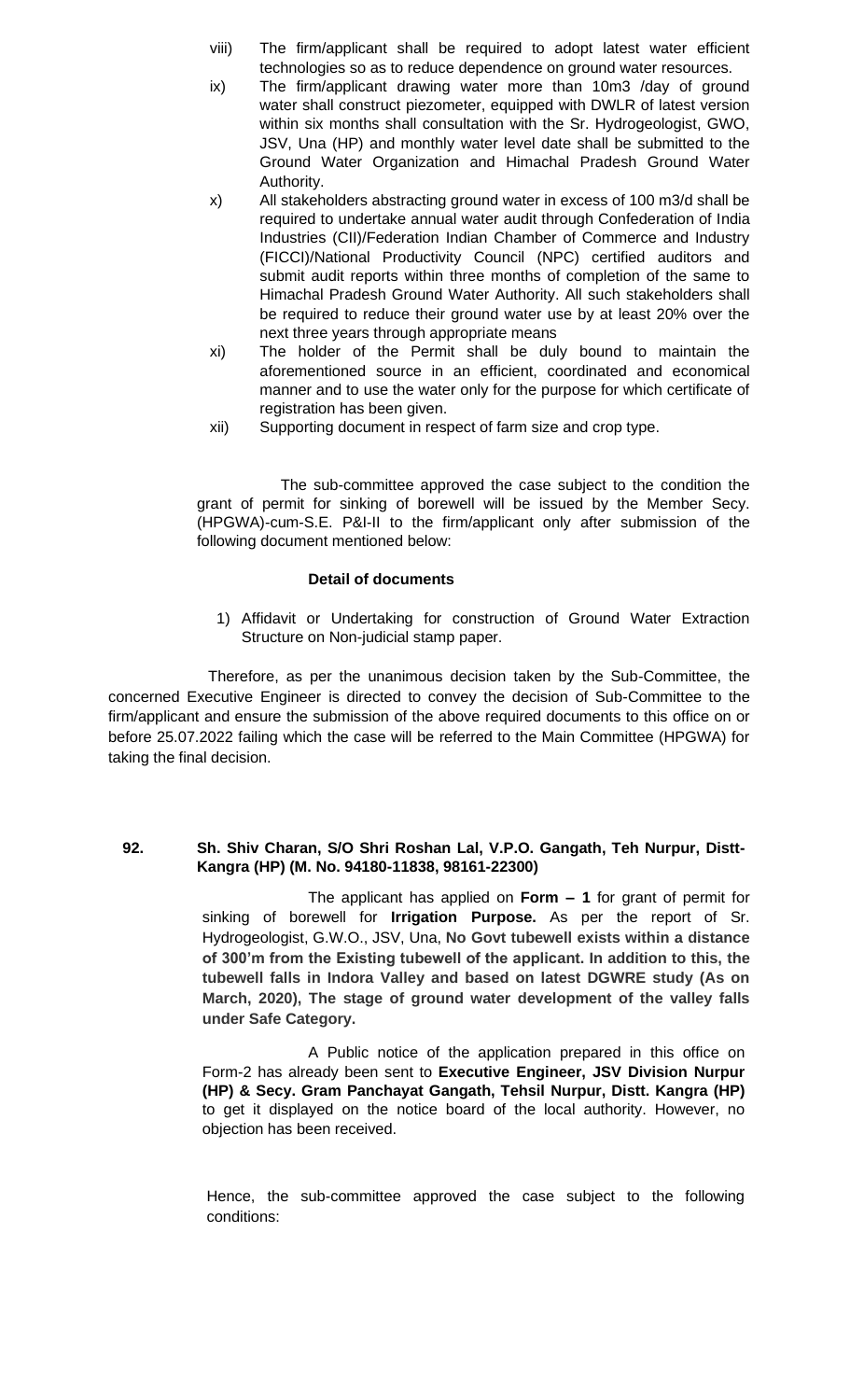viii) The firm/applicant shall be required to adopt latest water efficient technologies so as to reduce dependence on ground water resources.

ix) The firm/applicant drawing water more than 10m3 /day of ground water shall construct piezometer, equipped with DWLR of latest version within six months shall consultation with the Sr. Hydrogeologist, GWO, JSV, Una (HP) and monthly water level date shall be submitted to the Ground Water Organization and Himachal Pradesh Ground Water Authority.

x) All stakeholders abstracting ground water in excess of 100 m3/d shall be required to undertake annual water audit through Confederation of India Industries (CII)/Federation Indian Chamber of Commerce and Industry (FICCI)/National Productivity Council (NPC) certified auditors and submit audit reports within three months of completion of the same to Himachal Pradesh Ground Water Authority. All such stakeholders shall be required to reduce their ground water use by at least 20% over the next three years through appropriate means

xi) The holder of the Permit shall be duly bound to maintain the aforementioned source in an efficient, coordinated and economical manner and to use the water only for the purpose for which certificate of registration has been given.

xii) Supporting document in respect of farm size and crop type.

The sub-committee approved the case subject to the condition the grant of permit for sinking of borewell will be issued by the Member Secy. (HPGWA)-cum-S.E. P&I-II to the firm/applicant only after submission of the following document mentioned below:

**Detail of documents**

1) Affidavit or Undertaking for construction of Ground Water Extraction Structure on Non-judicial stamp paper.

Therefore, as per the unanimous decision taken by the Sub-Committee, the concerned Executive Engineer is directed to convey the decision of Sub-Committee to the firm/applicant and ensure the submission of the above required documents to this office on or before 25.07.2022 failing which the case will be referred to the Main Committee (HPGWA) for taking the final decision.

**92. Sh. Shiv Charan, S/O Shri Roshan Lal, V.P.O. Gangath, Teh Nurpur, Distt-Kangra (HP) (M. No. 94180-11838, 98161-22300)**

The applicant has applied on **Form – 1** for grant of permit for sinking of borewell for **Irrigation Purpose.** As per the report of Sr. Hydrogeologist, G.W.O., JSV, Una, **No Govt tubewell exists within a distance of 300'm from the Existing tubewell of the applicant. In addition to this, the tubewell falls in Indora Valley and based on latest DGWRE study (As on March, 2020), The stage of ground water development of the valley falls under Safe Category.**

A Public notice of the application prepared in this office on Form-2 has already been sent to **Executive Engineer, JSV Division Nurpur (HP) & Secy. Gram Panchayat Gangath, Tehsil Nurpur, Distt. Kangra (HP)** to get it displayed on the notice board of the local authority. However, no objection has been received.

Hence, the sub-committee approved the case subject to the following conditions: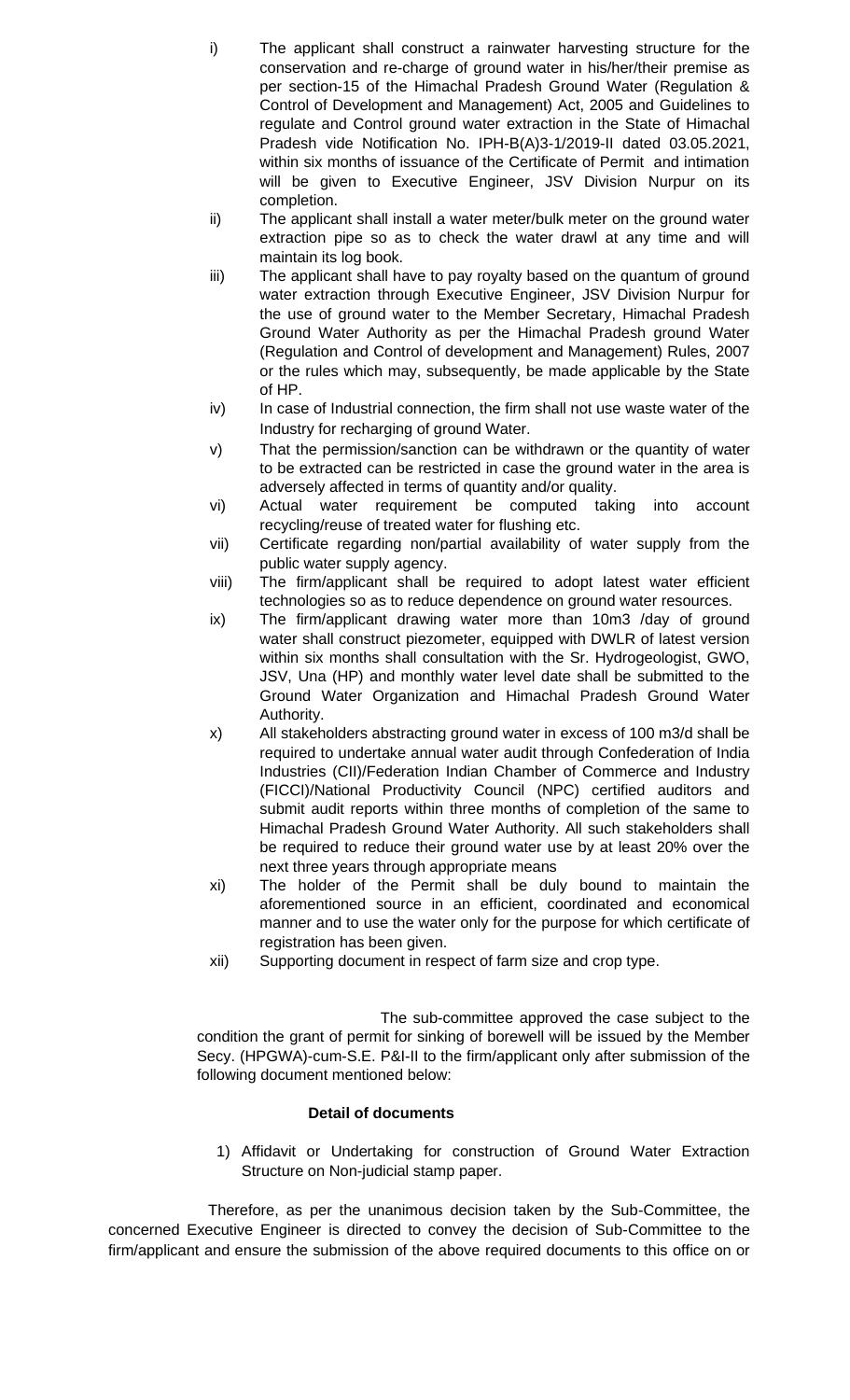i) The applicant shall construct a rainwater harvesting structure for the conservation and re-charge of ground water in his/her/their premise as per section-15 of the Himachal Pradesh Ground Water (Regulation & Control of Development and Management) Act, 2005 and Guidelines to regulate and Control ground water extraction in the State of Himachal Pradesh vide Notification No. IPH-B(A)3-1/2019-II dated 03.05.2021, within six months of issuance of the Certificate of Permit and intimation will be given to Executive Engineer, JSV Division Nurpur on its completion.

ii) The applicant shall install a water meter/bulk meter on the ground water extraction pipe so as to check the water drawl at any time and will maintain its log book.

iii) The applicant shall have to pay royalty based on the quantum of ground water extraction through Executive Engineer, JSV Division Nurpur for the use of ground water to the Member Secretary, Himachal Pradesh Ground Water Authority as per the Himachal Pradesh ground Water (Regulation and Control of development and Management) Rules, 2007 or the rules which may, subsequently, be made applicable by the State of HP.

iv) In case of Industrial connection, the firm shall not use waste water of the Industry for recharging of ground Water.

v) That the permission/sanction can be withdrawn or the quantity of water to be extracted can be restricted in case the ground water in the area is adversely affected in terms of quantity and/or quality.

vi) Actual water requirement be computed taking into account recycling/reuse of treated water for flushing etc.

vii) Certificate regarding non/partial availability of water supply from the public water supply agency.

viii) The firm/applicant shall be required to adopt latest water efficient technologies so as to reduce dependence on ground water resources.

ix) The firm/applicant drawing water more than 10m3 /day of ground water shall construct piezometer, equipped with DWLR of latest version within six months shall consultation with the Sr. Hydrogeologist, GWO, JSV, Una (HP) and monthly water level date shall be submitted to the Ground Water Organization and Himachal Pradesh Ground Water Authority.

x) All stakeholders abstracting ground water in excess of 100 m3/d shall be required to undertake annual water audit through Confederation of India Industries (CII)/Federation Indian Chamber of Commerce and Industry (FICCI)/National Productivity Council (NPC) certified auditors and submit audit reports within three months of completion of the same to Himachal Pradesh Ground Water Authority. All such stakeholders shall be required to reduce their ground water use by at least 20% over the next three years through appropriate means

xi) The holder of the Permit shall be duly bound to maintain the aforementioned source in an efficient, coordinated and economical manner and to use the water only for the purpose for which certificate of registration has been given.

xii) Supporting document in respect of farm size and crop type.

The sub-committee approved the case subject to the condition the grant of permit for sinking of borewell will be issued by the Member Secy. (HPGWA)-cum-S.E. P&I-II to the firm/applicant only after submission of the following document mentioned below:

**Detail of documents**

1) Affidavit or Undertaking for construction of Ground Water Extraction Structure on Non-judicial stamp paper.

Therefore, as per the unanimous decision taken by the Sub-Committee, the concerned Executive Engineer is directed to convey the decision of Sub-Committee to the firm/applicant and ensure the submission of the above required documents to this office on or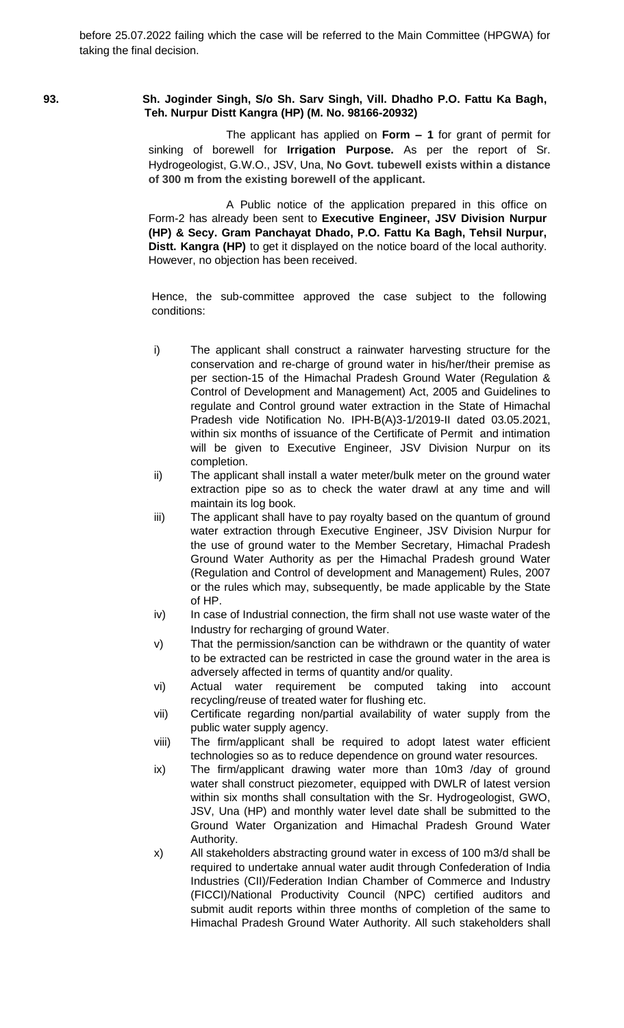before 25.07.2022 failing which the case will be referred to the Main Committee (HPGWA) for taking the final decision.

**93. Sh. Joginder Singh, S/o Sh. Sarv Singh, Vill. Dhadho P.O. Fattu Ka Bagh, Teh. Nurpur Distt Kangra (HP) (M. No. 98166-20932)**

The applicant has applied on **Form – 1** for grant of permit for sinking of borewell for **Irrigation Purpose.** As per the report of Sr. Hydrogeologist, G.W.O., JSV, Una, **No Govt. tubewell exists within a distance of 300 m from the existing borewell of the applicant.**

A Public notice of the application prepared in this office on Form-2 has already been sent to **Executive Engineer, JSV Division Nurpur (HP) & Secy. Gram Panchayat Dhado, P.O. Fattu Ka Bagh, Tehsil Nurpur, Distt. Kangra (HP)** to get it displayed on the notice board of the local authority. However, no objection has been received.

Hence, the sub-committee approved the case subject to the following conditions:

i) The applicant shall construct a rainwater harvesting structure for the conservation and re-charge of ground water in his/her/their premise as per section-15 of the Himachal Pradesh Ground Water (Regulation & Control of Development and Management) Act, 2005 and Guidelines to regulate and Control ground water extraction in the State of Himachal Pradesh vide Notification No. IPH-B(A)3-1/2019-II dated 03.05.2021, within six months of issuance of the Certificate of Permit and intimation will be given to Executive Engineer, JSV Division Nurpur on its completion.

ii) The applicant shall install a water meter/bulk meter on the ground water extraction pipe so as to check the water drawl at any time and will maintain its log book.

iii) The applicant shall have to pay royalty based on the quantum of ground water extraction through Executive Engineer, JSV Division Nurpur for the use of ground water to the Member Secretary, Himachal Pradesh Ground Water Authority as per the Himachal Pradesh ground Water (Regulation and Control of development and Management) Rules, 2007 or the rules which may, subsequently, be made applicable by the State of HP.

iv) In case of Industrial connection, the firm shall not use waste water of the Industry for recharging of ground Water.

v) That the permission/sanction can be withdrawn or the quantity of water to be extracted can be restricted in case the ground water in the area is adversely affected in terms of quantity and/or quality.

vi) Actual water requirement be computed taking into account recycling/reuse of treated water for flushing etc.

vii) Certificate regarding non/partial availability of water supply from the public water supply agency.

viii) The firm/applicant shall be required to adopt latest water efficient technologies so as to reduce dependence on ground water resources.

ix) The firm/applicant drawing water more than 10m3 /day of ground water shall construct piezometer, equipped with DWLR of latest version within six months shall consultation with the Sr. Hydrogeologist, GWO, JSV, Una (HP) and monthly water level date shall be submitted to the Ground Water Organization and Himachal Pradesh Ground Water Authority.

x) All stakeholders abstracting ground water in excess of 100 m3/d shall be required to undertake annual water audit through Confederation of India Industries (CII)/Federation Indian Chamber of Commerce and Industry (FICCI)/National Productivity Council (NPC) certified auditors and submit audit reports within three months of completion of the same to Himachal Pradesh Ground Water Authority. All such stakeholders shall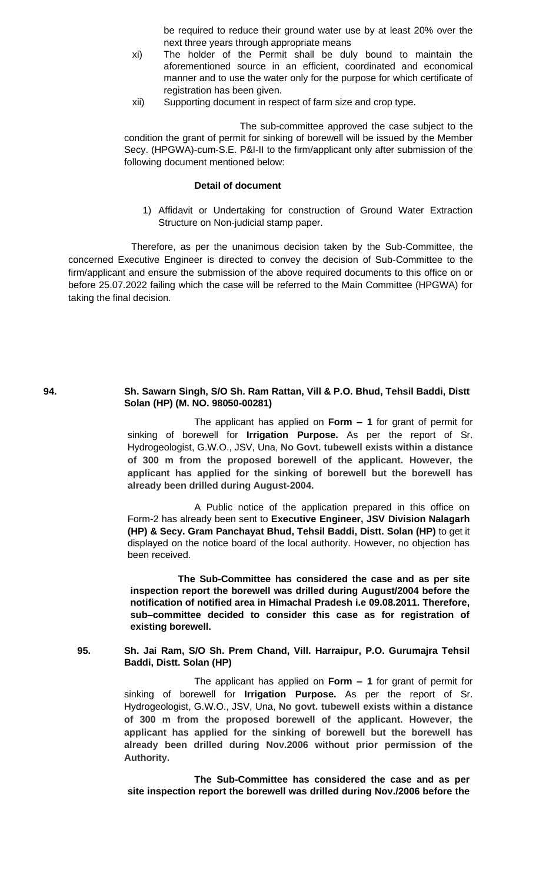be required to reduce their ground water use by at least 20% over the next three years through appropriate means

xi) The holder of the Permit shall be duly bound to maintain the aforementioned source in an efficient, coordinated and economical manner and to use the water only for the purpose for which certificate of registration has been given.

xii) Supporting document in respect of farm size and crop type.

The sub-committee approved the case subject to the condition the grant of permit for sinking of borewell will be issued by the Member Secy. (HPGWA)-cum-S.E. P&I-II to the firm/applicant only after submission of the following document mentioned below:

**Detail of document**

1) Affidavit or Undertaking for construction of Ground Water Extraction Structure on Non-judicial stamp paper.

Therefore, as per the unanimous decision taken by the Sub-Committee, the concerned Executive Engineer is directed to convey the decision of Sub-Committee to the firm/applicant and ensure the submission of the above required documents to this office on or before 25.07.2022 failing which the case will be referred to the Main Committee (HPGWA) for taking the final decision.

**94. Sh. Sawarn Singh, S/O Sh. Ram Rattan, Vill & P.O. Bhud, Tehsil Baddi, Distt Solan (HP) (M. NO. 98050-00281)**

The applicant has applied on **Form – 1** for grant of permit for sinking of borewell for **Irrigation Purpose.** As per the report of Sr. Hydrogeologist, G.W.O., JSV, Una, **No Govt. tubewell exists within a distance of 300 m from the proposed borewell of the applicant. However, the applicant has applied for the sinking of borewell but the borewell has already been drilled during August-2004.**

A Public notice of the application prepared in this office on Form-2 has already been sent to **Executive Engineer, JSV Division Nalagarh (HP) & Secy. Gram Panchayat Bhud, Tehsil Baddi, Distt. Solan (HP)** to get it displayed on the notice board of the local authority. However, no objection has been received.

**The Sub-Committee has considered the case and as per site inspection report the borewell was drilled during August/2004 before the notification of notified area in Himachal Pradesh i.e 09.08.2011. Therefore, sub–committee decided to consider this case as for registration of existing borewell.**

**95. Sh. Jai Ram, S/O Sh. Prem Chand, Vill. Harraipur, P.O. Gurumajra Tehsil Baddi, Distt. Solan (HP)**

The applicant has applied on **Form – 1** for grant of permit for sinking of borewell for **Irrigation Purpose.** As per the report of Sr. Hydrogeologist, G.W.O., JSV, Una, **No govt. tubewell exists within a distance of 300 m from the proposed borewell of the applicant. However, the applicant has applied for the sinking of borewell but the borewell has already been drilled during Nov.2006 without prior permission of the Authority.**

**The Sub-Committee has considered the case and as per site inspection report the borewell was drilled during Nov./2006 before the**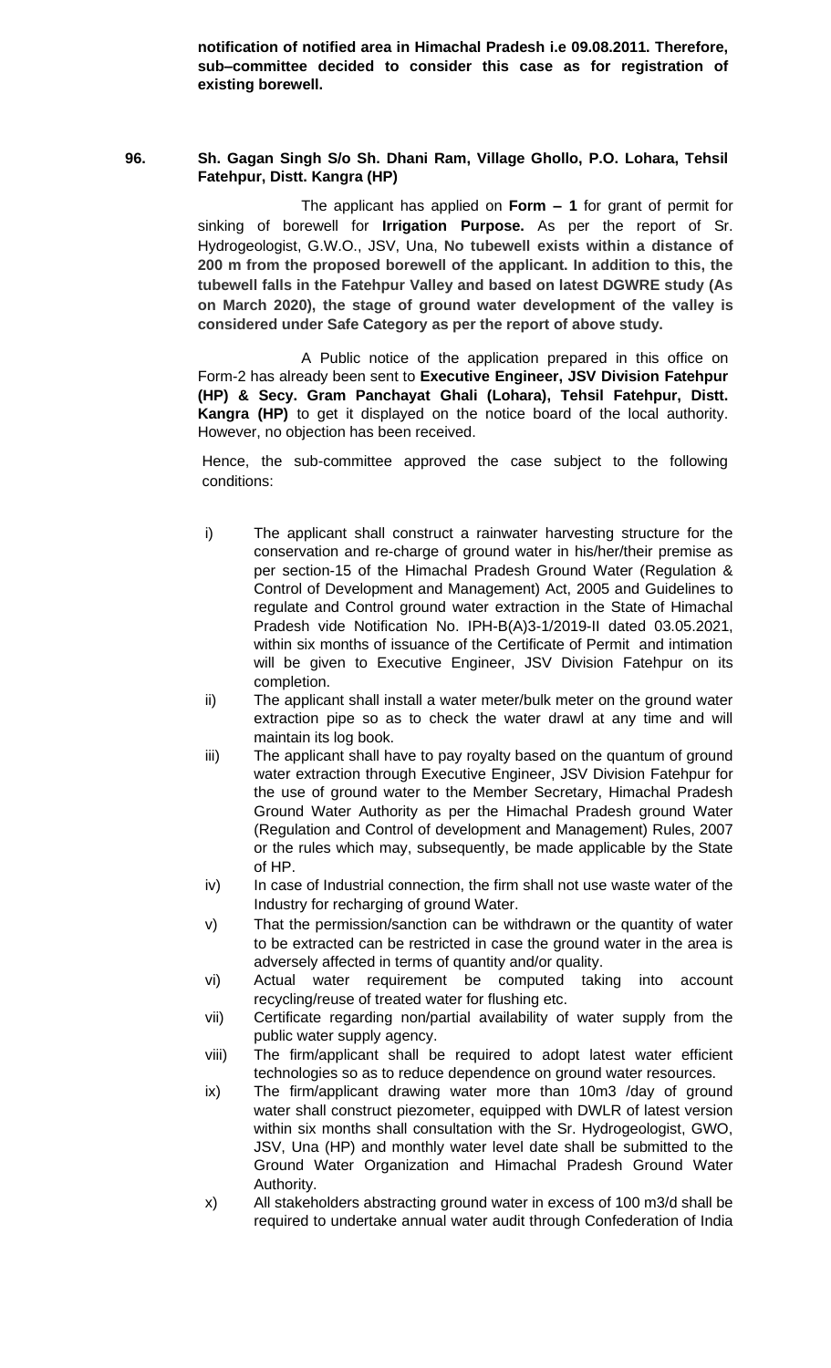**notification of notified area in Himachal Pradesh i.e 09.08.2011. Therefore, sub–committee decided to consider this case as for registration of existing borewell.**

**96. Sh. Gagan Singh S/o Sh. Dhani Ram, Village Ghollo, P.O. Lohara, Tehsil Fatehpur, Distt. Kangra (HP)**

The applicant has applied on **Form – 1** for grant of permit for sinking of borewell for **Irrigation Purpose.** As per the report of Sr. Hydrogeologist, G.W.O., JSV, Una, **No tubewell exists within a distance of 200 m from the proposed borewell of the applicant. In addition to this, the tubewell falls in the Fatehpur Valley and based on latest DGWRE study (As on March 2020), the stage of ground water development of the valley is considered under Safe Category as per the report of above study.**

A Public notice of the application prepared in this office on Form-2 has already been sent to **Executive Engineer, JSV Division Fatehpur (HP) & Secy. Gram Panchayat Ghali (Lohara), Tehsil Fatehpur, Distt. Kangra (HP)** to get it displayed on the notice board of the local authority. However, no objection has been received.

Hence, the sub-committee approved the case subject to the following conditions:

i) The applicant shall construct a rainwater harvesting structure for the conservation and re-charge of ground water in his/her/their premise as per section-15 of the Himachal Pradesh Ground Water (Regulation & Control of Development and Management) Act, 2005 and Guidelines to regulate and Control ground water extraction in the State of Himachal Pradesh vide Notification No. IPH-B(A)3-1/2019-II dated 03.05.2021, within six months of issuance of the Certificate of Permit and intimation will be given to Executive Engineer, JSV Division Fatehpur on its completion.

ii) The applicant shall install a water meter/bulk meter on the ground water extraction pipe so as to check the water drawl at any time and will maintain its log book.

iii) The applicant shall have to pay royalty based on the quantum of ground water extraction through Executive Engineer, JSV Division Fatehpur for the use of ground water to the Member Secretary, Himachal Pradesh Ground Water Authority as per the Himachal Pradesh ground Water (Regulation and Control of development and Management) Rules, 2007 or the rules which may, subsequently, be made applicable by the State of HP.

iv) In case of Industrial connection, the firm shall not use waste water of the Industry for recharging of ground Water.

v) That the permission/sanction can be withdrawn or the quantity of water to be extracted can be restricted in case the ground water in the area is adversely affected in terms of quantity and/or quality.

vi) Actual water requirement be computed taking into account recycling/reuse of treated water for flushing etc.

vii) Certificate regarding non/partial availability of water supply from the public water supply agency.

viii) The firm/applicant shall be required to adopt latest water efficient technologies so as to reduce dependence on ground water resources.

ix) The firm/applicant drawing water more than 10m3 /day of ground water shall construct piezometer, equipped with DWLR of latest version within six months shall consultation with the Sr. Hydrogeologist, GWO, JSV, Una (HP) and monthly water level date shall be submitted to the Ground Water Organization and Himachal Pradesh Ground Water Authority.

x) All stakeholders abstracting ground water in excess of 100 m3/d shall be required to undertake annual water audit through Confederation of India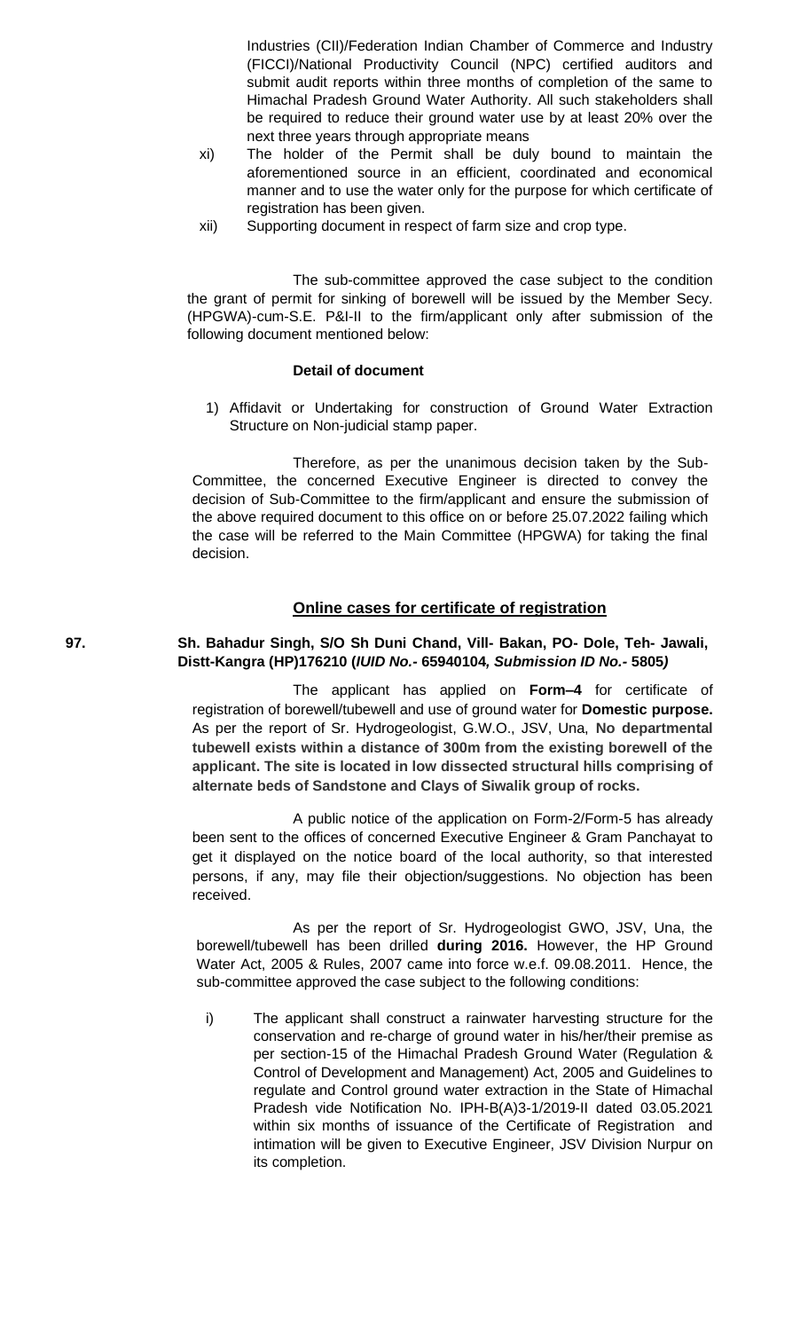Industries (CII)/Federation Indian Chamber of Commerce and Industry (FICCI)/National Productivity Council (NPC) certified auditors and submit audit reports within three months of completion of the same to Himachal Pradesh Ground Water Authority. All such stakeholders shall be required to reduce their ground water use by at least 20% over the next three years through appropriate means

xi) The holder of the Permit shall be duly bound to maintain the aforementioned source in an efficient, coordinated and economical manner and to use the water only for the purpose for which certificate of registration has been given.

xii) Supporting document in respect of farm size and crop type.

The sub-committee approved the case subject to the condition the grant of permit for sinking of borewell will be issued by the Member Secy. (HPGWA)-cum-S.E. P&I-II to the firm/applicant only after submission of the following document mentioned below:

**Detail of document**

1) Affidavit or Undertaking for construction of Ground Water Extraction Structure on Non-judicial stamp paper.

Therefore, as per the unanimous decision taken by the Sub-Committee, the concerned Executive Engineer is directed to convey the decision of Sub-Committee to the firm/applicant and ensure the submission of the above required document to this office on or before 25.07.2022 failing which the case will be referred to the Main Committee (HPGWA) for taking the final decision.

**Online cases for certificate of registration**

**97. Sh. Bahadur Singh, S/O Sh Duni Chand, Vill- Bakan, PO- Dole, Teh- Jawali, Distt-Kangra (HP)176210 (*IUID No.-* 65940104*, Submission ID No.-* 5805*)***

The applicant has applied on **Form–4** for certificate of registration of borewell/tubewell and use of ground water for **Domestic purpose.** As per the report of Sr. Hydrogeologist, G.W.O., JSV, Una, **No departmental tubewell exists within a distance of 300m from the existing borewell of the applicant. The site is located in low dissected structural hills comprising of alternate beds of Sandstone and Clays of Siwalik group of rocks.**

A public notice of the application on Form-2/Form-5 has already been sent to the offices of concerned Executive Engineer & Gram Panchayat to get it displayed on the notice board of the local authority, so that interested persons, if any, may file their objection/suggestions. No objection has been received.

As per the report of Sr. Hydrogeologist GWO, JSV, Una, the borewell/tubewell has been drilled **during 2016.** However, the HP Ground Water Act, 2005 & Rules, 2007 came into force w.e.f. 09.08.2011. Hence, the sub-committee approved the case subject to the following conditions:

i) The applicant shall construct a rainwater harvesting structure for the conservation and re-charge of ground water in his/her/their premise as per section-15 of the Himachal Pradesh Ground Water (Regulation & Control of Development and Management) Act, 2005 and Guidelines to regulate and Control ground water extraction in the State of Himachal Pradesh vide Notification No. IPH-B(A)3-1/2019-II dated 03.05.2021 within six months of issuance of the Certificate of Registration and intimation will be given to Executive Engineer, JSV Division Nurpur on its completion.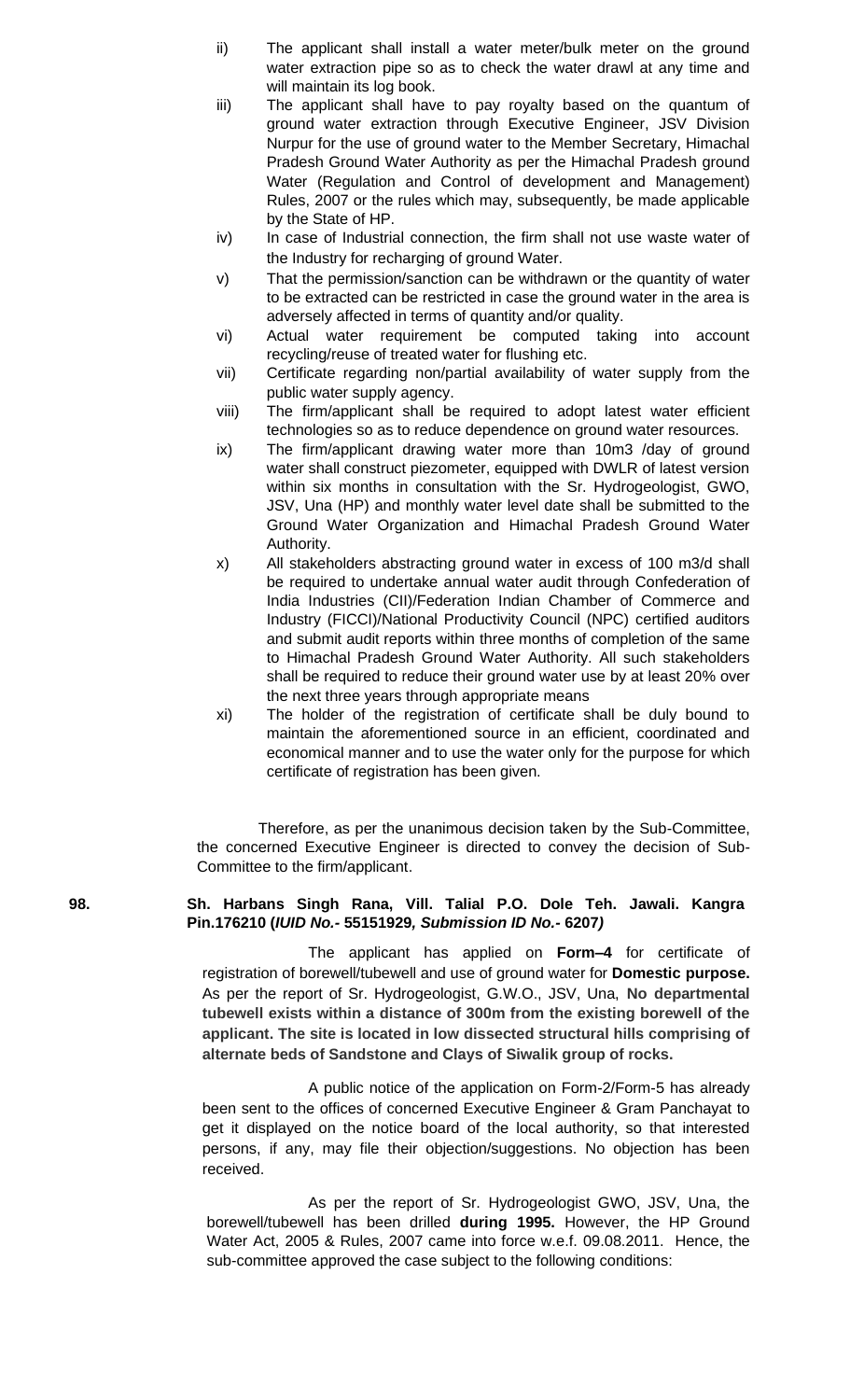ii) The applicant shall install a water meter/bulk meter on the ground water extraction pipe so as to check the water drawl at any time and will maintain its log book.

iii) The applicant shall have to pay royalty based on the quantum of ground water extraction through Executive Engineer, JSV Division Nurpur for the use of ground water to the Member Secretary, Himachal Pradesh Ground Water Authority as per the Himachal Pradesh ground Water (Regulation and Control of development and Management) Rules, 2007 or the rules which may, subsequently, be made applicable by the State of HP.

iv) In case of Industrial connection, the firm shall not use waste water of the Industry for recharging of ground Water.

v) That the permission/sanction can be withdrawn or the quantity of water to be extracted can be restricted in case the ground water in the area is adversely affected in terms of quantity and/or quality.

vi) Actual water requirement be computed taking into account recycling/reuse of treated water for flushing etc.

vii) Certificate regarding non/partial availability of water supply from the public water supply agency.

viii) The firm/applicant shall be required to adopt latest water efficient technologies so as to reduce dependence on ground water resources.

ix) The firm/applicant drawing water more than 10m3 /day of ground water shall construct piezometer, equipped with DWLR of latest version within six months in consultation with the Sr. Hydrogeologist, GWO, JSV, Una (HP) and monthly water level date shall be submitted to the Ground Water Organization and Himachal Pradesh Ground Water Authority.

x) All stakeholders abstracting ground water in excess of 100 m3/d shall be required to undertake annual water audit through Confederation of India Industries (CII)/Federation Indian Chamber of Commerce and Industry (FICCI)/National Productivity Council (NPC) certified auditors and submit audit reports within three months of completion of the same to Himachal Pradesh Ground Water Authority. All such stakeholders shall be required to reduce their ground water use by at least 20% over the next three years through appropriate means

xi) The holder of the registration of certificate shall be duly bound to maintain the aforementioned source in an efficient, coordinated and economical manner and to use the water only for the purpose for which certificate of registration has been given.

Therefore, as per the unanimous decision taken by the Sub-Committee, the concerned Executive Engineer is directed to convey the decision of Sub-Committee to the firm/applicant.

**98. Sh. Harbans Singh Rana, Vill. Talial P.O. Dole Teh. Jawali. Kangra Pin.176210 (*IUID No.-* 55151929*, Submission ID No.-* 6207*)***

The applicant has applied on **Form–4** for certificate of registration of borewell/tubewell and use of ground water for **Domestic purpose.** As per the report of Sr. Hydrogeologist, G.W.O., JSV, Una, **No departmental tubewell exists within a distance of 300m from the existing borewell of the applicant. The site is located in low dissected structural hills comprising of alternate beds of Sandstone and Clays of Siwalik group of rocks.**

A public notice of the application on Form-2/Form-5 has already been sent to the offices of concerned Executive Engineer & Gram Panchayat to get it displayed on the notice board of the local authority, so that interested persons, if any, may file their objection/suggestions. No objection has been received.

As per the report of Sr. Hydrogeologist GWO, JSV, Una, the borewell/tubewell has been drilled **during 1995.** However, the HP Ground Water Act, 2005 & Rules, 2007 came into force w.e.f. 09.08.2011. Hence, the sub-committee approved the case subject to the following conditions: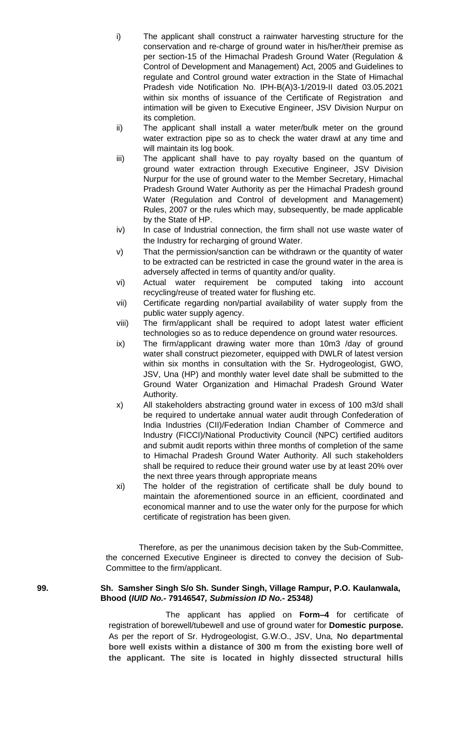i) The applicant shall construct a rainwater harvesting structure for the conservation and re-charge of ground water in his/her/their premise as per section-15 of the Himachal Pradesh Ground Water (Regulation & Control of Development and Management) Act, 2005 and Guidelines to regulate and Control ground water extraction in the State of Himachal Pradesh vide Notification No. IPH-B(A)3-1/2019-II dated 03.05.2021 within six months of issuance of the Certificate of Registration and intimation will be given to Executive Engineer, JSV Division Nurpur on its completion.

ii) The applicant shall install a water meter/bulk meter on the ground water extraction pipe so as to check the water drawl at any time and will maintain its log book.

iii) The applicant shall have to pay royalty based on the quantum of ground water extraction through Executive Engineer, JSV Division Nurpur for the use of ground water to the Member Secretary, Himachal Pradesh Ground Water Authority as per the Himachal Pradesh ground Water (Regulation and Control of development and Management) Rules, 2007 or the rules which may, subsequently, be made applicable by the State of HP.

iv) In case of Industrial connection, the firm shall not use waste water of the Industry for recharging of ground Water.

v) That the permission/sanction can be withdrawn or the quantity of water to be extracted can be restricted in case the ground water in the area is adversely affected in terms of quantity and/or quality.

vi) Actual water requirement be computed taking into account recycling/reuse of treated water for flushing etc.

vii) Certificate regarding non/partial availability of water supply from the public water supply agency.

viii) The firm/applicant shall be required to adopt latest water efficient technologies so as to reduce dependence on ground water resources.

ix) The firm/applicant drawing water more than 10m3 /day of ground water shall construct piezometer, equipped with DWLR of latest version within six months in consultation with the Sr. Hydrogeologist, GWO, JSV, Una (HP) and monthly water level date shall be submitted to the Ground Water Organization and Himachal Pradesh Ground Water Authority.

x) All stakeholders abstracting ground water in excess of 100 m3/d shall be required to undertake annual water audit through Confederation of India Industries (CII)/Federation Indian Chamber of Commerce and Industry (FICCI)/National Productivity Council (NPC) certified auditors and submit audit reports within three months of completion of the same to Himachal Pradesh Ground Water Authority. All such stakeholders shall be required to reduce their ground water use by at least 20% over the next three years through appropriate means

xi) The holder of the registration of certificate shall be duly bound to maintain the aforementioned source in an efficient, coordinated and economical manner and to use the water only for the purpose for which certificate of registration has been given.

Therefore, as per the unanimous decision taken by the Sub-Committee, the concerned Executive Engineer is directed to convey the decision of Sub-Committee to the firm/applicant.

**99. Sh. Samsher Singh S/o Sh. Sunder Singh, Village Rampur, P.O. Kaulanwala, Bhood (*IUID No.*- 79146547*, Submission ID No.*- 25348*)***

The applicant has applied on **Form–4** for certificate of registration of borewell/tubewell and use of ground water for **Domestic purpose.** As per the report of Sr. Hydrogeologist, G.W.O., JSV, Una, **No departmental bore well exists within a distance of 300 m from the existing bore well of the applicant. The site is located in highly dissected structural hills**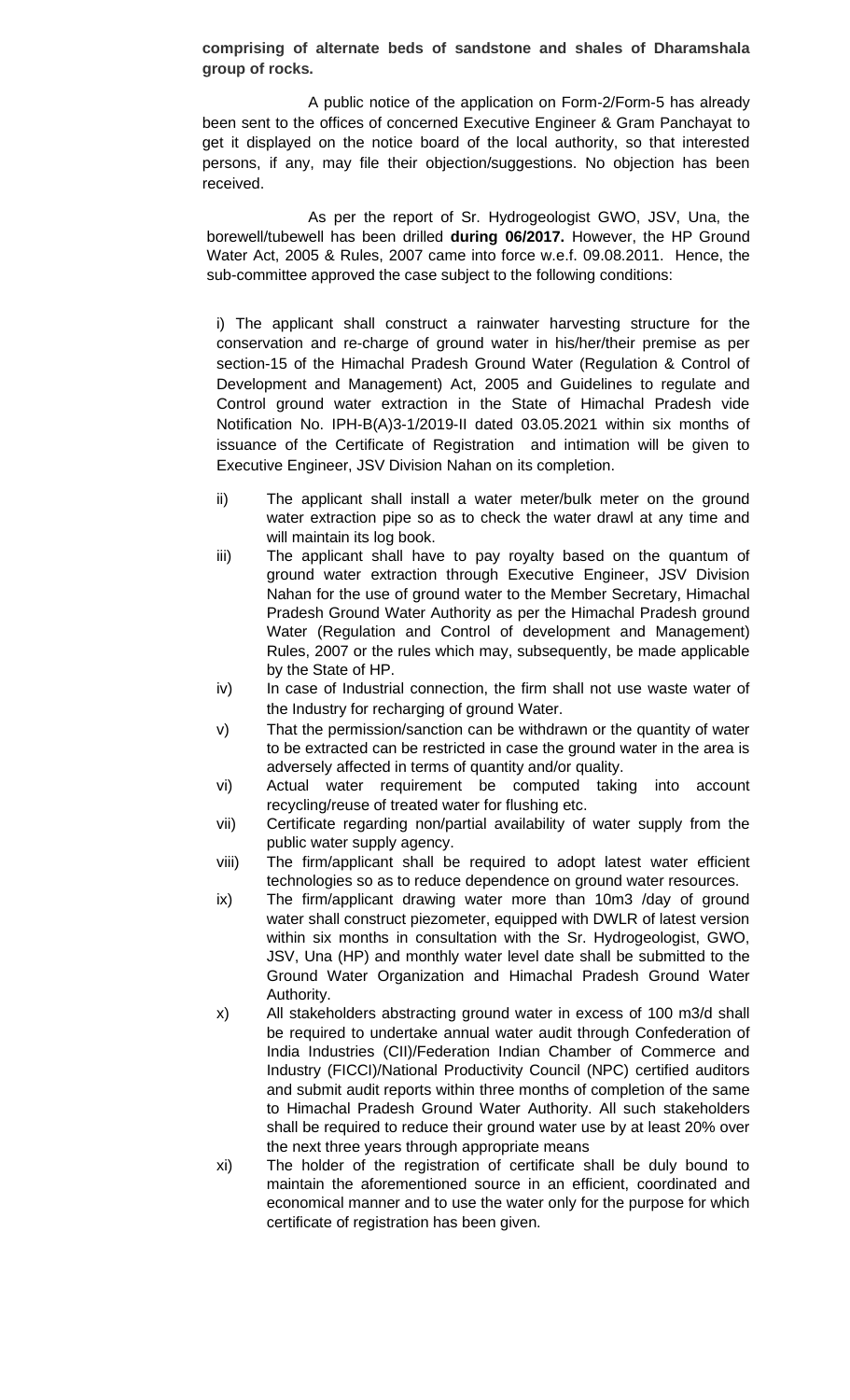**comprising of alternate beds of sandstone and shales of Dharamshala group of rocks.**

A public notice of the application on Form-2/Form-5 has already been sent to the offices of concerned Executive Engineer & Gram Panchayat to get it displayed on the notice board of the local authority, so that interested persons, if any, may file their objection/suggestions. No objection has been received.

As per the report of Sr. Hydrogeologist GWO, JSV, Una, the borewell/tubewell has been drilled **during 06/2017.** However, the HP Ground Water Act, 2005 & Rules, 2007 came into force w.e.f. 09.08.2011. Hence, the sub-committee approved the case subject to the following conditions:

i) The applicant shall construct a rainwater harvesting structure for the conservation and re-charge of ground water in his/her/their premise as per section-15 of the Himachal Pradesh Ground Water (Regulation & Control of Development and Management) Act, 2005 and Guidelines to regulate and Control ground water extraction in the State of Himachal Pradesh vide Notification No. IPH-B(A)3-1/2019-II dated 03.05.2021 within six months of issuance of the Certificate of Registration and intimation will be given to Executive Engineer, JSV Division Nahan on its completion.

ii) The applicant shall install a water meter/bulk meter on the ground water extraction pipe so as to check the water drawl at any time and will maintain its log book.

iii) The applicant shall have to pay royalty based on the quantum of ground water extraction through Executive Engineer, JSV Division Nahan for the use of ground water to the Member Secretary, Himachal Pradesh Ground Water Authority as per the Himachal Pradesh ground Water (Regulation and Control of development and Management) Rules, 2007 or the rules which may, subsequently, be made applicable by the State of HP.

iv) In case of Industrial connection, the firm shall not use waste water of the Industry for recharging of ground Water.

v) That the permission/sanction can be withdrawn or the quantity of water to be extracted can be restricted in case the ground water in the area is adversely affected in terms of quantity and/or quality.

vi) Actual water requirement be computed taking into account recycling/reuse of treated water for flushing etc.

vii) Certificate regarding non/partial availability of water supply from the public water supply agency.

viii) The firm/applicant shall be required to adopt latest water efficient technologies so as to reduce dependence on ground water resources.

ix) The firm/applicant drawing water more than 10m3 /day of ground water shall construct piezometer, equipped with DWLR of latest version within six months in consultation with the Sr. Hydrogeologist, GWO, JSV, Una (HP) and monthly water level date shall be submitted to the Ground Water Organization and Himachal Pradesh Ground Water Authority.

x) All stakeholders abstracting ground water in excess of 100 m3/d shall be required to undertake annual water audit through Confederation of India Industries (CII)/Federation Indian Chamber of Commerce and Industry (FICCI)/National Productivity Council (NPC) certified auditors and submit audit reports within three months of completion of the same to Himachal Pradesh Ground Water Authority. All such stakeholders shall be required to reduce their ground water use by at least 20% over the next three years through appropriate means

xi) The holder of the registration of certificate shall be duly bound to maintain the aforementioned source in an efficient, coordinated and economical manner and to use the water only for the purpose for which certificate of registration has been given.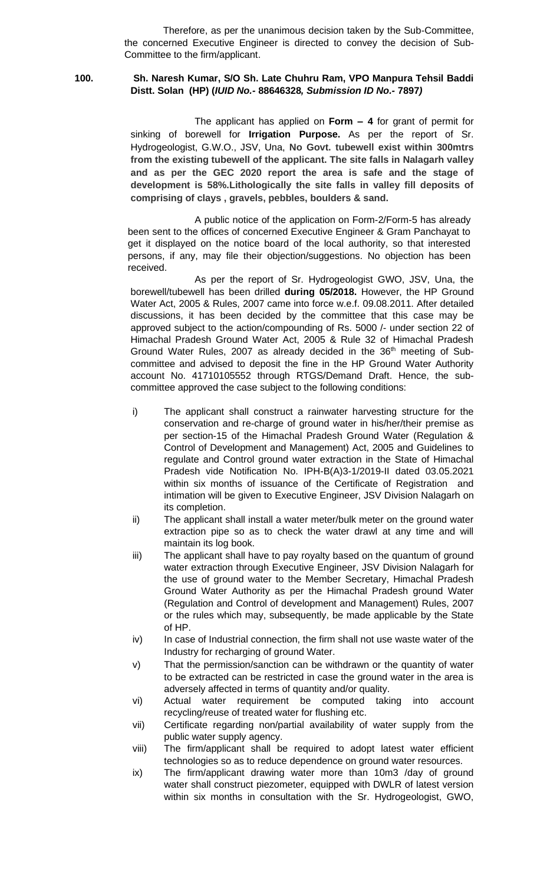Therefore, as per the unanimous decision taken by the Sub-Committee, the concerned Executive Engineer is directed to convey the decision of Sub-Committee to the firm/applicant.

**100. Sh. Naresh Kumar, S/O Sh. Late Chuhru Ram, VPO Manpura Tehsil Baddi Distt. Solan (HP) (*IUID No.-* 88646328*, Submission ID No.-* 7897*)***

The applicant has applied on **Form – 4** for grant of permit for sinking of borewell for **Irrigation Purpose.** As per the report of Sr. Hydrogeologist, G.W.O., JSV, Una, **No Govt. tubewell exist within 300mtrs from the existing tubewell of the applicant. The site falls in Nalagarh valley and as per the GEC 2020 report the area is safe and the stage of development is 58%.Lithologically the site falls in valley fill deposits of comprising of clays , gravels, pebbles, boulders & sand.**

A public notice of the application on Form-2/Form-5 has already been sent to the offices of concerned Executive Engineer & Gram Panchayat to get it displayed on the notice board of the local authority, so that interested persons, if any, may file their objection/suggestions. No objection has been received.

As per the report of Sr. Hydrogeologist GWO, JSV, Una, the borewell/tubewell has been drilled **during 05/2018.** However, the HP Ground Water Act, 2005 & Rules, 2007 came into force w.e.f. 09.08.2011. After detailed discussions, it has been decided by the committee that this case may be approved subject to the action/compounding of Rs. 5000 /- under section 22 of Himachal Pradesh Ground Water Act, 2005 & Rule 32 of Himachal Pradesh Ground Water Rules, 2007 as already decided in the 36th meeting of Sub-committee and advised to deposit the fine in the HP Ground Water Authority account No. 41710105552 through RTGS/Demand Draft. Hence, the sub-committee approved the case subject to the following conditions:

i) The applicant shall construct a rainwater harvesting structure for the conservation and re-charge of ground water in his/her/their premise as per section-15 of the Himachal Pradesh Ground Water (Regulation & Control of Development and Management) Act, 2005 and Guidelines to regulate and Control ground water extraction in the State of Himachal Pradesh vide Notification No. IPH-B(A)3-1/2019-II dated 03.05.2021 within six months of issuance of the Certificate of Registration and intimation will be given to Executive Engineer, JSV Division Nalagarh on its completion.

ii) The applicant shall install a water meter/bulk meter on the ground water extraction pipe so as to check the water drawl at any time and will maintain its log book.

iii) The applicant shall have to pay royalty based on the quantum of ground water extraction through Executive Engineer, JSV Division Nalagarh for the use of ground water to the Member Secretary, Himachal Pradesh Ground Water Authority as per the Himachal Pradesh ground Water (Regulation and Control of development and Management) Rules, 2007 or the rules which may, subsequently, be made applicable by the State of HP.

iv) In case of Industrial connection, the firm shall not use waste water of the Industry for recharging of ground Water.

v) That the permission/sanction can be withdrawn or the quantity of water to be extracted can be restricted in case the ground water in the area is adversely affected in terms of quantity and/or quality.

vi) Actual water requirement be computed taking into account recycling/reuse of treated water for flushing etc.

vii) Certificate regarding non/partial availability of water supply from the public water supply agency.

viii) The firm/applicant shall be required to adopt latest water efficient technologies so as to reduce dependence on ground water resources.

ix) The firm/applicant drawing water more than 10m3 /day of ground water shall construct piezometer, equipped with DWLR of latest version within six months in consultation with the Sr. Hydrogeologist, GWO,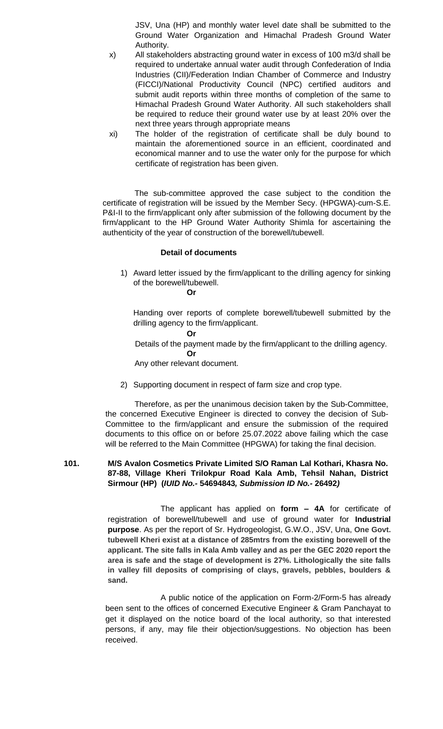JSV, Una (HP) and monthly water level date shall be submitted to the Ground Water Organization and Himachal Pradesh Ground Water Authority.

x) All stakeholders abstracting ground water in excess of 100 m3/d shall be required to undertake annual water audit through Confederation of India Industries (CII)/Federation Indian Chamber of Commerce and Industry (FICCI)/National Productivity Council (NPC) certified auditors and submit audit reports within three months of completion of the same to Himachal Pradesh Ground Water Authority. All such stakeholders shall be required to reduce their ground water use by at least 20% over the next three years through appropriate means

xi) The holder of the registration of certificate shall be duly bound to maintain the aforementioned source in an efficient, coordinated and economical manner and to use the water only for the purpose for which certificate of registration has been given.

The sub-committee approved the case subject to the condition the certificate of registration will be issued by the Member Secy. (HPGWA)-cum-S.E. P&I-II to the firm/applicant only after submission of the following document by the firm/applicant to the HP Ground Water Authority Shimla for ascertaining the authenticity of the year of construction of the borewell/tubewell.

**Detail of documents**

1) Award letter issued by the firm/applicant to the drilling agency for sinking of the borewell/tubewell.

   **Or**

   Handing over reports of complete borewell/tubewell submitted by the drilling agency to the firm/applicant.

   **Or**

   Details of the payment made by the firm/applicant to the drilling agency.

   **Or**

   Any other relevant document.

2) Supporting document in respect of farm size and crop type.

Therefore, as per the unanimous decision taken by the Sub-Committee, the concerned Executive Engineer is directed to convey the decision of Sub-Committee to the firm/applicant and ensure the submission of the required documents to this office on or before 25.07.2022 above failing which the case will be referred to the Main Committee (HPGWA) for taking the final decision.

**101. M/S Avalon Cosmetics Private Limited S/O Raman Lal Kothari, Khasra No. 87-88, Village Kheri Trilokpur Road Kala Amb, Tehsil Nahan, District Sirmour (HP) (*IUID No.-* 54694843*, Submission ID No.-* 26492*)***

The applicant has applied on **form – 4A** for certificate of registration of borewell/tubewell and use of ground water for **Industrial purpose**. As per the report of Sr. Hydrogeologist, G.W.O., JSV, Una, **One Govt. tubewell Kheri exist at a distance of 285mtrs from the existing borewell of the applicant. The site falls in Kala Amb valley and as per the GEC 2020 report the area is safe and the stage of development is 27%. Lithologically the site falls in valley fill deposits of comprising of clays, gravels, pebbles, boulders & sand.**

A public notice of the application on Form-2/Form-5 has already been sent to the offices of concerned Executive Engineer & Gram Panchayat to get it displayed on the notice board of the local authority, so that interested persons, if any, may file their objection/suggestions. No objection has been received.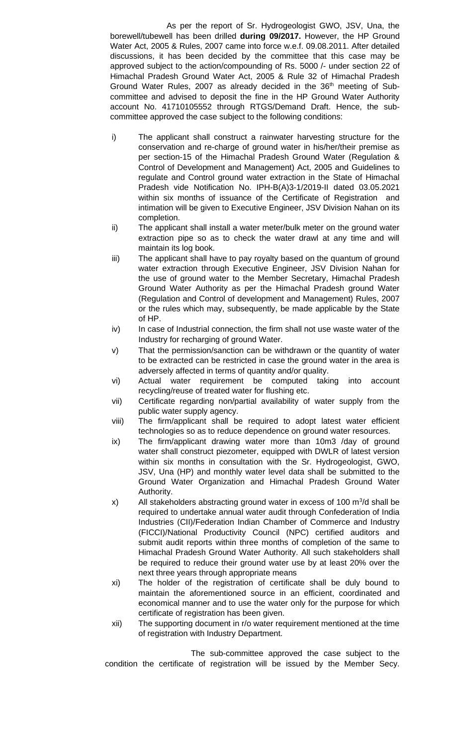As per the report of Sr. Hydrogeologist GWO, JSV, Una, the borewell/tubewell has been drilled **during 09/2017.** However, the HP Ground Water Act, 2005 & Rules, 2007 came into force w.e.f. 09.08.2011. After detailed discussions, it has been decided by the committee that this case may be approved subject to the action/compounding of Rs. 5000 /- under section 22 of Himachal Pradesh Ground Water Act, 2005 & Rule 32 of Himachal Pradesh Ground Water Rules, 2007 as already decided in the 36th meeting of Sub-committee and advised to deposit the fine in the HP Ground Water Authority account No. 41710105552 through RTGS/Demand Draft. Hence, the sub-committee approved the case subject to the following conditions:

i) The applicant shall construct a rainwater harvesting structure for the conservation and re-charge of ground water in his/her/their premise as per section-15 of the Himachal Pradesh Ground Water (Regulation & Control of Development and Management) Act, 2005 and Guidelines to regulate and Control ground water extraction in the State of Himachal Pradesh vide Notification No. IPH-B(A)3-1/2019-II dated 03.05.2021 within six months of issuance of the Certificate of Registration and intimation will be given to Executive Engineer, JSV Division Nahan on its completion.

ii) The applicant shall install a water meter/bulk meter on the ground water extraction pipe so as to check the water drawl at any time and will maintain its log book.

iii) The applicant shall have to pay royalty based on the quantum of ground water extraction through Executive Engineer, JSV Division Nahan for the use of ground water to the Member Secretary, Himachal Pradesh Ground Water Authority as per the Himachal Pradesh ground Water (Regulation and Control of development and Management) Rules, 2007 or the rules which may, subsequently, be made applicable by the State of HP.

iv) In case of Industrial connection, the firm shall not use waste water of the Industry for recharging of ground Water.

v) That the permission/sanction can be withdrawn or the quantity of water to be extracted can be restricted in case the ground water in the area is adversely affected in terms of quantity and/or quality.

vi) Actual water requirement be computed taking into account recycling/reuse of treated water for flushing etc.

vii) Certificate regarding non/partial availability of water supply from the public water supply agency.

viii) The firm/applicant shall be required to adopt latest water efficient technologies so as to reduce dependence on ground water resources.

ix) The firm/applicant drawing water more than 10m3 /day of ground water shall construct piezometer, equipped with DWLR of latest version within six months in consultation with the Sr. Hydrogeologist, GWO, JSV, Una (HP) and monthly water level data shall be submitted to the Ground Water Organization and Himachal Pradesh Ground Water Authority.

x) All stakeholders abstracting ground water in excess of 100 $m^3$/d shall be required to undertake annual water audit through Confederation of India Industries (CII)/Federation Indian Chamber of Commerce and Industry (FICCI)/National Productivity Council (NPC) certified auditors and submit audit reports within three months of completion of the same to Himachal Pradesh Ground Water Authority. All such stakeholders shall be required to reduce their ground water use by at least 20% over the next three years through appropriate means

xi) The holder of the registration of certificate shall be duly bound to maintain the aforementioned source in an efficient, coordinated and economical manner and to use the water only for the purpose for which certificate of registration has been given.

xii) The supporting document in r/o water requirement mentioned at the time of registration with Industry Department.

The sub-committee approved the case subject to the condition the certificate of registration will be issued by the Member Secy.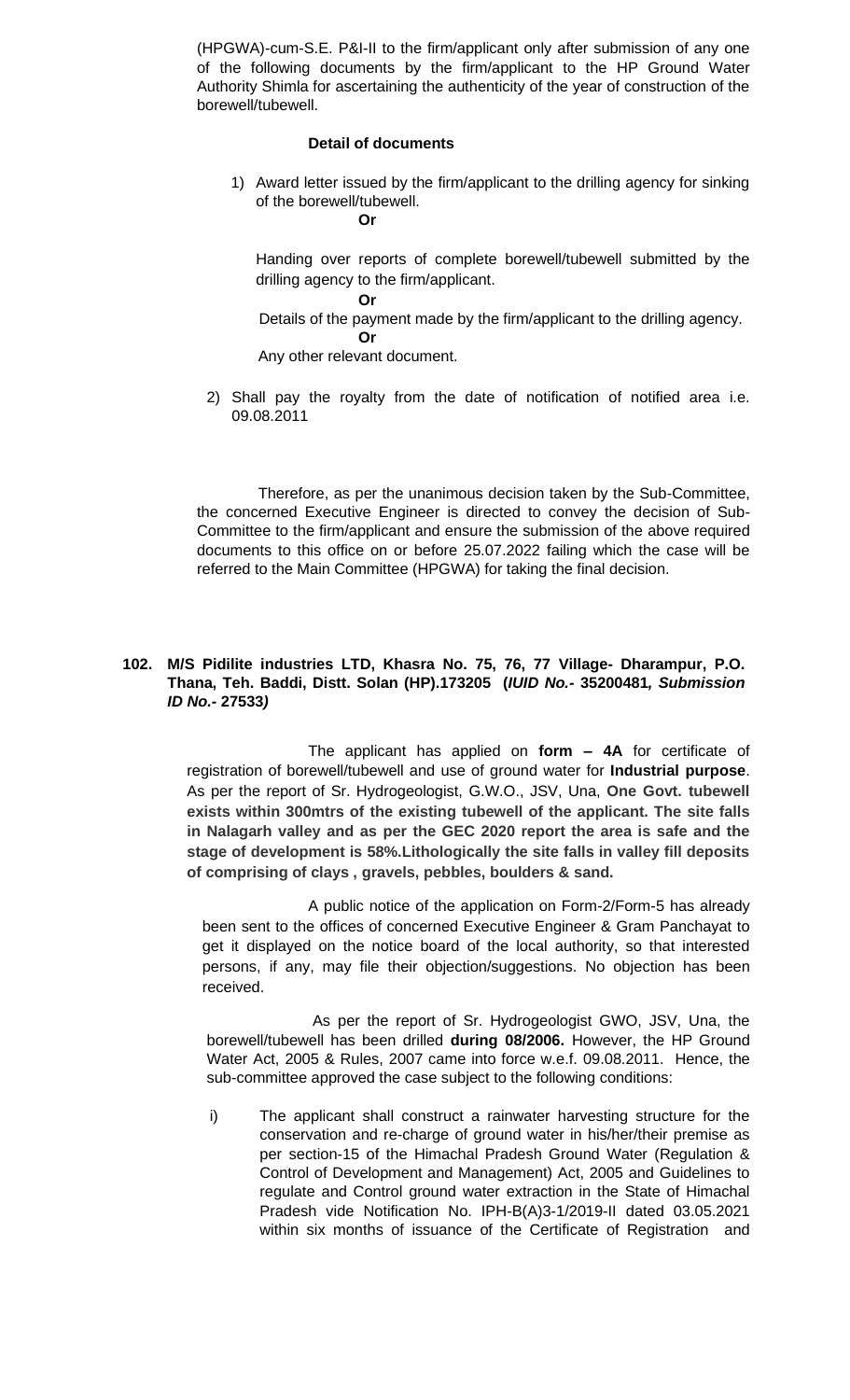(HPGWA)-cum-S.E. P&I-II to the firm/applicant only after submission of any one of the following documents by the firm/applicant to the HP Ground Water Authority Shimla for ascertaining the authenticity of the year of construction of the borewell/tubewell.

**Detail of documents**

1) Award letter issued by the firm/applicant to the drilling agency for sinking of the borewell/tubewell.

   **Or**

   Handing over reports of complete borewell/tubewell submitted by the drilling agency to the firm/applicant.

   **Or**

   Details of the payment made by the firm/applicant to the drilling agency.

   **Or**

   Any other relevant document.

2) Shall pay the royalty from the date of notification of notified area i.e. 09.08.2011

Therefore, as per the unanimous decision taken by the Sub-Committee, the concerned Executive Engineer is directed to convey the decision of Sub-Committee to the firm/applicant and ensure the submission of the above required documents to this office on or before 25.07.2022 failing which the case will be referred to the Main Committee (HPGWA) for taking the final decision.

**102. M/S Pidilite industries LTD, Khasra No. 75, 76, 77 Village- Dharampur, P.O. Thana, Teh. Baddi, Distt. Solan (HP).173205 (*IUID No.-* 35200481*, Submission ID No.-* 27533*)***

The applicant has applied on **form – 4A** for certificate of registration of borewell/tubewell and use of ground water for **Industrial purpose**. As per the report of Sr. Hydrogeologist, G.W.O., JSV, Una, **One Govt. tubewell exists within 300mtrs of the existing tubewell of the applicant. The site falls in Nalagarh valley and as per the GEC 2020 report the area is safe and the stage of development is 58%.Lithologically the site falls in valley fill deposits of comprising of clays , gravels, pebbles, boulders & sand.**

A public notice of the application on Form-2/Form-5 has already been sent to the offices of concerned Executive Engineer & Gram Panchayat to get it displayed on the notice board of the local authority, so that interested persons, if any, may file their objection/suggestions. No objection has been received.

As per the report of Sr. Hydrogeologist GWO, JSV, Una, the borewell/tubewell has been drilled **during 08/2006.** However, the HP Ground Water Act, 2005 & Rules, 2007 came into force w.e.f. 09.08.2011. Hence, the sub-committee approved the case subject to the following conditions:

i) The applicant shall construct a rainwater harvesting structure for the conservation and re-charge of ground water in his/her/their premise as per section-15 of the Himachal Pradesh Ground Water (Regulation & Control of Development and Management) Act, 2005 and Guidelines to regulate and Control ground water extraction in the State of Himachal Pradesh vide Notification No. IPH-B(A)3-1/2019-II dated 03.05.2021 within six months of issuance of the Certificate of Registration and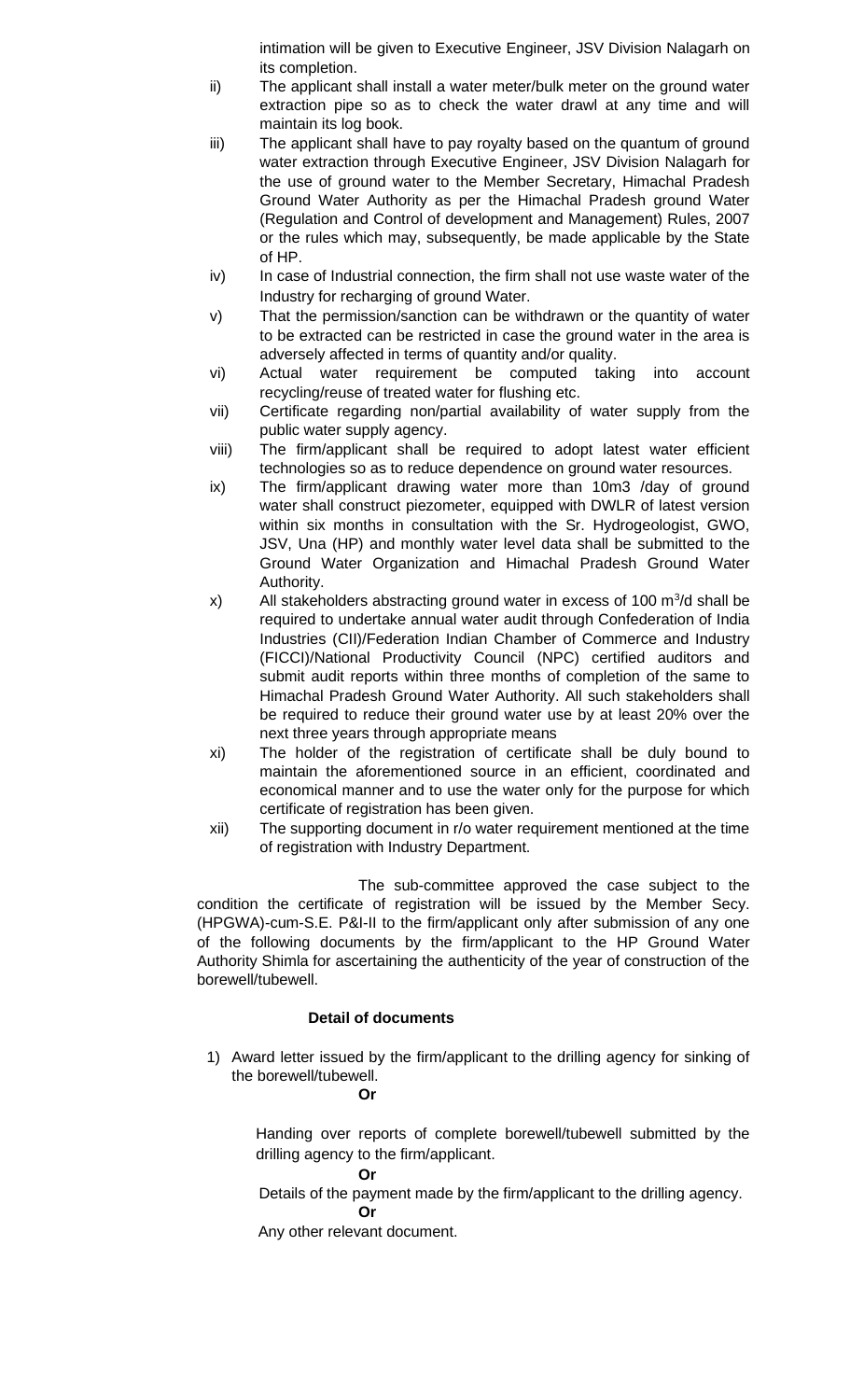intimation will be given to Executive Engineer, JSV Division Nalagarh on its completion.

ii) The applicant shall install a water meter/bulk meter on the ground water extraction pipe so as to check the water drawl at any time and will maintain its log book.

iii) The applicant shall have to pay royalty based on the quantum of ground water extraction through Executive Engineer, JSV Division Nalagarh for the use of ground water to the Member Secretary, Himachal Pradesh Ground Water Authority as per the Himachal Pradesh ground Water (Regulation and Control of development and Management) Rules, 2007 or the rules which may, subsequently, be made applicable by the State of HP.

iv) In case of Industrial connection, the firm shall not use waste water of the Industry for recharging of ground Water.

v) That the permission/sanction can be withdrawn or the quantity of water to be extracted can be restricted in case the ground water in the area is adversely affected in terms of quantity and/or quality.

vi) Actual water requirement be computed taking into account recycling/reuse of treated water for flushing etc.

vii) Certificate regarding non/partial availability of water supply from the public water supply agency.

viii) The firm/applicant shall be required to adopt latest water efficient technologies so as to reduce dependence on ground water resources.

ix) The firm/applicant drawing water more than 10m3 /day of ground water shall construct piezometer, equipped with DWLR of latest version within six months in consultation with the Sr. Hydrogeologist, GWO, JSV, Una (HP) and monthly water level data shall be submitted to the Ground Water Organization and Himachal Pradesh Ground Water Authority.

x) All stakeholders abstracting ground water in excess of 100 $m^3$/d shall be required to undertake annual water audit through Confederation of India Industries (CII)/Federation Indian Chamber of Commerce and Industry (FICCI)/National Productivity Council (NPC) certified auditors and submit audit reports within three months of completion of the same to Himachal Pradesh Ground Water Authority. All such stakeholders shall be required to reduce their ground water use by at least 20% over the next three years through appropriate means

xi) The holder of the registration of certificate shall be duly bound to maintain the aforementioned source in an efficient, coordinated and economical manner and to use the water only for the purpose for which certificate of registration has been given.

xii) The supporting document in r/o water requirement mentioned at the time of registration with Industry Department.

The sub-committee approved the case subject to the condition the certificate of registration will be issued by the Member Secy. (HPGWA)-cum-S.E. P&I-II to the firm/applicant only after submission of any one of the following documents by the firm/applicant to the HP Ground Water Authority Shimla for ascertaining the authenticity of the year of construction of the borewell/tubewell.

**Detail of documents**

1) Award letter issued by the firm/applicant to the drilling agency for sinking of the borewell/tubewell.

**Or**

Handing over reports of complete borewell/tubewell submitted by the drilling agency to the firm/applicant.

**Or**

Details of the payment made by the firm/applicant to the drilling agency.

**Or**

Any other relevant document.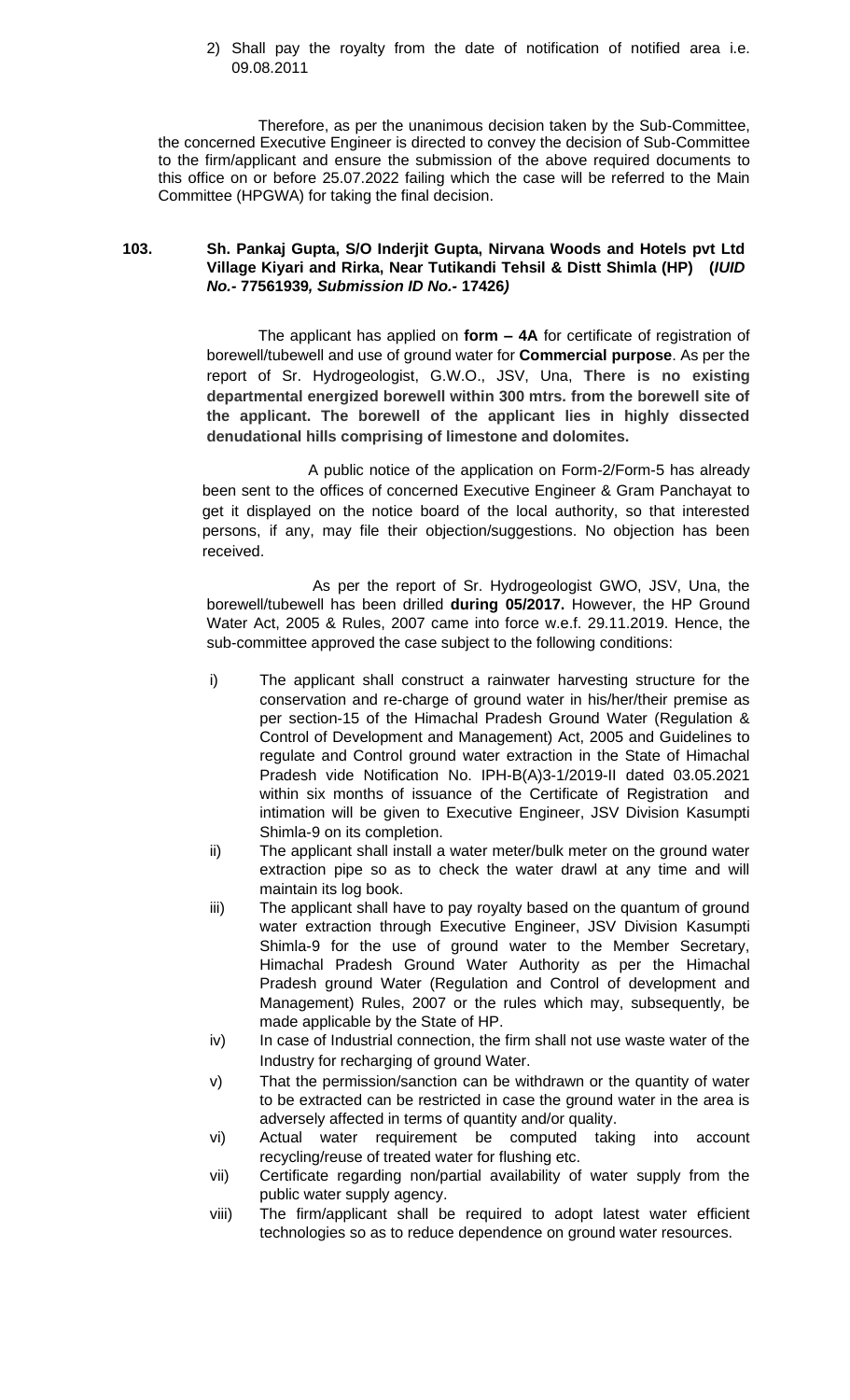2) Shall pay the royalty from the date of notification of notified area i.e. 09.08.2011

Therefore, as per the unanimous decision taken by the Sub-Committee, the concerned Executive Engineer is directed to convey the decision of Sub-Committee to the firm/applicant and ensure the submission of the above required documents to this office on or before 25.07.2022 failing which the case will be referred to the Main Committee (HPGWA) for taking the final decision.

**103. Sh. Pankaj Gupta, S/O Inderjit Gupta, Nirvana Woods and Hotels pvt Ltd Village Kiyari and Rirka, Near Tutikandi Tehsil & Distt Shimla (HP) (*IUID No.-* 77561939*, Submission ID No.-* 17426*)***

The applicant has applied on **form – 4A** for certificate of registration of borewell/tubewell and use of ground water for **Commercial purpose**. As per the report of Sr. Hydrogeologist, G.W.O., JSV, Una, **There is no existing departmental energized borewell within 300 mtrs. from the borewell site of the applicant. The borewell of the applicant lies in highly dissected denudational hills comprising of limestone and dolomites.**

A public notice of the application on Form-2/Form-5 has already been sent to the offices of concerned Executive Engineer & Gram Panchayat to get it displayed on the notice board of the local authority, so that interested persons, if any, may file their objection/suggestions. No objection has been received.

As per the report of Sr. Hydrogeologist GWO, JSV, Una, the borewell/tubewell has been drilled **during 05/2017.** However, the HP Ground Water Act, 2005 & Rules, 2007 came into force w.e.f. 29.11.2019. Hence, the sub-committee approved the case subject to the following conditions:

i) The applicant shall construct a rainwater harvesting structure for the conservation and re-charge of ground water in his/her/their premise as per section-15 of the Himachal Pradesh Ground Water (Regulation & Control of Development and Management) Act, 2005 and Guidelines to regulate and Control ground water extraction in the State of Himachal Pradesh vide Notification No. IPH-B(A)3-1/2019-II dated 03.05.2021 within six months of issuance of the Certificate of Registration and intimation will be given to Executive Engineer, JSV Division Kasumpti Shimla-9 on its completion.

ii) The applicant shall install a water meter/bulk meter on the ground water extraction pipe so as to check the water drawl at any time and will maintain its log book.

iii) The applicant shall have to pay royalty based on the quantum of ground water extraction through Executive Engineer, JSV Division Kasumpti Shimla-9 for the use of ground water to the Member Secretary, Himachal Pradesh Ground Water Authority as per the Himachal Pradesh ground Water (Regulation and Control of development and Management) Rules, 2007 or the rules which may, subsequently, be made applicable by the State of HP.

iv) In case of Industrial connection, the firm shall not use waste water of the Industry for recharging of ground Water.

v) That the permission/sanction can be withdrawn or the quantity of water to be extracted can be restricted in case the ground water in the area is adversely affected in terms of quantity and/or quality.

vi) Actual water requirement be computed taking into account recycling/reuse of treated water for flushing etc.

vii) Certificate regarding non/partial availability of water supply from the public water supply agency.

viii) The firm/applicant shall be required to adopt latest water efficient technologies so as to reduce dependence on ground water resources.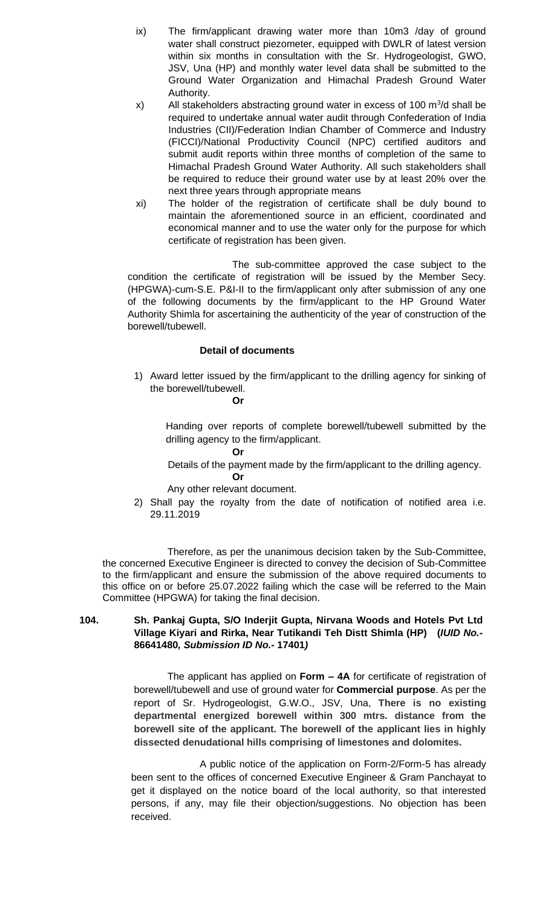ix) The firm/applicant drawing water more than 10m3 /day of ground water shall construct piezometer, equipped with DWLR of latest version within six months in consultation with the Sr. Hydrogeologist, GWO, JSV, Una (HP) and monthly water level data shall be submitted to the Ground Water Organization and Himachal Pradesh Ground Water Authority.

x) All stakeholders abstracting ground water in excess of 100 $m^3$/d shall be required to undertake annual water audit through Confederation of India Industries (CII)/Federation Indian Chamber of Commerce and Industry (FICCI)/National Productivity Council (NPC) certified auditors and submit audit reports within three months of completion of the same to Himachal Pradesh Ground Water Authority. All such stakeholders shall be required to reduce their ground water use by at least 20% over the next three years through appropriate means

xi) The holder of the registration of certificate shall be duly bound to maintain the aforementioned source in an efficient, coordinated and economical manner and to use the water only for the purpose for which certificate of registration has been given.

The sub-committee approved the case subject to the condition the certificate of registration will be issued by the Member Secy. (HPGWA)-cum-S.E. P&I-II to the firm/applicant only after submission of any one of the following documents by the firm/applicant to the HP Ground Water Authority Shimla for ascertaining the authenticity of the year of construction of the borewell/tubewell.

**Detail of documents**

1) Award letter issued by the firm/applicant to the drilling agency for sinking of the borewell/tubewell.

   **Or**

   Handing over reports of complete borewell/tubewell submitted by the drilling agency to the firm/applicant.

   **Or**

   Details of the payment made by the firm/applicant to the drilling agency.

   **Or**

   Any other relevant document.

2) Shall pay the royalty from the date of notification of notified area i.e. 29.11.2019

Therefore, as per the unanimous decision taken by the Sub-Committee, the concerned Executive Engineer is directed to convey the decision of Sub-Committee to the firm/applicant and ensure the submission of the above required documents to this office on or before 25.07.2022 failing which the case will be referred to the Main Committee (HPGWA) for taking the final decision.

**104. Sh. Pankaj Gupta, S/O Inderjit Gupta, Nirvana Woods and Hotels Pvt Ltd Village Kiyari and Rirka, Near Tutikandi Teh Distt Shimla (HP) (*IUID No.-* 86641480*, Submission ID No.-* 17401*)***

The applicant has applied on **Form – 4A** for certificate of registration of borewell/tubewell and use of ground water for **Commercial purpose**. As per the report of Sr. Hydrogeologist, G.W.O., JSV, Una, **There is no existing departmental energized borewell within 300 mtrs. distance from the borewell site of the applicant. The borewell of the applicant lies in highly dissected denudational hills comprising of limestones and dolomites.**

A public notice of the application on Form-2/Form-5 has already been sent to the offices of concerned Executive Engineer & Gram Panchayat to get it displayed on the notice board of the local authority, so that interested persons, if any, may file their objection/suggestions. No objection has been received.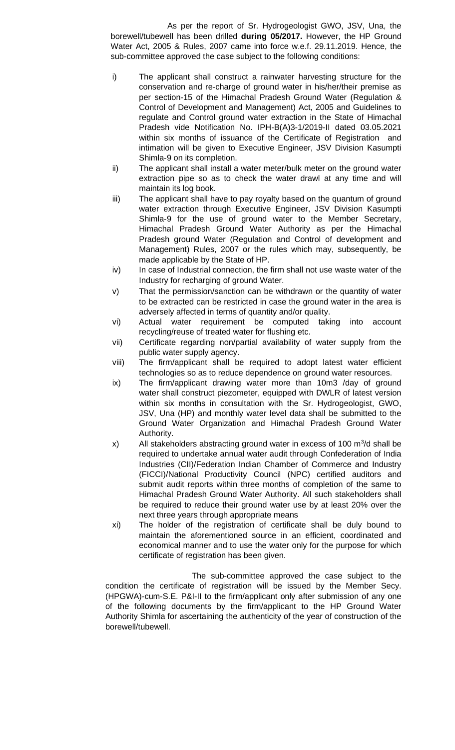As per the report of Sr. Hydrogeologist GWO, JSV, Una, the borewell/tubewell has been drilled **during 05/2017.** However, the HP Ground Water Act, 2005 & Rules, 2007 came into force w.e.f. 29.11.2019. Hence, the sub-committee approved the case subject to the following conditions:

i) The applicant shall construct a rainwater harvesting structure for the conservation and re-charge of ground water in his/her/their premise as per section-15 of the Himachal Pradesh Ground Water (Regulation & Control of Development and Management) Act, 2005 and Guidelines to regulate and Control ground water extraction in the State of Himachal Pradesh vide Notification No. IPH-B(A)3-1/2019-II dated 03.05.2021 within six months of issuance of the Certificate of Registration and intimation will be given to Executive Engineer, JSV Division Kasumpti Shimla-9 on its completion.

ii) The applicant shall install a water meter/bulk meter on the ground water extraction pipe so as to check the water drawl at any time and will maintain its log book.

iii) The applicant shall have to pay royalty based on the quantum of ground water extraction through Executive Engineer, JSV Division Kasumpti Shimla-9 for the use of ground water to the Member Secretary, Himachal Pradesh Ground Water Authority as per the Himachal Pradesh ground Water (Regulation and Control of development and Management) Rules, 2007 or the rules which may, subsequently, be made applicable by the State of HP.

iv) In case of Industrial connection, the firm shall not use waste water of the Industry for recharging of ground Water.

v) That the permission/sanction can be withdrawn or the quantity of water to be extracted can be restricted in case the ground water in the area is adversely affected in terms of quantity and/or quality.

vi) Actual water requirement be computed taking into account recycling/reuse of treated water for flushing etc.

vii) Certificate regarding non/partial availability of water supply from the public water supply agency.

viii) The firm/applicant shall be required to adopt latest water efficient technologies so as to reduce dependence on ground water resources.

ix) The firm/applicant drawing water more than 10m3 /day of ground water shall construct piezometer, equipped with DWLR of latest version within six months in consultation with the Sr. Hydrogeologist, GWO, JSV, Una (HP) and monthly water level data shall be submitted to the Ground Water Organization and Himachal Pradesh Ground Water Authority.

x) All stakeholders abstracting ground water in excess of 100 $m^3$/d shall be required to undertake annual water audit through Confederation of India Industries (CII)/Federation Indian Chamber of Commerce and Industry (FICCI)/National Productivity Council (NPC) certified auditors and submit audit reports within three months of completion of the same to Himachal Pradesh Ground Water Authority. All such stakeholders shall be required to reduce their ground water use by at least 20% over the next three years through appropriate means

xi) The holder of the registration of certificate shall be duly bound to maintain the aforementioned source in an efficient, coordinated and economical manner and to use the water only for the purpose for which certificate of registration has been given.

The sub-committee approved the case subject to the condition the certificate of registration will be issued by the Member Secy. (HPGWA)-cum-S.E. P&I-II to the firm/applicant only after submission of any one of the following documents by the firm/applicant to the HP Ground Water Authority Shimla for ascertaining the authenticity of the year of construction of the borewell/tubewell.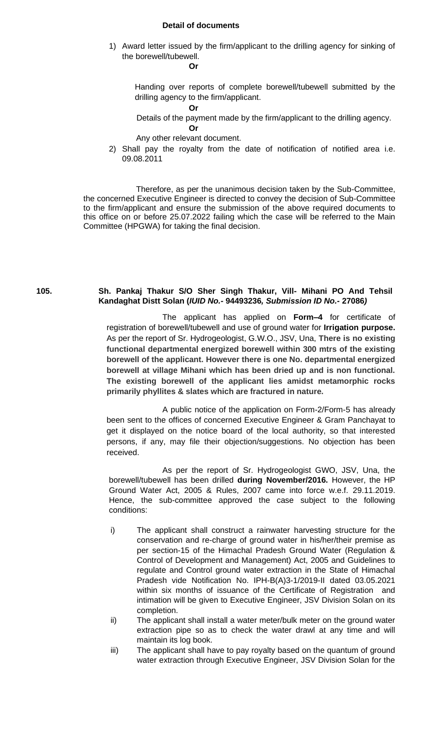**Detail of documents**

1) Award letter issued by the firm/applicant to the drilling agency for sinking of the borewell/tubewell.

   **Or**

   Handing over reports of complete borewell/tubewell submitted by the drilling agency to the firm/applicant.

   **Or**

   Details of the payment made by the firm/applicant to the drilling agency.

   **Or**

   Any other relevant document.

2) Shall pay the royalty from the date of notification of notified area i.e. 09.08.2011

Therefore, as per the unanimous decision taken by the Sub-Committee, the concerned Executive Engineer is directed to convey the decision of Sub-Committee to the firm/applicant and ensure the submission of the above required documents to this office on or before 25.07.2022 failing which the case will be referred to the Main Committee (HPGWA) for taking the final decision.

**105. Sh. Pankaj Thakur S/O Sher Singh Thakur, Vill- Mihani PO And Tehsil Kandaghat Distt Solan (*IUID No.*- 94493236*, Submission ID No.*- 27086*)***

The applicant has applied on **Form–4** for certificate of registration of borewell/tubewell and use of ground water for **Irrigation purpose.** As per the report of Sr. Hydrogeologist, G.W.O., JSV, Una, **There is no existing functional departmental energized borewell within 300 mtrs of the existing borewell of the applicant. However there is one No. departmental energized borewell at village Mihani which has been dried up and is non functional. The existing borewell of the applicant lies amidst metamorphic rocks primarily phyllites & slates which are fractured in nature.**

A public notice of the application on Form-2/Form-5 has already been sent to the offices of concerned Executive Engineer & Gram Panchayat to get it displayed on the notice board of the local authority, so that interested persons, if any, may file their objection/suggestions. No objection has been received.

As per the report of Sr. Hydrogeologist GWO, JSV, Una, the borewell/tubewell has been drilled **during November/2016.** However, the HP Ground Water Act, 2005 & Rules, 2007 came into force w.e.f. 29.11.2019. Hence, the sub-committee approved the case subject to the following conditions:

i) The applicant shall construct a rainwater harvesting structure for the conservation and re-charge of ground water in his/her/their premise as per section-15 of the Himachal Pradesh Ground Water (Regulation & Control of Development and Management) Act, 2005 and Guidelines to regulate and Control ground water extraction in the State of Himachal Pradesh vide Notification No. IPH-B(A)3-1/2019-II dated 03.05.2021 within six months of issuance of the Certificate of Registration and intimation will be given to Executive Engineer, JSV Division Solan on its completion.

ii) The applicant shall install a water meter/bulk meter on the ground water extraction pipe so as to check the water drawl at any time and will maintain its log book.

iii) The applicant shall have to pay royalty based on the quantum of ground water extraction through Executive Engineer, JSV Division Solan for the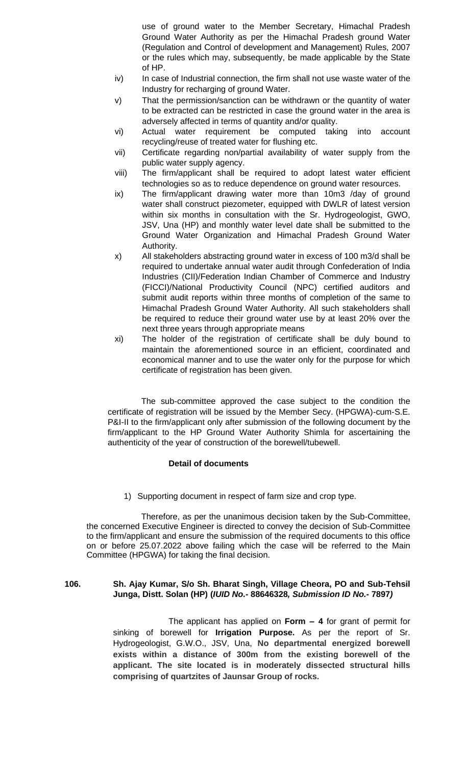use of ground water to the Member Secretary, Himachal Pradesh Ground Water Authority as per the Himachal Pradesh ground Water (Regulation and Control of development and Management) Rules, 2007 or the rules which may, subsequently, be made applicable by the State of HP.

iv) In case of Industrial connection, the firm shall not use waste water of the Industry for recharging of ground Water.

v) That the permission/sanction can be withdrawn or the quantity of water to be extracted can be restricted in case the ground water in the area is adversely affected in terms of quantity and/or quality.

vi) Actual water requirement be computed taking into account recycling/reuse of treated water for flushing etc.

vii) Certificate regarding non/partial availability of water supply from the public water supply agency.

viii) The firm/applicant shall be required to adopt latest water efficient technologies so as to reduce dependence on ground water resources.

ix) The firm/applicant drawing water more than 10m3 /day of ground water shall construct piezometer, equipped with DWLR of latest version within six months in consultation with the Sr. Hydrogeologist, GWO, JSV, Una (HP) and monthly water level date shall be submitted to the Ground Water Organization and Himachal Pradesh Ground Water Authority.

x) All stakeholders abstracting ground water in excess of 100 m3/d shall be required to undertake annual water audit through Confederation of India Industries (CII)/Federation Indian Chamber of Commerce and Industry (FICCI)/National Productivity Council (NPC) certified auditors and submit audit reports within three months of completion of the same to Himachal Pradesh Ground Water Authority. All such stakeholders shall be required to reduce their ground water use by at least 20% over the next three years through appropriate means

xi) The holder of the registration of certificate shall be duly bound to maintain the aforementioned source in an efficient, coordinated and economical manner and to use the water only for the purpose for which certificate of registration has been given.

The sub-committee approved the case subject to the condition the certificate of registration will be issued by the Member Secy. (HPGWA)-cum-S.E. P&I-II to the firm/applicant only after submission of the following document by the firm/applicant to the HP Ground Water Authority Shimla for ascertaining the authenticity of the year of construction of the borewell/tubewell.

**Detail of documents**

1) Supporting document in respect of farm size and crop type.

Therefore, as per the unanimous decision taken by the Sub-Committee, the concerned Executive Engineer is directed to convey the decision of Sub-Committee to the firm/applicant and ensure the submission of the required documents to this office on or before 25.07.2022 above failing which the case will be referred to the Main Committee (HPGWA) for taking the final decision.

**106. Sh. Ajay Kumar, S/o Sh. Bharat Singh, Village Cheora, PO and Sub-Tehsil Junga, Distt. Solan (HP) (*IUID No.-* 88646328*, Submission ID No.-* 7897*)***

The applicant has applied on **Form – 4** for grant of permit for sinking of borewell for **Irrigation Purpose.** As per the report of Sr. Hydrogeologist, G.W.O., JSV, Una, **No departmental energized borewell exists within a distance of 300m from the existing borewell of the applicant. The site located is in moderately dissected structural hills comprising of quartzites of Jaunsar Group of rocks.**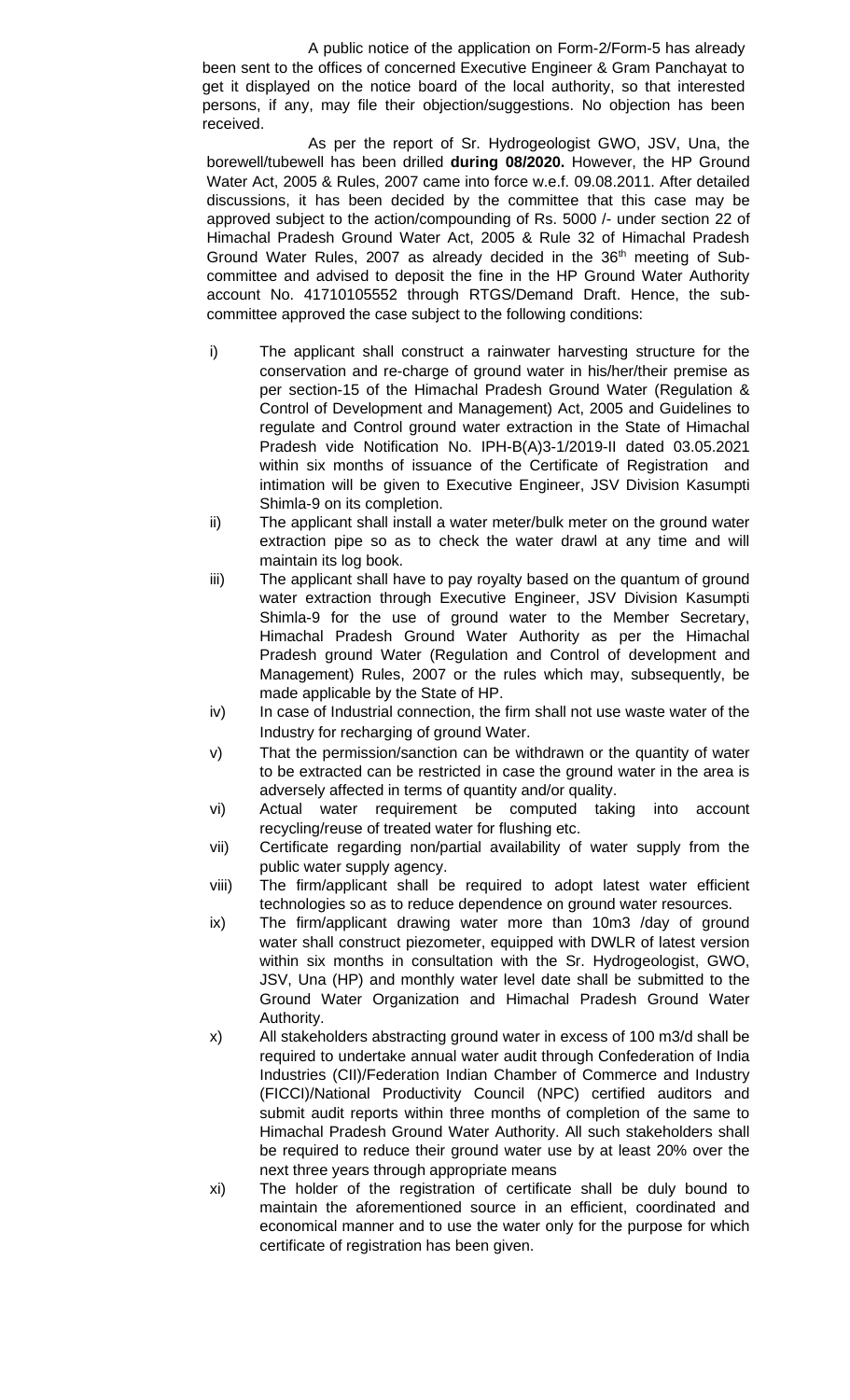A public notice of the application on Form-2/Form-5 has already been sent to the offices of concerned Executive Engineer & Gram Panchayat to get it displayed on the notice board of the local authority, so that interested persons, if any, may file their objection/suggestions. No objection has been received.

As per the report of Sr. Hydrogeologist GWO, JSV, Una, the borewell/tubewell has been drilled **during 08/2020.** However, the HP Ground Water Act, 2005 & Rules, 2007 came into force w.e.f. 09.08.2011. After detailed discussions, it has been decided by the committee that this case may be approved subject to the action/compounding of Rs. 5000 /- under section 22 of Himachal Pradesh Ground Water Act, 2005 & Rule 32 of Himachal Pradesh Ground Water Rules, 2007 as already decided in the 36th meeting of Sub-committee and advised to deposit the fine in the HP Ground Water Authority account No. 41710105552 through RTGS/Demand Draft. Hence, the sub-committee approved the case subject to the following conditions:

i) The applicant shall construct a rainwater harvesting structure for the conservation and re-charge of ground water in his/her/their premise as per section-15 of the Himachal Pradesh Ground Water (Regulation & Control of Development and Management) Act, 2005 and Guidelines to regulate and Control ground water extraction in the State of Himachal Pradesh vide Notification No. IPH-B(A)3-1/2019-II dated 03.05.2021 within six months of issuance of the Certificate of Registration and intimation will be given to Executive Engineer, JSV Division Kasumpti Shimla-9 on its completion.

ii) The applicant shall install a water meter/bulk meter on the ground water extraction pipe so as to check the water drawl at any time and will maintain its log book.

iii) The applicant shall have to pay royalty based on the quantum of ground water extraction through Executive Engineer, JSV Division Kasumpti Shimla-9 for the use of ground water to the Member Secretary, Himachal Pradesh Ground Water Authority as per the Himachal Pradesh ground Water (Regulation and Control of development and Management) Rules, 2007 or the rules which may, subsequently, be made applicable by the State of HP.

iv) In case of Industrial connection, the firm shall not use waste water of the Industry for recharging of ground Water.

v) That the permission/sanction can be withdrawn or the quantity of water to be extracted can be restricted in case the ground water in the area is adversely affected in terms of quantity and/or quality.

vi) Actual water requirement be computed taking into account recycling/reuse of treated water for flushing etc.

vii) Certificate regarding non/partial availability of water supply from the public water supply agency.

viii) The firm/applicant shall be required to adopt latest water efficient technologies so as to reduce dependence on ground water resources.

ix) The firm/applicant drawing water more than 10m3 /day of ground water shall construct piezometer, equipped with DWLR of latest version within six months in consultation with the Sr. Hydrogeologist, GWO, JSV, Una (HP) and monthly water level date shall be submitted to the Ground Water Organization and Himachal Pradesh Ground Water Authority.

x) All stakeholders abstracting ground water in excess of 100 m3/d shall be required to undertake annual water audit through Confederation of India Industries (CII)/Federation Indian Chamber of Commerce and Industry (FICCI)/National Productivity Council (NPC) certified auditors and submit audit reports within three months of completion of the same to Himachal Pradesh Ground Water Authority. All such stakeholders shall be required to reduce their ground water use by at least 20% over the next three years through appropriate means

xi) The holder of the registration of certificate shall be duly bound to maintain the aforementioned source in an efficient, coordinated and economical manner and to use the water only for the purpose for which certificate of registration has been given.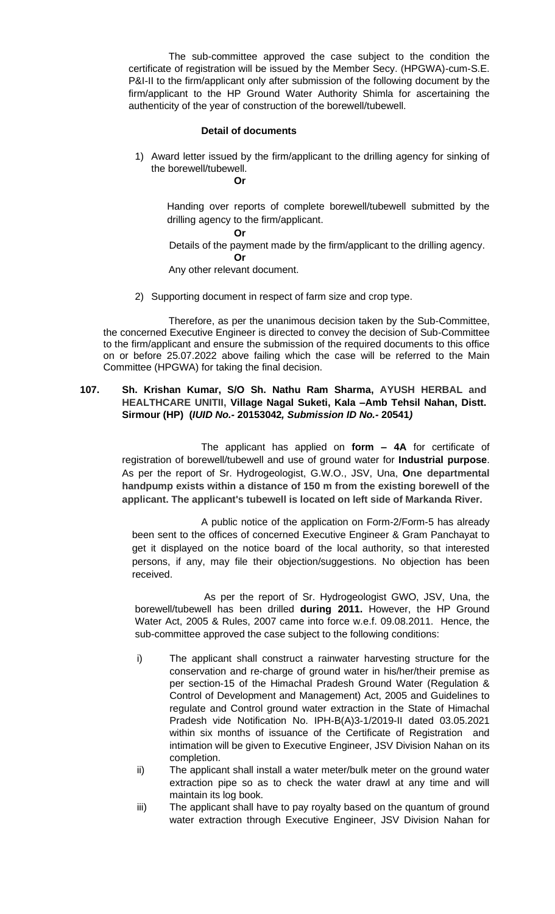The sub-committee approved the case subject to the condition the certificate of registration will be issued by the Member Secy. (HPGWA)-cum-S.E. P&I-II to the firm/applicant only after submission of the following document by the firm/applicant to the HP Ground Water Authority Shimla for ascertaining the authenticity of the year of construction of the borewell/tubewell.

**Detail of documents**

1) Award letter issued by the firm/applicant to the drilling agency for sinking of the borewell/tubewell.

   **Or**

   Handing over reports of complete borewell/tubewell submitted by the drilling agency to the firm/applicant.

   **Or**

   Details of the payment made by the firm/applicant to the drilling agency.

   **Or**

   Any other relevant document.

2) Supporting document in respect of farm size and crop type.

Therefore, as per the unanimous decision taken by the Sub-Committee, the concerned Executive Engineer is directed to convey the decision of Sub-Committee to the firm/applicant and ensure the submission of the required documents to this office on or before 25.07.2022 above failing which the case will be referred to the Main Committee (HPGWA) for taking the final decision.

**107. Sh. Krishan Kumar, S/O Sh. Nathu Ram Sharma, AYUSH HERBAL and HEALTHCARE UNITII, Village Nagal Suketi, Kala –Amb Tehsil Nahan, Distt. Sirmour (HP) (*IUID No.-* 20153042*, Submission ID No.-* 20541*)***

The applicant has applied on **form – 4A** for certificate of registration of borewell/tubewell and use of ground water for **Industrial purpose**. As per the report of Sr. Hydrogeologist, G.W.O., JSV, Una, **One departmental handpump exists within a distance of 150 m from the existing borewell of the applicant. The applicant's tubewell is located on left side of Markanda River.**

A public notice of the application on Form-2/Form-5 has already been sent to the offices of concerned Executive Engineer & Gram Panchayat to get it displayed on the notice board of the local authority, so that interested persons, if any, may file their objection/suggestions. No objection has been received.

As per the report of Sr. Hydrogeologist GWO, JSV, Una, the borewell/tubewell has been drilled **during 2011.** However, the HP Ground Water Act, 2005 & Rules, 2007 came into force w.e.f. 09.08.2011. Hence, the sub-committee approved the case subject to the following conditions:

i) The applicant shall construct a rainwater harvesting structure for the conservation and re-charge of ground water in his/her/their premise as per section-15 of the Himachal Pradesh Ground Water (Regulation & Control of Development and Management) Act, 2005 and Guidelines to regulate and Control ground water extraction in the State of Himachal Pradesh vide Notification No. IPH-B(A)3-1/2019-II dated 03.05.2021 within six months of issuance of the Certificate of Registration and intimation will be given to Executive Engineer, JSV Division Nahan on its completion.

ii) The applicant shall install a water meter/bulk meter on the ground water extraction pipe so as to check the water drawl at any time and will maintain its log book.

iii) The applicant shall have to pay royalty based on the quantum of ground water extraction through Executive Engineer, JSV Division Nahan for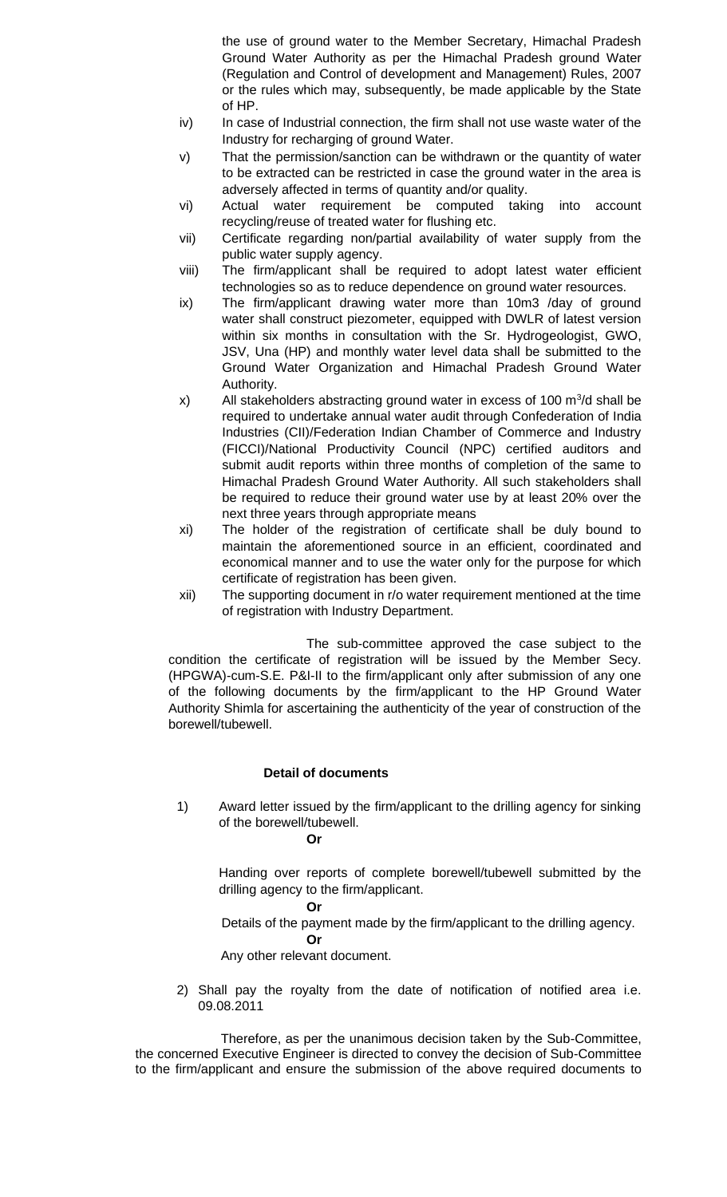the use of ground water to the Member Secretary, Himachal Pradesh Ground Water Authority as per the Himachal Pradesh ground Water (Regulation and Control of development and Management) Rules, 2007 or the rules which may, subsequently, be made applicable by the State of HP.

iv) In case of Industrial connection, the firm shall not use waste water of the Industry for recharging of ground Water.

v) That the permission/sanction can be withdrawn or the quantity of water to be extracted can be restricted in case the ground water in the area is adversely affected in terms of quantity and/or quality.

vi) Actual water requirement be computed taking into account recycling/reuse of treated water for flushing etc.

vii) Certificate regarding non/partial availability of water supply from the public water supply agency.

viii) The firm/applicant shall be required to adopt latest water efficient technologies so as to reduce dependence on ground water resources.

ix) The firm/applicant drawing water more than 10m3 /day of ground water shall construct piezometer, equipped with DWLR of latest version within six months in consultation with the Sr. Hydrogeologist, GWO, JSV, Una (HP) and monthly water level data shall be submitted to the Ground Water Organization and Himachal Pradesh Ground Water Authority.

x) All stakeholders abstracting ground water in excess of 100 $m^3$/d shall be required to undertake annual water audit through Confederation of India Industries (CII)/Federation Indian Chamber of Commerce and Industry (FICCI)/National Productivity Council (NPC) certified auditors and submit audit reports within three months of completion of the same to Himachal Pradesh Ground Water Authority. All such stakeholders shall be required to reduce their ground water use by at least 20% over the next three years through appropriate means

xi) The holder of the registration of certificate shall be duly bound to maintain the aforementioned source in an efficient, coordinated and economical manner and to use the water only for the purpose for which certificate of registration has been given.

xii) The supporting document in r/o water requirement mentioned at the time of registration with Industry Department.

The sub-committee approved the case subject to the condition the certificate of registration will be issued by the Member Secy. (HPGWA)-cum-S.E. P&I-II to the firm/applicant only after submission of any one of the following documents by the firm/applicant to the HP Ground Water Authority Shimla for ascertaining the authenticity of the year of construction of the borewell/tubewell.

**Detail of documents**

1) Award letter issued by the firm/applicant to the drilling agency for sinking of the borewell/tubewell.

   **Or**

   Handing over reports of complete borewell/tubewell submitted by the drilling agency to the firm/applicant.

   **Or**

   Details of the payment made by the firm/applicant to the drilling agency.

   **Or**

   Any other relevant document.

2) Shall pay the royalty from the date of notification of notified area i.e. 09.08.2011

Therefore, as per the unanimous decision taken by the Sub-Committee, the concerned Executive Engineer is directed to convey the decision of Sub-Committee to the firm/applicant and ensure the submission of the above required documents to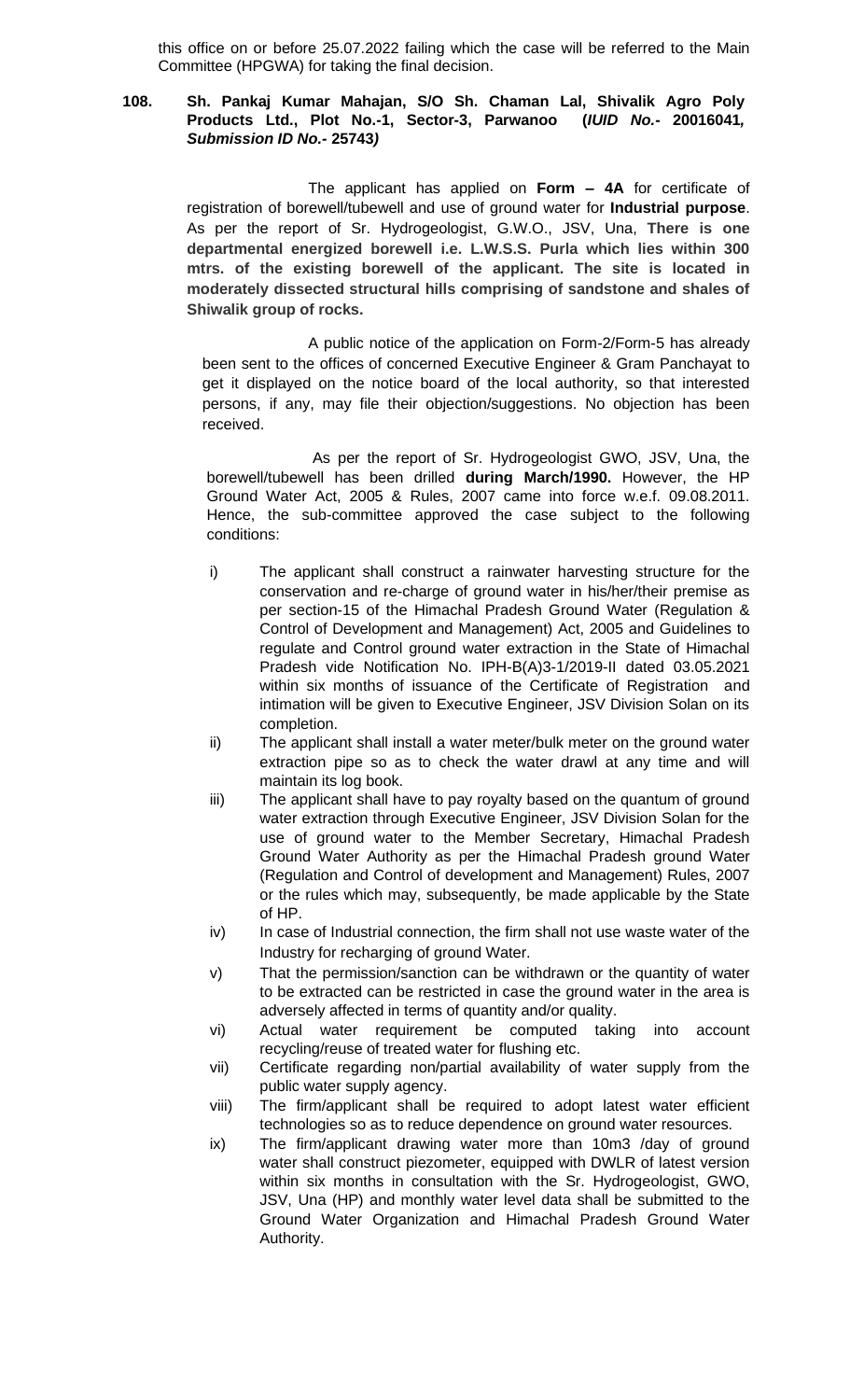this office on or before 25.07.2022 failing which the case will be referred to the Main Committee (HPGWA) for taking the final decision.

**108. Sh. Pankaj Kumar Mahajan, S/O Sh. Chaman Lal, Shivalik Agro Poly Products Ltd., Plot No.-1, Sector-3, Parwanoo (*IUID No.*- 20016041*, Submission ID No.*- 25743*)***

The applicant has applied on **Form – 4A** for certificate of registration of borewell/tubewell and use of ground water for **Industrial purpose**. As per the report of Sr. Hydrogeologist, G.W.O., JSV, Una, **There is one departmental energized borewell i.e. L.W.S.S. Purla which lies within 300 mtrs. of the existing borewell of the applicant. The site is located in moderately dissected structural hills comprising of sandstone and shales of Shiwalik group of rocks.**

A public notice of the application on Form-2/Form-5 has already been sent to the offices of concerned Executive Engineer & Gram Panchayat to get it displayed on the notice board of the local authority, so that interested persons, if any, may file their objection/suggestions. No objection has been received.

As per the report of Sr. Hydrogeologist GWO, JSV, Una, the borewell/tubewell has been drilled **during March/1990.** However, the HP Ground Water Act, 2005 & Rules, 2007 came into force w.e.f. 09.08.2011. Hence, the sub-committee approved the case subject to the following conditions:

i) The applicant shall construct a rainwater harvesting structure for the conservation and re-charge of ground water in his/her/their premise as per section-15 of the Himachal Pradesh Ground Water (Regulation & Control of Development and Management) Act, 2005 and Guidelines to regulate and Control ground water extraction in the State of Himachal Pradesh vide Notification No. IPH-B(A)3-1/2019-II dated 03.05.2021 within six months of issuance of the Certificate of Registration and intimation will be given to Executive Engineer, JSV Division Solan on its completion.

ii) The applicant shall install a water meter/bulk meter on the ground water extraction pipe so as to check the water drawl at any time and will maintain its log book.

iii) The applicant shall have to pay royalty based on the quantum of ground water extraction through Executive Engineer, JSV Division Solan for the use of ground water to the Member Secretary, Himachal Pradesh Ground Water Authority as per the Himachal Pradesh ground Water (Regulation and Control of development and Management) Rules, 2007 or the rules which may, subsequently, be made applicable by the State of HP.

iv) In case of Industrial connection, the firm shall not use waste water of the Industry for recharging of ground Water.

v) That the permission/sanction can be withdrawn or the quantity of water to be extracted can be restricted in case the ground water in the area is adversely affected in terms of quantity and/or quality.

vi) Actual water requirement be computed taking into account recycling/reuse of treated water for flushing etc.

vii) Certificate regarding non/partial availability of water supply from the public water supply agency.

viii) The firm/applicant shall be required to adopt latest water efficient technologies so as to reduce dependence on ground water resources.

ix) The firm/applicant drawing water more than 10m3 /day of ground water shall construct piezometer, equipped with DWLR of latest version within six months in consultation with the Sr. Hydrogeologist, GWO, JSV, Una (HP) and monthly water level data shall be submitted to the Ground Water Organization and Himachal Pradesh Ground Water Authority.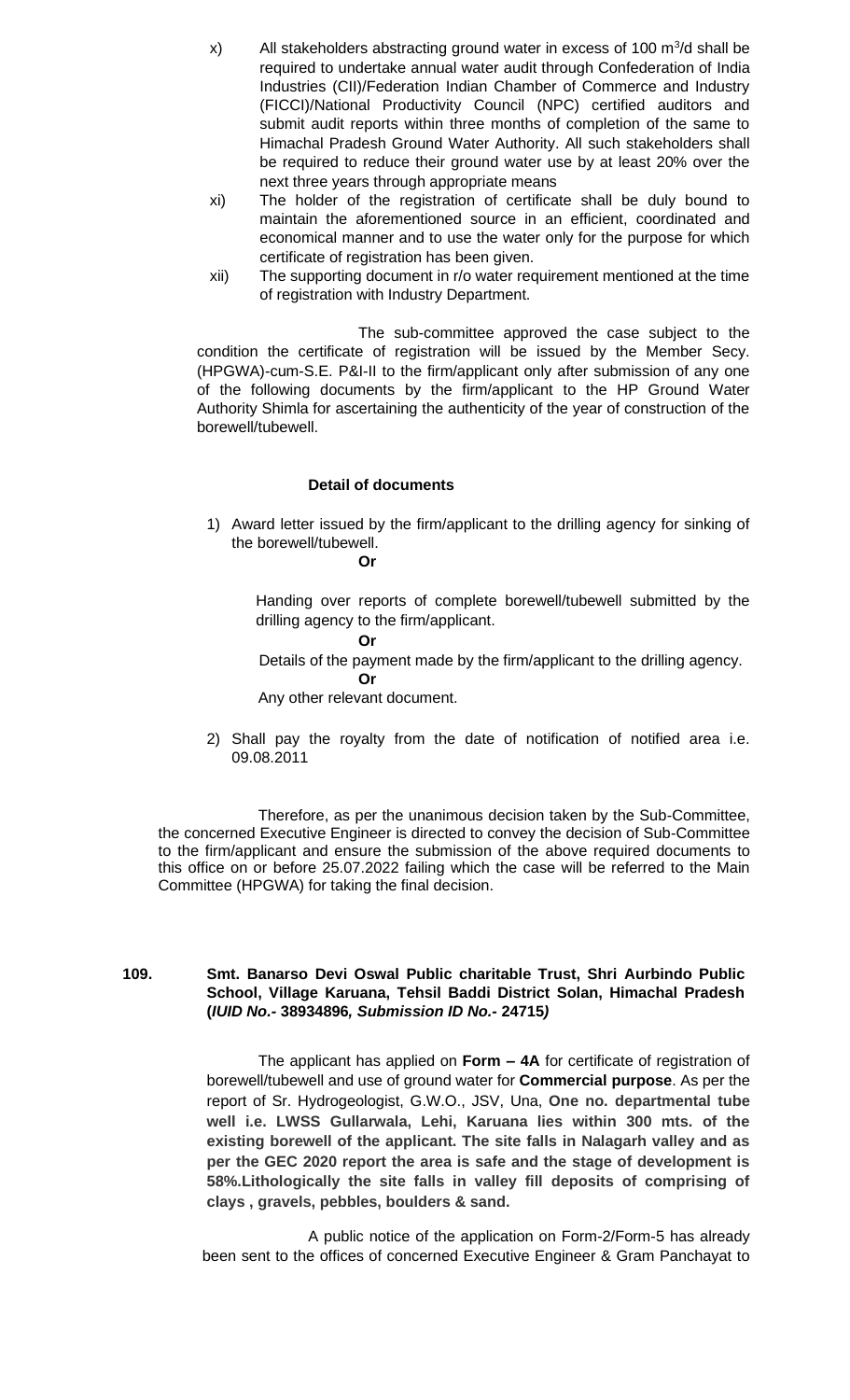x) All stakeholders abstracting ground water in excess of 100 $m^3$/d shall be required to undertake annual water audit through Confederation of India Industries (CII)/Federation Indian Chamber of Commerce and Industry (FICCI)/National Productivity Council (NPC) certified auditors and submit audit reports within three months of completion of the same to Himachal Pradesh Ground Water Authority. All such stakeholders shall be required to reduce their ground water use by at least 20% over the next three years through appropriate means

xi) The holder of the registration of certificate shall be duly bound to maintain the aforementioned source in an efficient, coordinated and economical manner and to use the water only for the purpose for which certificate of registration has been given.

xii) The supporting document in r/o water requirement mentioned at the time of registration with Industry Department.

The sub-committee approved the case subject to the condition the certificate of registration will be issued by the Member Secy. (HPGWA)-cum-S.E. P&I-II to the firm/applicant only after submission of any one of the following documents by the firm/applicant to the HP Ground Water Authority Shimla for ascertaining the authenticity of the year of construction of the borewell/tubewell.

**Detail of documents**

1) Award letter issued by the firm/applicant to the drilling agency for sinking of the borewell/tubewell.

   **Or**

   Handing over reports of complete borewell/tubewell submitted by the drilling agency to the firm/applicant.

   **Or**

   Details of the payment made by the firm/applicant to the drilling agency.

   **Or**

   Any other relevant document.

2) Shall pay the royalty from the date of notification of notified area i.e. 09.08.2011

Therefore, as per the unanimous decision taken by the Sub-Committee, the concerned Executive Engineer is directed to convey the decision of Sub-Committee to the firm/applicant and ensure the submission of the above required documents to this office on or before 25.07.2022 failing which the case will be referred to the Main Committee (HPGWA) for taking the final decision.

**109. Smt. Banarso Devi Oswal Public charitable Trust, Shri Aurbindo Public School, Village Karuana, Tehsil Baddi District Solan, Himachal Pradesh (*IUID No.-* 38934896*, Submission ID No.-* 24715*)***

The applicant has applied on **Form – 4A** for certificate of registration of borewell/tubewell and use of ground water for **Commercial purpose**. As per the report of Sr. Hydrogeologist, G.W.O., JSV, Una, **One no. departmental tube well i.e. LWSS Gullarwala, Lehi, Karuana lies within 300 mts. of the existing borewell of the applicant. The site falls in Nalagarh valley and as per the GEC 2020 report the area is safe and the stage of development is 58%.Lithologically the site falls in valley fill deposits of comprising of clays , gravels, pebbles, boulders & sand.**

A public notice of the application on Form-2/Form-5 has already been sent to the offices of concerned Executive Engineer & Gram Panchayat to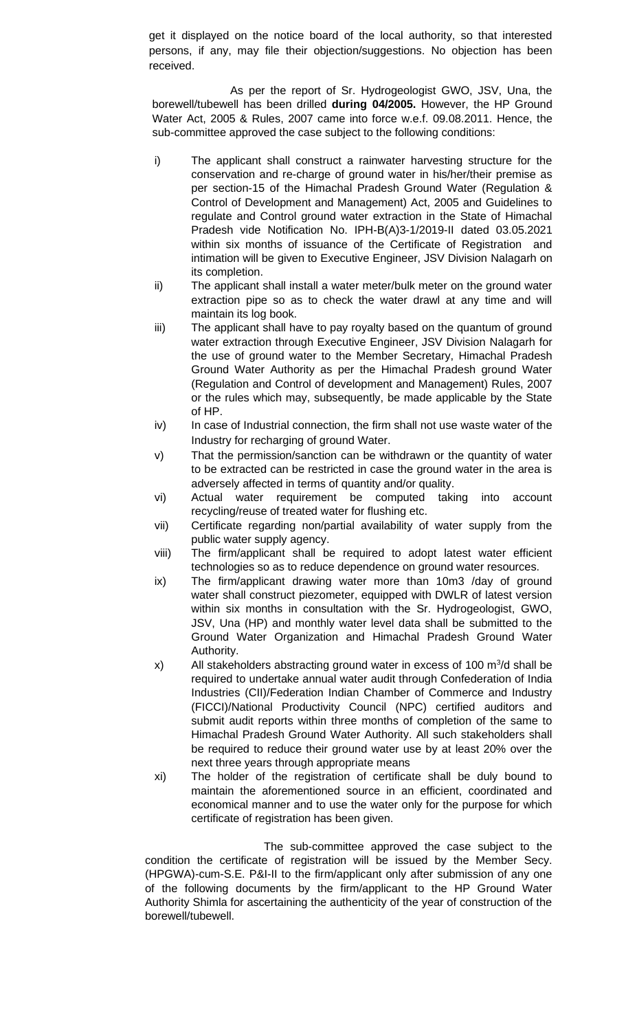get it displayed on the notice board of the local authority, so that interested persons, if any, may file their objection/suggestions. No objection has been received.

As per the report of Sr. Hydrogeologist GWO, JSV, Una, the borewell/tubewell has been drilled **during 04/2005.** However, the HP Ground Water Act, 2005 & Rules, 2007 came into force w.e.f. 09.08.2011. Hence, the sub-committee approved the case subject to the following conditions:

i) The applicant shall construct a rainwater harvesting structure for the conservation and re-charge of ground water in his/her/their premise as per section-15 of the Himachal Pradesh Ground Water (Regulation & Control of Development and Management) Act, 2005 and Guidelines to regulate and Control ground water extraction in the State of Himachal Pradesh vide Notification No. IPH-B(A)3-1/2019-II dated 03.05.2021 within six months of issuance of the Certificate of Registration and intimation will be given to Executive Engineer, JSV Division Nalagarh on its completion.

ii) The applicant shall install a water meter/bulk meter on the ground water extraction pipe so as to check the water drawl at any time and will maintain its log book.

iii) The applicant shall have to pay royalty based on the quantum of ground water extraction through Executive Engineer, JSV Division Nalagarh for the use of ground water to the Member Secretary, Himachal Pradesh Ground Water Authority as per the Himachal Pradesh ground Water (Regulation and Control of development and Management) Rules, 2007 or the rules which may, subsequently, be made applicable by the State of HP.

iv) In case of Industrial connection, the firm shall not use waste water of the Industry for recharging of ground Water.

v) That the permission/sanction can be withdrawn or the quantity of water to be extracted can be restricted in case the ground water in the area is adversely affected in terms of quantity and/or quality.

vi) Actual water requirement be computed taking into account recycling/reuse of treated water for flushing etc.

vii) Certificate regarding non/partial availability of water supply from the public water supply agency.

viii) The firm/applicant shall be required to adopt latest water efficient technologies so as to reduce dependence on ground water resources.

ix) The firm/applicant drawing water more than 10m3 /day of ground water shall construct piezometer, equipped with DWLR of latest version within six months in consultation with the Sr. Hydrogeologist, GWO, JSV, Una (HP) and monthly water level data shall be submitted to the Ground Water Organization and Himachal Pradesh Ground Water Authority.

x) All stakeholders abstracting ground water in excess of 100 $m^3$/d shall be required to undertake annual water audit through Confederation of India Industries (CII)/Federation Indian Chamber of Commerce and Industry (FICCI)/National Productivity Council (NPC) certified auditors and submit audit reports within three months of completion of the same to Himachal Pradesh Ground Water Authority. All such stakeholders shall be required to reduce their ground water use by at least 20% over the next three years through appropriate means

xi) The holder of the registration of certificate shall be duly bound to maintain the aforementioned source in an efficient, coordinated and economical manner and to use the water only for the purpose for which certificate of registration has been given.

The sub-committee approved the case subject to the condition the certificate of registration will be issued by the Member Secy. (HPGWA)-cum-S.E. P&I-II to the firm/applicant only after submission of any one of the following documents by the firm/applicant to the HP Ground Water Authority Shimla for ascertaining the authenticity of the year of construction of the borewell/tubewell.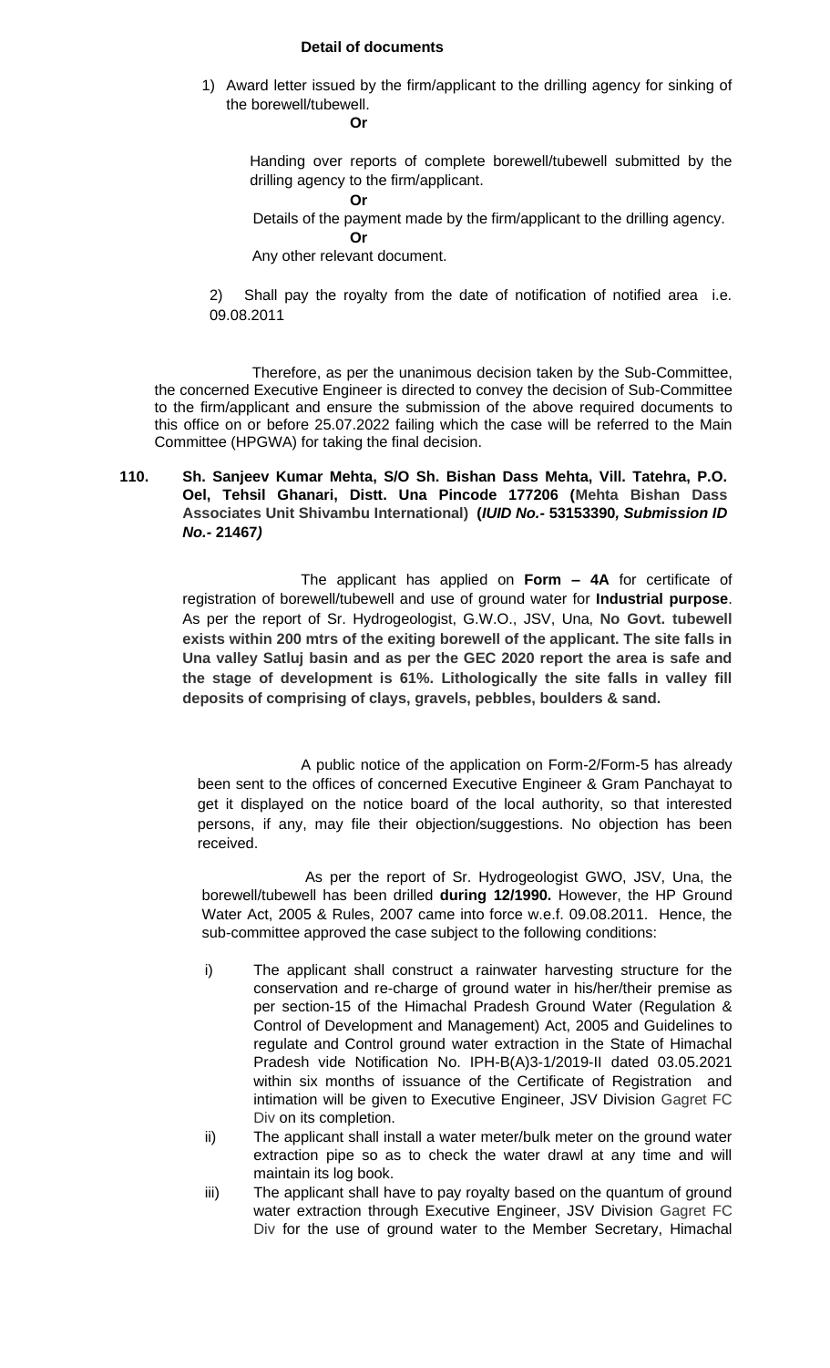**Detail of documents**

1) Award letter issued by the firm/applicant to the drilling agency for sinking of the borewell/tubewell.

**Or**

Handing over reports of complete borewell/tubewell submitted by the drilling agency to the firm/applicant.

**Or**

Details of the payment made by the firm/applicant to the drilling agency.

**Or**

Any other relevant document.

2) Shall pay the royalty from the date of notification of notified area i.e. 09.08.2011

Therefore, as per the unanimous decision taken by the Sub-Committee, the concerned Executive Engineer is directed to convey the decision of Sub-Committee to the firm/applicant and ensure the submission of the above required documents to this office on or before 25.07.2022 failing which the case will be referred to the Main Committee (HPGWA) for taking the final decision.

**110. Sh. Sanjeev Kumar Mehta, S/O Sh. Bishan Dass Mehta, Vill. Tatehra, P.O. Oel, Tehsil Ghanari, Distt. Una Pincode 177206 (Mehta Bishan Dass Associates Unit Shivambu International) (*IUID No.-* 53153390*, Submission ID No.-* 21467*)***

The applicant has applied on **Form – 4A** for certificate of registration of borewell/tubewell and use of ground water for **Industrial purpose**. As per the report of Sr. Hydrogeologist, G.W.O., JSV, Una, **No Govt. tubewell exists within 200 mtrs of the exiting borewell of the applicant. The site falls in Una valley Satluj basin and as per the GEC 2020 report the area is safe and the stage of development is 61%. Lithologically the site falls in valley fill deposits of comprising of clays, gravels, pebbles, boulders & sand.**

A public notice of the application on Form-2/Form-5 has already been sent to the offices of concerned Executive Engineer & Gram Panchayat to get it displayed on the notice board of the local authority, so that interested persons, if any, may file their objection/suggestions. No objection has been received.

As per the report of Sr. Hydrogeologist GWO, JSV, Una, the borewell/tubewell has been drilled **during 12/1990.** However, the HP Ground Water Act, 2005 & Rules, 2007 came into force w.e.f. 09.08.2011. Hence, the sub-committee approved the case subject to the following conditions:

i) The applicant shall construct a rainwater harvesting structure for the conservation and re-charge of ground water in his/her/their premise as per section-15 of the Himachal Pradesh Ground Water (Regulation & Control of Development and Management) Act, 2005 and Guidelines to regulate and Control ground water extraction in the State of Himachal Pradesh vide Notification No. IPH-B(A)3-1/2019-II dated 03.05.2021 within six months of issuance of the Certificate of Registration and intimation will be given to Executive Engineer, JSV Division Gagret FC Div on its completion.

ii) The applicant shall install a water meter/bulk meter on the ground water extraction pipe so as to check the water drawl at any time and will maintain its log book.

iii) The applicant shall have to pay royalty based on the quantum of ground water extraction through Executive Engineer, JSV Division Gagret FC Div for the use of ground water to the Member Secretary, Himachal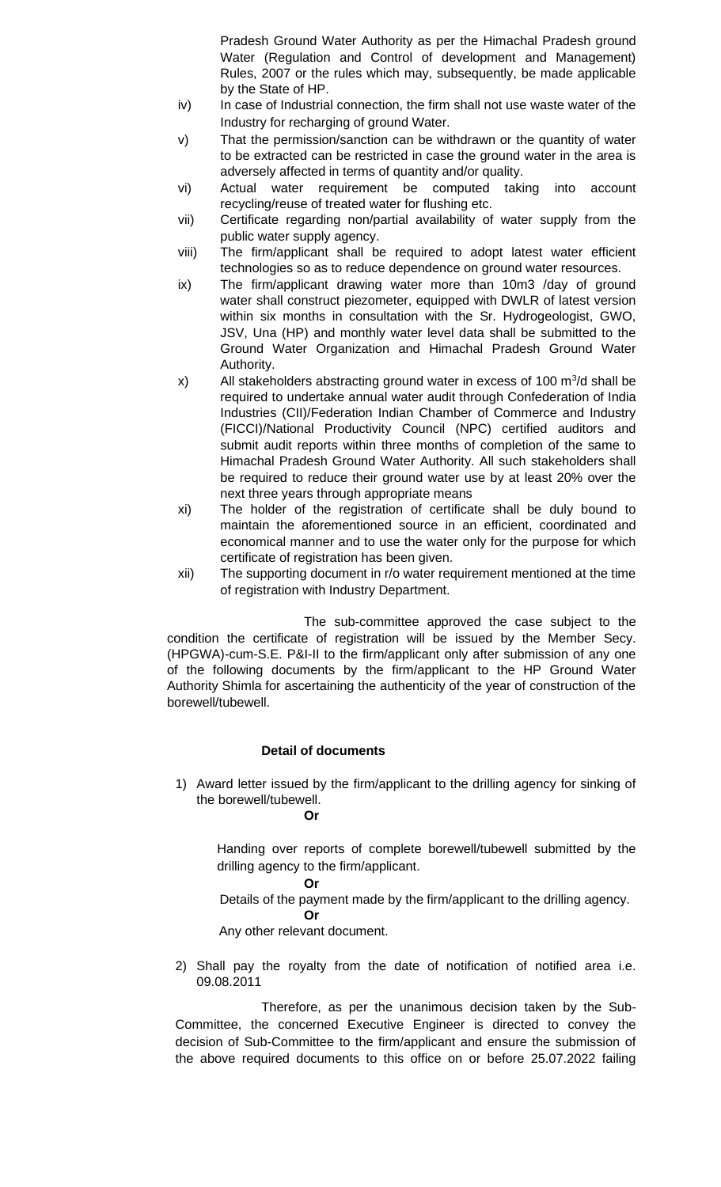Pradesh Ground Water Authority as per the Himachal Pradesh ground Water (Regulation and Control of development and Management) Rules, 2007 or the rules which may, subsequently, be made applicable by the State of HP.

iv) In case of Industrial connection, the firm shall not use waste water of the Industry for recharging of ground Water.

v) That the permission/sanction can be withdrawn or the quantity of water to be extracted can be restricted in case the ground water in the area is adversely affected in terms of quantity and/or quality.

vi) Actual water requirement be computed taking into account recycling/reuse of treated water for flushing etc.

vii) Certificate regarding non/partial availability of water supply from the public water supply agency.

viii) The firm/applicant shall be required to adopt latest water efficient technologies so as to reduce dependence on ground water resources.

ix) The firm/applicant drawing water more than 10m3 /day of ground water shall construct piezometer, equipped with DWLR of latest version within six months in consultation with the Sr. Hydrogeologist, GWO, JSV, Una (HP) and monthly water level data shall be submitted to the Ground Water Organization and Himachal Pradesh Ground Water Authority.

x) All stakeholders abstracting ground water in excess of 100 $m^3$/d shall be required to undertake annual water audit through Confederation of India Industries (CII)/Federation Indian Chamber of Commerce and Industry (FICCI)/National Productivity Council (NPC) certified auditors and submit audit reports within three months of completion of the same to Himachal Pradesh Ground Water Authority. All such stakeholders shall be required to reduce their ground water use by at least 20% over the next three years through appropriate means

xi) The holder of the registration of certificate shall be duly bound to maintain the aforementioned source in an efficient, coordinated and economical manner and to use the water only for the purpose for which certificate of registration has been given.

xii) The supporting document in r/o water requirement mentioned at the time of registration with Industry Department.

The sub-committee approved the case subject to the condition the certificate of registration will be issued by the Member Secy. (HPGWA)-cum-S.E. P&I-II to the firm/applicant only after submission of any one of the following documents by the firm/applicant to the HP Ground Water Authority Shimla for ascertaining the authenticity of the year of construction of the borewell/tubewell.

**Detail of documents**

1) Award letter issued by the firm/applicant to the drilling agency for sinking of the borewell/tubewell.

   **Or**

   Handing over reports of complete borewell/tubewell submitted by the drilling agency to the firm/applicant.

   **Or**

   Details of the payment made by the firm/applicant to the drilling agency.

   **Or**

   Any other relevant document.

2) Shall pay the royalty from the date of notification of notified area i.e. 09.08.2011

Therefore, as per the unanimous decision taken by the Sub-Committee, the concerned Executive Engineer is directed to convey the decision of Sub-Committee to the firm/applicant and ensure the submission of the above required documents to this office on or before 25.07.2022 failing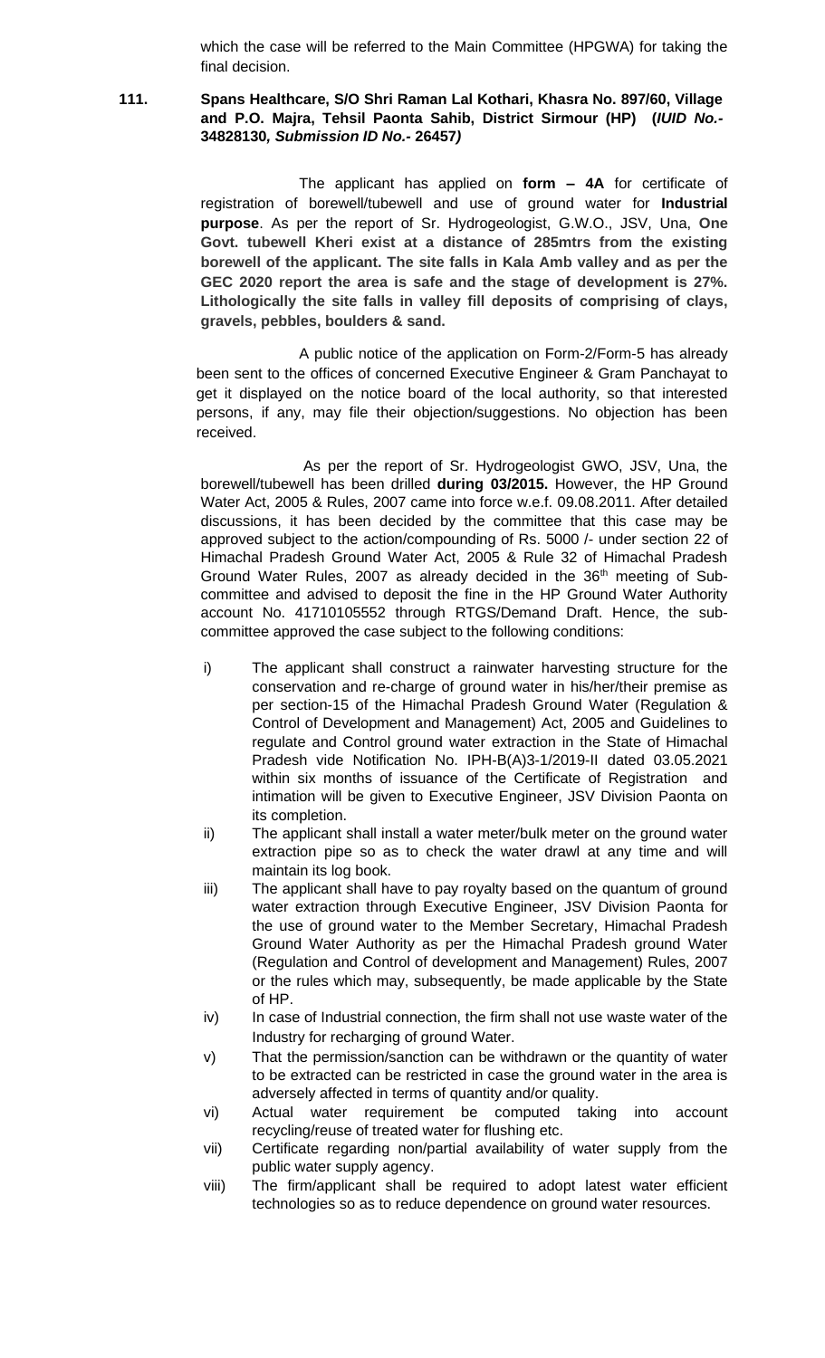which the case will be referred to the Main Committee (HPGWA) for taking the final decision.

**111. Spans Healthcare, S/O Shri Raman Lal Kothari, Khasra No. 897/60, Village and P.O. Majra, Tehsil Paonta Sahib, District Sirmour (HP) (*IUID No.-* 34828130*, Submission ID No.-* 26457*)***

The applicant has applied on **form – 4A** for certificate of registration of borewell/tubewell and use of ground water for **Industrial purpose**. As per the report of Sr. Hydrogeologist, G.W.O., JSV, Una, **One Govt. tubewell Kheri exist at a distance of 285mtrs from the existing borewell of the applicant. The site falls in Kala Amb valley and as per the GEC 2020 report the area is safe and the stage of development is 27%. Lithologically the site falls in valley fill deposits of comprising of clays, gravels, pebbles, boulders & sand.**

A public notice of the application on Form-2/Form-5 has already been sent to the offices of concerned Executive Engineer & Gram Panchayat to get it displayed on the notice board of the local authority, so that interested persons, if any, may file their objection/suggestions. No objection has been received.

As per the report of Sr. Hydrogeologist GWO, JSV, Una, the borewell/tubewell has been drilled **during 03/2015.** However, the HP Ground Water Act, 2005 & Rules, 2007 came into force w.e.f. 09.08.2011. After detailed discussions, it has been decided by the committee that this case may be approved subject to the action/compounding of Rs. 5000 /- under section 22 of Himachal Pradesh Ground Water Act, 2005 & Rule 32 of Himachal Pradesh Ground Water Rules, 2007 as already decided in the 36th meeting of Sub-committee and advised to deposit the fine in the HP Ground Water Authority account No. 41710105552 through RTGS/Demand Draft. Hence, the sub-committee approved the case subject to the following conditions:

i) The applicant shall construct a rainwater harvesting structure for the conservation and re-charge of ground water in his/her/their premise as per section-15 of the Himachal Pradesh Ground Water (Regulation & Control of Development and Management) Act, 2005 and Guidelines to regulate and Control ground water extraction in the State of Himachal Pradesh vide Notification No. IPH-B(A)3-1/2019-II dated 03.05.2021 within six months of issuance of the Certificate of Registration and intimation will be given to Executive Engineer, JSV Division Paonta on its completion.

ii) The applicant shall install a water meter/bulk meter on the ground water extraction pipe so as to check the water drawl at any time and will maintain its log book.

iii) The applicant shall have to pay royalty based on the quantum of ground water extraction through Executive Engineer, JSV Division Paonta for the use of ground water to the Member Secretary, Himachal Pradesh Ground Water Authority as per the Himachal Pradesh ground Water (Regulation and Control of development and Management) Rules, 2007 or the rules which may, subsequently, be made applicable by the State of HP.

iv) In case of Industrial connection, the firm shall not use waste water of the Industry for recharging of ground Water.

v) That the permission/sanction can be withdrawn or the quantity of water to be extracted can be restricted in case the ground water in the area is adversely affected in terms of quantity and/or quality.

vi) Actual water requirement be computed taking into account recycling/reuse of treated water for flushing etc.

vii) Certificate regarding non/partial availability of water supply from the public water supply agency.

viii) The firm/applicant shall be required to adopt latest water efficient technologies so as to reduce dependence on ground water resources.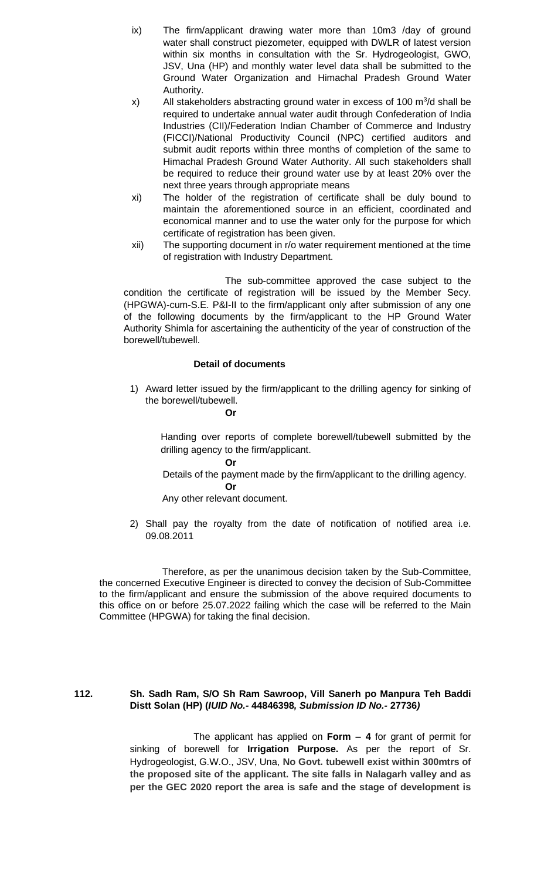ix) The firm/applicant drawing water more than 10m3 /day of ground water shall construct piezometer, equipped with DWLR of latest version within six months in consultation with the Sr. Hydrogeologist, GWO, JSV, Una (HP) and monthly water level data shall be submitted to the Ground Water Organization and Himachal Pradesh Ground Water Authority.

x) All stakeholders abstracting ground water in excess of 100 $m^3$/d shall be required to undertake annual water audit through Confederation of India Industries (CII)/Federation Indian Chamber of Commerce and Industry (FICCI)/National Productivity Council (NPC) certified auditors and submit audit reports within three months of completion of the same to Himachal Pradesh Ground Water Authority. All such stakeholders shall be required to reduce their ground water use by at least 20% over the next three years through appropriate means

xi) The holder of the registration of certificate shall be duly bound to maintain the aforementioned source in an efficient, coordinated and economical manner and to use the water only for the purpose for which certificate of registration has been given.

xii) The supporting document in r/o water requirement mentioned at the time of registration with Industry Department.

The sub-committee approved the case subject to the condition the certificate of registration will be issued by the Member Secy. (HPGWA)-cum-S.E. P&I-II to the firm/applicant only after submission of any one of the following documents by the firm/applicant to the HP Ground Water Authority Shimla for ascertaining the authenticity of the year of construction of the borewell/tubewell.

**Detail of documents**

1) Award letter issued by the firm/applicant to the drilling agency for sinking of the borewell/tubewell.

**Or**

Handing over reports of complete borewell/tubewell submitted by the drilling agency to the firm/applicant.

**Or**

Details of the payment made by the firm/applicant to the drilling agency.

**Or**

Any other relevant document.

2) Shall pay the royalty from the date of notification of notified area i.e. 09.08.2011

Therefore, as per the unanimous decision taken by the Sub-Committee, the concerned Executive Engineer is directed to convey the decision of Sub-Committee to the firm/applicant and ensure the submission of the above required documents to this office on or before 25.07.2022 failing which the case will be referred to the Main Committee (HPGWA) for taking the final decision.

**112. Sh. Sadh Ram, S/O Sh Ram Sawroop, Vill Sanerh po Manpura Teh Baddi Distt Solan (HP) (*IUID No.-* 44846398*, Submission ID No.-* 27736*)***

The applicant has applied on **Form – 4** for grant of permit for sinking of borewell for **Irrigation Purpose.** As per the report of Sr. Hydrogeologist, G.W.O., JSV, Una, **No Govt. tubewell exist within 300mtrs of the proposed site of the applicant. The site falls in Nalagarh valley and as per the GEC 2020 report the area is safe and the stage of development is**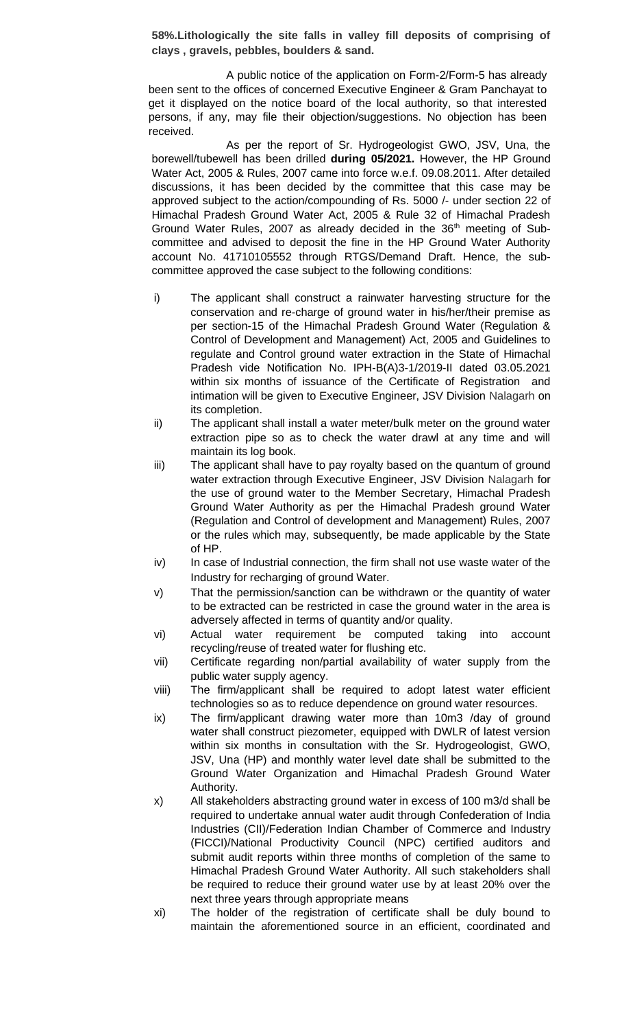**58%.Lithologically the site falls in valley fill deposits of comprising of clays , gravels, pebbles, boulders & sand.**

A public notice of the application on Form-2/Form-5 has already been sent to the offices of concerned Executive Engineer & Gram Panchayat to get it displayed on the notice board of the local authority, so that interested persons, if any, may file their objection/suggestions. No objection has been received.

As per the report of Sr. Hydrogeologist GWO, JSV, Una, the borewell/tubewell has been drilled **during 05/2021.** However, the HP Ground Water Act, 2005 & Rules, 2007 came into force w.e.f. 09.08.2011. After detailed discussions, it has been decided by the committee that this case may be approved subject to the action/compounding of Rs. 5000 /- under section 22 of Himachal Pradesh Ground Water Act, 2005 & Rule 32 of Himachal Pradesh Ground Water Rules, 2007 as already decided in the 36th meeting of Sub-committee and advised to deposit the fine in the HP Ground Water Authority account No. 41710105552 through RTGS/Demand Draft. Hence, the sub-committee approved the case subject to the following conditions:

i) The applicant shall construct a rainwater harvesting structure for the conservation and re-charge of ground water in his/her/their premise as per section-15 of the Himachal Pradesh Ground Water (Regulation & Control of Development and Management) Act, 2005 and Guidelines to regulate and Control ground water extraction in the State of Himachal Pradesh vide Notification No. IPH-B(A)3-1/2019-II dated 03.05.2021 within six months of issuance of the Certificate of Registration and intimation will be given to Executive Engineer, JSV Division Nalagarh on its completion.

ii) The applicant shall install a water meter/bulk meter on the ground water extraction pipe so as to check the water drawl at any time and will maintain its log book.

iii) The applicant shall have to pay royalty based on the quantum of ground water extraction through Executive Engineer, JSV Division Nalagarh for the use of ground water to the Member Secretary, Himachal Pradesh Ground Water Authority as per the Himachal Pradesh ground Water (Regulation and Control of development and Management) Rules, 2007 or the rules which may, subsequently, be made applicable by the State of HP.

iv) In case of Industrial connection, the firm shall not use waste water of the Industry for recharging of ground Water.

v) That the permission/sanction can be withdrawn or the quantity of water to be extracted can be restricted in case the ground water in the area is adversely affected in terms of quantity and/or quality.

vi) Actual water requirement be computed taking into account recycling/reuse of treated water for flushing etc.

vii) Certificate regarding non/partial availability of water supply from the public water supply agency.

viii) The firm/applicant shall be required to adopt latest water efficient technologies so as to reduce dependence on ground water resources.

ix) The firm/applicant drawing water more than 10m3 /day of ground water shall construct piezometer, equipped with DWLR of latest version within six months in consultation with the Sr. Hydrogeologist, GWO, JSV, Una (HP) and monthly water level date shall be submitted to the Ground Water Organization and Himachal Pradesh Ground Water Authority.

x) All stakeholders abstracting ground water in excess of 100 m3/d shall be required to undertake annual water audit through Confederation of India Industries (CII)/Federation Indian Chamber of Commerce and Industry (FICCI)/National Productivity Council (NPC) certified auditors and submit audit reports within three months of completion of the same to Himachal Pradesh Ground Water Authority. All such stakeholders shall be required to reduce their ground water use by at least 20% over the next three years through appropriate means

xi) The holder of the registration of certificate shall be duly bound to maintain the aforementioned source in an efficient, coordinated and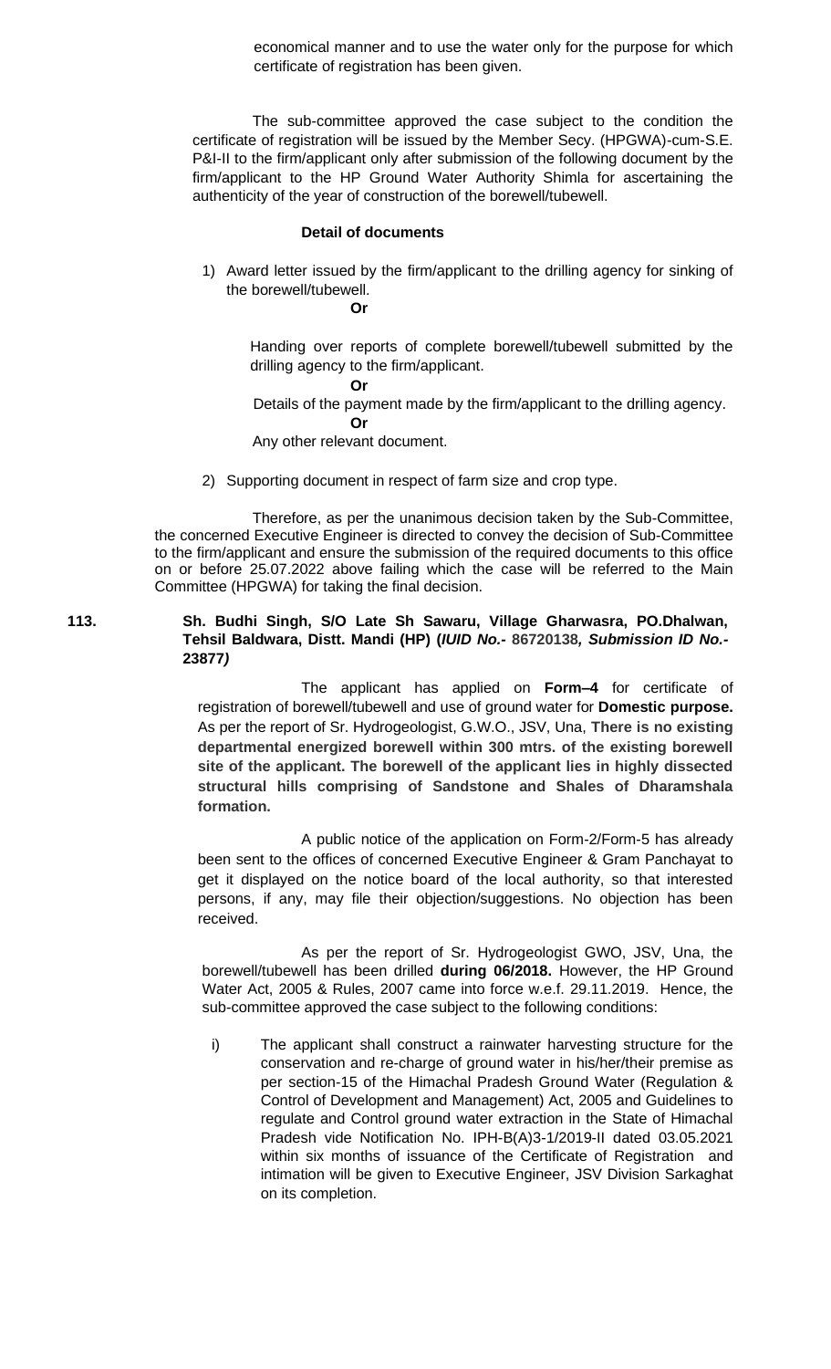economical manner and to use the water only for the purpose for which certificate of registration has been given.

The sub-committee approved the case subject to the condition the certificate of registration will be issued by the Member Secy. (HPGWA)-cum-S.E. P&I-II to the firm/applicant only after submission of the following document by the firm/applicant to the HP Ground Water Authority Shimla for ascertaining the authenticity of the year of construction of the borewell/tubewell.

**Detail of documents**

1) Award letter issued by the firm/applicant to the drilling agency for sinking of the borewell/tubewell.

   **Or**

   Handing over reports of complete borewell/tubewell submitted by the drilling agency to the firm/applicant.

   **Or**

   Details of the payment made by the firm/applicant to the drilling agency.

   **Or**

   Any other relevant document.

2) Supporting document in respect of farm size and crop type.

Therefore, as per the unanimous decision taken by the Sub-Committee, the concerned Executive Engineer is directed to convey the decision of Sub-Committee to the firm/applicant and ensure the submission of the required documents to this office on or before 25.07.2022 above failing which the case will be referred to the Main Committee (HPGWA) for taking the final decision.

**113. Sh. Budhi Singh, S/O Late Sh Sawaru, Village Gharwasra, PO.Dhalwan, Tehsil Baldwara, Distt. Mandi (HP) (*IUID No.-* 86720138*, Submission ID No.-* 23877*)***

The applicant has applied on **Form–4** for certificate of registration of borewell/tubewell and use of ground water for **Domestic purpose.** As per the report of Sr. Hydrogeologist, G.W.O., JSV, Una, **There is no existing departmental energized borewell within 300 mtrs. of the existing borewell site of the applicant. The borewell of the applicant lies in highly dissected structural hills comprising of Sandstone and Shales of Dharamshala formation.**

A public notice of the application on Form-2/Form-5 has already been sent to the offices of concerned Executive Engineer & Gram Panchayat to get it displayed on the notice board of the local authority, so that interested persons, if any, may file their objection/suggestions. No objection has been received.

As per the report of Sr. Hydrogeologist GWO, JSV, Una, the borewell/tubewell has been drilled **during 06/2018.** However, the HP Ground Water Act, 2005 & Rules, 2007 came into force w.e.f. 29.11.2019. Hence, the sub-committee approved the case subject to the following conditions:

i) The applicant shall construct a rainwater harvesting structure for the conservation and re-charge of ground water in his/her/their premise as per section-15 of the Himachal Pradesh Ground Water (Regulation & Control of Development and Management) Act, 2005 and Guidelines to regulate and Control ground water extraction in the State of Himachal Pradesh vide Notification No. IPH-B(A)3-1/2019-II dated 03.05.2021 within six months of issuance of the Certificate of Registration and intimation will be given to Executive Engineer, JSV Division Sarkaghat on its completion.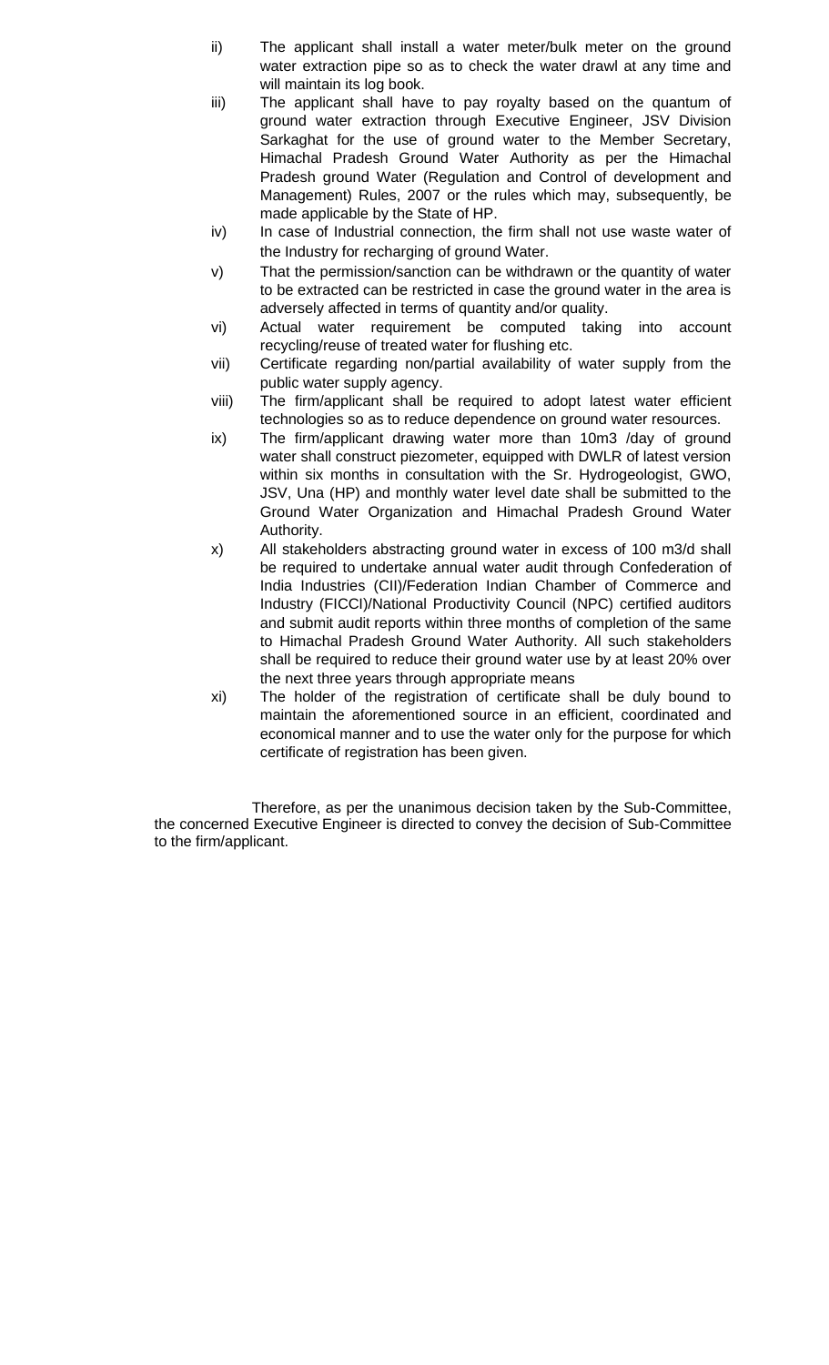ii) The applicant shall install a water meter/bulk meter on the ground water extraction pipe so as to check the water drawl at any time and will maintain its log book.

iii) The applicant shall have to pay royalty based on the quantum of ground water extraction through Executive Engineer, JSV Division Sarkaghat for the use of ground water to the Member Secretary, Himachal Pradesh Ground Water Authority as per the Himachal Pradesh ground Water (Regulation and Control of development and Management) Rules, 2007 or the rules which may, subsequently, be made applicable by the State of HP.

iv) In case of Industrial connection, the firm shall not use waste water of the Industry for recharging of ground Water.

v) That the permission/sanction can be withdrawn or the quantity of water to be extracted can be restricted in case the ground water in the area is adversely affected in terms of quantity and/or quality.

vi) Actual water requirement be computed taking into account recycling/reuse of treated water for flushing etc.

vii) Certificate regarding non/partial availability of water supply from the public water supply agency.

viii) The firm/applicant shall be required to adopt latest water efficient technologies so as to reduce dependence on ground water resources.

ix) The firm/applicant drawing water more than 10m3 /day of ground water shall construct piezometer, equipped with DWLR of latest version within six months in consultation with the Sr. Hydrogeologist, GWO, JSV, Una (HP) and monthly water level date shall be submitted to the Ground Water Organization and Himachal Pradesh Ground Water Authority.

x) All stakeholders abstracting ground water in excess of 100 m3/d shall be required to undertake annual water audit through Confederation of India Industries (CII)/Federation Indian Chamber of Commerce and Industry (FICCI)/National Productivity Council (NPC) certified auditors and submit audit reports within three months of completion of the same to Himachal Pradesh Ground Water Authority. All such stakeholders shall be required to reduce their ground water use by at least 20% over the next three years through appropriate means

xi) The holder of the registration of certificate shall be duly bound to maintain the aforementioned source in an efficient, coordinated and economical manner and to use the water only for the purpose for which certificate of registration has been given.

Therefore, as per the unanimous decision taken by the Sub-Committee, the concerned Executive Engineer is directed to convey the decision of Sub-Committee to the firm/applicant.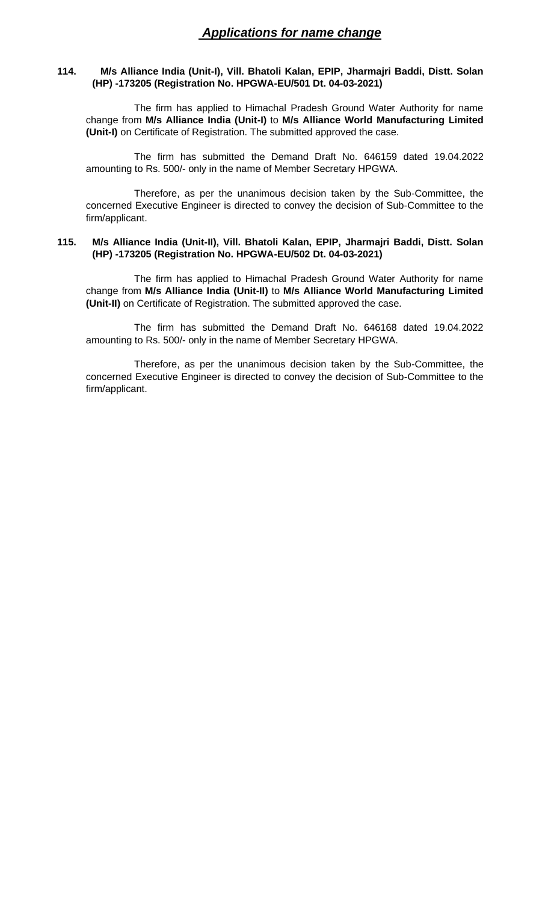## *Applications for name change*

**114. M/s Alliance India (Unit-I), Vill. Bhatoli Kalan, EPIP, Jharmajri Baddi, Distt. Solan (HP) -173205 (Registration No. HPGWA-EU/501 Dt. 04-03-2021)**

The firm has applied to Himachal Pradesh Ground Water Authority for name change from **M/s Alliance India (Unit-I)** to **M/s Alliance World Manufacturing Limited (Unit-I)** on Certificate of Registration. The submitted approved the case.

The firm has submitted the Demand Draft No. 646159 dated 19.04.2022 amounting to Rs. 500/- only in the name of Member Secretary HPGWA.

Therefore, as per the unanimous decision taken by the Sub-Committee, the concerned Executive Engineer is directed to convey the decision of Sub-Committee to the firm/applicant.

**115. M/s Alliance India (Unit-II), Vill. Bhatoli Kalan, EPIP, Jharmajri Baddi, Distt. Solan (HP) -173205 (Registration No. HPGWA-EU/502 Dt. 04-03-2021)**

The firm has applied to Himachal Pradesh Ground Water Authority for name change from **M/s Alliance India (Unit-II)** to **M/s Alliance World Manufacturing Limited (Unit-II)** on Certificate of Registration. The submitted approved the case.

The firm has submitted the Demand Draft No. 646168 dated 19.04.2022 amounting to Rs. 500/- only in the name of Member Secretary HPGWA.

Therefore, as per the unanimous decision taken by the Sub-Committee, the concerned Executive Engineer is directed to convey the decision of Sub-Committee to the firm/applicant.